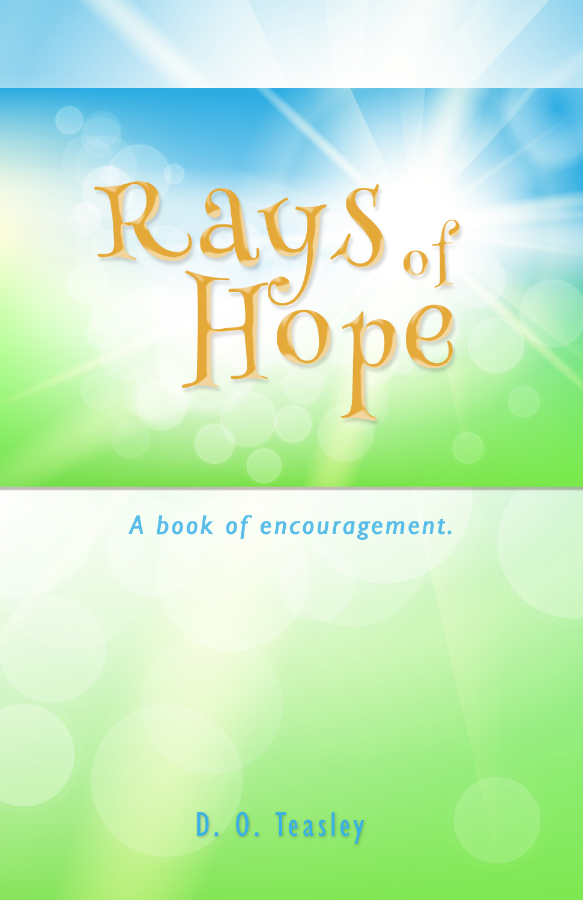# Rays of Hope

*A book of encouragement.*

D. O. Teasley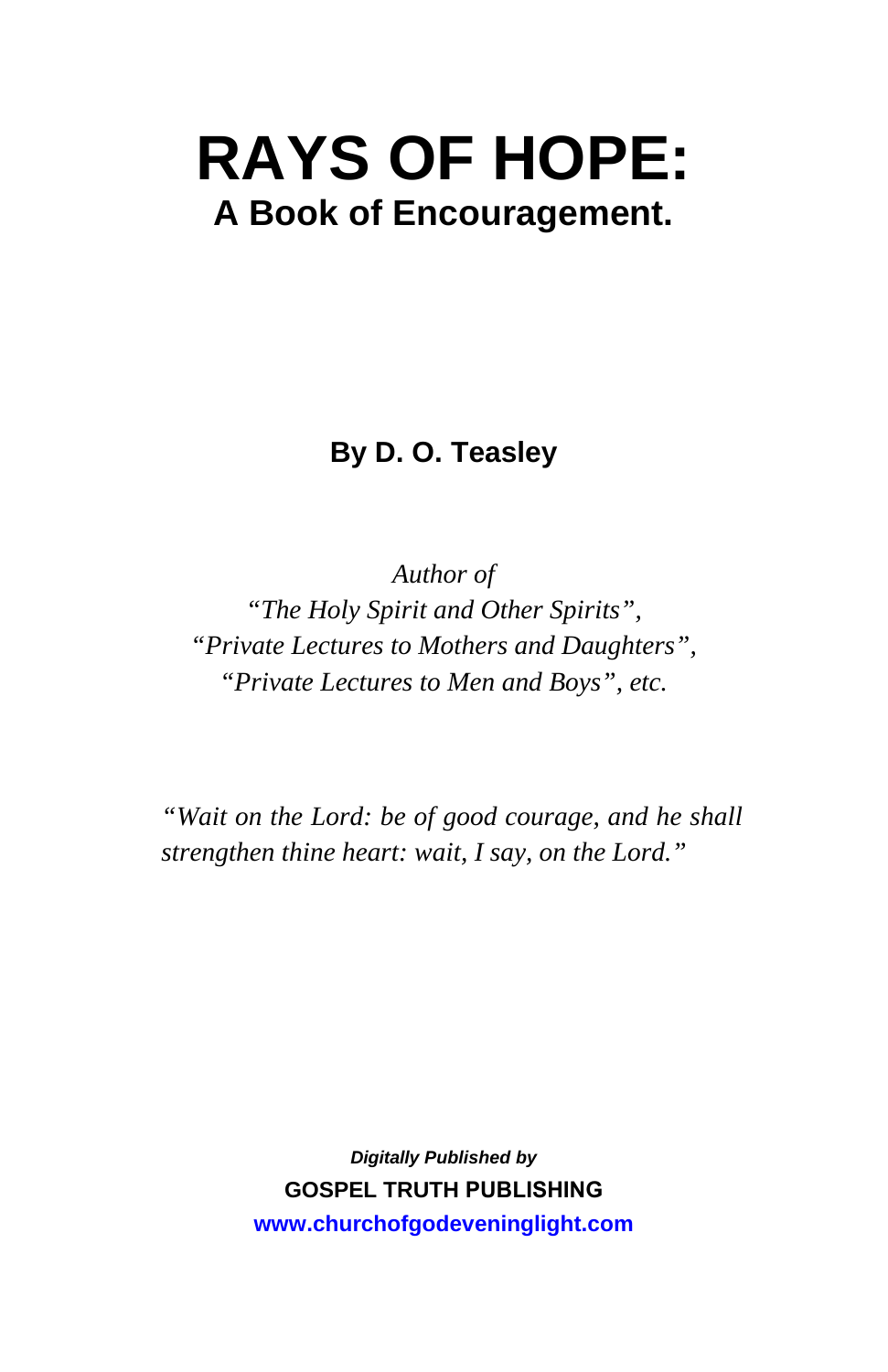# RAYS OF HOPE:

## A Book of Encouragement.

**By D. O. Teasley**

*Author of*
*"The Holy Spirit and Other Spirits",*
*"Private Lectures to Mothers and Daughters",*
*"Private Lectures to Men and Boys", etc.*

*"Wait on the Lord: be of good courage, and he shall strengthen thine heart: wait, I say, on the Lord."*

***Digitally Published by***
**GOSPEL TRUTH PUBLISHING**
**www.churchofgodeveninglight.com**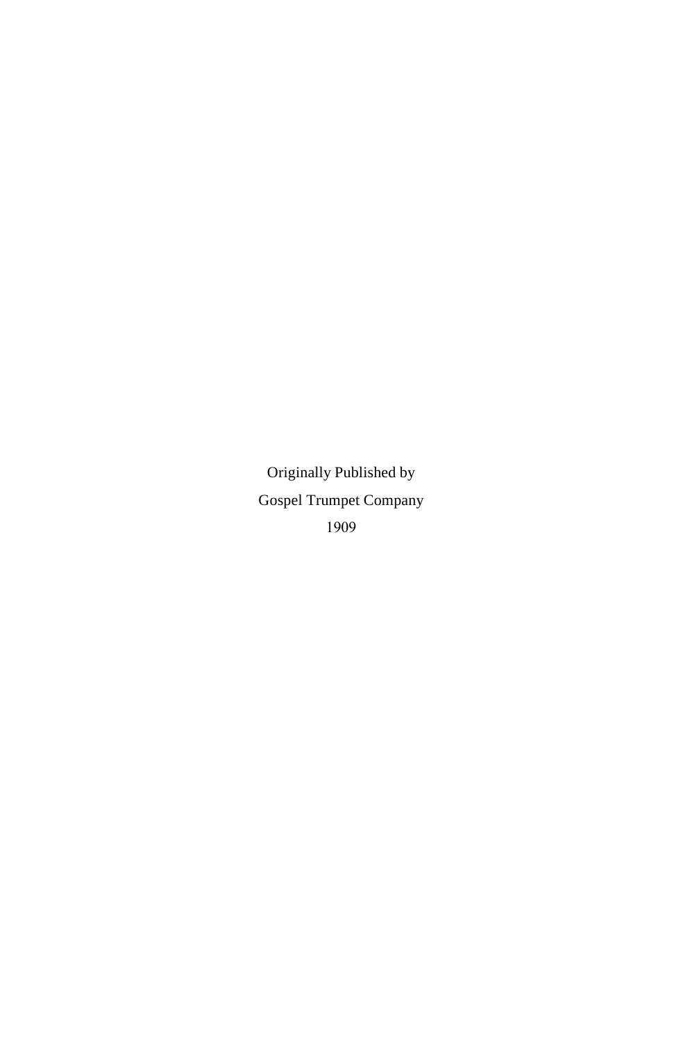Originally Published by

Gospel Trumpet Company

1909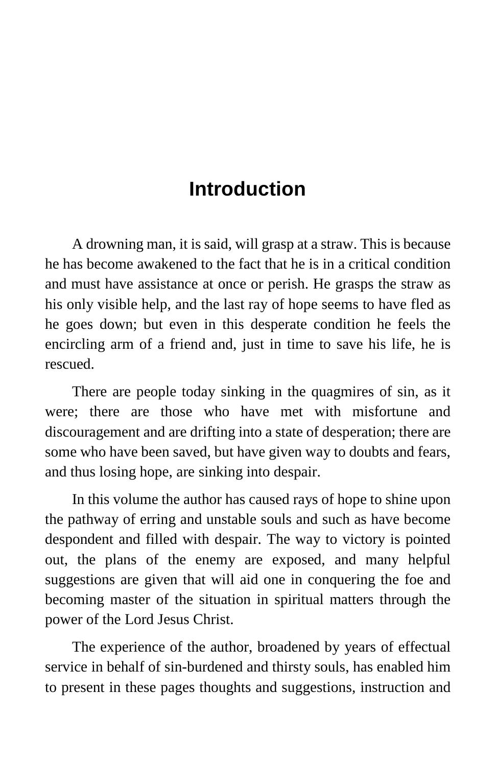# Introduction

A drowning man, it is said, will grasp at a straw. This is because he has become awakened to the fact that he is in a critical condition and must have assistance at once or perish. He grasps the straw as his only visible help, and the last ray of hope seems to have fled as he goes down; but even in this desperate condition he feels the encircling arm of a friend and, just in time to save his life, he is rescued.

There are people today sinking in the quagmires of sin, as it were; there are those who have met with misfortune and discouragement and are drifting into a state of desperation; there are some who have been saved, but have given way to doubts and fears, and thus losing hope, are sinking into despair.

In this volume the author has caused rays of hope to shine upon the pathway of erring and unstable souls and such as have become despondent and filled with despair. The way to victory is pointed out, the plans of the enemy are exposed, and many helpful suggestions are given that will aid one in conquering the foe and becoming master of the situation in spiritual matters through the power of the Lord Jesus Christ.

The experience of the author, broadened by years of effectual service in behalf of sin-burdened and thirsty souls, has enabled him to present in these pages thoughts and suggestions, instruction and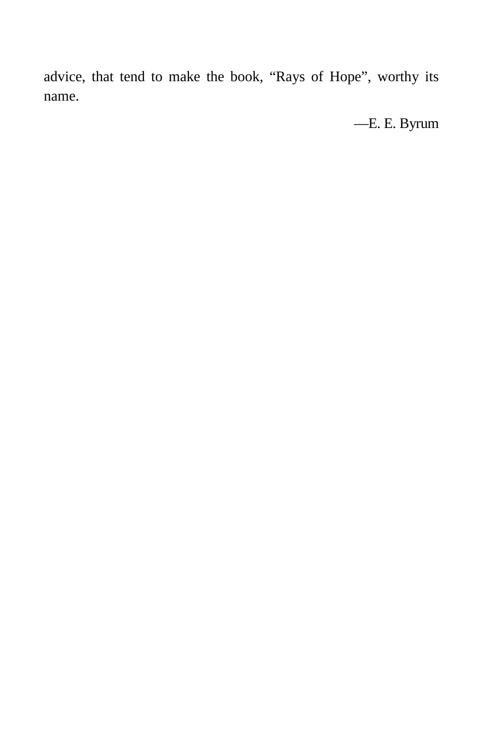advice, that tend to make the book, “Rays of Hope”, worthy its name.

—E. E. Byrum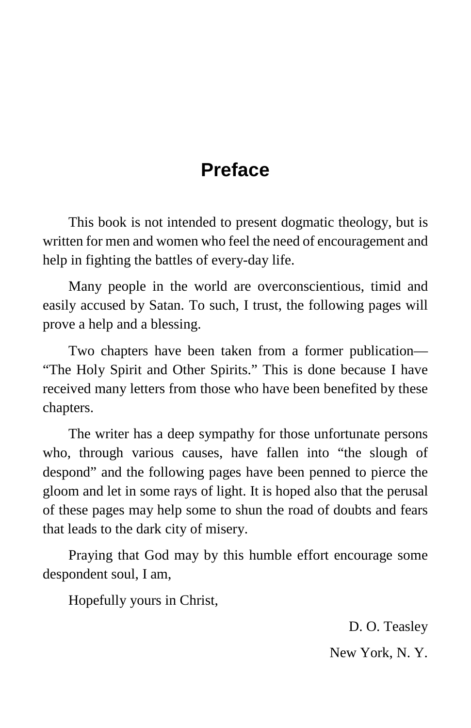# Preface

This book is not intended to present dogmatic theology, but is written for men and women who feel the need of encouragement and help in fighting the battles of every-day life.

Many people in the world are overconscientious, timid and easily accused by Satan. To such, I trust, the following pages will prove a help and a blessing.

Two chapters have been taken from a former publication—"The Holy Spirit and Other Spirits." This is done because I have received many letters from those who have been benefited by these chapters.

The writer has a deep sympathy for those unfortunate persons who, through various causes, have fallen into "the slough of despond" and the following pages have been penned to pierce the gloom and let in some rays of light. It is hoped also that the perusal of these pages may help some to shun the road of doubts and fears that leads to the dark city of misery.

Praying that God may by this humble effort encourage some despondent soul, I am,

Hopefully yours in Christ,

D. O. Teasley

New York, N. Y.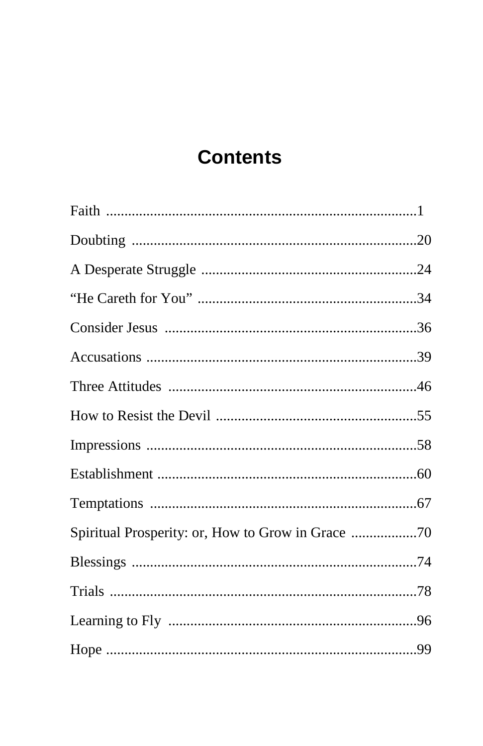# Contents

Faith .................................................................................1

Doubting ..........................................................................20

A Desperate Struggle ......................................................24

"He Careth for You" .......................................................34

Consider Jesus ................................................................36

Accusations .....................................................................39

Three Attitudes ...............................................................46

How to Resist the Devil ..................................................55

Impressions .....................................................................58

Establishment ..................................................................60

Temptations ....................................................................67

Spiritual Prosperity: or, How to Grow in Grace ..................70

Blessings .........................................................................74

Trials ..............................................................................78

Learning to Fly ...............................................................96

Hope ...............................................................................99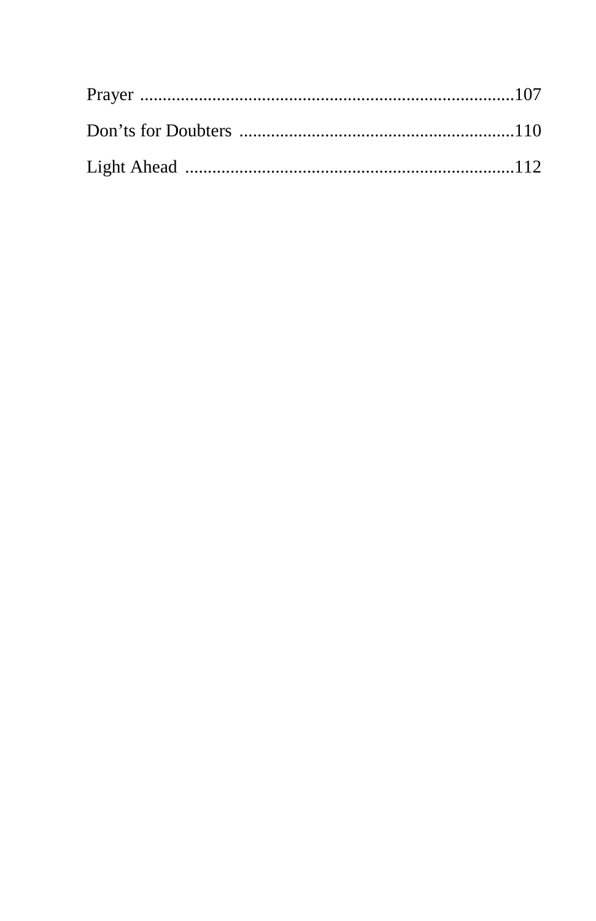Prayer ....................................................................................107

Don’ts for Doubters .............................................................110

Light Ahead .........................................................................112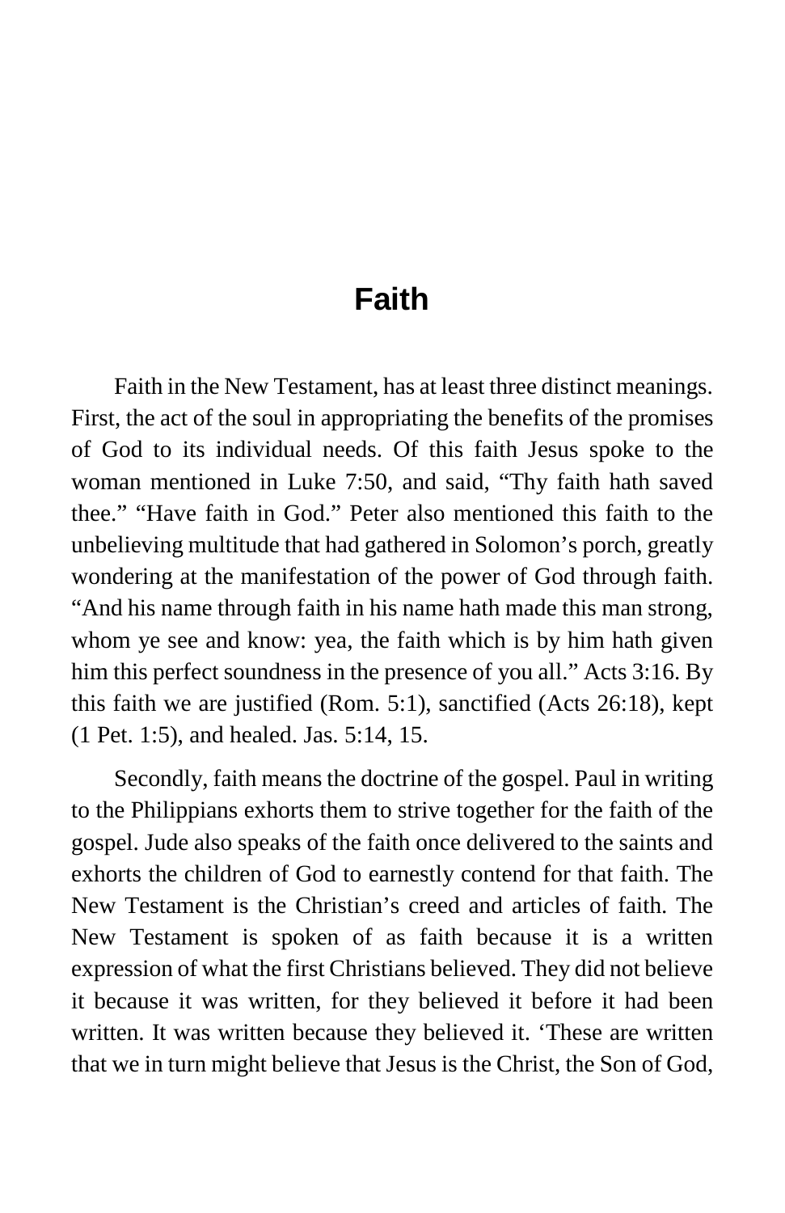# Faith

Faith in the New Testament, has at least three distinct meanings. First, the act of the soul in appropriating the benefits of the promises of God to its individual needs. Of this faith Jesus spoke to the woman mentioned in Luke 7:50, and said, “Thy faith hath saved thee.” “Have faith in God.” Peter also mentioned this faith to the unbelieving multitude that had gathered in Solomon’s porch, greatly wondering at the manifestation of the power of God through faith. “And his name through faith in his name hath made this man strong, whom ye see and know: yea, the faith which is by him hath given him this perfect soundness in the presence of you all.” Acts 3:16. By this faith we are justified (Rom. 5:1), sanctified (Acts 26:18), kept (1 Pet. 1:5), and healed. Jas. 5:14, 15.

Secondly, faith means the doctrine of the gospel. Paul in writing to the Philippians exhorts them to strive together for the faith of the gospel. Jude also speaks of the faith once delivered to the saints and exhorts the children of God to earnestly contend for that faith. The New Testament is the Christian’s creed and articles of faith. The New Testament is spoken of as faith because it is a written expression of what the first Christians believed. They did not believe it because it was written, for they believed it before it had been written. It was written because they believed it. ‘These are written that we in turn might believe that Jesus is the Christ, the Son of God,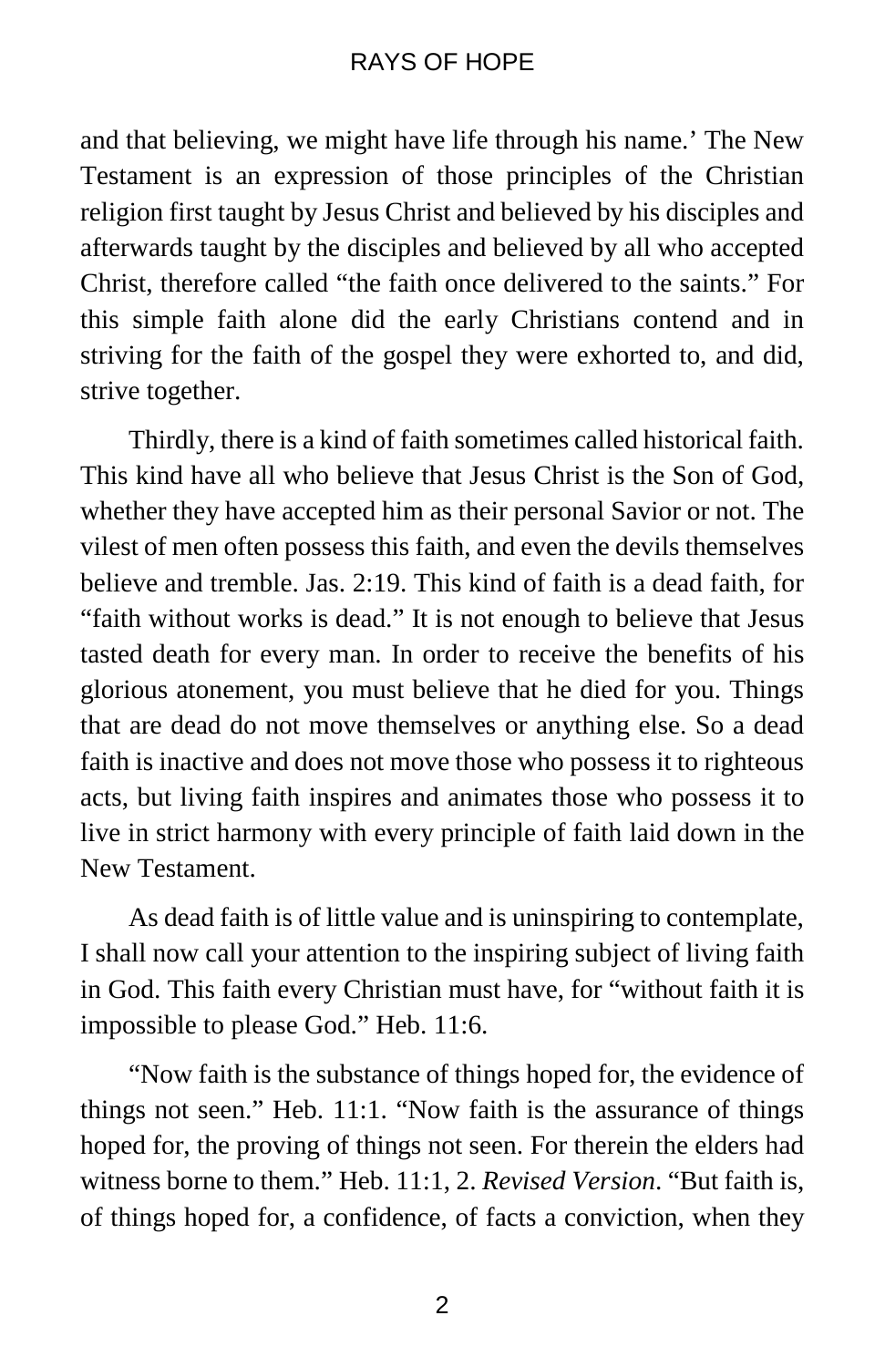and that believing, we might have life through his name.' The New Testament is an expression of those principles of the Christian religion first taught by Jesus Christ and believed by his disciples and afterwards taught by the disciples and believed by all who accepted Christ, therefore called "the faith once delivered to the saints." For this simple faith alone did the early Christians contend and in striving for the faith of the gospel they were exhorted to, and did, strive together.

Thirdly, there is a kind of faith sometimes called historical faith. This kind have all who believe that Jesus Christ is the Son of God, whether they have accepted him as their personal Savior or not. The vilest of men often possess this faith, and even the devils themselves believe and tremble. Jas. 2:19. This kind of faith is a dead faith, for "faith without works is dead." It is not enough to believe that Jesus tasted death for every man. In order to receive the benefits of his glorious atonement, you must believe that he died for you. Things that are dead do not move themselves or anything else. So a dead faith is inactive and does not move those who possess it to righteous acts, but living faith inspires and animates those who possess it to live in strict harmony with every principle of faith laid down in the New Testament.

As dead faith is of little value and is uninspiring to contemplate, I shall now call your attention to the inspiring subject of living faith in God. This faith every Christian must have, for "without faith it is impossible to please God." Heb. 11:6.

"Now faith is the substance of things hoped for, the evidence of things not seen." Heb. 11:1. "Now faith is the assurance of things hoped for, the proving of things not seen. For therein the elders had witness borne to them." Heb. 11:1, 2. *Revised Version*. "But faith is, of things hoped for, a confidence, of facts a conviction, when they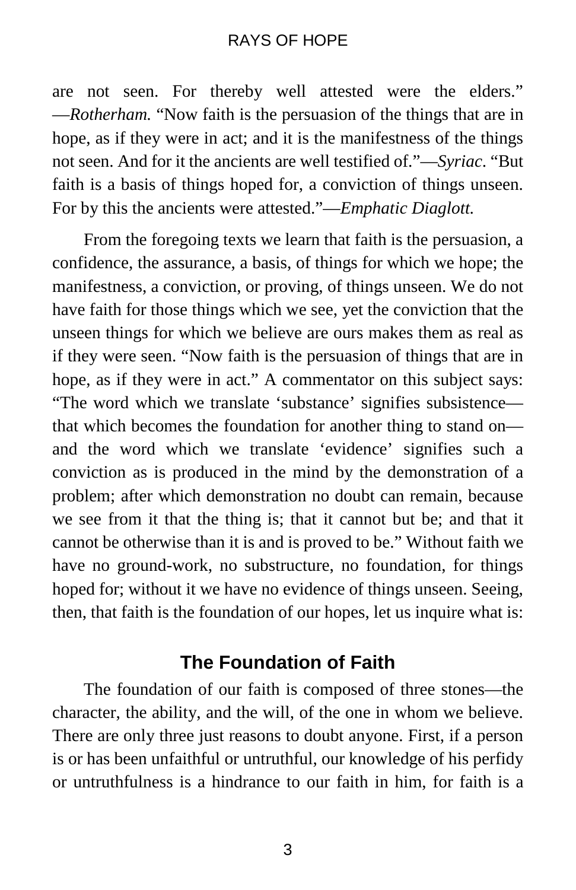are not seen. For thereby well attested were the elders." —*Rotherham.* "Now faith is the persuasion of the things that are in hope, as if they were in act; and it is the manifestness of the things not seen. And for it the ancients are well testified of."—*Syriac.* "But faith is a basis of things hoped for, a conviction of things unseen. For by this the ancients were attested."—*Emphatic Diaglott.*

From the foregoing texts we learn that faith is the persuasion, a confidence, the assurance, a basis, of things for which we hope; the manifestness, a conviction, or proving, of things unseen. We do not have faith for those things which we see, yet the conviction that the unseen things for which we believe are ours makes them as real as if they were seen. "Now faith is the persuasion of things that are in hope, as if they were in act." A commentator on this subject says: "The word which we translate 'substance' signifies subsistence—that which becomes the foundation for another thing to stand on—and the word which we translate 'evidence' signifies such a conviction as is produced in the mind by the demonstration of a problem; after which demonstration no doubt can remain, because we see from it that the thing is; that it cannot but be; and that it cannot be otherwise than it is and is proved to be." Without faith we have no ground-work, no substructure, no foundation, for things hoped for; without it we have no evidence of things unseen. Seeing, then, that faith is the foundation of our hopes, let us inquire what is:

## The Foundation of Faith

The foundation of our faith is composed of three stones—the character, the ability, and the will, of the one in whom we believe. There are only three just reasons to doubt anyone. First, if a person is or has been unfaithful or untruthful, our knowledge of his perfidy or untruthfulness is a hindrance to our faith in him, for faith is a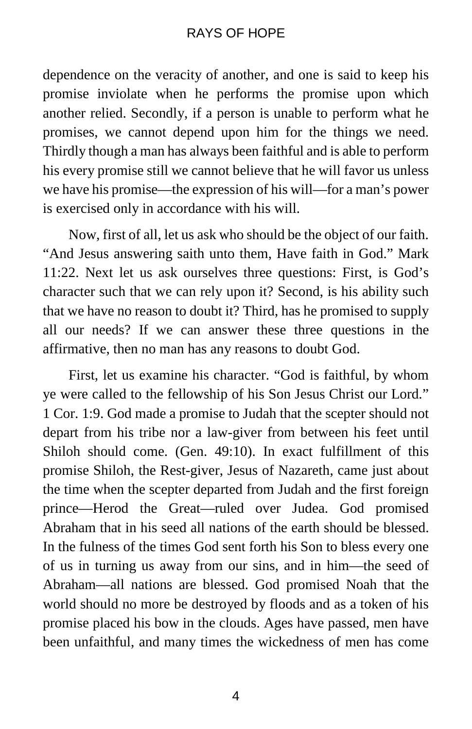dependence on the veracity of another, and one is said to keep his promise inviolate when he performs the promise upon which another relied. Secondly, if a person is unable to perform what he promises, we cannot depend upon him for the things we need. Thirdly though a man has always been faithful and is able to perform his every promise still we cannot believe that he will favor us unless we have his promise—the expression of his will—for a man's power is exercised only in accordance with his will.

Now, first of all, let us ask who should be the object of our faith. "And Jesus answering saith unto them, Have faith in God." Mark 11:22. Next let us ask ourselves three questions: First, is God's character such that we can rely upon it? Second, is his ability such that we have no reason to doubt it? Third, has he promised to supply all our needs? If we can answer these three questions in the affirmative, then no man has any reasons to doubt God.

First, let us examine his character. "God is faithful, by whom ye were called to the fellowship of his Son Jesus Christ our Lord." 1 Cor. 1:9. God made a promise to Judah that the scepter should not depart from his tribe nor a law-giver from between his feet until Shiloh should come. (Gen. 49:10). In exact fulfillment of this promise Shiloh, the Rest-giver, Jesus of Nazareth, came just about the time when the scepter departed from Judah and the first foreign prince—Herod the Great—ruled over Judea. God promised Abraham that in his seed all nations of the earth should be blessed. In the fulness of the times God sent forth his Son to bless every one of us in turning us away from our sins, and in him—the seed of Abraham—all nations are blessed. God promised Noah that the world should no more be destroyed by floods and as a token of his promise placed his bow in the clouds. Ages have passed, men have been unfaithful, and many times the wickedness of men has come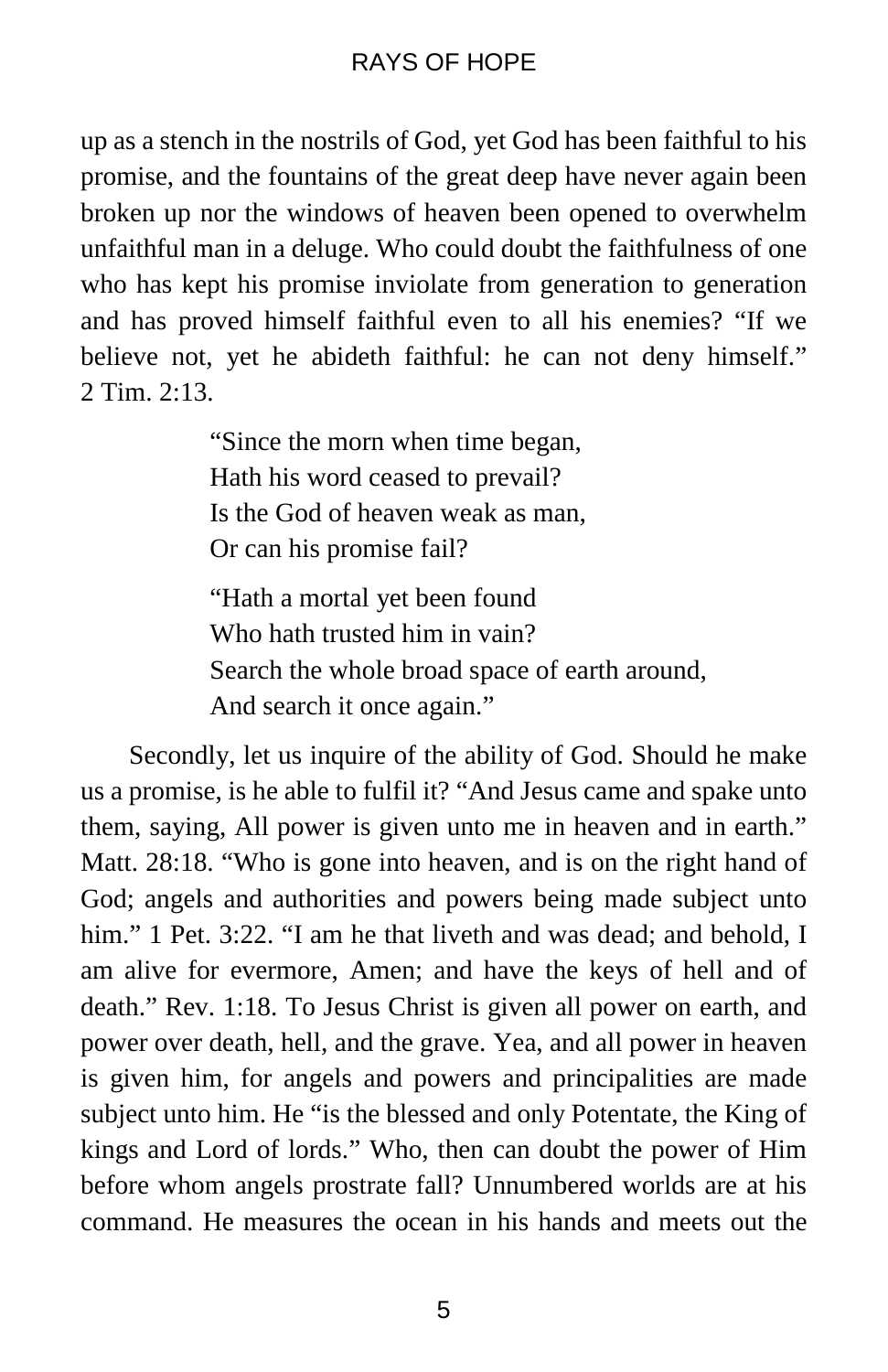up as a stench in the nostrils of God, yet God has been faithful to his promise, and the fountains of the great deep have never again been broken up nor the windows of heaven been opened to overwhelm unfaithful man in a deluge. Who could doubt the faithfulness of one who has kept his promise inviolate from generation to generation and has proved himself faithful even to all his enemies? “If we believe not, yet he abideth faithful: he can not deny himself.” 2 Tim. 2:13.

> “Since the morn when time began,
> Hath his word ceased to prevail?
> Is the God of heaven weak as man,
> Or can his promise fail?
>
> “Hath a mortal yet been found
> Who hath trusted him in vain?
> Search the whole broad space of earth around,
> And search it once again.”

Secondly, let us inquire of the ability of God. Should he make us a promise, is he able to fulfil it? “And Jesus came and spake unto them, saying, All power is given unto me in heaven and in earth.” Matt. 28:18. “Who is gone into heaven, and is on the right hand of God; angels and authorities and powers being made subject unto him.” 1 Pet. 3:22. “I am he that liveth and was dead; and behold, I am alive for evermore, Amen; and have the keys of hell and of death.” Rev. 1:18. To Jesus Christ is given all power on earth, and power over death, hell, and the grave. Yea, and all power in heaven is given him, for angels and powers and principalities are made subject unto him. He “is the blessed and only Potentate, the King of kings and Lord of lords.” Who, then can doubt the power of Him before whom angels prostrate fall? Unnumbered worlds are at his command. He measures the ocean in his hands and meets out the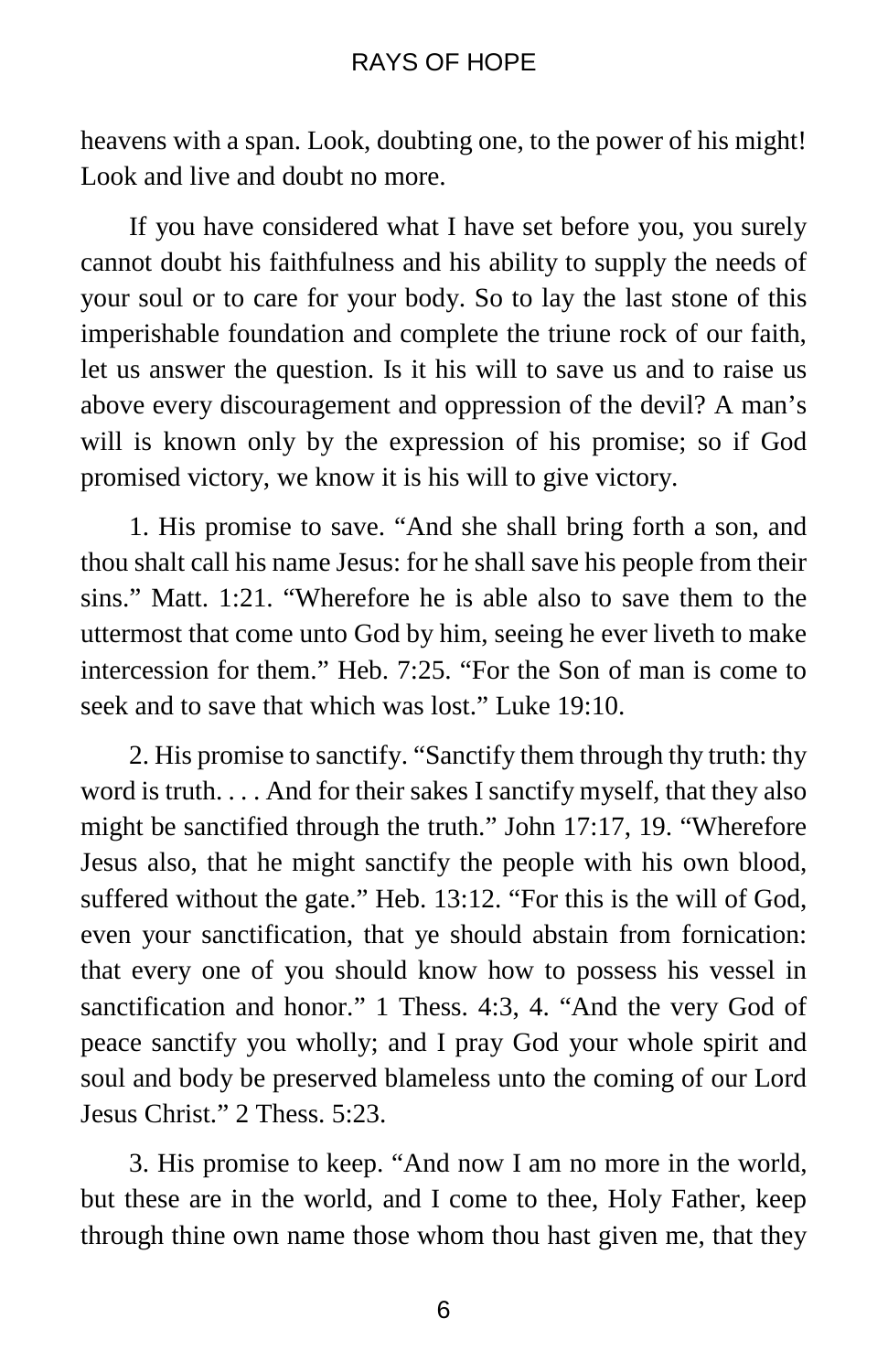heavens with a span. Look, doubting one, to the power of his might! Look and live and doubt no more.

If you have considered what I have set before you, you surely cannot doubt his faithfulness and his ability to supply the needs of your soul or to care for your body. So to lay the last stone of this imperishable foundation and complete the triune rock of our faith, let us answer the question. Is it his will to save us and to raise us above every discouragement and oppression of the devil? A man's will is known only by the expression of his promise; so if God promised victory, we know it is his will to give victory.

1. His promise to save. "And she shall bring forth a son, and thou shalt call his name Jesus: for he shall save his people from their sins." Matt. 1:21. "Wherefore he is able also to save them to the uttermost that come unto God by him, seeing he ever liveth to make intercession for them." Heb. 7:25. "For the Son of man is come to seek and to save that which was lost." Luke 19:10.

2. His promise to sanctify. "Sanctify them through thy truth: thy word is truth. . . . And for their sakes I sanctify myself, that they also might be sanctified through the truth." John 17:17, 19. "Wherefore Jesus also, that he might sanctify the people with his own blood, suffered without the gate." Heb. 13:12. "For this is the will of God, even your sanctification, that ye should abstain from fornication: that every one of you should know how to possess his vessel in sanctification and honor." 1 Thess. 4:3, 4. "And the very God of peace sanctify you wholly; and I pray God your whole spirit and soul and body be preserved blameless unto the coming of our Lord Jesus Christ." 2 Thess. 5:23.

3. His promise to keep. "And now I am no more in the world, but these are in the world, and I come to thee, Holy Father, keep through thine own name those whom thou hast given me, that they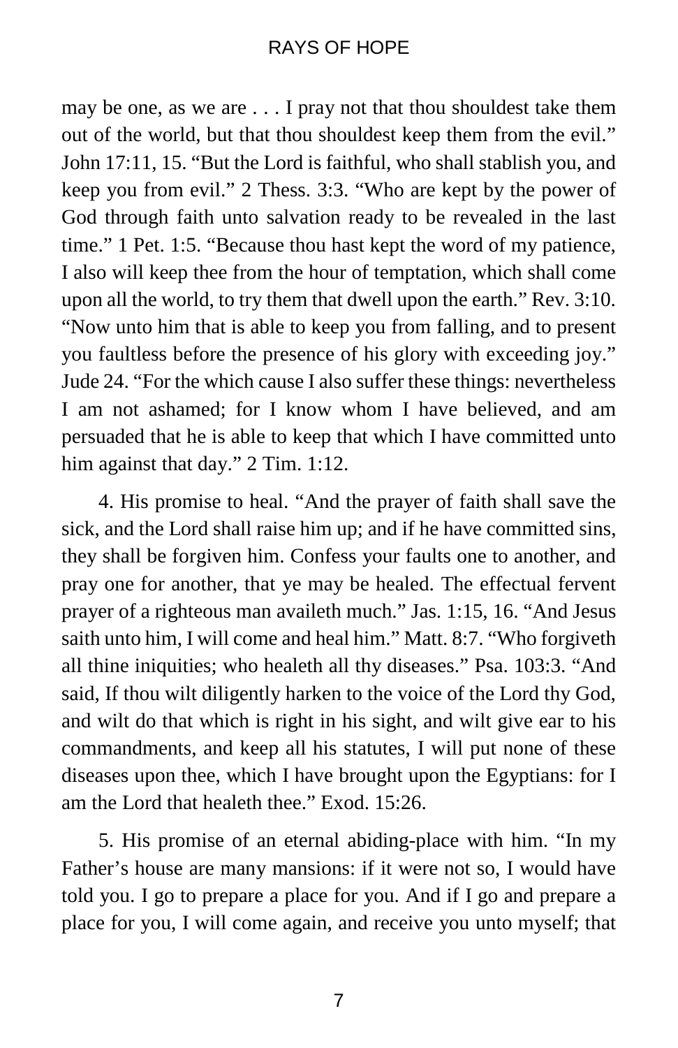may be one, as we are . . . I pray not that thou shouldest take them out of the world, but that thou shouldest keep them from the evil." John 17:11, 15. "But the Lord is faithful, who shall stablish you, and keep you from evil." 2 Thess. 3:3. "Who are kept by the power of God through faith unto salvation ready to be revealed in the last time." 1 Pet. 1:5. "Because thou hast kept the word of my patience, I also will keep thee from the hour of temptation, which shall come upon all the world, to try them that dwell upon the earth." Rev. 3:10. "Now unto him that is able to keep you from falling, and to present you faultless before the presence of his glory with exceeding joy." Jude 24. "For the which cause I also suffer these things: nevertheless I am not ashamed; for I know whom I have believed, and am persuaded that he is able to keep that which I have committed unto him against that day." 2 Tim. 1:12.

4. His promise to heal. "And the prayer of faith shall save the sick, and the Lord shall raise him up; and if he have committed sins, they shall be forgiven him. Confess your faults one to another, and pray one for another, that ye may be healed. The effectual fervent prayer of a righteous man availeth much." Jas. 1:15, 16. "And Jesus saith unto him, I will come and heal him." Matt. 8:7. "Who forgiveth all thine iniquities; who healeth all thy diseases." Psa. 103:3. "And said, If thou wilt diligently harken to the voice of the Lord thy God, and wilt do that which is right in his sight, and wilt give ear to his commandments, and keep all his statutes, I will put none of these diseases upon thee, which I have brought upon the Egyptians: for I am the Lord that healeth thee." Exod. 15:26.

5. His promise of an eternal abiding-place with him. "In my Father's house are many mansions: if it were not so, I would have told you. I go to prepare a place for you. And if I go and prepare a place for you, I will come again, and receive you unto myself; that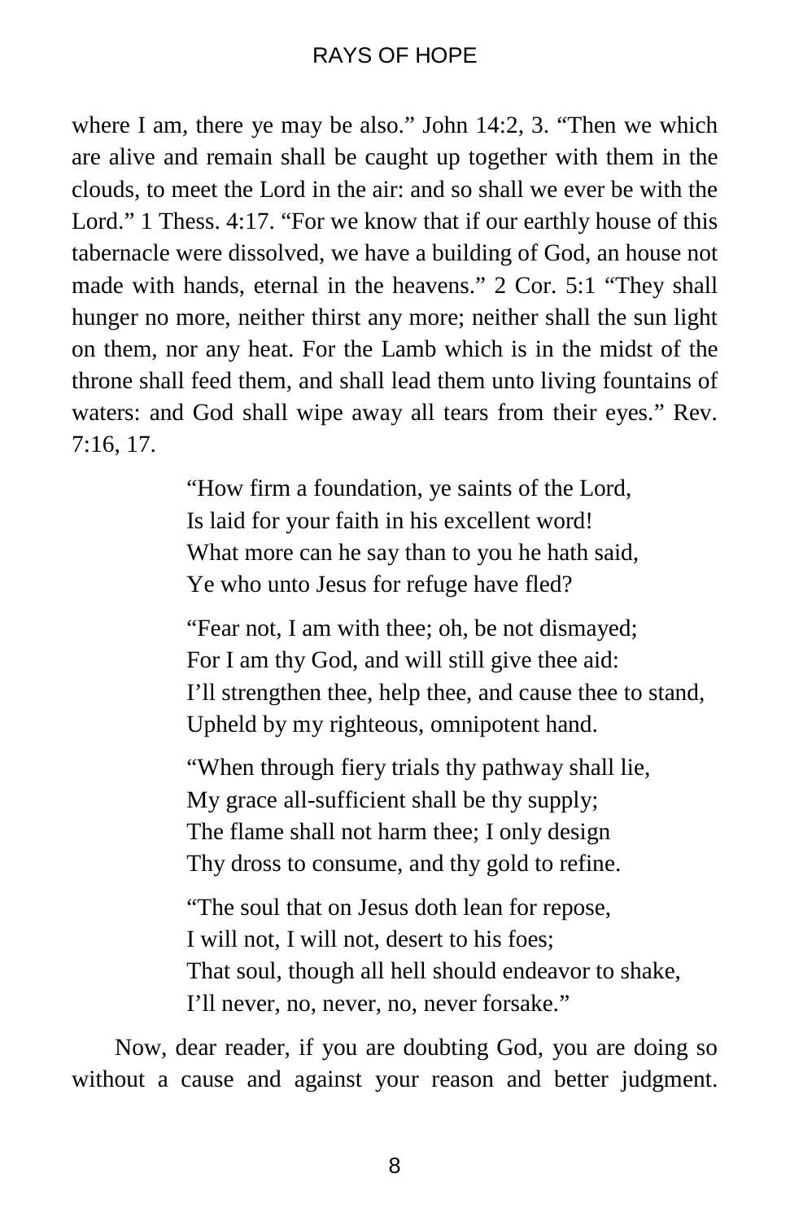where I am, there ye may be also.” John 14:2, 3. “Then we which are alive and remain shall be caught up together with them in the clouds, to meet the Lord in the air: and so shall we ever be with the Lord.” 1 Thess. 4:17. “For we know that if our earthly house of this tabernacle were dissolved, we have a building of God, an house not made with hands, eternal in the heavens.” 2 Cor. 5:1 “They shall hunger no more, neither thirst any more; neither shall the sun light on them, nor any heat. For the Lamb which is in the midst of the throne shall feed them, and shall lead them unto living fountains of waters: and God shall wipe away all tears from their eyes.” Rev. 7:16, 17.

> “How firm a foundation, ye saints of the Lord,  
> Is laid for your faith in his excellent word!  
> What more can he say than to you he hath said,  
> Ye who unto Jesus for refuge have fled?
>
> “Fear not, I am with thee; oh, be not dismayed;  
> For I am thy God, and will still give thee aid:  
> I’ll strengthen thee, help thee, and cause thee to stand,  
> Upheld by my righteous, omnipotent hand.
>
> “When through fiery trials thy pathway shall lie,  
> My grace all-sufficient shall be thy supply;  
> The flame shall not harm thee; I only design  
> Thy dross to consume, and thy gold to refine.
>
> “The soul that on Jesus doth lean for repose,  
> I will not, I will not, desert to his foes;  
> That soul, though all hell should endeavor to shake,  
> I’ll never, no, never, no, never forsake.”

Now, dear reader, if you are doubting God, you are doing so without a cause and against your reason and better judgment.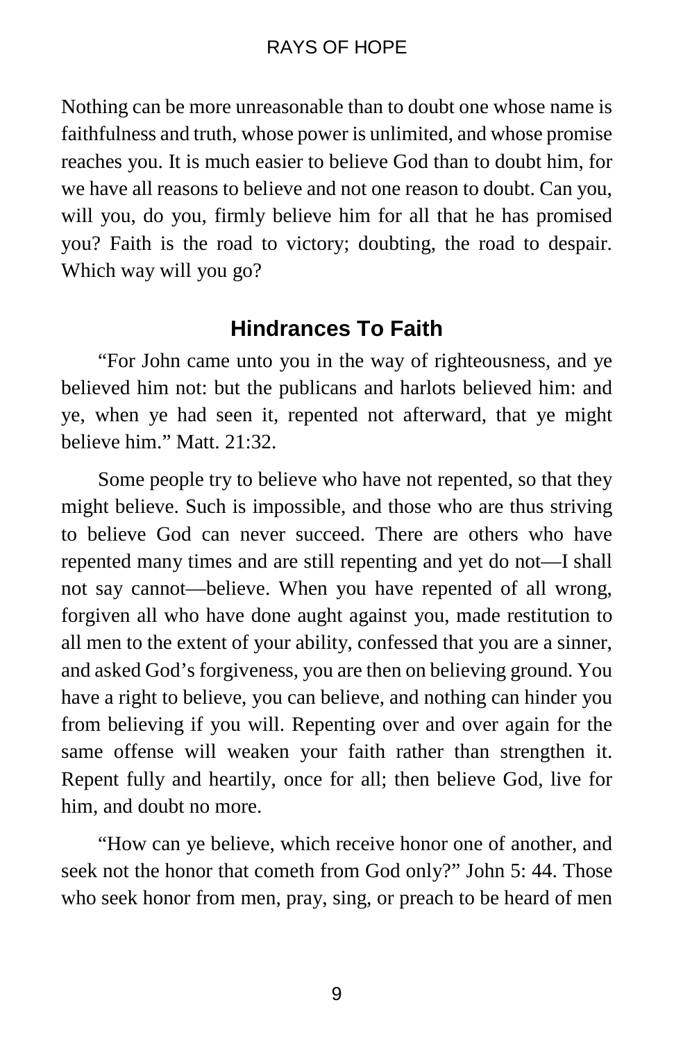Nothing can be more unreasonable than to doubt one whose name is faithfulness and truth, whose power is unlimited, and whose promise reaches you. It is much easier to believe God than to doubt him, for we have all reasons to believe and not one reason to doubt. Can you, will you, do you, firmly believe him for all that he has promised you? Faith is the road to victory; doubting, the road to despair. Which way will you go?

## Hindrances To Faith

"For John came unto you in the way of righteousness, and ye believed him not: but the publicans and harlots believed him: and ye, when ye had seen it, repented not afterward, that ye might believe him." Matt. 21:32.

Some people try to believe who have not repented, so that they might believe. Such is impossible, and those who are thus striving to believe God can never succeed. There are others who have repented many times and are still repenting and yet do not—I shall not say cannot—believe. When you have repented of all wrong, forgiven all who have done aught against you, made restitution to all men to the extent of your ability, confessed that you are a sinner, and asked God's forgiveness, you are then on believing ground. You have a right to believe, you can believe, and nothing can hinder you from believing if you will. Repenting over and over again for the same offense will weaken your faith rather than strengthen it. Repent fully and heartily, once for all; then believe God, live for him, and doubt no more.

"How can ye believe, which receive honor one of another, and seek not the honor that cometh from God only?" John 5: 44. Those who seek honor from men, pray, sing, or preach to be heard of men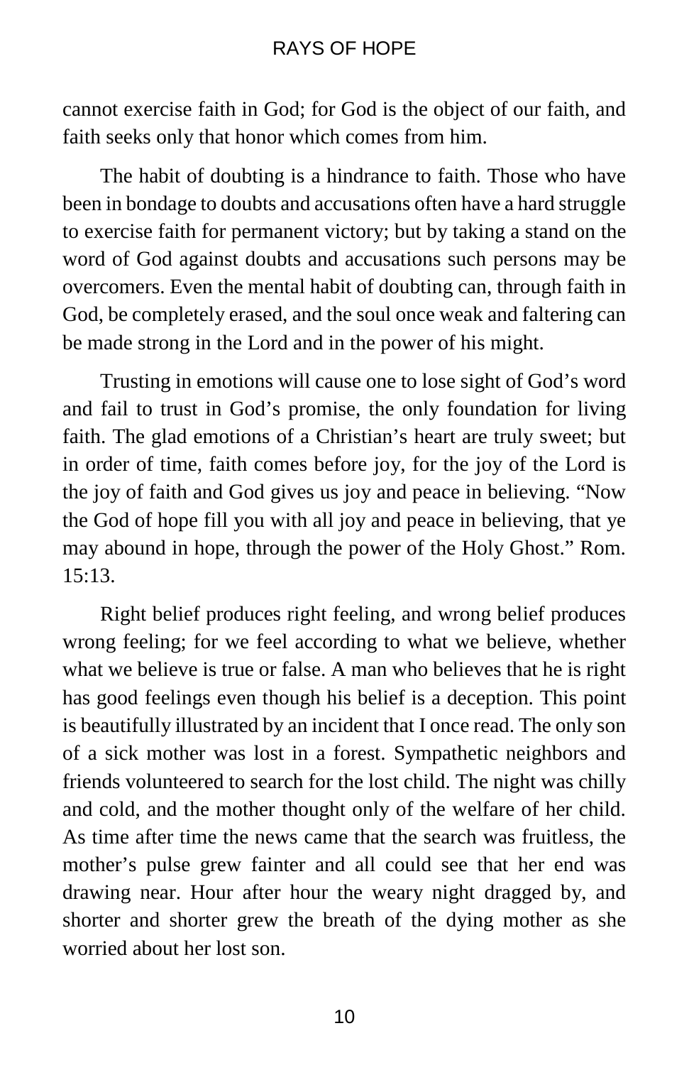cannot exercise faith in God; for God is the object of our faith, and faith seeks only that honor which comes from him.

The habit of doubting is a hindrance to faith. Those who have been in bondage to doubts and accusations often have a hard struggle to exercise faith for permanent victory; but by taking a stand on the word of God against doubts and accusations such persons may be overcomers. Even the mental habit of doubting can, through faith in God, be completely erased, and the soul once weak and faltering can be made strong in the Lord and in the power of his might.

Trusting in emotions will cause one to lose sight of God's word and fail to trust in God's promise, the only foundation for living faith. The glad emotions of a Christian's heart are truly sweet; but in order of time, faith comes before joy, for the joy of the Lord is the joy of faith and God gives us joy and peace in believing. "Now the God of hope fill you with all joy and peace in believing, that ye may abound in hope, through the power of the Holy Ghost." Rom. 15:13.

Right belief produces right feeling, and wrong belief produces wrong feeling; for we feel according to what we believe, whether what we believe is true or false. A man who believes that he is right has good feelings even though his belief is a deception. This point is beautifully illustrated by an incident that I once read. The only son of a sick mother was lost in a forest. Sympathetic neighbors and friends volunteered to search for the lost child. The night was chilly and cold, and the mother thought only of the welfare of her child. As time after time the news came that the search was fruitless, the mother's pulse grew fainter and all could see that her end was drawing near. Hour after hour the weary night dragged by, and shorter and shorter grew the breath of the dying mother as she worried about her lost son.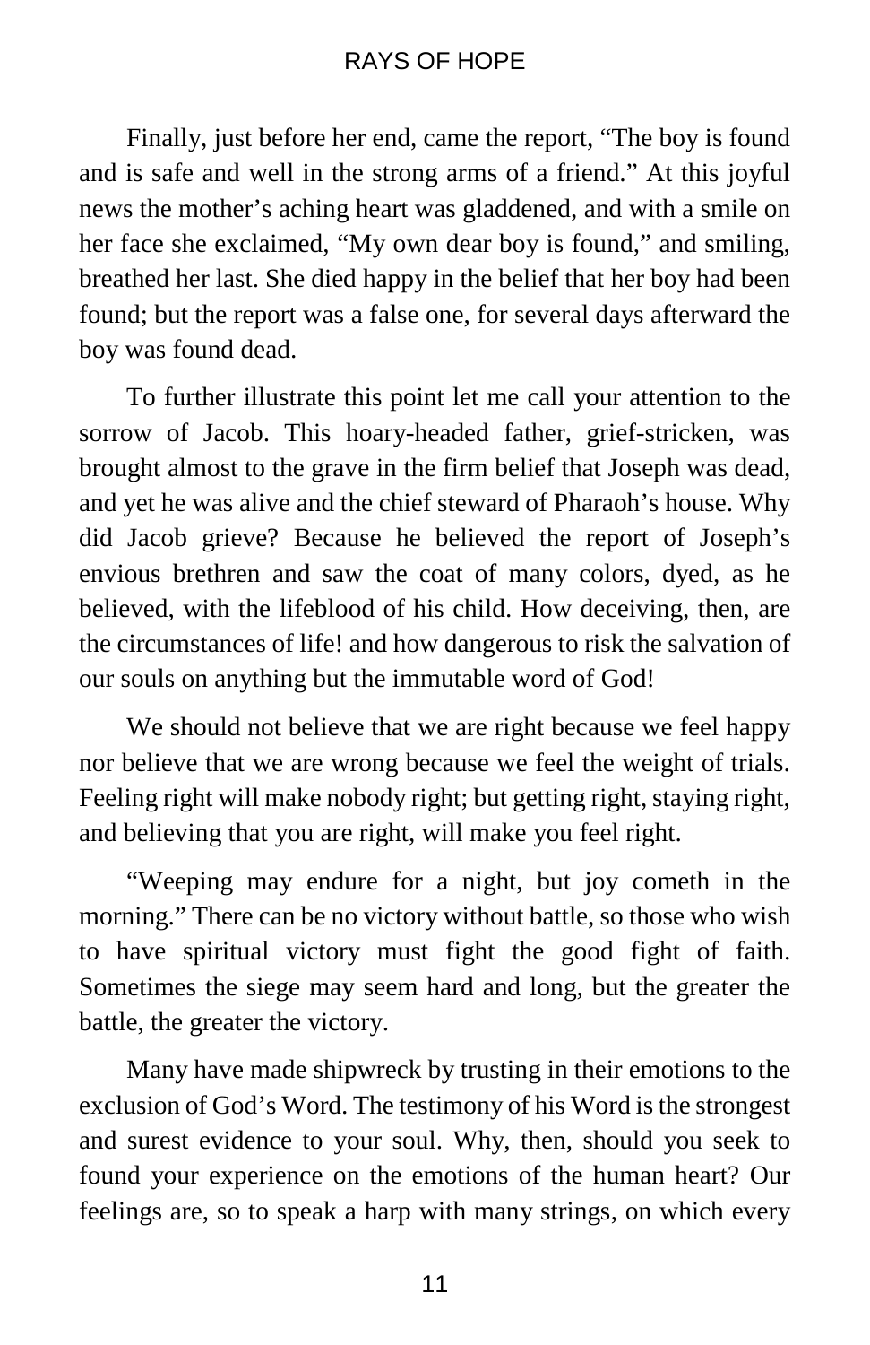Finally, just before her end, came the report, "The boy is found and is safe and well in the strong arms of a friend." At this joyful news the mother's aching heart was gladdened, and with a smile on her face she exclaimed, "My own dear boy is found," and smiling, breathed her last. She died happy in the belief that her boy had been found; but the report was a false one, for several days afterward the boy was found dead.

To further illustrate this point let me call your attention to the sorrow of Jacob. This hoary-headed father, grief-stricken, was brought almost to the grave in the firm belief that Joseph was dead, and yet he was alive and the chief steward of Pharaoh's house. Why did Jacob grieve? Because he believed the report of Joseph's envious brethren and saw the coat of many colors, dyed, as he believed, with the lifeblood of his child. How deceiving, then, are the circumstances of life! and how dangerous to risk the salvation of our souls on anything but the immutable word of God!

We should not believe that we are right because we feel happy nor believe that we are wrong because we feel the weight of trials. Feeling right will make nobody right; but getting right, staying right, and believing that you are right, will make you feel right.

"Weeping may endure for a night, but joy cometh in the morning." There can be no victory without battle, so those who wish to have spiritual victory must fight the good fight of faith. Sometimes the siege may seem hard and long, but the greater the battle, the greater the victory.

Many have made shipwreck by trusting in their emotions to the exclusion of God's Word. The testimony of his Word is the strongest and surest evidence to your soul. Why, then, should you seek to found your experience on the emotions of the human heart? Our feelings are, so to speak a harp with many strings, on which every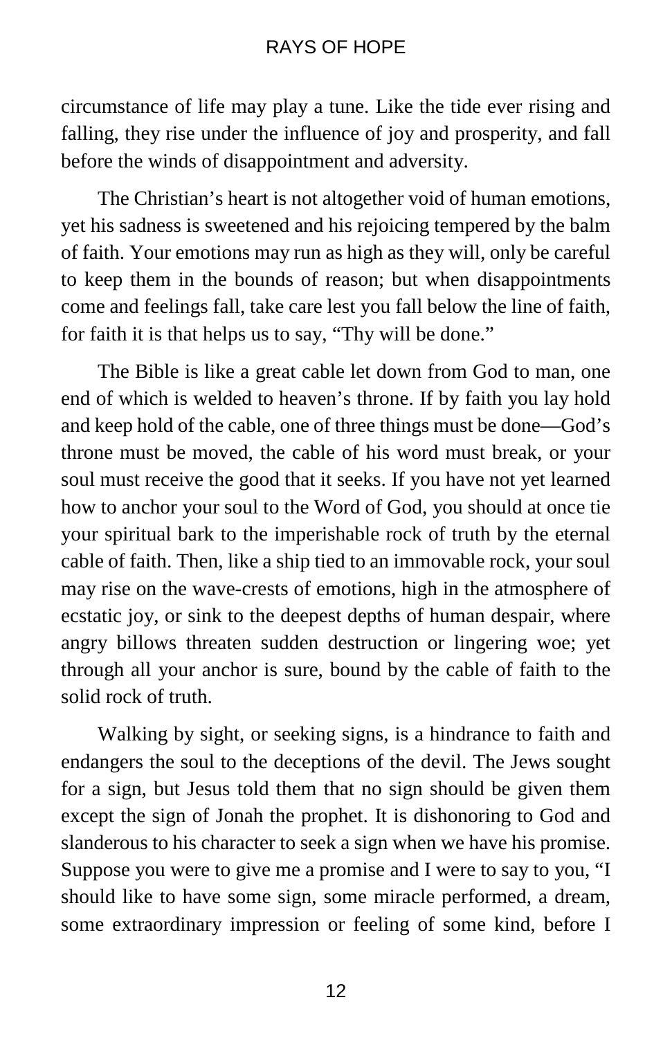circumstance of life may play a tune. Like the tide ever rising and falling, they rise under the influence of joy and prosperity, and fall before the winds of disappointment and adversity.

The Christian's heart is not altogether void of human emotions, yet his sadness is sweetened and his rejoicing tempered by the balm of faith. Your emotions may run as high as they will, only be careful to keep them in the bounds of reason; but when disappointments come and feelings fall, take care lest you fall below the line of faith, for faith it is that helps us to say, "Thy will be done."

The Bible is like a great cable let down from God to man, one end of which is welded to heaven's throne. If by faith you lay hold and keep hold of the cable, one of three things must be done—God's throne must be moved, the cable of his word must break, or your soul must receive the good that it seeks. If you have not yet learned how to anchor your soul to the Word of God, you should at once tie your spiritual bark to the imperishable rock of truth by the eternal cable of faith. Then, like a ship tied to an immovable rock, your soul may rise on the wave-crests of emotions, high in the atmosphere of ecstatic joy, or sink to the deepest depths of human despair, where angry billows threaten sudden destruction or lingering woe; yet through all your anchor is sure, bound by the cable of faith to the solid rock of truth.

Walking by sight, or seeking signs, is a hindrance to faith and endangers the soul to the deceptions of the devil. The Jews sought for a sign, but Jesus told them that no sign should be given them except the sign of Jonah the prophet. It is dishonoring to God and slanderous to his character to seek a sign when we have his promise. Suppose you were to give me a promise and I were to say to you, "I should like to have some sign, some miracle performed, a dream, some extraordinary impression or feeling of some kind, before I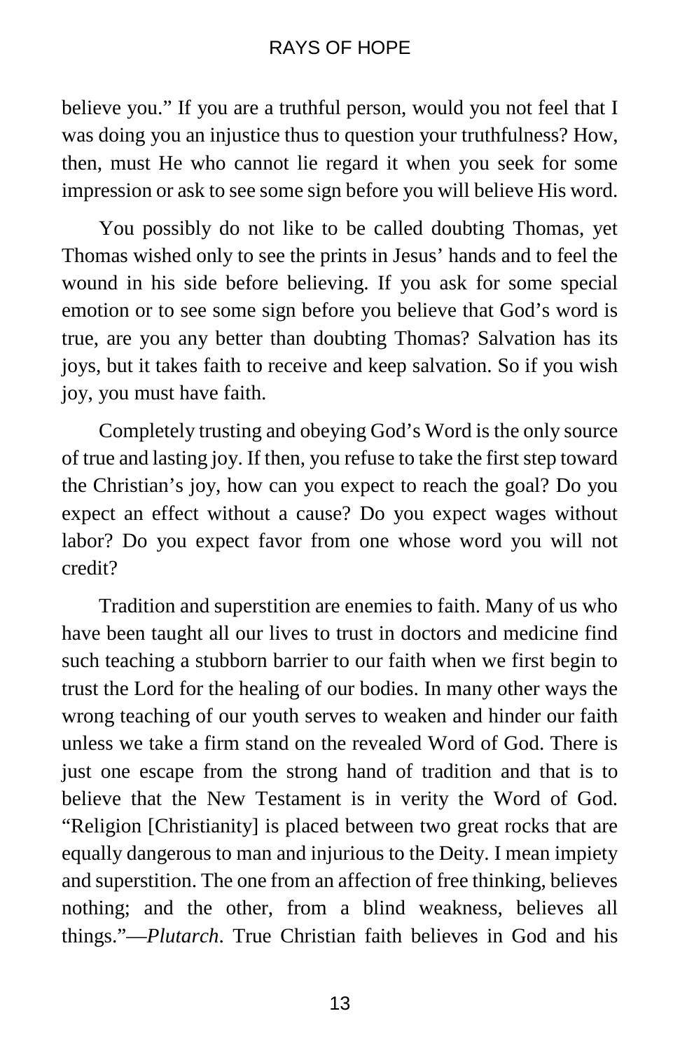believe you." If you are a truthful person, would you not feel that I was doing you an injustice thus to question your truthfulness? How, then, must He who cannot lie regard it when you seek for some impression or ask to see some sign before you will believe His word.

You possibly do not like to be called doubting Thomas, yet Thomas wished only to see the prints in Jesus' hands and to feel the wound in his side before believing. If you ask for some special emotion or to see some sign before you believe that God's word is true, are you any better than doubting Thomas? Salvation has its joys, but it takes faith to receive and keep salvation. So if you wish joy, you must have faith.

Completely trusting and obeying God's Word is the only source of true and lasting joy. If then, you refuse to take the first step toward the Christian's joy, how can you expect to reach the goal? Do you expect an effect without a cause? Do you expect wages without labor? Do you expect favor from one whose word you will not credit?

Tradition and superstition are enemies to faith. Many of us who have been taught all our lives to trust in doctors and medicine find such teaching a stubborn barrier to our faith when we first begin to trust the Lord for the healing of our bodies. In many other ways the wrong teaching of our youth serves to weaken and hinder our faith unless we take a firm stand on the revealed Word of God. There is just one escape from the strong hand of tradition and that is to believe that the New Testament is in verity the Word of God. "Religion [Christianity] is placed between two great rocks that are equally dangerous to man and injurious to the Deity. I mean impiety and superstition. The one from an affection of free thinking, believes nothing; and the other, from a blind weakness, believes all things."—*Plutarch*. True Christian faith believes in God and his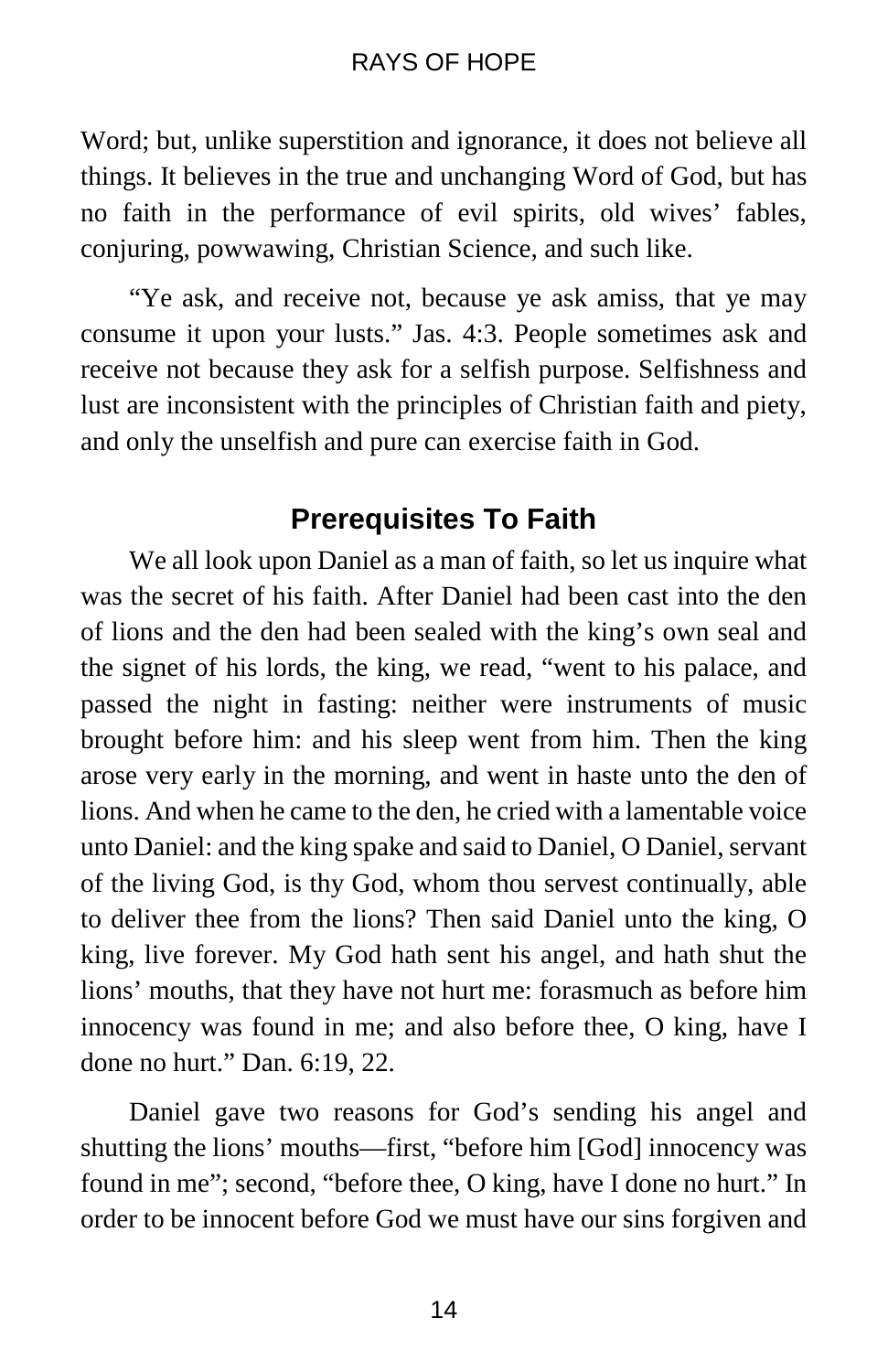Word; but, unlike superstition and ignorance, it does not believe all things. It believes in the true and unchanging Word of God, but has no faith in the performance of evil spirits, old wives' fables, conjuring, powwawing, Christian Science, and such like.

"Ye ask, and receive not, because ye ask amiss, that ye may consume it upon your lusts." Jas. 4:3. People sometimes ask and receive not because they ask for a selfish purpose. Selfishness and lust are inconsistent with the principles of Christian faith and piety, and only the unselfish and pure can exercise faith in God.

## Prerequisites To Faith

We all look upon Daniel as a man of faith, so let us inquire what was the secret of his faith. After Daniel had been cast into the den of lions and the den had been sealed with the king's own seal and the signet of his lords, the king, we read, "went to his palace, and passed the night in fasting: neither were instruments of music brought before him: and his sleep went from him. Then the king arose very early in the morning, and went in haste unto the den of lions. And when he came to the den, he cried with a lamentable voice unto Daniel: and the king spake and said to Daniel, O Daniel, servant of the living God, is thy God, whom thou servest continually, able to deliver thee from the lions? Then said Daniel unto the king, O king, live forever. My God hath sent his angel, and hath shut the lions' mouths, that they have not hurt me: forasmuch as before him innocency was found in me; and also before thee, O king, have I done no hurt." Dan. 6:19, 22.

Daniel gave two reasons for God's sending his angel and shutting the lions' mouths—first, "before him [God] innocency was found in me"; second, "before thee, O king, have I done no hurt." In order to be innocent before God we must have our sins forgiven and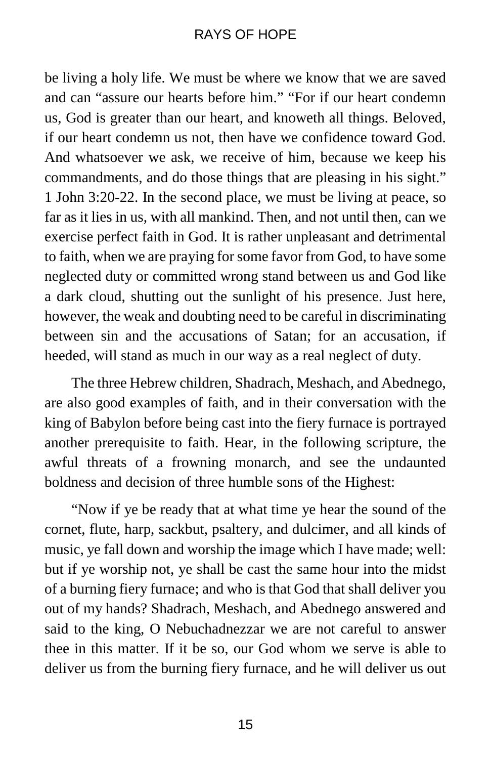be living a holy life. We must be where we know that we are saved and can "assure our hearts before him." "For if our heart condemn us, God is greater than our heart, and knoweth all things. Beloved, if our heart condemn us not, then have we confidence toward God. And whatsoever we ask, we receive of him, because we keep his commandments, and do those things that are pleasing in his sight." 1 John 3:20-22. In the second place, we must be living at peace, so far as it lies in us, with all mankind. Then, and not until then, can we exercise perfect faith in God. It is rather unpleasant and detrimental to faith, when we are praying for some favor from God, to have some neglected duty or committed wrong stand between us and God like a dark cloud, shutting out the sunlight of his presence. Just here, however, the weak and doubting need to be careful in discriminating between sin and the accusations of Satan; for an accusation, if heeded, will stand as much in our way as a real neglect of duty.

The three Hebrew children, Shadrach, Meshach, and Abednego, are also good examples of faith, and in their conversation with the king of Babylon before being cast into the fiery furnace is portrayed another prerequisite to faith. Hear, in the following scripture, the awful threats of a frowning monarch, and see the undaunted boldness and decision of three humble sons of the Highest:

"Now if ye be ready that at what time ye hear the sound of the cornet, flute, harp, sackbut, psaltery, and dulcimer, and all kinds of music, ye fall down and worship the image which I have made; well: but if ye worship not, ye shall be cast the same hour into the midst of a burning fiery furnace; and who is that God that shall deliver you out of my hands? Shadrach, Meshach, and Abednego answered and said to the king, O Nebuchadnezzar we are not careful to answer thee in this matter. If it be so, our God whom we serve is able to deliver us from the burning fiery furnace, and he will deliver us out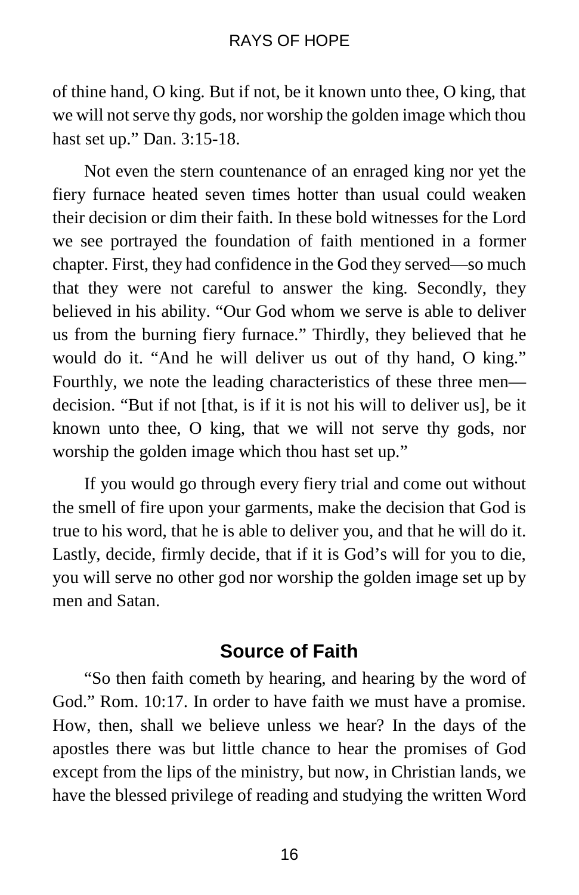of thine hand, O king. But if not, be it known unto thee, O king, that we will not serve thy gods, nor worship the golden image which thou hast set up." Dan. 3:15-18.

Not even the stern countenance of an enraged king nor yet the fiery furnace heated seven times hotter than usual could weaken their decision or dim their faith. In these bold witnesses for the Lord we see portrayed the foundation of faith mentioned in a former chapter. First, they had confidence in the God they served—so much that they were not careful to answer the king. Secondly, they believed in his ability. "Our God whom we serve is able to deliver us from the burning fiery furnace." Thirdly, they believed that he would do it. "And he will deliver us out of thy hand, O king." Fourthly, we note the leading characteristics of these three men—decision. "But if not [that, is if it is not his will to deliver us], be it known unto thee, O king, that we will not serve thy gods, nor worship the golden image which thou hast set up."

If you would go through every fiery trial and come out without the smell of fire upon your garments, make the decision that God is true to his word, that he is able to deliver you, and that he will do it. Lastly, decide, firmly decide, that if it is God's will for you to die, you will serve no other god nor worship the golden image set up by men and Satan.

## Source of Faith

"So then faith cometh by hearing, and hearing by the word of God." Rom. 10:17. In order to have faith we must have a promise. How, then, shall we believe unless we hear? In the days of the apostles there was but little chance to hear the promises of God except from the lips of the ministry, but now, in Christian lands, we have the blessed privilege of reading and studying the written Word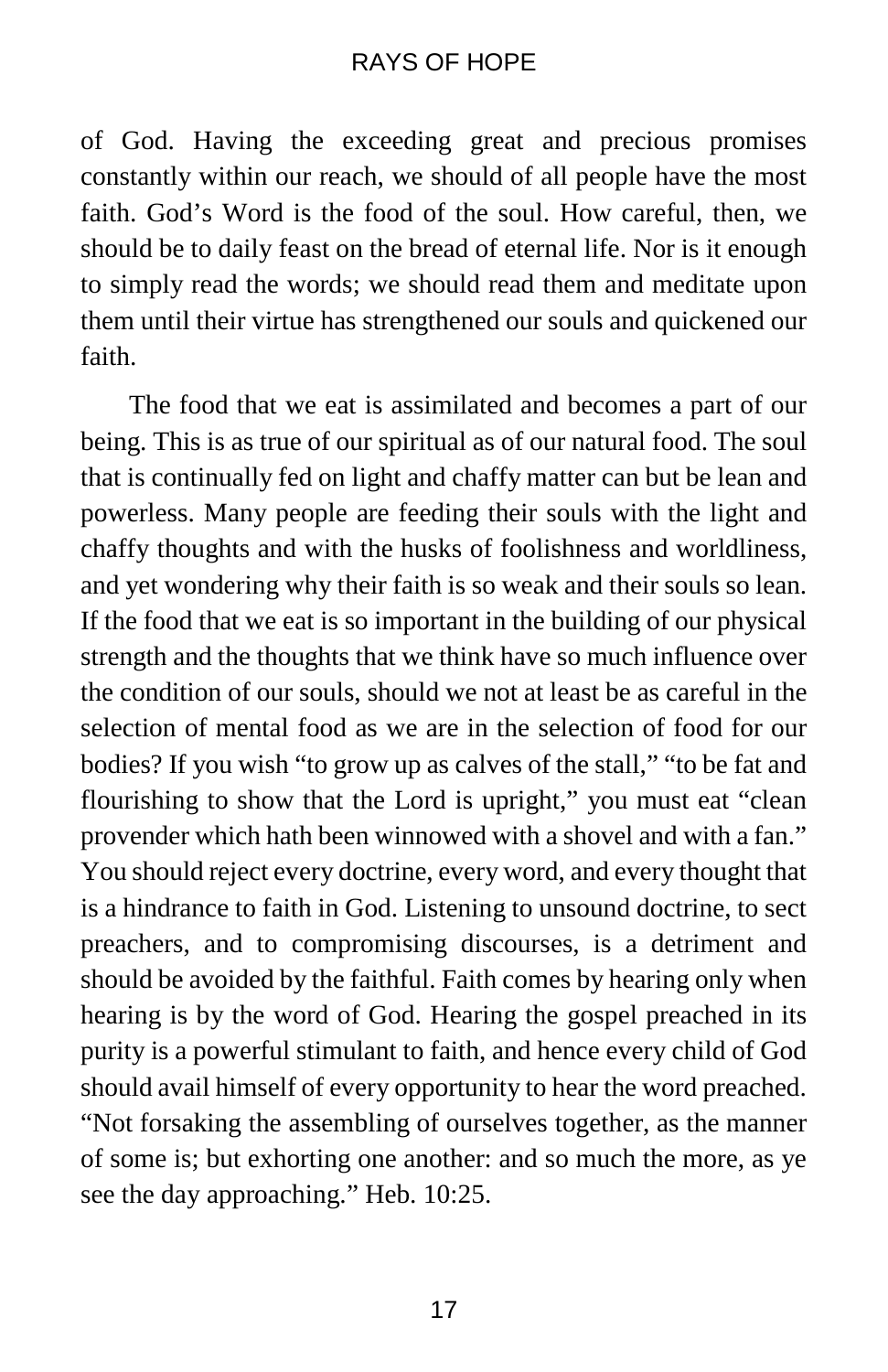of God. Having the exceeding great and precious promises constantly within our reach, we should of all people have the most faith. God's Word is the food of the soul. How careful, then, we should be to daily feast on the bread of eternal life. Nor is it enough to simply read the words; we should read them and meditate upon them until their virtue has strengthened our souls and quickened our faith.

The food that we eat is assimilated and becomes a part of our being. This is as true of our spiritual as of our natural food. The soul that is continually fed on light and chaffy matter can but be lean and powerless. Many people are feeding their souls with the light and chaffy thoughts and with the husks of foolishness and worldliness, and yet wondering why their faith is so weak and their souls so lean. If the food that we eat is so important in the building of our physical strength and the thoughts that we think have so much influence over the condition of our souls, should we not at least be as careful in the selection of mental food as we are in the selection of food for our bodies? If you wish "to grow up as calves of the stall," "to be fat and flourishing to show that the Lord is upright," you must eat "clean provender which hath been winnowed with a shovel and with a fan." You should reject every doctrine, every word, and every thought that is a hindrance to faith in God. Listening to unsound doctrine, to sect preachers, and to compromising discourses, is a detriment and should be avoided by the faithful. Faith comes by hearing only when hearing is by the word of God. Hearing the gospel preached in its purity is a powerful stimulant to faith, and hence every child of God should avail himself of every opportunity to hear the word preached. "Not forsaking the assembling of ourselves together, as the manner of some is; but exhorting one another: and so much the more, as ye see the day approaching." Heb. 10:25.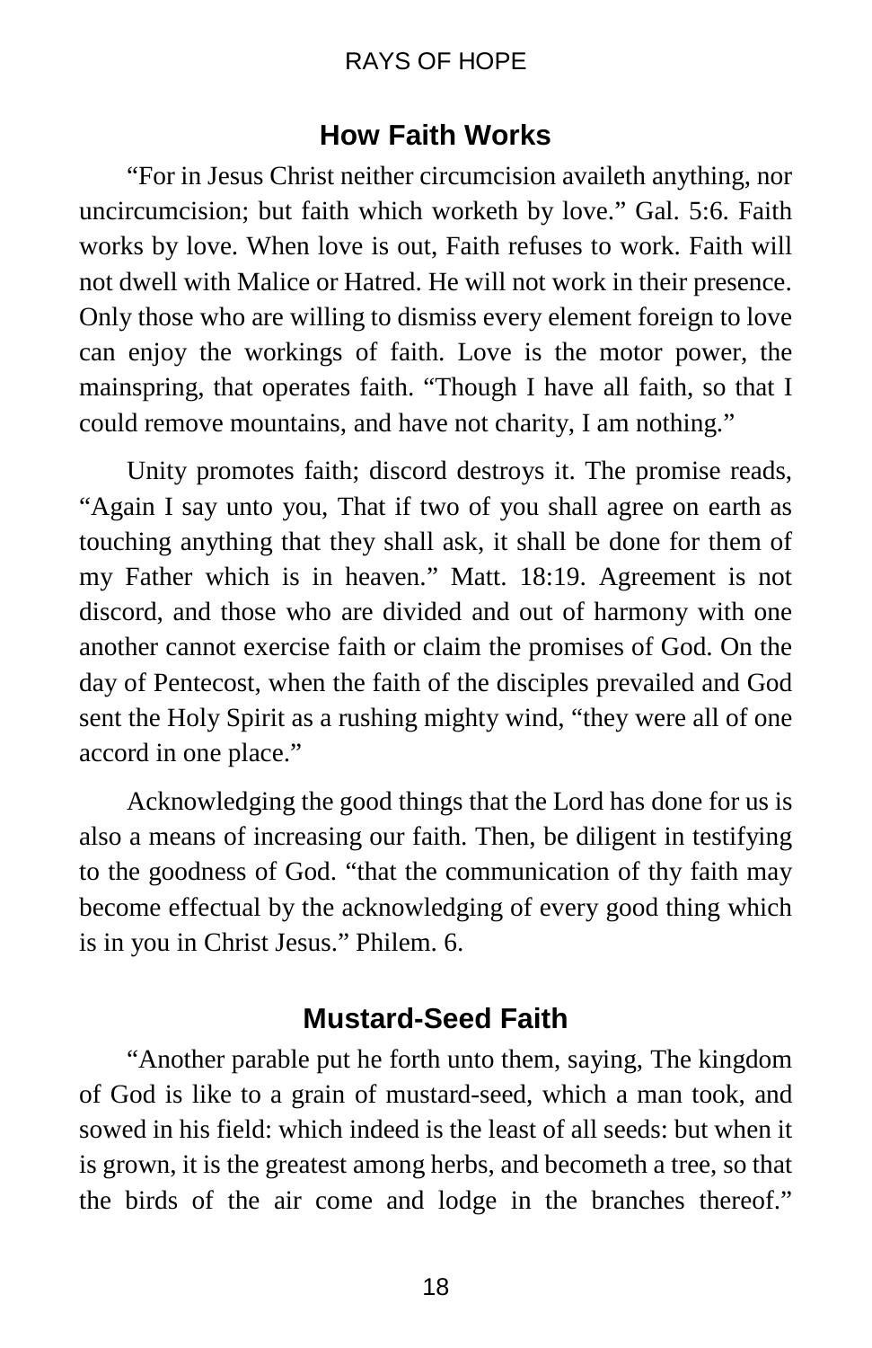## How Faith Works

"For in Jesus Christ neither circumcision availeth anything, nor uncircumcision; but faith which worketh by love." Gal. 5:6. Faith works by love. When love is out, Faith refuses to work. Faith will not dwell with Malice or Hatred. He will not work in their presence. Only those who are willing to dismiss every element foreign to love can enjoy the workings of faith. Love is the motor power, the mainspring, that operates faith. "Though I have all faith, so that I could remove mountains, and have not charity, I am nothing."

Unity promotes faith; discord destroys it. The promise reads, "Again I say unto you, That if two of you shall agree on earth as touching anything that they shall ask, it shall be done for them of my Father which is in heaven." Matt. 18:19. Agreement is not discord, and those who are divided and out of harmony with one another cannot exercise faith or claim the promises of God. On the day of Pentecost, when the faith of the disciples prevailed and God sent the Holy Spirit as a rushing mighty wind, "they were all of one accord in one place."

Acknowledging the good things that the Lord has done for us is also a means of increasing our faith. Then, be diligent in testifying to the goodness of God. "that the communication of thy faith may become effectual by the acknowledging of every good thing which is in you in Christ Jesus." Philem. 6.

## Mustard-Seed Faith

"Another parable put he forth unto them, saying, The kingdom of God is like to a grain of mustard-seed, which a man took, and sowed in his field: which indeed is the least of all seeds: but when it is grown, it is the greatest among herbs, and becometh a tree, so that the birds of the air come and lodge in the branches thereof."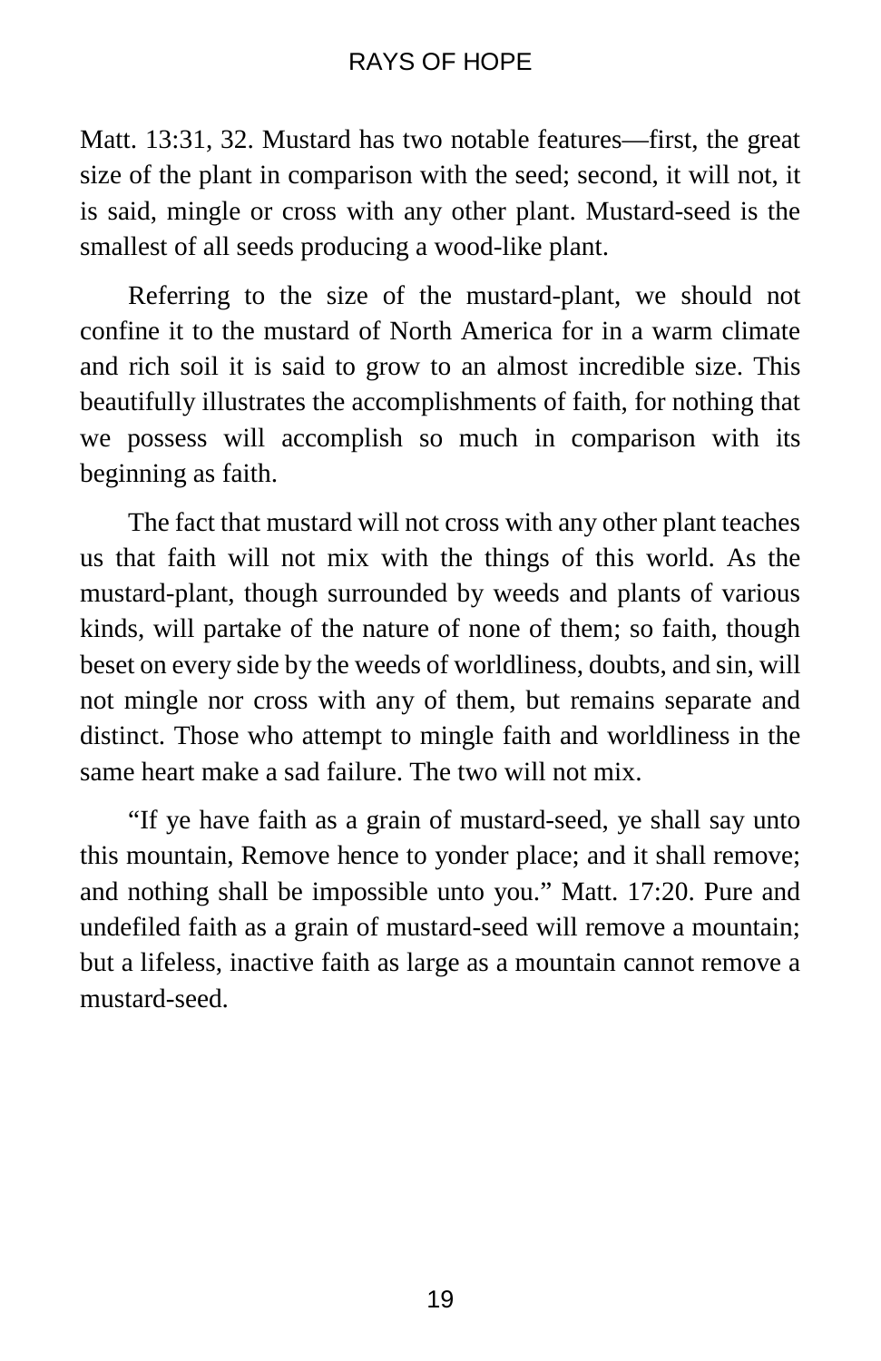Matt. 13:31, 32. Mustard has two notable features—first, the great size of the plant in comparison with the seed; second, it will not, it is said, mingle or cross with any other plant. Mustard-seed is the smallest of all seeds producing a wood-like plant.

Referring to the size of the mustard-plant, we should not confine it to the mustard of North America for in a warm climate and rich soil it is said to grow to an almost incredible size. This beautifully illustrates the accomplishments of faith, for nothing that we possess will accomplish so much in comparison with its beginning as faith.

The fact that mustard will not cross with any other plant teaches us that faith will not mix with the things of this world. As the mustard-plant, though surrounded by weeds and plants of various kinds, will partake of the nature of none of them; so faith, though beset on every side by the weeds of worldliness, doubts, and sin, will not mingle nor cross with any of them, but remains separate and distinct. Those who attempt to mingle faith and worldliness in the same heart make a sad failure. The two will not mix.

"If ye have faith as a grain of mustard-seed, ye shall say unto this mountain, Remove hence to yonder place; and it shall remove; and nothing shall be impossible unto you." Matt. 17:20. Pure and undefiled faith as a grain of mustard-seed will remove a mountain; but a lifeless, inactive faith as large as a mountain cannot remove a mustard-seed.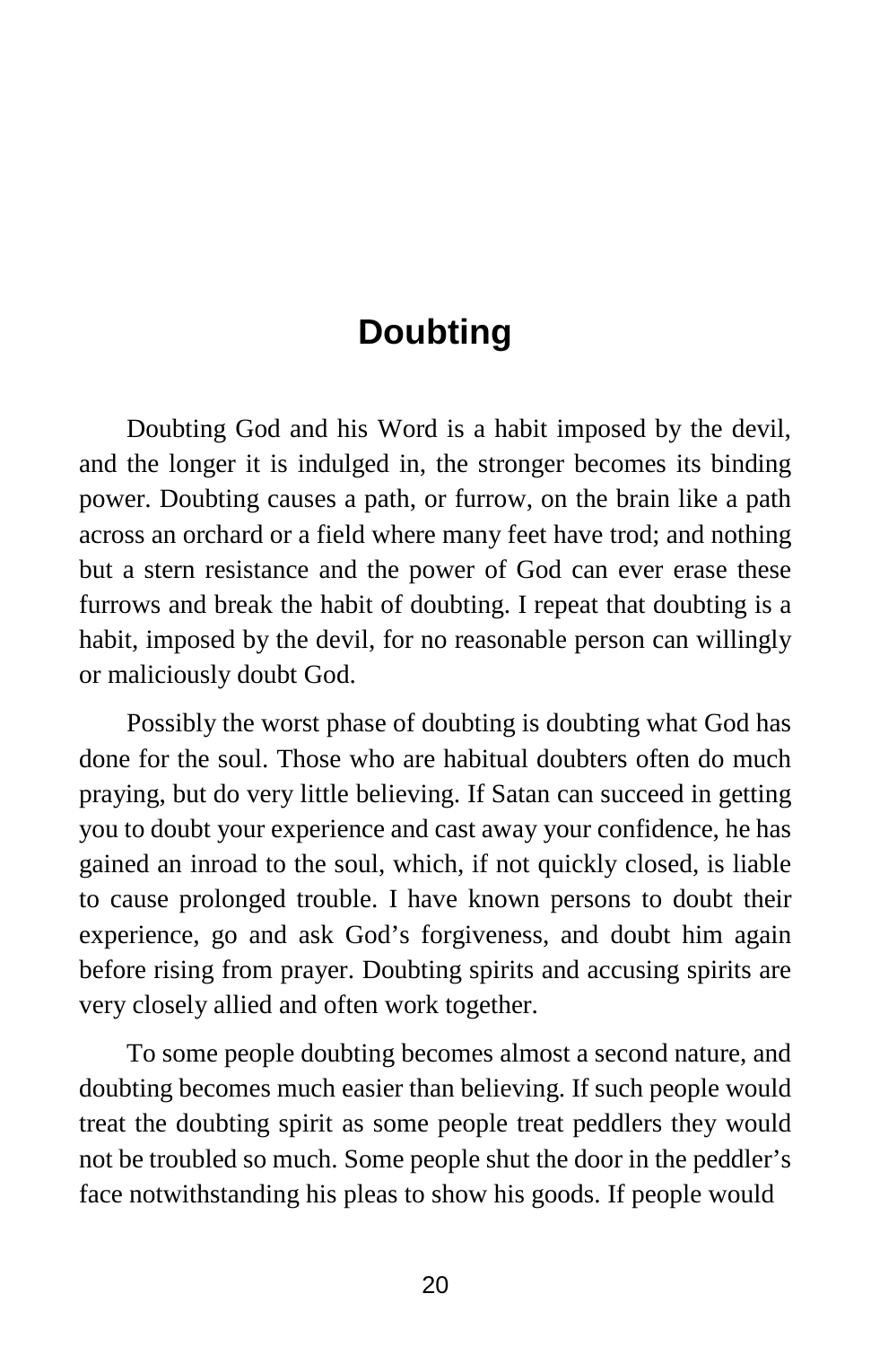# Doubting

Doubting God and his Word is a habit imposed by the devil, and the longer it is indulged in, the stronger becomes its binding power. Doubting causes a path, or furrow, on the brain like a path across an orchard or a field where many feet have trod; and nothing but a stern resistance and the power of God can ever erase these furrows and break the habit of doubting. I repeat that doubting is a habit, imposed by the devil, for no reasonable person can willingly or maliciously doubt God.

Possibly the worst phase of doubting is doubting what God has done for the soul. Those who are habitual doubters often do much praying, but do very little believing. If Satan can succeed in getting you to doubt your experience and cast away your confidence, he has gained an inroad to the soul, which, if not quickly closed, is liable to cause prolonged trouble. I have known persons to doubt their experience, go and ask God's forgiveness, and doubt him again before rising from prayer. Doubting spirits and accusing spirits are very closely allied and often work together.

To some people doubting becomes almost a second nature, and doubting becomes much easier than believing. If such people would treat the doubting spirit as some people treat peddlers they would not be troubled so much. Some people shut the door in the peddler's face notwithstanding his pleas to show his goods. If people would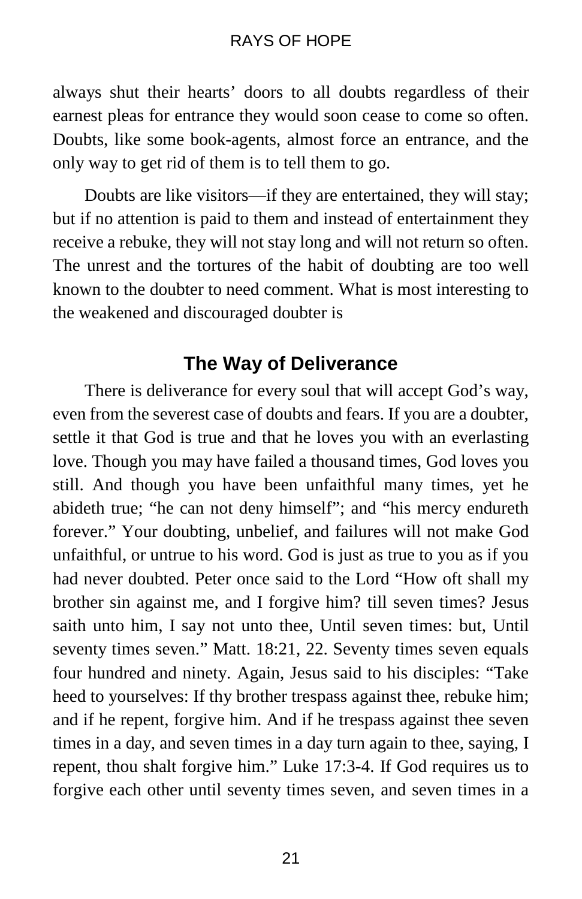always shut their hearts' doors to all doubts regardless of their earnest pleas for entrance they would soon cease to come so often. Doubts, like some book-agents, almost force an entrance, and the only way to get rid of them is to tell them to go.

Doubts are like visitors—if they are entertained, they will stay; but if no attention is paid to them and instead of entertainment they receive a rebuke, they will not stay long and will not return so often. The unrest and the tortures of the habit of doubting are too well known to the doubter to need comment. What is most interesting to the weakened and discouraged doubter is

## The Way of Deliverance

There is deliverance for every soul that will accept God's way, even from the severest case of doubts and fears. If you are a doubter, settle it that God is true and that he loves you with an everlasting love. Though you may have failed a thousand times, God loves you still. And though you have been unfaithful many times, yet he abideth true; "he can not deny himself"; and "his mercy endureth forever." Your doubting, unbelief, and failures will not make God unfaithful, or untrue to his word. God is just as true to you as if you had never doubted. Peter once said to the Lord "How oft shall my brother sin against me, and I forgive him? till seven times? Jesus saith unto him, I say not unto thee, Until seven times: but, Until seventy times seven." Matt. 18:21, 22. Seventy times seven equals four hundred and ninety. Again, Jesus said to his disciples: "Take heed to yourselves: If thy brother trespass against thee, rebuke him; and if he repent, forgive him. And if he trespass against thee seven times in a day, and seven times in a day turn again to thee, saying, I repent, thou shalt forgive him." Luke 17:3-4. If God requires us to forgive each other until seventy times seven, and seven times in a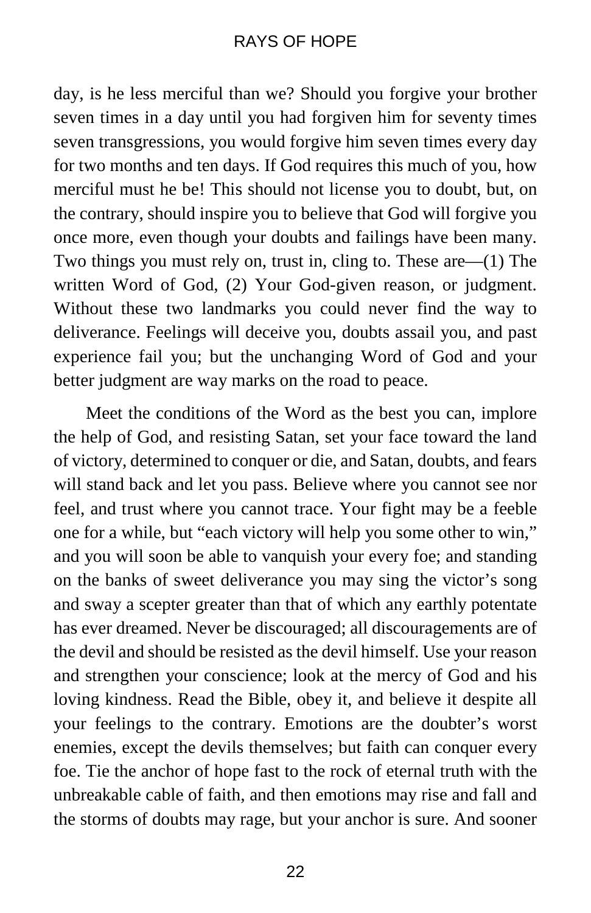day, is he less merciful than we? Should you forgive your brother seven times in a day until you had forgiven him for seventy times seven transgressions, you would forgive him seven times every day for two months and ten days. If God requires this much of you, how merciful must he be! This should not license you to doubt, but, on the contrary, should inspire you to believe that God will forgive you once more, even though your doubts and failings have been many. Two things you must rely on, trust in, cling to. These are—(1) The written Word of God, (2) Your God-given reason, or judgment. Without these two landmarks you could never find the way to deliverance. Feelings will deceive you, doubts assail you, and past experience fail you; but the unchanging Word of God and your better judgment are way marks on the road to peace.

Meet the conditions of the Word as the best you can, implore the help of God, and resisting Satan, set your face toward the land of victory, determined to conquer or die, and Satan, doubts, and fears will stand back and let you pass. Believe where you cannot see nor feel, and trust where you cannot trace. Your fight may be a feeble one for a while, but "each victory will help you some other to win," and you will soon be able to vanquish your every foe; and standing on the banks of sweet deliverance you may sing the victor's song and sway a scepter greater than that of which any earthly potentate has ever dreamed. Never be discouraged; all discouragements are of the devil and should be resisted as the devil himself. Use your reason and strengthen your conscience; look at the mercy of God and his loving kindness. Read the Bible, obey it, and believe it despite all your feelings to the contrary. Emotions are the doubter's worst enemies, except the devils themselves; but faith can conquer every foe. Tie the anchor of hope fast to the rock of eternal truth with the unbreakable cable of faith, and then emotions may rise and fall and the storms of doubts may rage, but your anchor is sure. And sooner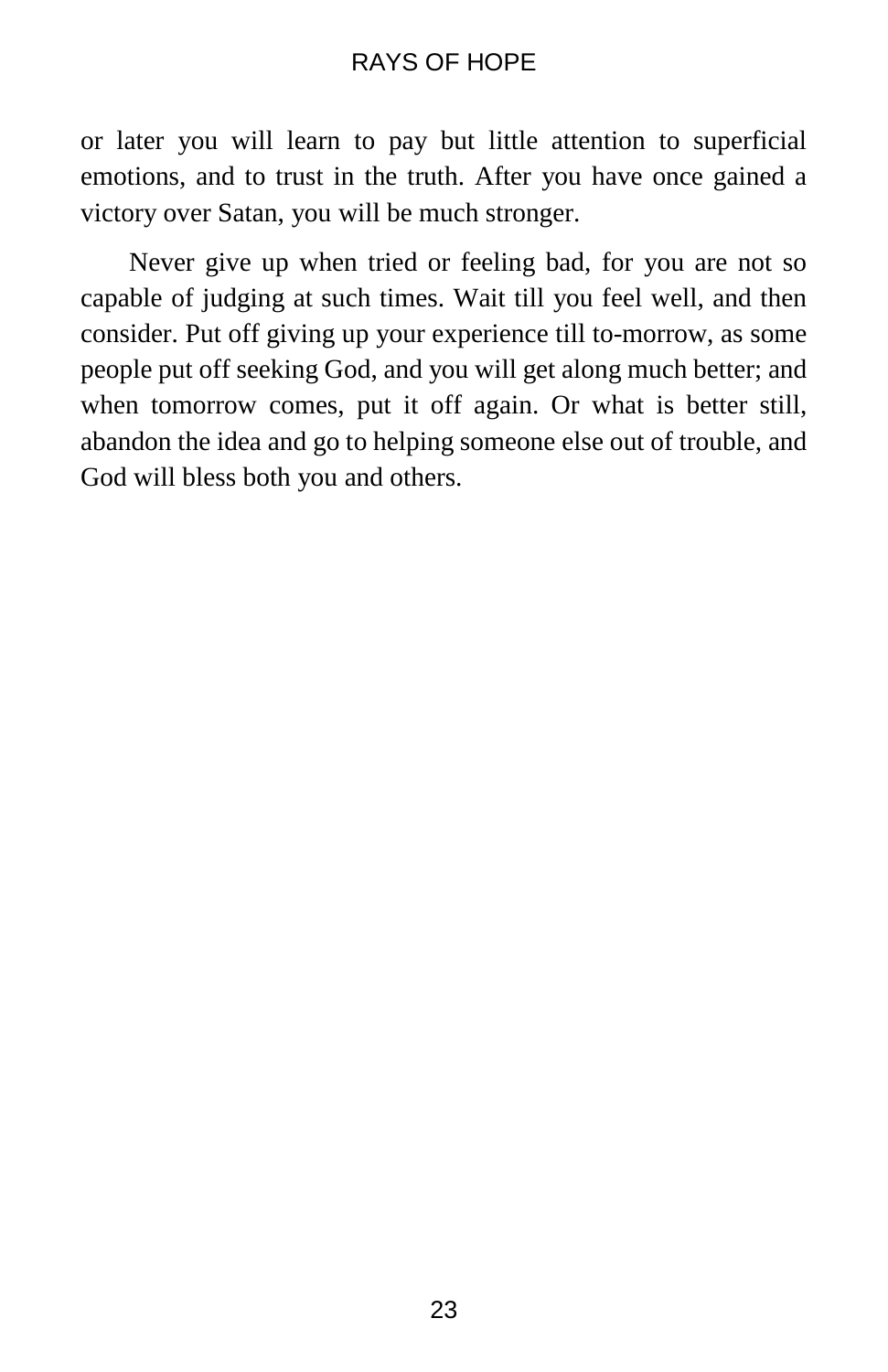or later you will learn to pay but little attention to superficial emotions, and to trust in the truth. After you have once gained a victory over Satan, you will be much stronger.

Never give up when tried or feeling bad, for you are not so capable of judging at such times. Wait till you feel well, and then consider. Put off giving up your experience till to-morrow, as some people put off seeking God, and you will get along much better; and when tomorrow comes, put it off again. Or what is better still, abandon the idea and go to helping someone else out of trouble, and God will bless both you and others.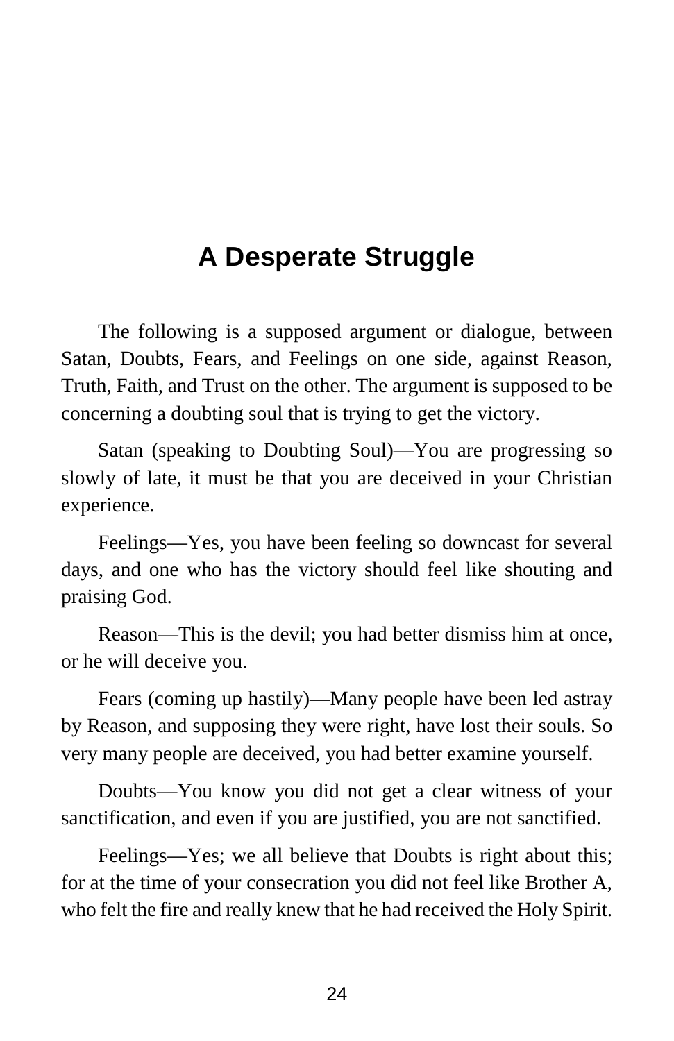# A Desperate Struggle

The following is a supposed argument or dialogue, between Satan, Doubts, Fears, and Feelings on one side, against Reason, Truth, Faith, and Trust on the other. The argument is supposed to be concerning a doubting soul that is trying to get the victory.

Satan (speaking to Doubting Soul)—You are progressing so slowly of late, it must be that you are deceived in your Christian experience.

Feelings—Yes, you have been feeling so downcast for several days, and one who has the victory should feel like shouting and praising God.

Reason—This is the devil; you had better dismiss him at once, or he will deceive you.

Fears (coming up hastily)—Many people have been led astray by Reason, and supposing they were right, have lost their souls. So very many people are deceived, you had better examine yourself.

Doubts—You know you did not get a clear witness of your sanctification, and even if you are justified, you are not sanctified.

Feelings—Yes; we all believe that Doubts is right about this; for at the time of your consecration you did not feel like Brother A, who felt the fire and really knew that he had received the Holy Spirit.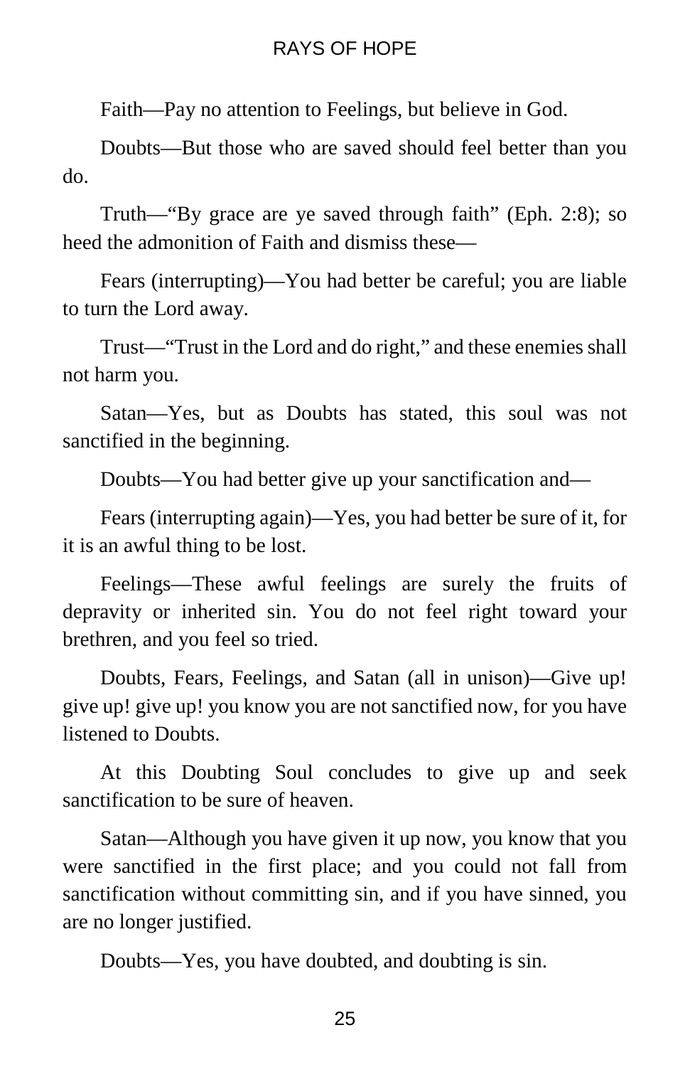Faith—Pay no attention to Feelings, but believe in God.

Doubts—But those who are saved should feel better than you do.

Truth—"By grace are ye saved through faith" (Eph. 2:8); so heed the admonition of Faith and dismiss these—

Fears (interrupting)—You had better be careful; you are liable to turn the Lord away.

Trust—"Trust in the Lord and do right," and these enemies shall not harm you.

Satan—Yes, but as Doubts has stated, this soul was not sanctified in the beginning.

Doubts—You had better give up your sanctification and—

Fears (interrupting again)—Yes, you had better be sure of it, for it is an awful thing to be lost.

Feelings—These awful feelings are surely the fruits of depravity or inherited sin. You do not feel right toward your brethren, and you feel so tried.

Doubts, Fears, Feelings, and Satan (all in unison)—Give up! give up! give up! you know you are not sanctified now, for you have listened to Doubts.

At this Doubting Soul concludes to give up and seek sanctification to be sure of heaven.

Satan—Although you have given it up now, you know that you were sanctified in the first place; and you could not fall from sanctification without committing sin, and if you have sinned, you are no longer justified.

Doubts—Yes, you have doubted, and doubting is sin.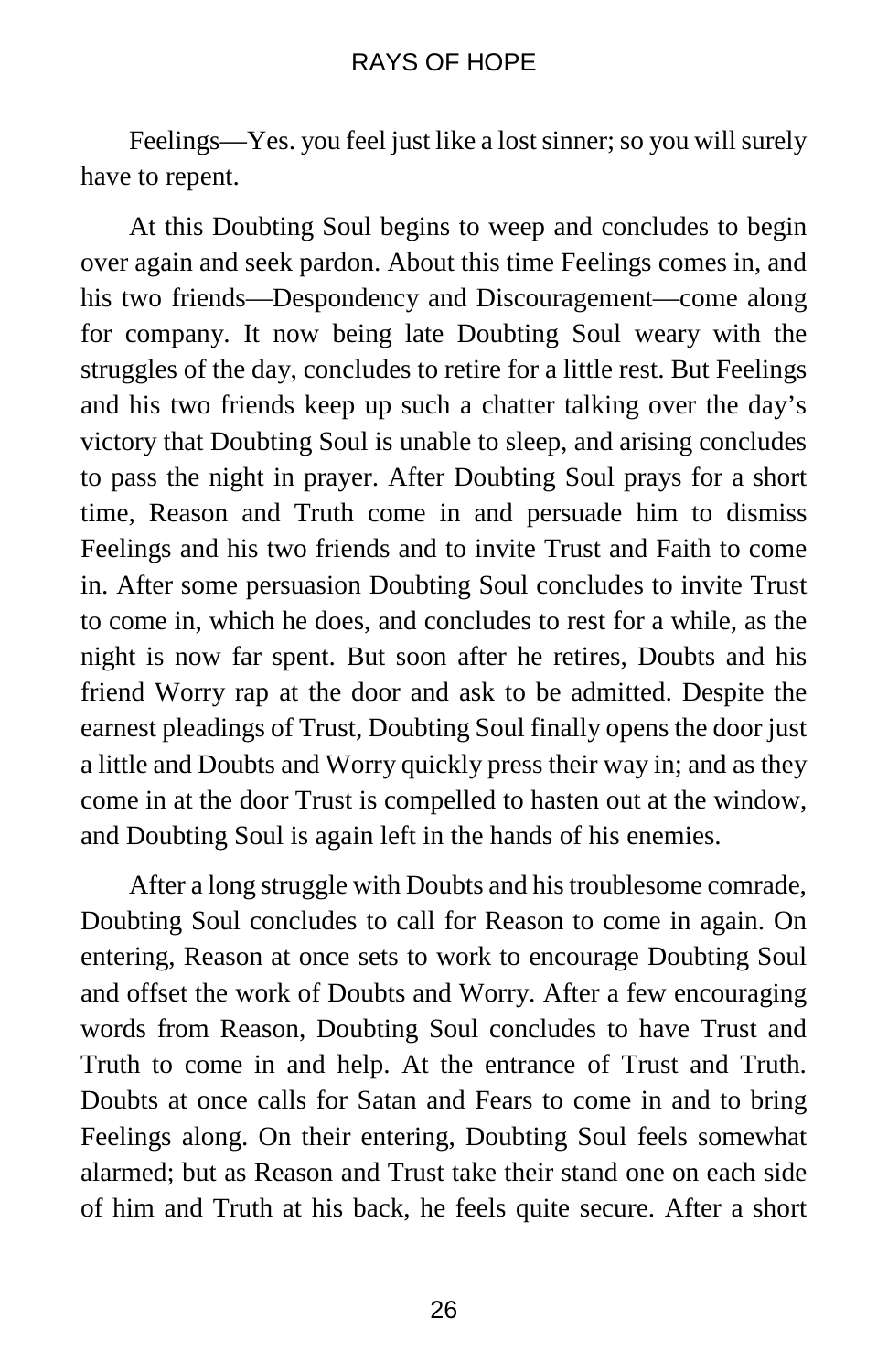Feelings—Yes. you feel just like a lost sinner; so you will surely have to repent.

At this Doubting Soul begins to weep and concludes to begin over again and seek pardon. About this time Feelings comes in, and his two friends—Despondency and Discouragement—come along for company. It now being late Doubting Soul weary with the struggles of the day, concludes to retire for a little rest. But Feelings and his two friends keep up such a chatter talking over the day's victory that Doubting Soul is unable to sleep, and arising concludes to pass the night in prayer. After Doubting Soul prays for a short time, Reason and Truth come in and persuade him to dismiss Feelings and his two friends and to invite Trust and Faith to come in. After some persuasion Doubting Soul concludes to invite Trust to come in, which he does, and concludes to rest for a while, as the night is now far spent. But soon after he retires, Doubts and his friend Worry rap at the door and ask to be admitted. Despite the earnest pleadings of Trust, Doubting Soul finally opens the door just a little and Doubts and Worry quickly press their way in; and as they come in at the door Trust is compelled to hasten out at the window, and Doubting Soul is again left in the hands of his enemies.

After a long struggle with Doubts and his troublesome comrade, Doubting Soul concludes to call for Reason to come in again. On entering, Reason at once sets to work to encourage Doubting Soul and offset the work of Doubts and Worry. After a few encouraging words from Reason, Doubting Soul concludes to have Trust and Truth to come in and help. At the entrance of Trust and Truth. Doubts at once calls for Satan and Fears to come in and to bring Feelings along. On their entering, Doubting Soul feels somewhat alarmed; but as Reason and Trust take their stand one on each side of him and Truth at his back, he feels quite secure. After a short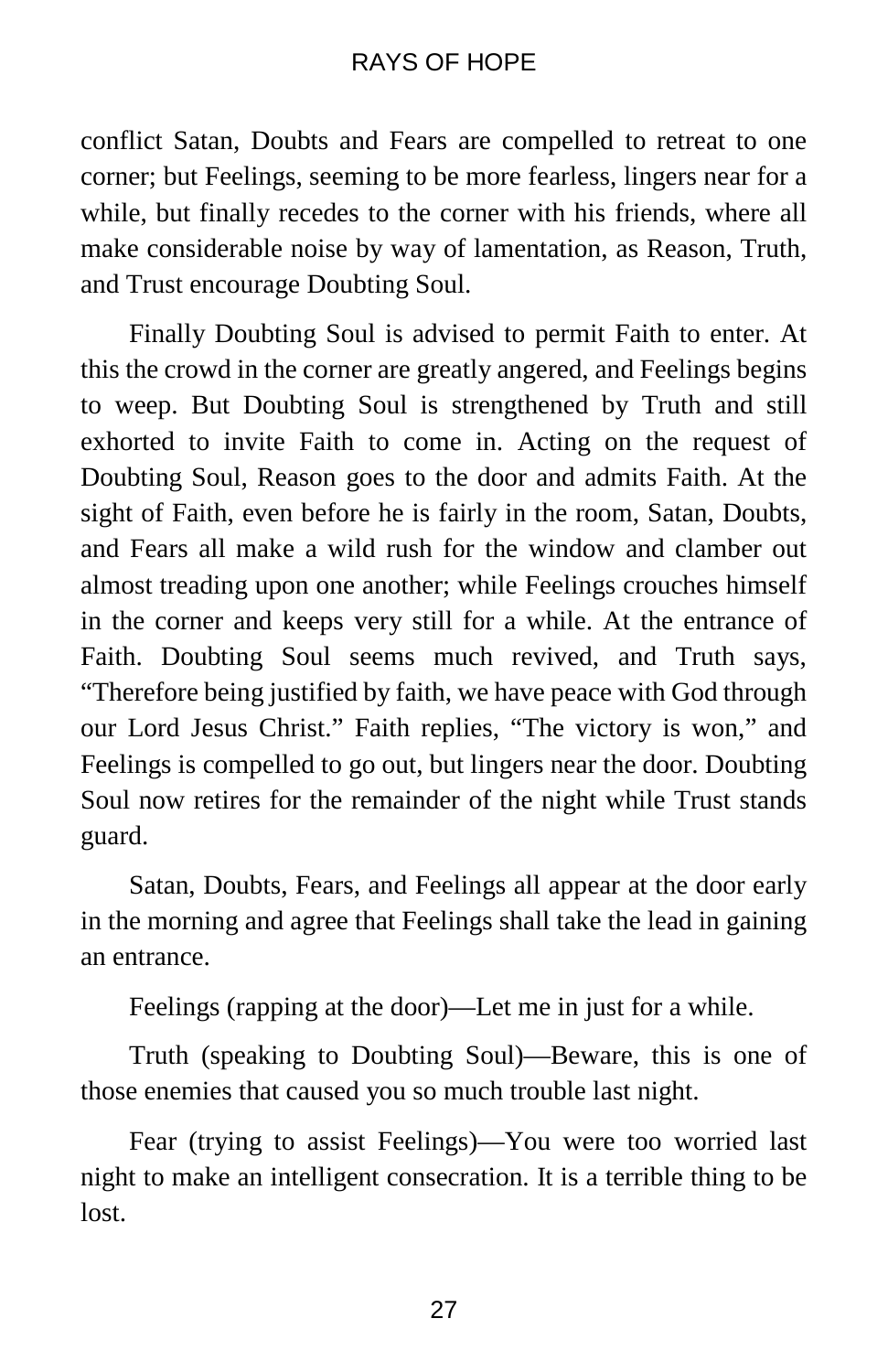conflict Satan, Doubts and Fears are compelled to retreat to one corner; but Feelings, seeming to be more fearless, lingers near for a while, but finally recedes to the corner with his friends, where all make considerable noise by way of lamentation, as Reason, Truth, and Trust encourage Doubting Soul.

Finally Doubting Soul is advised to permit Faith to enter. At this the crowd in the corner are greatly angered, and Feelings begins to weep. But Doubting Soul is strengthened by Truth and still exhorted to invite Faith to come in. Acting on the request of Doubting Soul, Reason goes to the door and admits Faith. At the sight of Faith, even before he is fairly in the room, Satan, Doubts, and Fears all make a wild rush for the window and clamber out almost treading upon one another; while Feelings crouches himself in the corner and keeps very still for a while. At the entrance of Faith. Doubting Soul seems much revived, and Truth says, "Therefore being justified by faith, we have peace with God through our Lord Jesus Christ." Faith replies, "The victory is won," and Feelings is compelled to go out, but lingers near the door. Doubting Soul now retires for the remainder of the night while Trust stands guard.

Satan, Doubts, Fears, and Feelings all appear at the door early in the morning and agree that Feelings shall take the lead in gaining an entrance.

Feelings (rapping at the door)—Let me in just for a while.

Truth (speaking to Doubting Soul)—Beware, this is one of those enemies that caused you so much trouble last night.

Fear (trying to assist Feelings)—You were too worried last night to make an intelligent consecration. It is a terrible thing to be lost.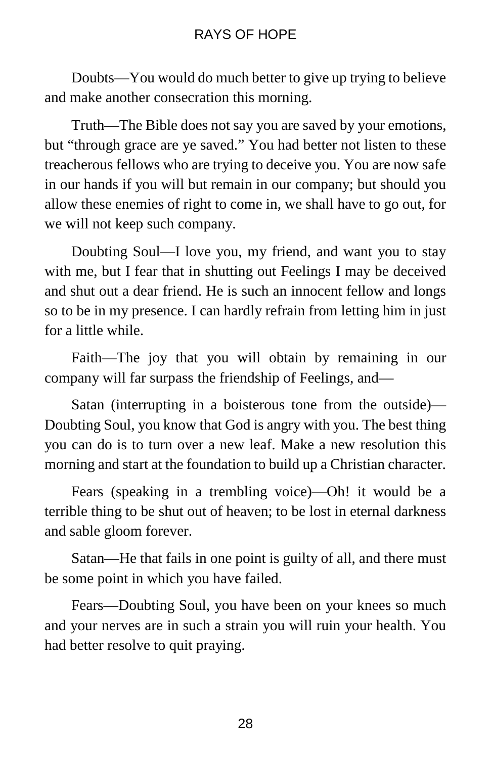Doubts—You would do much better to give up trying to believe and make another consecration this morning.

Truth—The Bible does not say you are saved by your emotions, but "through grace are ye saved." You had better not listen to these treacherous fellows who are trying to deceive you. You are now safe in our hands if you will but remain in our company; but should you allow these enemies of right to come in, we shall have to go out, for we will not keep such company.

Doubting Soul—I love you, my friend, and want you to stay with me, but I fear that in shutting out Feelings I may be deceived and shut out a dear friend. He is such an innocent fellow and longs so to be in my presence. I can hardly refrain from letting him in just for a little while.

Faith—The joy that you will obtain by remaining in our company will far surpass the friendship of Feelings, and—

Satan (interrupting in a boisterous tone from the outside)—Doubting Soul, you know that God is angry with you. The best thing you can do is to turn over a new leaf. Make a new resolution this morning and start at the foundation to build up a Christian character.

Fears (speaking in a trembling voice)—Oh! it would be a terrible thing to be shut out of heaven; to be lost in eternal darkness and sable gloom forever.

Satan—He that fails in one point is guilty of all, and there must be some point in which you have failed.

Fears—Doubting Soul, you have been on your knees so much and your nerves are in such a strain you will ruin your health. You had better resolve to quit praying.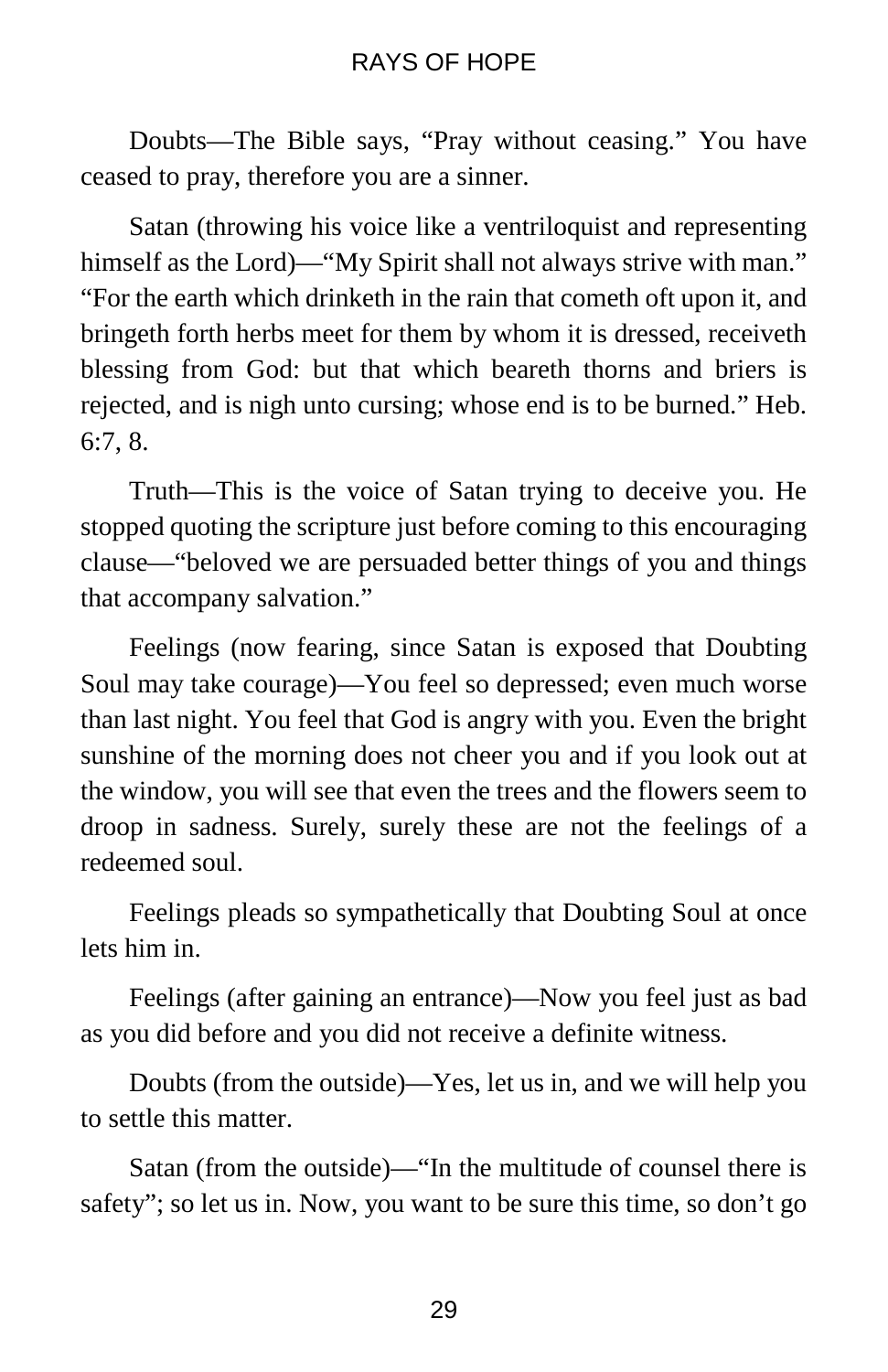Doubts—The Bible says, “Pray without ceasing.” You have ceased to pray, therefore you are a sinner.

Satan (throwing his voice like a ventriloquist and representing himself as the Lord)—“My Spirit shall not always strive with man.” “For the earth which drinketh in the rain that cometh oft upon it, and bringeth forth herbs meet for them by whom it is dressed, receiveth blessing from God: but that which beareth thorns and briers is rejected, and is nigh unto cursing; whose end is to be burned.” Heb. 6:7, 8.

Truth—This is the voice of Satan trying to deceive you. He stopped quoting the scripture just before coming to this encouraging clause—“beloved we are persuaded better things of you and things that accompany salvation.”

Feelings (now fearing, since Satan is exposed that Doubting Soul may take courage)—You feel so depressed; even much worse than last night. You feel that God is angry with you. Even the bright sunshine of the morning does not cheer you and if you look out at the window, you will see that even the trees and the flowers seem to droop in sadness. Surely, surely these are not the feelings of a redeemed soul.

Feelings pleads so sympathetically that Doubting Soul at once lets him in.

Feelings (after gaining an entrance)—Now you feel just as bad as you did before and you did not receive a definite witness.

Doubts (from the outside)—Yes, let us in, and we will help you to settle this matter.

Satan (from the outside)—“In the multitude of counsel there is safety”; so let us in. Now, you want to be sure this time, so don’t go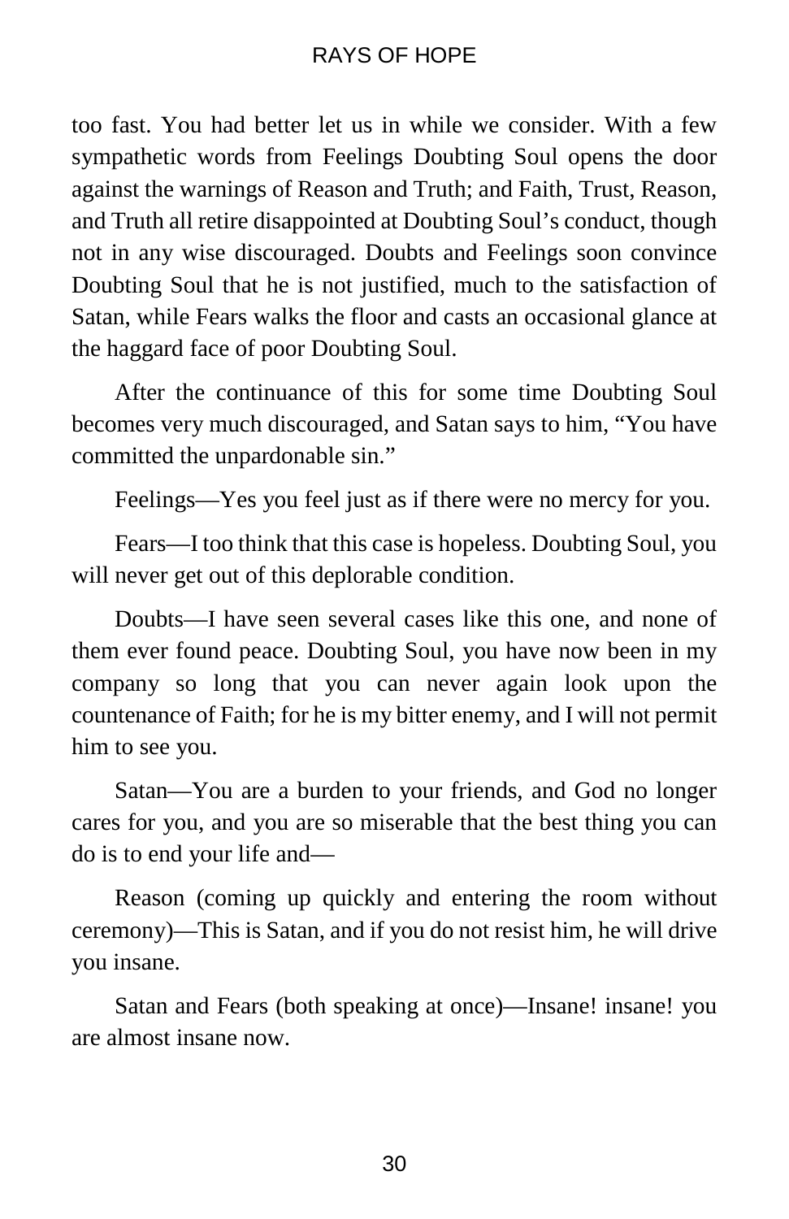too fast. You had better let us in while we consider. With a few sympathetic words from Feelings Doubting Soul opens the door against the warnings of Reason and Truth; and Faith, Trust, Reason, and Truth all retire disappointed at Doubting Soul's conduct, though not in any wise discouraged. Doubts and Feelings soon convince Doubting Soul that he is not justified, much to the satisfaction of Satan, while Fears walks the floor and casts an occasional glance at the haggard face of poor Doubting Soul.

After the continuance of this for some time Doubting Soul becomes very much discouraged, and Satan says to him, "You have committed the unpardonable sin."

Feelings—Yes you feel just as if there were no mercy for you.

Fears—I too think that this case is hopeless. Doubting Soul, you will never get out of this deplorable condition.

Doubts—I have seen several cases like this one, and none of them ever found peace. Doubting Soul, you have now been in my company so long that you can never again look upon the countenance of Faith; for he is my bitter enemy, and I will not permit him to see you.

Satan—You are a burden to your friends, and God no longer cares for you, and you are so miserable that the best thing you can do is to end your life and—

Reason (coming up quickly and entering the room without ceremony)—This is Satan, and if you do not resist him, he will drive you insane.

Satan and Fears (both speaking at once)—Insane! insane! you are almost insane now.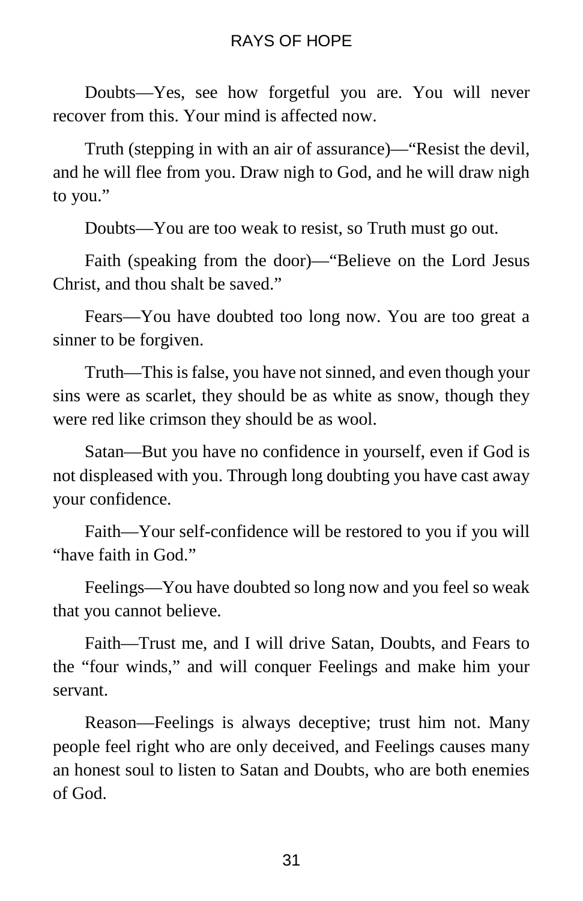Doubts—Yes, see how forgetful you are. You will never recover from this. Your mind is affected now.

Truth (stepping in with an air of assurance)—"Resist the devil, and he will flee from you. Draw nigh to God, and he will draw nigh to you."

Doubts—You are too weak to resist, so Truth must go out.

Faith (speaking from the door)—"Believe on the Lord Jesus Christ, and thou shalt be saved."

Fears—You have doubted too long now. You are too great a sinner to be forgiven.

Truth—This is false, you have not sinned, and even though your sins were as scarlet, they should be as white as snow, though they were red like crimson they should be as wool.

Satan—But you have no confidence in yourself, even if God is not displeased with you. Through long doubting you have cast away your confidence.

Faith—Your self-confidence will be restored to you if you will "have faith in God."

Feelings—You have doubted so long now and you feel so weak that you cannot believe.

Faith—Trust me, and I will drive Satan, Doubts, and Fears to the "four winds," and will conquer Feelings and make him your servant.

Reason—Feelings is always deceptive; trust him not. Many people feel right who are only deceived, and Feelings causes many an honest soul to listen to Satan and Doubts, who are both enemies of God.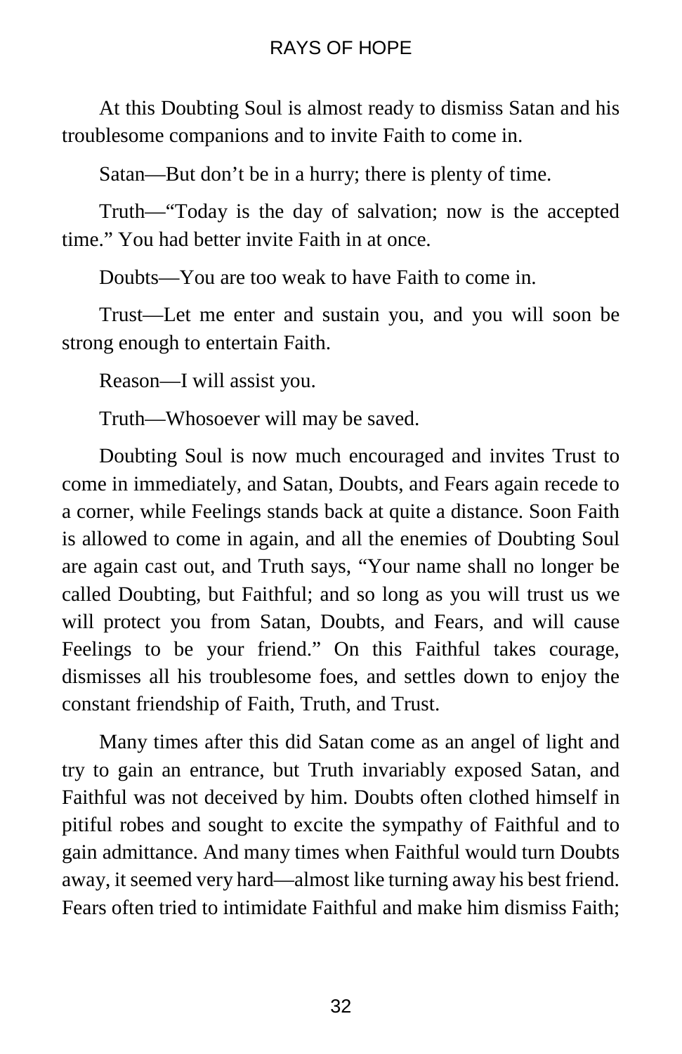At this Doubting Soul is almost ready to dismiss Satan and his troublesome companions and to invite Faith to come in.

Satan—But don't be in a hurry; there is plenty of time.

Truth—"Today is the day of salvation; now is the accepted time." You had better invite Faith in at once.

Doubts—You are too weak to have Faith to come in.

Trust—Let me enter and sustain you, and you will soon be strong enough to entertain Faith.

Reason—I will assist you.

Truth—Whosoever will may be saved.

Doubting Soul is now much encouraged and invites Trust to come in immediately, and Satan, Doubts, and Fears again recede to a corner, while Feelings stands back at quite a distance. Soon Faith is allowed to come in again, and all the enemies of Doubting Soul are again cast out, and Truth says, "Your name shall no longer be called Doubting, but Faithful; and so long as you will trust us we will protect you from Satan, Doubts, and Fears, and will cause Feelings to be your friend." On this Faithful takes courage, dismisses all his troublesome foes, and settles down to enjoy the constant friendship of Faith, Truth, and Trust.

Many times after this did Satan come as an angel of light and try to gain an entrance, but Truth invariably exposed Satan, and Faithful was not deceived by him. Doubts often clothed himself in pitiful robes and sought to excite the sympathy of Faithful and to gain admittance. And many times when Faithful would turn Doubts away, it seemed very hard—almost like turning away his best friend. Fears often tried to intimidate Faithful and make him dismiss Faith;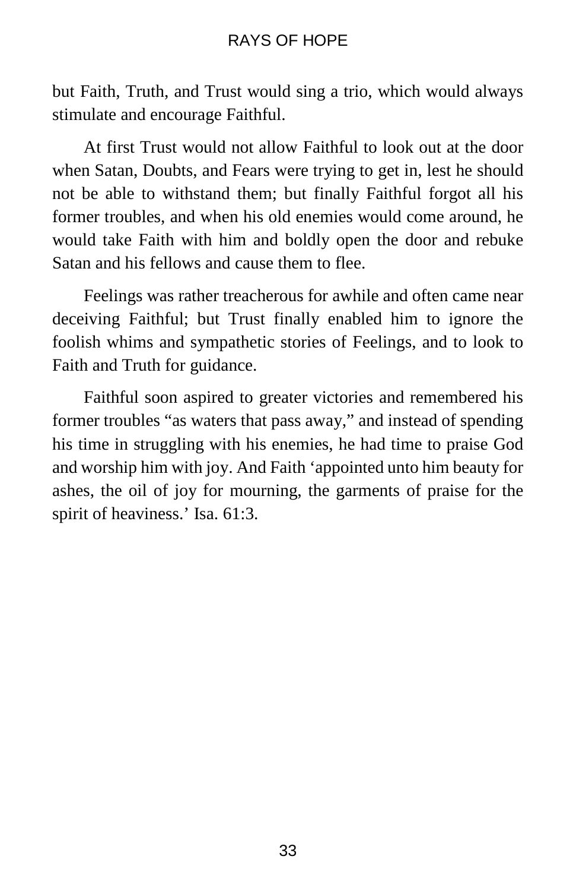but Faith, Truth, and Trust would sing a trio, which would always stimulate and encourage Faithful.

At first Trust would not allow Faithful to look out at the door when Satan, Doubts, and Fears were trying to get in, lest he should not be able to withstand them; but finally Faithful forgot all his former troubles, and when his old enemies would come around, he would take Faith with him and boldly open the door and rebuke Satan and his fellows and cause them to flee.

Feelings was rather treacherous for awhile and often came near deceiving Faithful; but Trust finally enabled him to ignore the foolish whims and sympathetic stories of Feelings, and to look to Faith and Truth for guidance.

Faithful soon aspired to greater victories and remembered his former troubles "as waters that pass away," and instead of spending his time in struggling with his enemies, he had time to praise God and worship him with joy. And Faith 'appointed unto him beauty for ashes, the oil of joy for mourning, the garments of praise for the spirit of heaviness.' Isa. 61:3.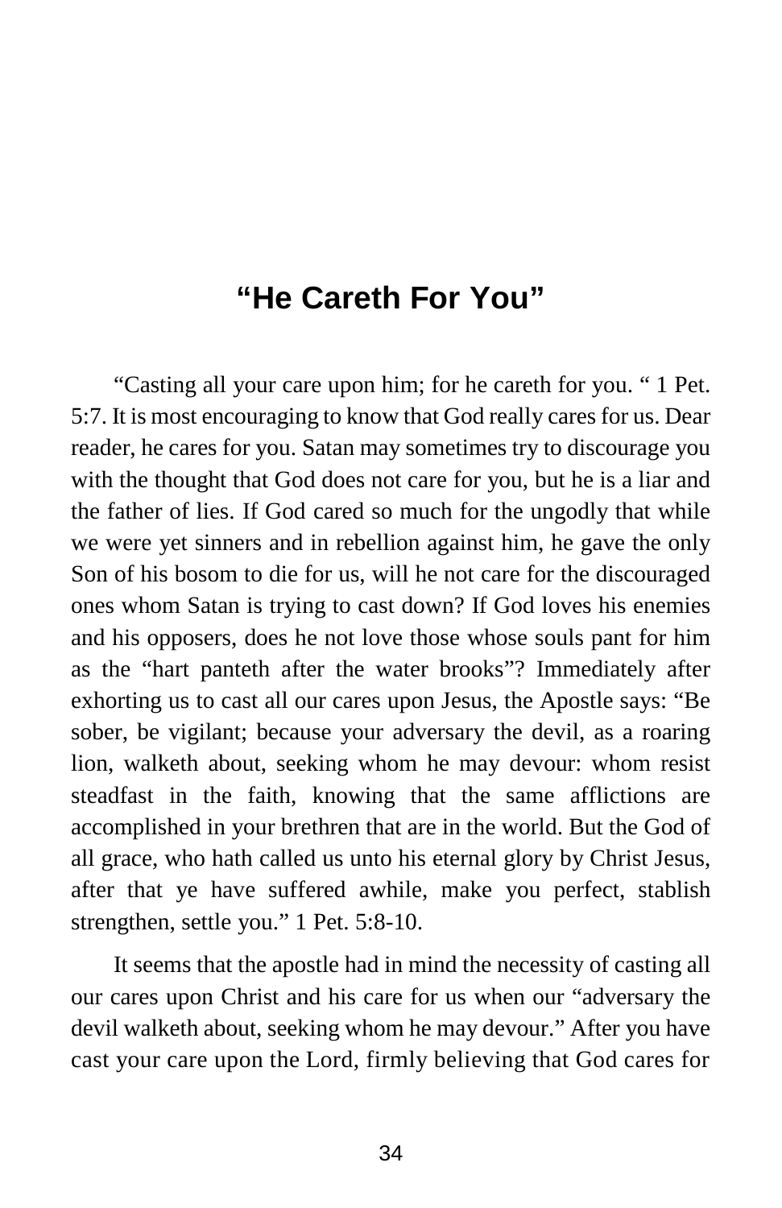# "He Careth For You"

"Casting all your care upon him; for he careth for you. " 1 Pet. 5:7. It is most encouraging to know that God really cares for us. Dear reader, he cares for you. Satan may sometimes try to discourage you with the thought that God does not care for you, but he is a liar and the father of lies. If God cared so much for the ungodly that while we were yet sinners and in rebellion against him, he gave the only Son of his bosom to die for us, will he not care for the discouraged ones whom Satan is trying to cast down? If God loves his enemies and his opposers, does he not love those whose souls pant for him as the "hart panteth after the water brooks"? Immediately after exhorting us to cast all our cares upon Jesus, the Apostle says: "Be sober, be vigilant; because your adversary the devil, as a roaring lion, walketh about, seeking whom he may devour: whom resist steadfast in the faith, knowing that the same afflictions are accomplished in your brethren that are in the world. But the God of all grace, who hath called us unto his eternal glory by Christ Jesus, after that ye have suffered awhile, make you perfect, stablish strengthen, settle you." 1 Pet. 5:8-10.

It seems that the apostle had in mind the necessity of casting all our cares upon Christ and his care for us when our "adversary the devil walketh about, seeking whom he may devour." After you have cast your care upon the Lord, firmly believing that God cares for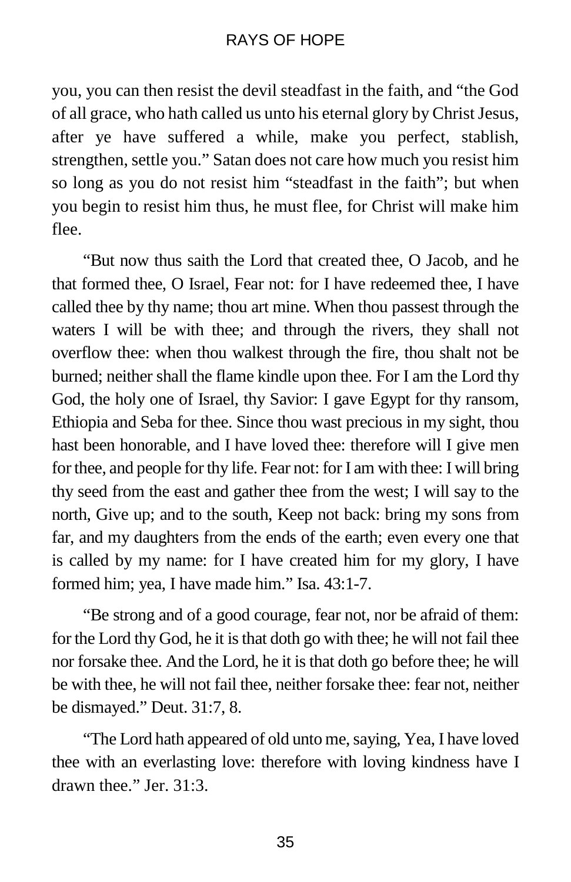you, you can then resist the devil steadfast in the faith, and "the God of all grace, who hath called us unto his eternal glory by Christ Jesus, after ye have suffered a while, make you perfect, stablish, strengthen, settle you." Satan does not care how much you resist him so long as you do not resist him "steadfast in the faith"; but when you begin to resist him thus, he must flee, for Christ will make him flee.

"But now thus saith the Lord that created thee, O Jacob, and he that formed thee, O Israel, Fear not: for I have redeemed thee, I have called thee by thy name; thou art mine. When thou passest through the waters I will be with thee; and through the rivers, they shall not overflow thee: when thou walkest through the fire, thou shalt not be burned; neither shall the flame kindle upon thee. For I am the Lord thy God, the holy one of Israel, thy Savior: I gave Egypt for thy ransom, Ethiopia and Seba for thee. Since thou wast precious in my sight, thou hast been honorable, and I have loved thee: therefore will I give men for thee, and people for thy life. Fear not: for I am with thee: I will bring thy seed from the east and gather thee from the west; I will say to the north, Give up; and to the south, Keep not back: bring my sons from far, and my daughters from the ends of the earth; even every one that is called by my name: for I have created him for my glory, I have formed him; yea, I have made him." Isa. 43:1-7.

"Be strong and of a good courage, fear not, nor be afraid of them: for the Lord thy God, he it is that doth go with thee; he will not fail thee nor forsake thee. And the Lord, he it is that doth go before thee; he will be with thee, he will not fail thee, neither forsake thee: fear not, neither be dismayed." Deut. 31:7, 8.

"The Lord hath appeared of old unto me, saying, Yea, I have loved thee with an everlasting love: therefore with loving kindness have I drawn thee." Jer. 31:3.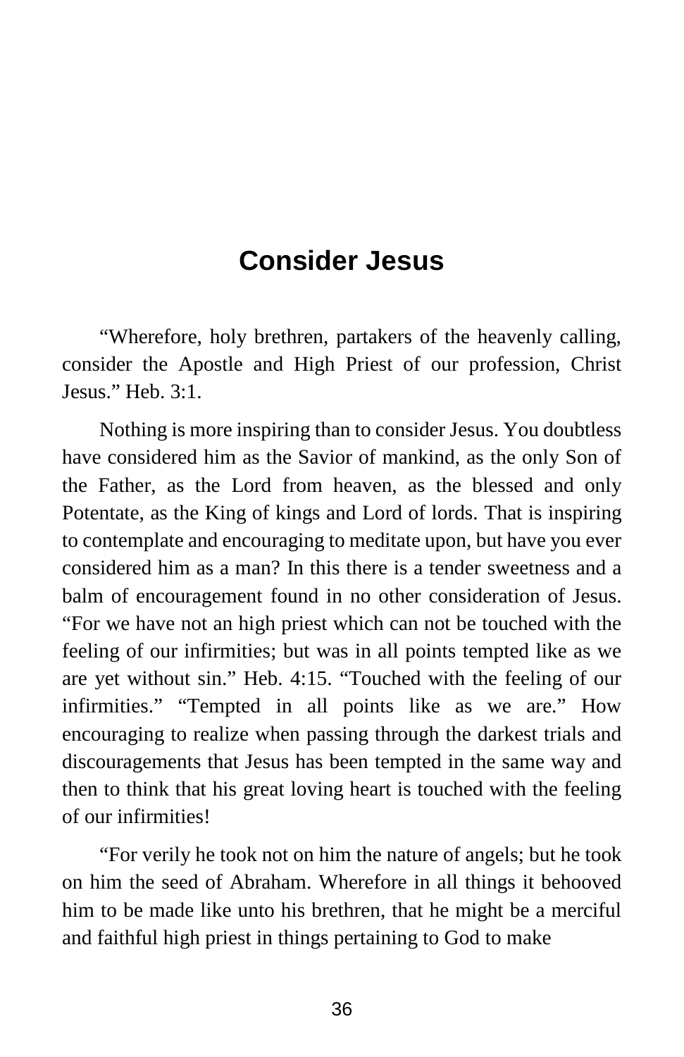# Consider Jesus

"Wherefore, holy brethren, partakers of the heavenly calling, consider the Apostle and High Priest of our profession, Christ Jesus." Heb. 3:1.

Nothing is more inspiring than to consider Jesus. You doubtless have considered him as the Savior of mankind, as the only Son of the Father, as the Lord from heaven, as the blessed and only Potentate, as the King of kings and Lord of lords. That is inspiring to contemplate and encouraging to meditate upon, but have you ever considered him as a man? In this there is a tender sweetness and a balm of encouragement found in no other consideration of Jesus. "For we have not an high priest which can not be touched with the feeling of our infirmities; but was in all points tempted like as we are yet without sin." Heb. 4:15. "Touched with the feeling of our infirmities." "Tempted in all points like as we are." How encouraging to realize when passing through the darkest trials and discouragements that Jesus has been tempted in the same way and then to think that his great loving heart is touched with the feeling of our infirmities!

"For verily he took not on him the nature of angels; but he took on him the seed of Abraham. Wherefore in all things it behooved him to be made like unto his brethren, that he might be a merciful and faithful high priest in things pertaining to God to make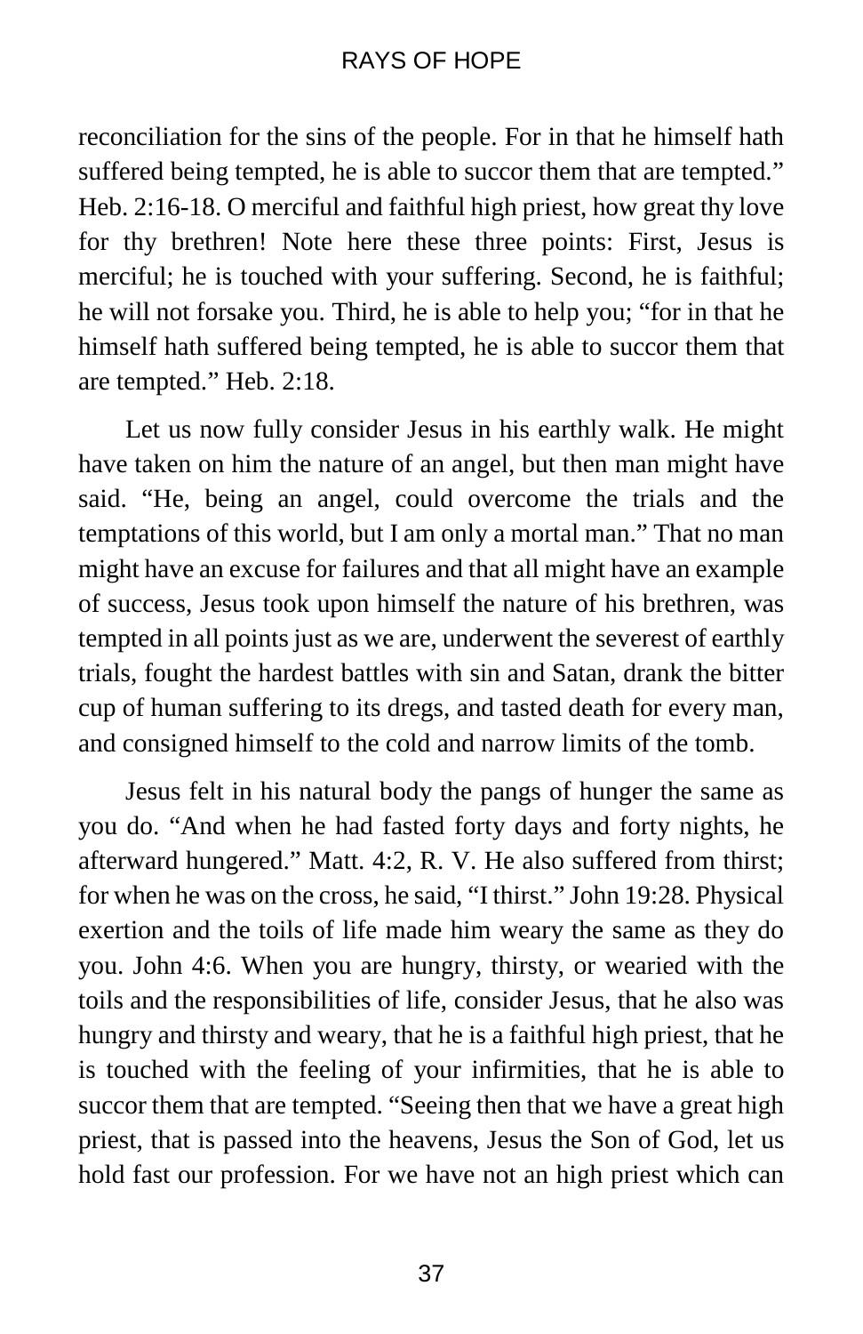reconciliation for the sins of the people. For in that he himself hath suffered being tempted, he is able to succor them that are tempted." Heb. 2:16-18. O merciful and faithful high priest, how great thy love for thy brethren! Note here these three points: First, Jesus is merciful; he is touched with your suffering. Second, he is faithful; he will not forsake you. Third, he is able to help you; "for in that he himself hath suffered being tempted, he is able to succor them that are tempted." Heb. 2:18.

Let us now fully consider Jesus in his earthly walk. He might have taken on him the nature of an angel, but then man might have said. "He, being an angel, could overcome the trials and the temptations of this world, but I am only a mortal man." That no man might have an excuse for failures and that all might have an example of success, Jesus took upon himself the nature of his brethren, was tempted in all points just as we are, underwent the severest of earthly trials, fought the hardest battles with sin and Satan, drank the bitter cup of human suffering to its dregs, and tasted death for every man, and consigned himself to the cold and narrow limits of the tomb.

Jesus felt in his natural body the pangs of hunger the same as you do. "And when he had fasted forty days and forty nights, he afterward hungered." Matt. 4:2, R. V. He also suffered from thirst; for when he was on the cross, he said, "I thirst." John 19:28. Physical exertion and the toils of life made him weary the same as they do you. John 4:6. When you are hungry, thirsty, or wearied with the toils and the responsibilities of life, consider Jesus, that he also was hungry and thirsty and weary, that he is a faithful high priest, that he is touched with the feeling of your infirmities, that he is able to succor them that are tempted. "Seeing then that we have a great high priest, that is passed into the heavens, Jesus the Son of God, let us hold fast our profession. For we have not an high priest which can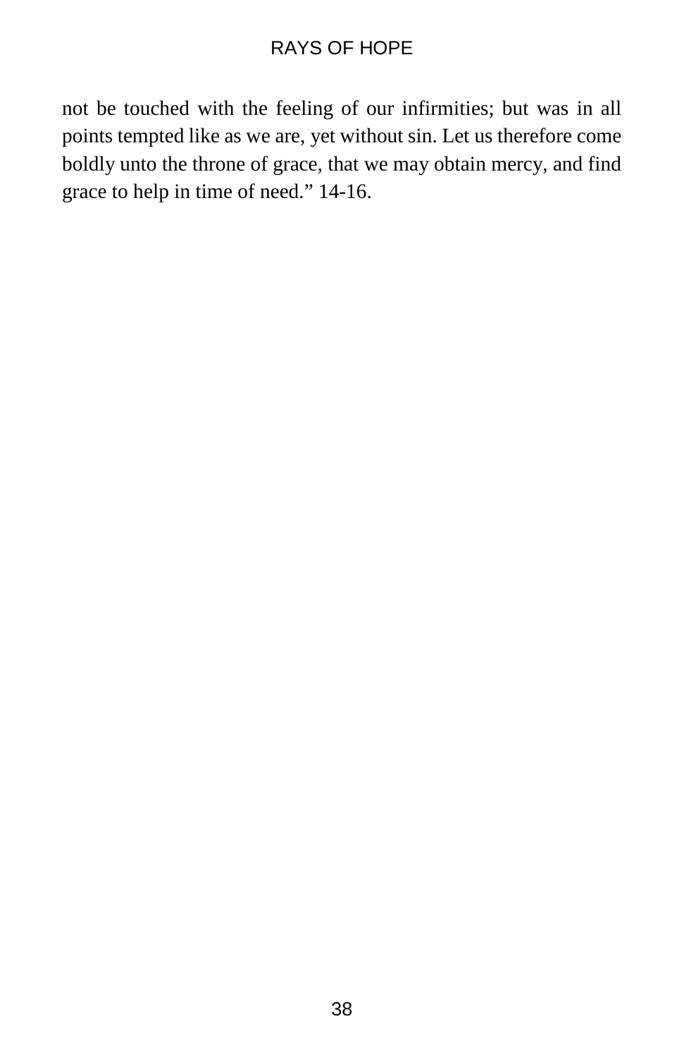not be touched with the feeling of our infirmities; but was in all points tempted like as we are, yet without sin. Let us therefore come boldly unto the throne of grace, that we may obtain mercy, and find grace to help in time of need." 14-16.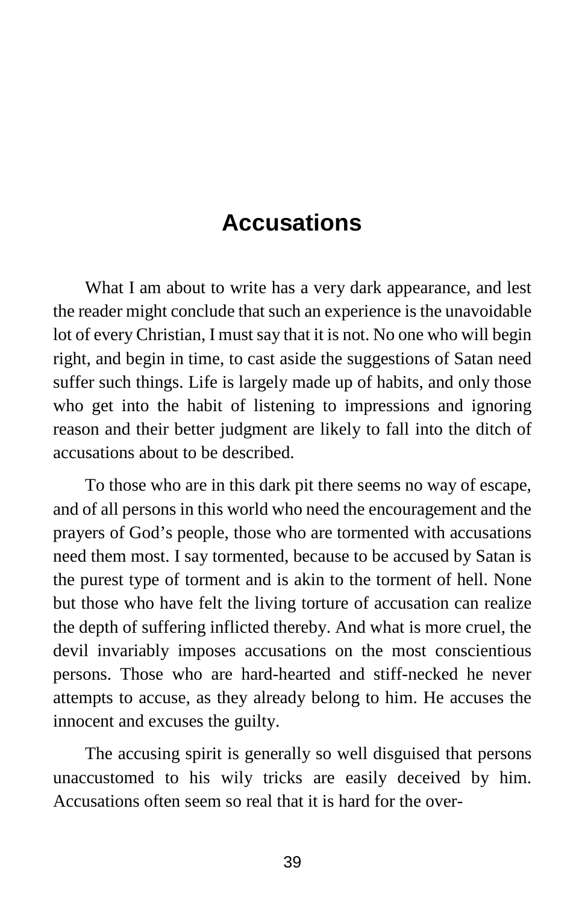# Accusations

What I am about to write has a very dark appearance, and lest the reader might conclude that such an experience is the unavoidable lot of every Christian, I must say that it is not. No one who will begin right, and begin in time, to cast aside the suggestions of Satan need suffer such things. Life is largely made up of habits, and only those who get into the habit of listening to impressions and ignoring reason and their better judgment are likely to fall into the ditch of accusations about to be described.

To those who are in this dark pit there seems no way of escape, and of all persons in this world who need the encouragement and the prayers of God's people, those who are tormented with accusations need them most. I say tormented, because to be accused by Satan is the purest type of torment and is akin to the torment of hell. None but those who have felt the living torture of accusation can realize the depth of suffering inflicted thereby. And what is more cruel, the devil invariably imposes accusations on the most conscientious persons. Those who are hard-hearted and stiff-necked he never attempts to accuse, as they already belong to him. He accuses the innocent and excuses the guilty.

The accusing spirit is generally so well disguised that persons unaccustomed to his wily tricks are easily deceived by him. Accusations often seem so real that it is hard for the over-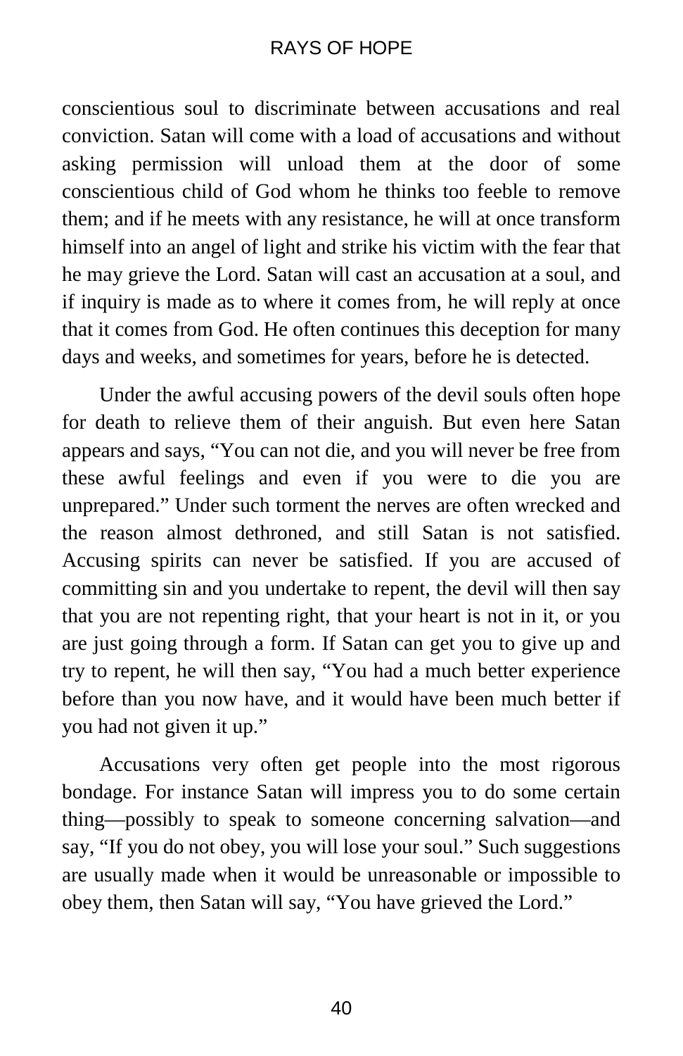conscientious soul to discriminate between accusations and real conviction. Satan will come with a load of accusations and without asking permission will unload them at the door of some conscientious child of God whom he thinks too feeble to remove them; and if he meets with any resistance, he will at once transform himself into an angel of light and strike his victim with the fear that he may grieve the Lord. Satan will cast an accusation at a soul, and if inquiry is made as to where it comes from, he will reply at once that it comes from God. He often continues this deception for many days and weeks, and sometimes for years, before he is detected.

Under the awful accusing powers of the devil souls often hope for death to relieve them of their anguish. But even here Satan appears and says, "You can not die, and you will never be free from these awful feelings and even if you were to die you are unprepared." Under such torment the nerves are often wrecked and the reason almost dethroned, and still Satan is not satisfied. Accusing spirits can never be satisfied. If you are accused of committing sin and you undertake to repent, the devil will then say that you are not repenting right, that your heart is not in it, or you are just going through a form. If Satan can get you to give up and try to repent, he will then say, "You had a much better experience before than you now have, and it would have been much better if you had not given it up."

Accusations very often get people into the most rigorous bondage. For instance Satan will impress you to do some certain thing—possibly to speak to someone concerning salvation—and say, "If you do not obey, you will lose your soul." Such suggestions are usually made when it would be unreasonable or impossible to obey them, then Satan will say, "You have grieved the Lord."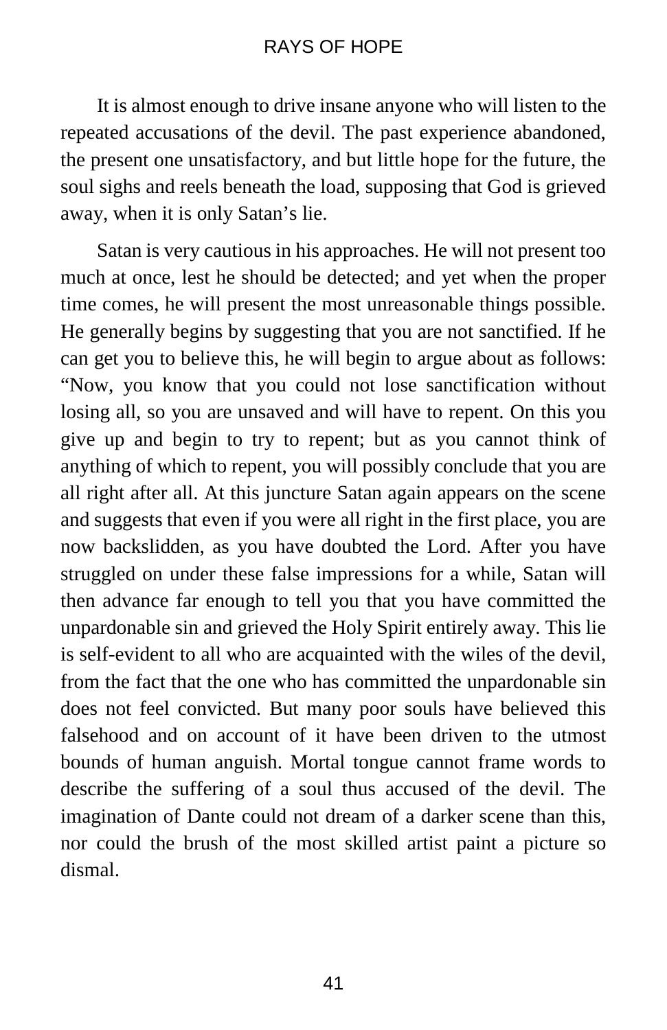It is almost enough to drive insane anyone who will listen to the repeated accusations of the devil. The past experience abandoned, the present one unsatisfactory, and but little hope for the future, the soul sighs and reels beneath the load, supposing that God is grieved away, when it is only Satan's lie.

Satan is very cautious in his approaches. He will not present too much at once, lest he should be detected; and yet when the proper time comes, he will present the most unreasonable things possible. He generally begins by suggesting that you are not sanctified. If he can get you to believe this, he will begin to argue about as follows: "Now, you know that you could not lose sanctification without losing all, so you are unsaved and will have to repent. On this you give up and begin to try to repent; but as you cannot think of anything of which to repent, you will possibly conclude that you are all right after all. At this juncture Satan again appears on the scene and suggests that even if you were all right in the first place, you are now backslidden, as you have doubted the Lord. After you have struggled on under these false impressions for a while, Satan will then advance far enough to tell you that you have committed the unpardonable sin and grieved the Holy Spirit entirely away. This lie is self-evident to all who are acquainted with the wiles of the devil, from the fact that the one who has committed the unpardonable sin does not feel convicted. But many poor souls have believed this falsehood and on account of it have been driven to the utmost bounds of human anguish. Mortal tongue cannot frame words to describe the suffering of a soul thus accused of the devil. The imagination of Dante could not dream of a darker scene than this, nor could the brush of the most skilled artist paint a picture so dismal.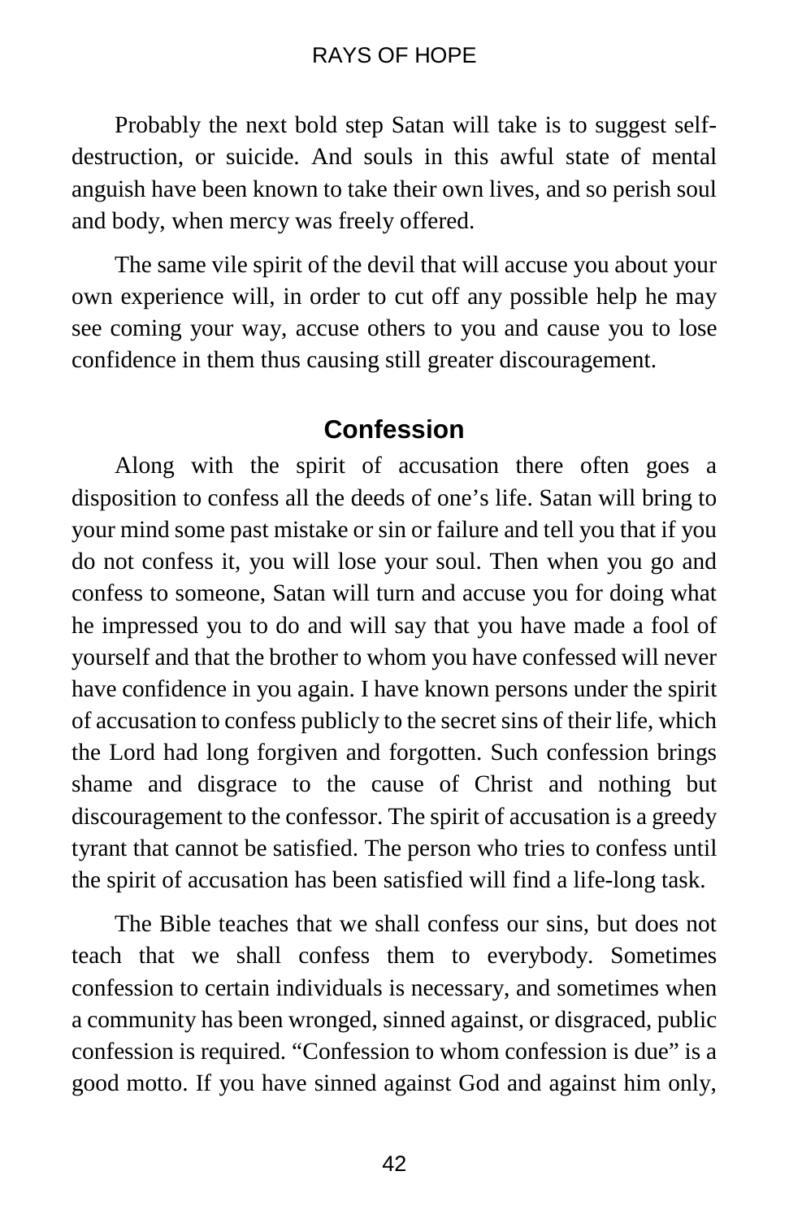Probably the next bold step Satan will take is to suggest self-destruction, or suicide. And souls in this awful state of mental anguish have been known to take their own lives, and so perish soul and body, when mercy was freely offered.

The same vile spirit of the devil that will accuse you about your own experience will, in order to cut off any possible help he may see coming your way, accuse others to you and cause you to lose confidence in them thus causing still greater discouragement.

## Confession

Along with the spirit of accusation there often goes a disposition to confess all the deeds of one's life. Satan will bring to your mind some past mistake or sin or failure and tell you that if you do not confess it, you will lose your soul. Then when you go and confess to someone, Satan will turn and accuse you for doing what he impressed you to do and will say that you have made a fool of yourself and that the brother to whom you have confessed will never have confidence in you again. I have known persons under the spirit of accusation to confess publicly to the secret sins of their life, which the Lord had long forgiven and forgotten. Such confession brings shame and disgrace to the cause of Christ and nothing but discouragement to the confessor. The spirit of accusation is a greedy tyrant that cannot be satisfied. The person who tries to confess until the spirit of accusation has been satisfied will find a life-long task.

The Bible teaches that we shall confess our sins, but does not teach that we shall confess them to everybody. Sometimes confession to certain individuals is necessary, and sometimes when a community has been wronged, sinned against, or disgraced, public confession is required. "Confession to whom confession is due" is a good motto. If you have sinned against God and against him only,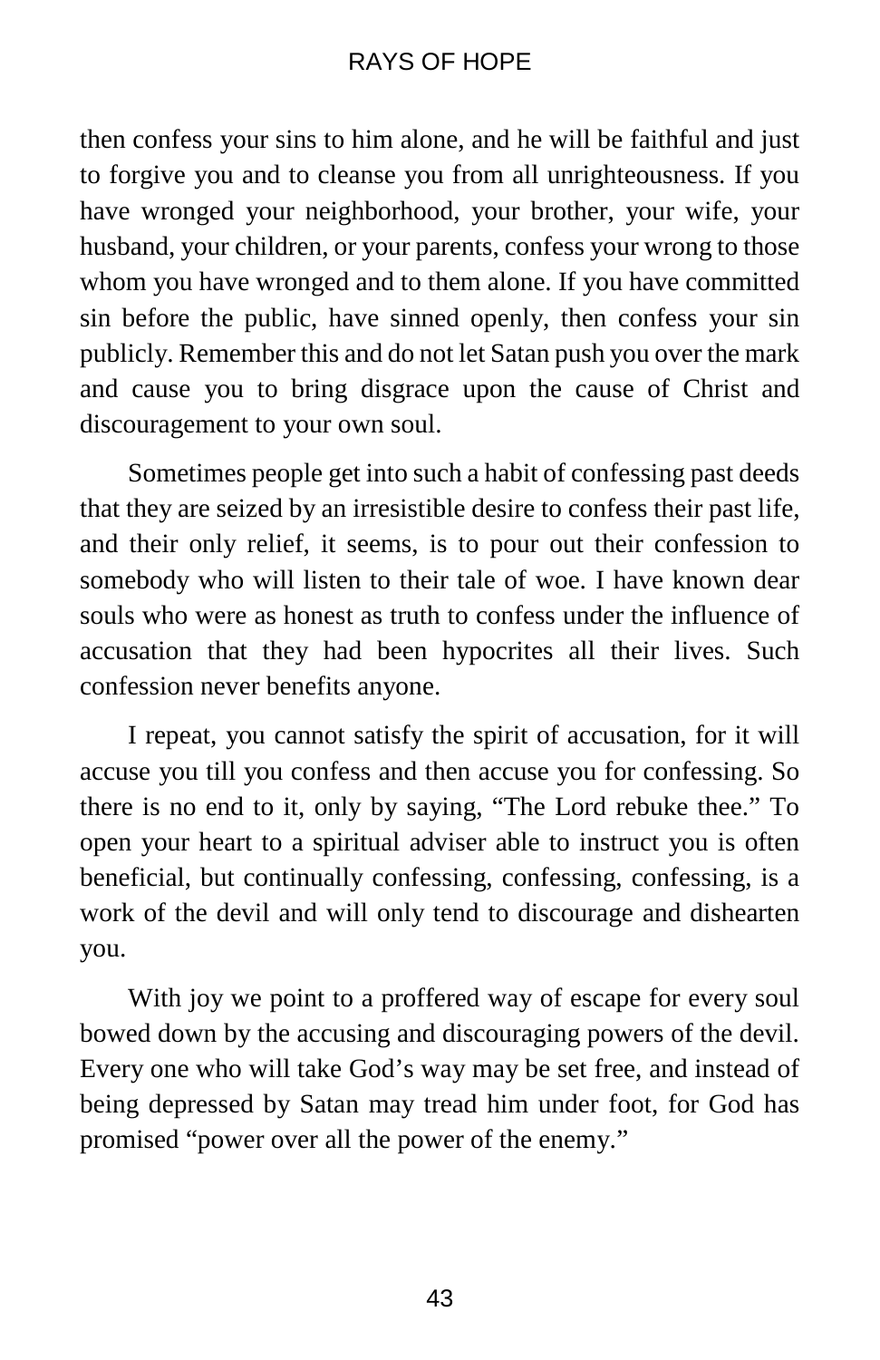then confess your sins to him alone, and he will be faithful and just to forgive you and to cleanse you from all unrighteousness. If you have wronged your neighborhood, your brother, your wife, your husband, your children, or your parents, confess your wrong to those whom you have wronged and to them alone. If you have committed sin before the public, have sinned openly, then confess your sin publicly. Remember this and do not let Satan push you over the mark and cause you to bring disgrace upon the cause of Christ and discouragement to your own soul.

Sometimes people get into such a habit of confessing past deeds that they are seized by an irresistible desire to confess their past life, and their only relief, it seems, is to pour out their confession to somebody who will listen to their tale of woe. I have known dear souls who were as honest as truth to confess under the influence of accusation that they had been hypocrites all their lives. Such confession never benefits anyone.

I repeat, you cannot satisfy the spirit of accusation, for it will accuse you till you confess and then accuse you for confessing. So there is no end to it, only by saying, "The Lord rebuke thee." To open your heart to a spiritual adviser able to instruct you is often beneficial, but continually confessing, confessing, confessing, is a work of the devil and will only tend to discourage and dishearten you.

With joy we point to a proffered way of escape for every soul bowed down by the accusing and discouraging powers of the devil. Every one who will take God's way may be set free, and instead of being depressed by Satan may tread him under foot, for God has promised "power over all the power of the enemy."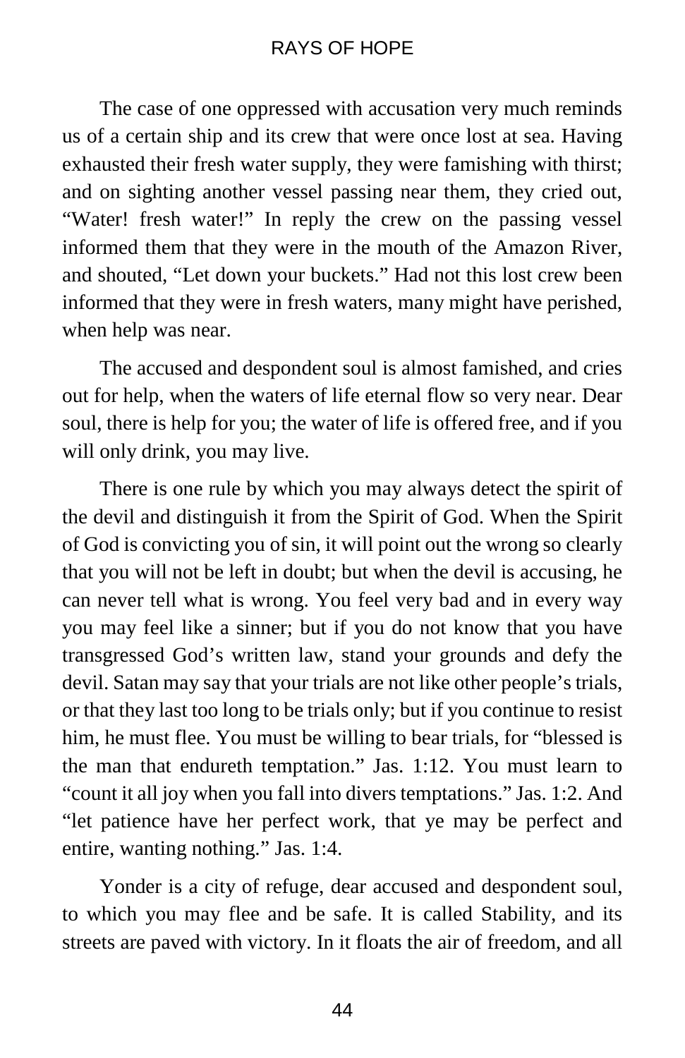The case of one oppressed with accusation very much reminds us of a certain ship and its crew that were once lost at sea. Having exhausted their fresh water supply, they were famishing with thirst; and on sighting another vessel passing near them, they cried out, "Water! fresh water!" In reply the crew on the passing vessel informed them that they were in the mouth of the Amazon River, and shouted, "Let down your buckets." Had not this lost crew been informed that they were in fresh waters, many might have perished, when help was near.

The accused and despondent soul is almost famished, and cries out for help, when the waters of life eternal flow so very near. Dear soul, there is help for you; the water of life is offered free, and if you will only drink, you may live.

There is one rule by which you may always detect the spirit of the devil and distinguish it from the Spirit of God. When the Spirit of God is convicting you of sin, it will point out the wrong so clearly that you will not be left in doubt; but when the devil is accusing, he can never tell what is wrong. You feel very bad and in every way you may feel like a sinner; but if you do not know that you have transgressed God's written law, stand your grounds and defy the devil. Satan may say that your trials are not like other people's trials, or that they last too long to be trials only; but if you continue to resist him, he must flee. You must be willing to bear trials, for "blessed is the man that endureth temptation." Jas. 1:12. You must learn to "count it all joy when you fall into divers temptations." Jas. 1:2. And "let patience have her perfect work, that ye may be perfect and entire, wanting nothing." Jas. 1:4.

Yonder is a city of refuge, dear accused and despondent soul, to which you may flee and be safe. It is called Stability, and its streets are paved with victory. In it floats the air of freedom, and all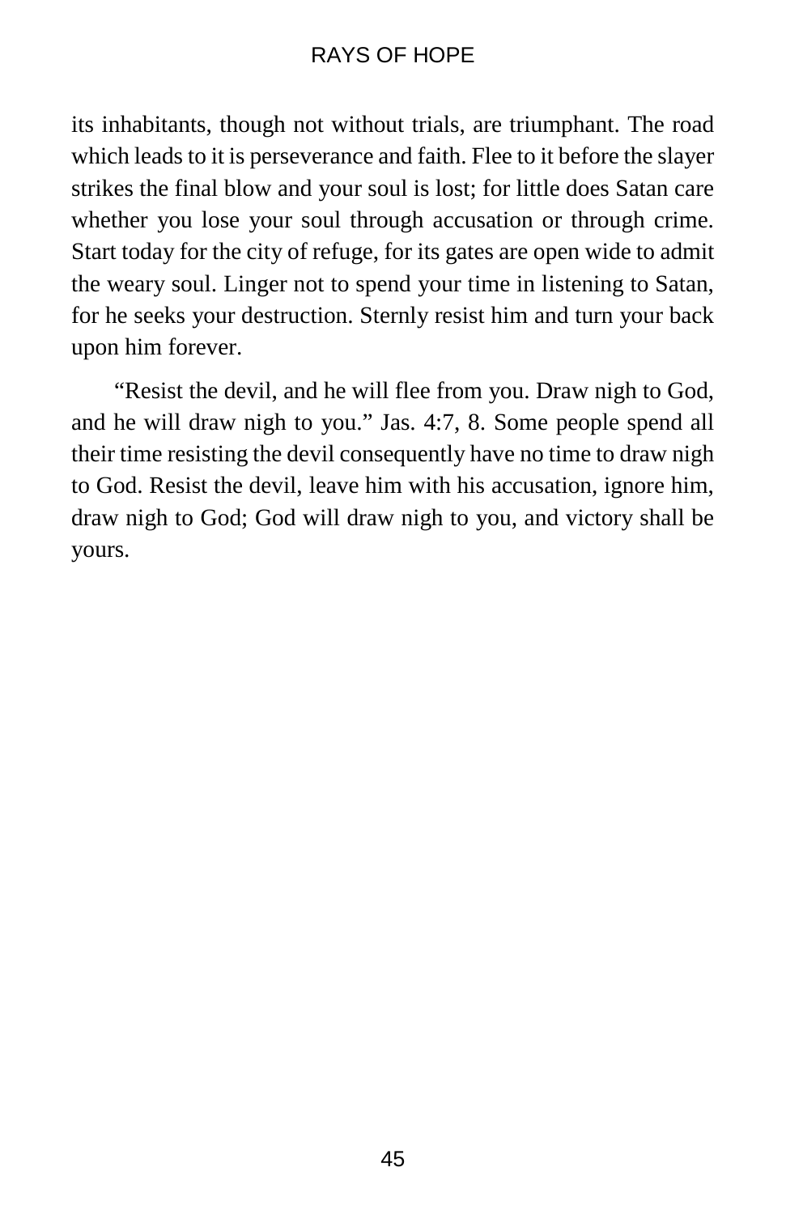its inhabitants, though not without trials, are triumphant. The road which leads to it is perseverance and faith. Flee to it before the slayer strikes the final blow and your soul is lost; for little does Satan care whether you lose your soul through accusation or through crime. Start today for the city of refuge, for its gates are open wide to admit the weary soul. Linger not to spend your time in listening to Satan, for he seeks your destruction. Sternly resist him and turn your back upon him forever.

"Resist the devil, and he will flee from you. Draw nigh to God, and he will draw nigh to you." Jas. 4:7, 8. Some people spend all their time resisting the devil consequently have no time to draw nigh to God. Resist the devil, leave him with his accusation, ignore him, draw nigh to God; God will draw nigh to you, and victory shall be yours.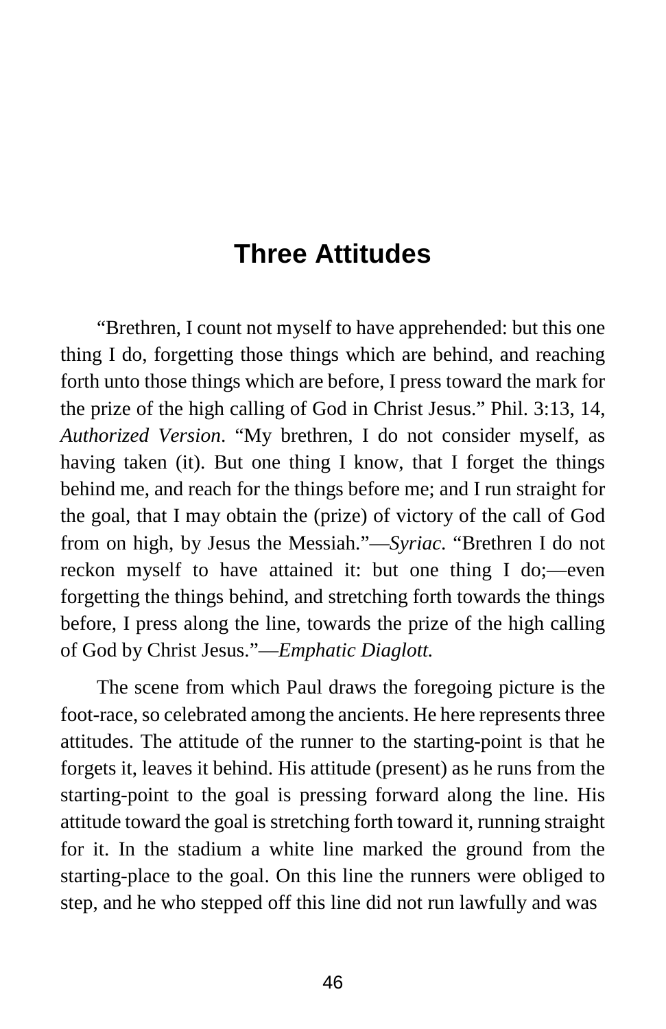# Three Attitudes

"Brethren, I count not myself to have apprehended: but this one thing I do, forgetting those things which are behind, and reaching forth unto those things which are before, I press toward the mark for the prize of the high calling of God in Christ Jesus." Phil. 3:13, 14, *Authorized Version*. "My brethren, I do not consider myself, as having taken (it). But one thing I know, that I forget the things behind me, and reach for the things before me; and I run straight for the goal, that I may obtain the (prize) of victory of the call of God from on high, by Jesus the Messiah."—*Syriac*. "Brethren I do not reckon myself to have attained it: but one thing I do;—even forgetting the things behind, and stretching forth towards the things before, I press along the line, towards the prize of the high calling of God by Christ Jesus."—*Emphatic Diaglott.*

The scene from which Paul draws the foregoing picture is the foot-race, so celebrated among the ancients. He here represents three attitudes. The attitude of the runner to the starting-point is that he forgets it, leaves it behind. His attitude (present) as he runs from the starting-point to the goal is pressing forward along the line. His attitude toward the goal is stretching forth toward it, running straight for it. In the stadium a white line marked the ground from the starting-place to the goal. On this line the runners were obliged to step, and he who stepped off this line did not run lawfully and was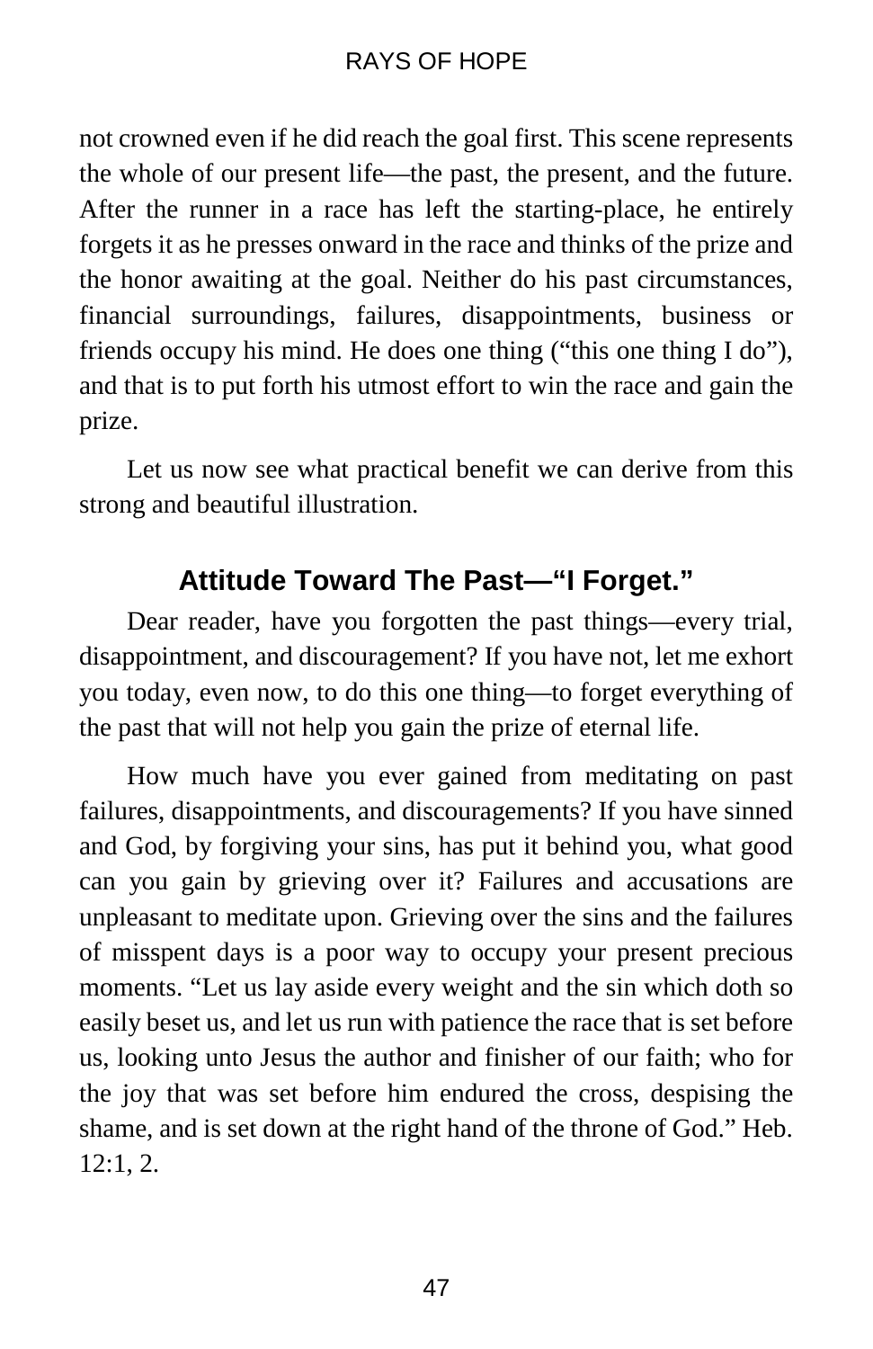not crowned even if he did reach the goal first. This scene represents the whole of our present life—the past, the present, and the future. After the runner in a race has left the starting-place, he entirely forgets it as he presses onward in the race and thinks of the prize and the honor awaiting at the goal. Neither do his past circumstances, financial surroundings, failures, disappointments, business or friends occupy his mind. He does one thing ("this one thing I do"), and that is to put forth his utmost effort to win the race and gain the prize.

Let us now see what practical benefit we can derive from this strong and beautiful illustration.

## Attitude Toward The Past—"I Forget."

Dear reader, have you forgotten the past things—every trial, disappointment, and discouragement? If you have not, let me exhort you today, even now, to do this one thing—to forget everything of the past that will not help you gain the prize of eternal life.

How much have you ever gained from meditating on past failures, disappointments, and discouragements? If you have sinned and God, by forgiving your sins, has put it behind you, what good can you gain by grieving over it? Failures and accusations are unpleasant to meditate upon. Grieving over the sins and the failures of misspent days is a poor way to occupy your present precious moments. "Let us lay aside every weight and the sin which doth so easily beset us, and let us run with patience the race that is set before us, looking unto Jesus the author and finisher of our faith; who for the joy that was set before him endured the cross, despising the shame, and is set down at the right hand of the throne of God." Heb. 12:1, 2.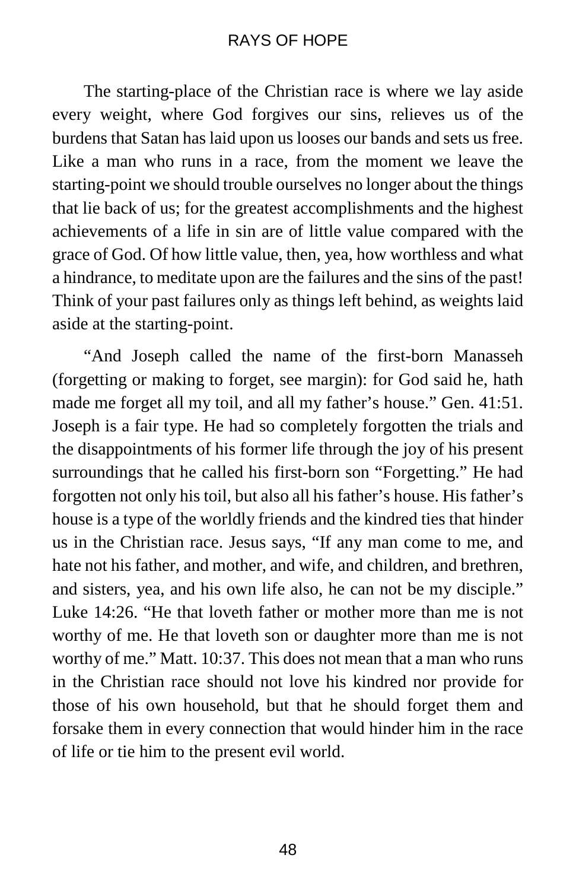The starting-place of the Christian race is where we lay aside every weight, where God forgives our sins, relieves us of the burdens that Satan has laid upon us looses our bands and sets us free. Like a man who runs in a race, from the moment we leave the starting-point we should trouble ourselves no longer about the things that lie back of us; for the greatest accomplishments and the highest achievements of a life in sin are of little value compared with the grace of God. Of how little value, then, yea, how worthless and what a hindrance, to meditate upon are the failures and the sins of the past! Think of your past failures only as things left behind, as weights laid aside at the starting-point.

"And Joseph called the name of the first-born Manasseh (forgetting or making to forget, see margin): for God said he, hath made me forget all my toil, and all my father's house." Gen. 41:51. Joseph is a fair type. He had so completely forgotten the trials and the disappointments of his former life through the joy of his present surroundings that he called his first-born son "Forgetting." He had forgotten not only his toil, but also all his father's house. His father's house is a type of the worldly friends and the kindred ties that hinder us in the Christian race. Jesus says, "If any man come to me, and hate not his father, and mother, and wife, and children, and brethren, and sisters, yea, and his own life also, he can not be my disciple." Luke 14:26. "He that loveth father or mother more than me is not worthy of me. He that loveth son or daughter more than me is not worthy of me." Matt. 10:37. This does not mean that a man who runs in the Christian race should not love his kindred nor provide for those of his own household, but that he should forget them and forsake them in every connection that would hinder him in the race of life or tie him to the present evil world.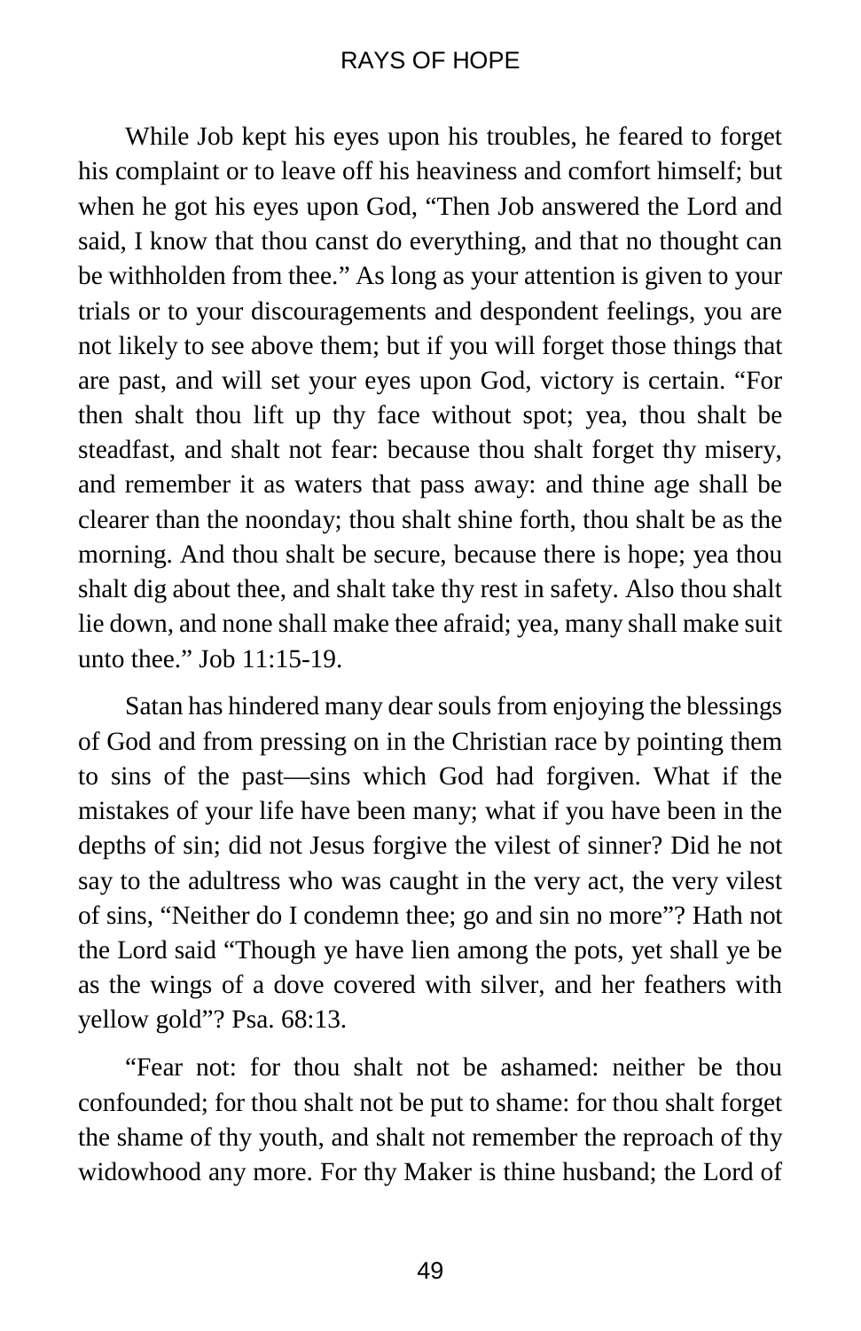While Job kept his eyes upon his troubles, he feared to forget his complaint or to leave off his heaviness and comfort himself; but when he got his eyes upon God, "Then Job answered the Lord and said, I know that thou canst do everything, and that no thought can be withholden from thee." As long as your attention is given to your trials or to your discouragements and despondent feelings, you are not likely to see above them; but if you will forget those things that are past, and will set your eyes upon God, victory is certain. "For then shalt thou lift up thy face without spot; yea, thou shalt be steadfast, and shalt not fear: because thou shalt forget thy misery, and remember it as waters that pass away: and thine age shall be clearer than the noonday; thou shalt shine forth, thou shalt be as the morning. And thou shalt be secure, because there is hope; yea thou shalt dig about thee, and shalt take thy rest in safety. Also thou shalt lie down, and none shall make thee afraid; yea, many shall make suit unto thee." Job 11:15-19.

Satan has hindered many dear souls from enjoying the blessings of God and from pressing on in the Christian race by pointing them to sins of the past—sins which God had forgiven. What if the mistakes of your life have been many; what if you have been in the depths of sin; did not Jesus forgive the vilest of sinner? Did he not say to the adultress who was caught in the very act, the very vilest of sins, "Neither do I condemn thee; go and sin no more"? Hath not the Lord said "Though ye have lien among the pots, yet shall ye be as the wings of a dove covered with silver, and her feathers with yellow gold"? Psa. 68:13.

"Fear not: for thou shalt not be ashamed: neither be thou confounded; for thou shalt not be put to shame: for thou shalt forget the shame of thy youth, and shalt not remember the reproach of thy widowhood any more. For thy Maker is thine husband; the Lord of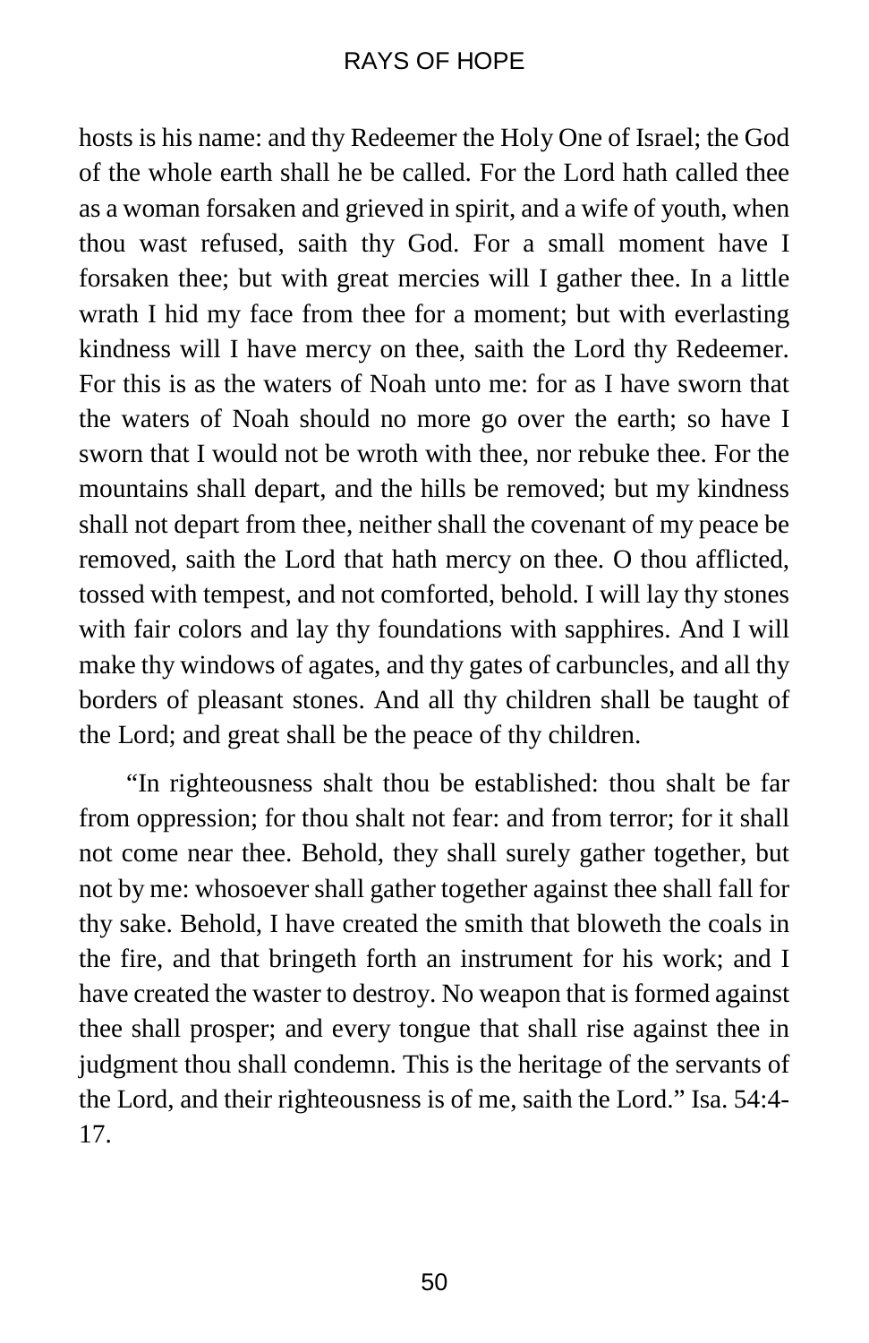hosts is his name: and thy Redeemer the Holy One of Israel; the God of the whole earth shall he be called. For the Lord hath called thee as a woman forsaken and grieved in spirit, and a wife of youth, when thou wast refused, saith thy God. For a small moment have I forsaken thee; but with great mercies will I gather thee. In a little wrath I hid my face from thee for a moment; but with everlasting kindness will I have mercy on thee, saith the Lord thy Redeemer. For this is as the waters of Noah unto me: for as I have sworn that the waters of Noah should no more go over the earth; so have I sworn that I would not be wroth with thee, nor rebuke thee. For the mountains shall depart, and the hills be removed; but my kindness shall not depart from thee, neither shall the covenant of my peace be removed, saith the Lord that hath mercy on thee. O thou afflicted, tossed with tempest, and not comforted, behold. I will lay thy stones with fair colors and lay thy foundations with sapphires. And I will make thy windows of agates, and thy gates of carbuncles, and all thy borders of pleasant stones. And all thy children shall be taught of the Lord; and great shall be the peace of thy children.

"In righteousness shalt thou be established: thou shalt be far from oppression; for thou shalt not fear: and from terror; for it shall not come near thee. Behold, they shall surely gather together, but not by me: whosoever shall gather together against thee shall fall for thy sake. Behold, I have created the smith that bloweth the coals in the fire, and that bringeth forth an instrument for his work; and I have created the waster to destroy. No weapon that is formed against thee shall prosper; and every tongue that shall rise against thee in judgment thou shall condemn. This is the heritage of the servants of the Lord, and their righteousness is of me, saith the Lord." Isa. 54:4-17.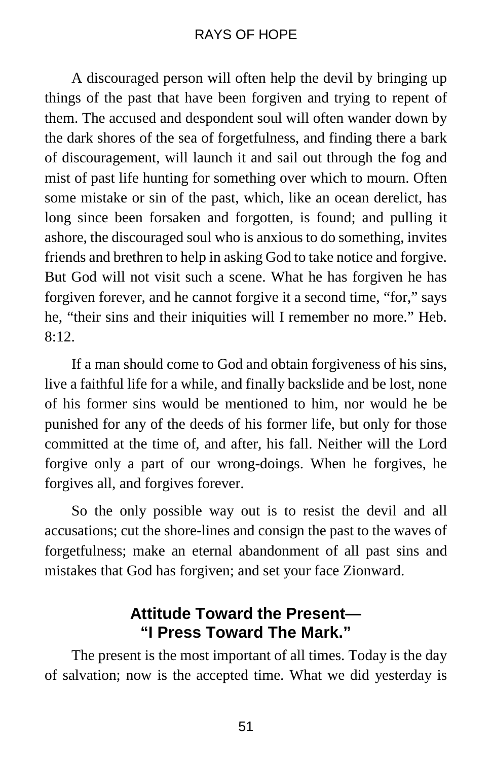A discouraged person will often help the devil by bringing up things of the past that have been forgiven and trying to repent of them. The accused and despondent soul will often wander down by the dark shores of the sea of forgetfulness, and finding there a bark of discouragement, will launch it and sail out through the fog and mist of past life hunting for something over which to mourn. Often some mistake or sin of the past, which, like an ocean derelict, has long since been forsaken and forgotten, is found; and pulling it ashore, the discouraged soul who is anxious to do something, invites friends and brethren to help in asking God to take notice and forgive. But God will not visit such a scene. What he has forgiven he has forgiven forever, and he cannot forgive it a second time, "for," says he, "their sins and their iniquities will I remember no more." Heb. 8:12.

If a man should come to God and obtain forgiveness of his sins, live a faithful life for a while, and finally backslide and be lost, none of his former sins would be mentioned to him, nor would he be punished for any of the deeds of his former life, but only for those committed at the time of, and after, his fall. Neither will the Lord forgive only a part of our wrong-doings. When he forgives, he forgives all, and forgives forever.

So the only possible way out is to resist the devil and all accusations; cut the shore-lines and consign the past to the waves of forgetfulness; make an eternal abandonment of all past sins and mistakes that God has forgiven; and set your face Zionward.

## Attitude Toward the Present—"I Press Toward The Mark."

The present is the most important of all times. Today is the day of salvation; now is the accepted time. What we did yesterday is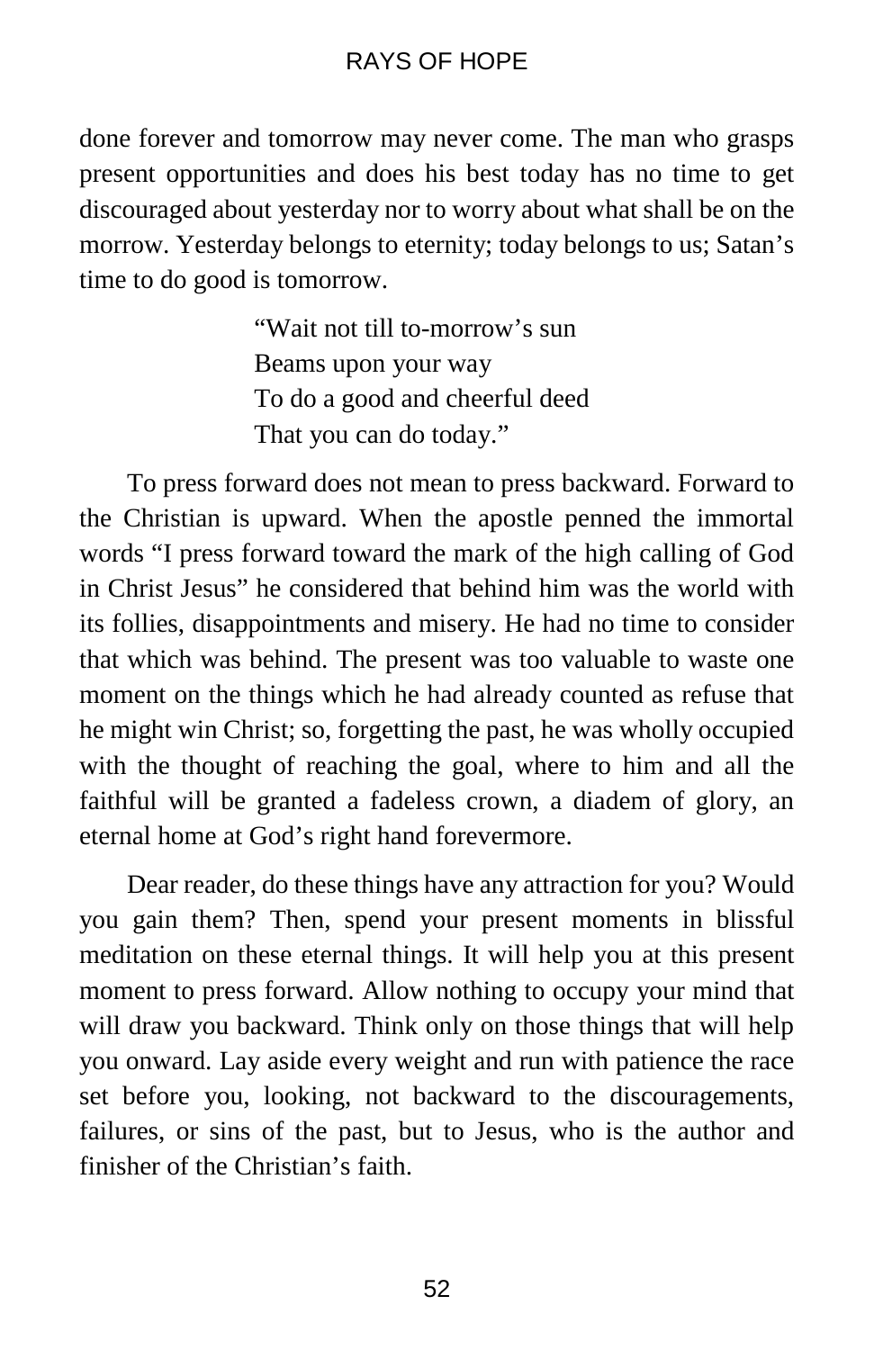done forever and tomorrow may never come. The man who grasps present opportunities and does his best today has no time to get discouraged about yesterday nor to worry about what shall be on the morrow. Yesterday belongs to eternity; today belongs to us; Satan's time to do good is tomorrow.

> "Wait not till to-morrow's sun
> Beams upon your way
> To do a good and cheerful deed
> That you can do today."

To press forward does not mean to press backward. Forward to the Christian is upward. When the apostle penned the immortal words "I press forward toward the mark of the high calling of God in Christ Jesus" he considered that behind him was the world with its follies, disappointments and misery. He had no time to consider that which was behind. The present was too valuable to waste one moment on the things which he had already counted as refuse that he might win Christ; so, forgetting the past, he was wholly occupied with the thought of reaching the goal, where to him and all the faithful will be granted a fadeless crown, a diadem of glory, an eternal home at God's right hand forevermore.

Dear reader, do these things have any attraction for you? Would you gain them? Then, spend your present moments in blissful meditation on these eternal things. It will help you at this present moment to press forward. Allow nothing to occupy your mind that will draw you backward. Think only on those things that will help you onward. Lay aside every weight and run with patience the race set before you, looking, not backward to the discouragements, failures, or sins of the past, but to Jesus, who is the author and finisher of the Christian's faith.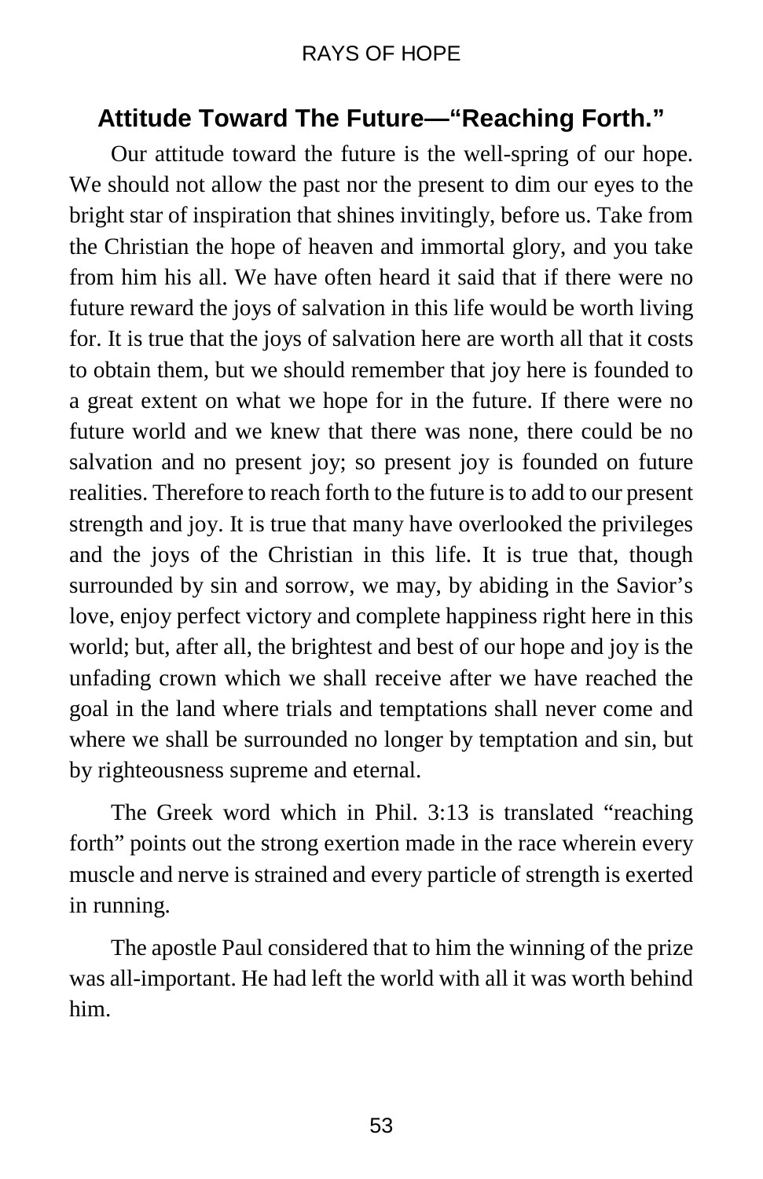## Attitude Toward The Future—“Reaching Forth.”

Our attitude toward the future is the well-spring of our hope. We should not allow the past nor the present to dim our eyes to the bright star of inspiration that shines invitingly, before us. Take from the Christian the hope of heaven and immortal glory, and you take from him his all. We have often heard it said that if there were no future reward the joys of salvation in this life would be worth living for. It is true that the joys of salvation here are worth all that it costs to obtain them, but we should remember that joy here is founded to a great extent on what we hope for in the future. If there were no future world and we knew that there was none, there could be no salvation and no present joy; so present joy is founded on future realities. Therefore to reach forth to the future is to add to our present strength and joy. It is true that many have overlooked the privileges and the joys of the Christian in this life. It is true that, though surrounded by sin and sorrow, we may, by abiding in the Savior’s love, enjoy perfect victory and complete happiness right here in this world; but, after all, the brightest and best of our hope and joy is the unfading crown which we shall receive after we have reached the goal in the land where trials and temptations shall never come and where we shall be surrounded no longer by temptation and sin, but by righteousness supreme and eternal.

The Greek word which in Phil. 3:13 is translated “reaching forth” points out the strong exertion made in the race wherein every muscle and nerve is strained and every particle of strength is exerted in running.

The apostle Paul considered that to him the winning of the prize was all-important. He had left the world with all it was worth behind him.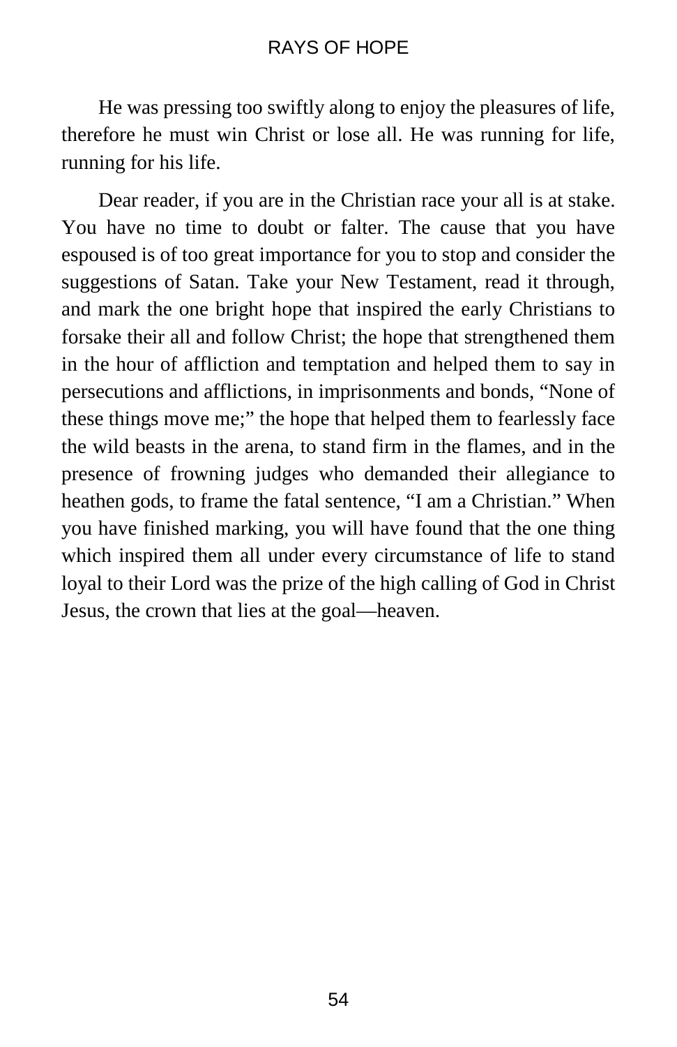He was pressing too swiftly along to enjoy the pleasures of life, therefore he must win Christ or lose all. He was running for life, running for his life.

Dear reader, if you are in the Christian race your all is at stake. You have no time to doubt or falter. The cause that you have espoused is of too great importance for you to stop and consider the suggestions of Satan. Take your New Testament, read it through, and mark the one bright hope that inspired the early Christians to forsake their all and follow Christ; the hope that strengthened them in the hour of affliction and temptation and helped them to say in persecutions and afflictions, in imprisonments and bonds, "None of these things move me;" the hope that helped them to fearlessly face the wild beasts in the arena, to stand firm in the flames, and in the presence of frowning judges who demanded their allegiance to heathen gods, to frame the fatal sentence, "I am a Christian." When you have finished marking, you will have found that the one thing which inspired them all under every circumstance of life to stand loyal to their Lord was the prize of the high calling of God in Christ Jesus, the crown that lies at the goal—heaven.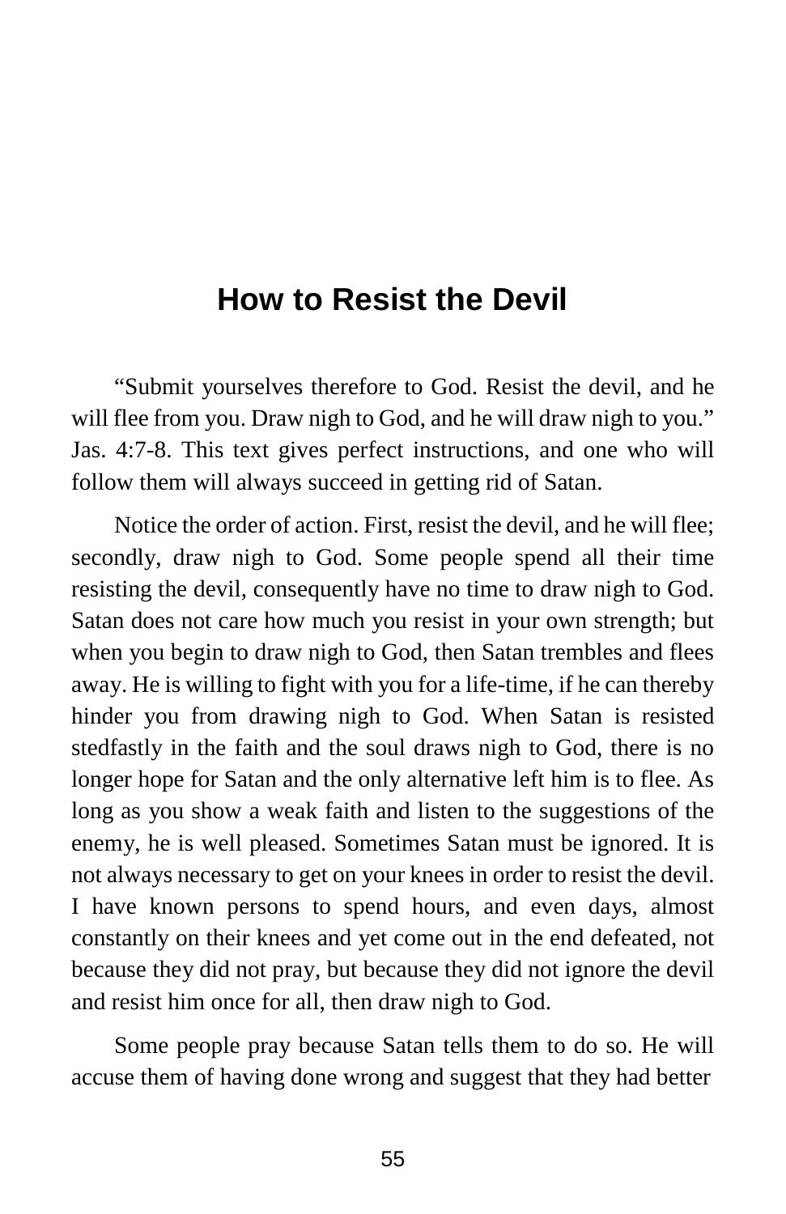# How to Resist the Devil

"Submit yourselves therefore to God. Resist the devil, and he will flee from you. Draw nigh to God, and he will draw nigh to you." Jas. 4:7-8. This text gives perfect instructions, and one who will follow them will always succeed in getting rid of Satan.

Notice the order of action. First, resist the devil, and he will flee; secondly, draw nigh to God. Some people spend all their time resisting the devil, consequently have no time to draw nigh to God. Satan does not care how much you resist in your own strength; but when you begin to draw nigh to God, then Satan trembles and flees away. He is willing to fight with you for a life-time, if he can thereby hinder you from drawing nigh to God. When Satan is resisted stedfastly in the faith and the soul draws nigh to God, there is no longer hope for Satan and the only alternative left him is to flee. As long as you show a weak faith and listen to the suggestions of the enemy, he is well pleased. Sometimes Satan must be ignored. It is not always necessary to get on your knees in order to resist the devil. I have known persons to spend hours, and even days, almost constantly on their knees and yet come out in the end defeated, not because they did not pray, but because they did not ignore the devil and resist him once for all, then draw nigh to God.

Some people pray because Satan tells them to do so. He will accuse them of having done wrong and suggest that they had better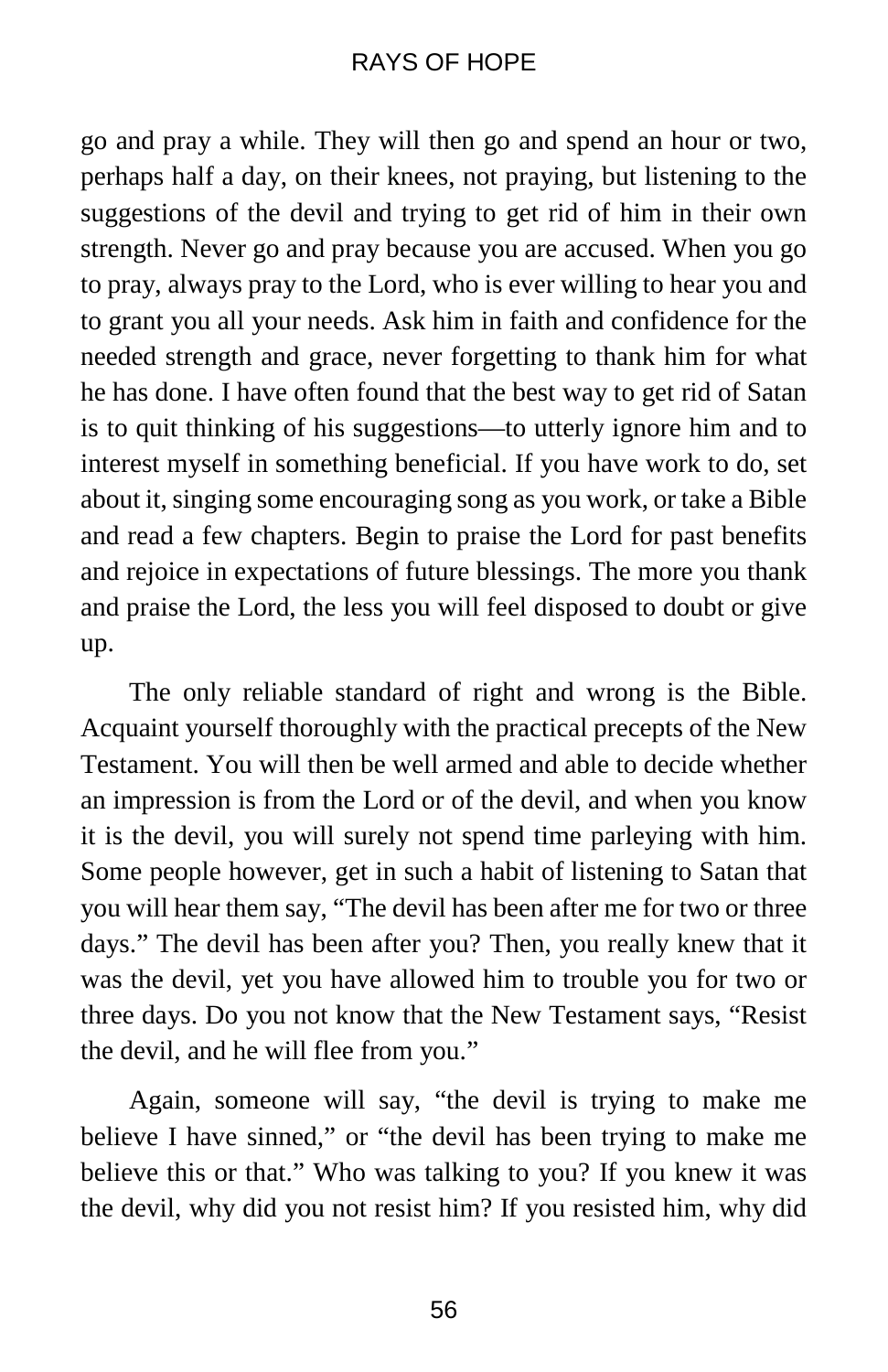go and pray a while. They will then go and spend an hour or two, perhaps half a day, on their knees, not praying, but listening to the suggestions of the devil and trying to get rid of him in their own strength. Never go and pray because you are accused. When you go to pray, always pray to the Lord, who is ever willing to hear you and to grant you all your needs. Ask him in faith and confidence for the needed strength and grace, never forgetting to thank him for what he has done. I have often found that the best way to get rid of Satan is to quit thinking of his suggestions—to utterly ignore him and to interest myself in something beneficial. If you have work to do, set about it, singing some encouraging song as you work, or take a Bible and read a few chapters. Begin to praise the Lord for past benefits and rejoice in expectations of future blessings. The more you thank and praise the Lord, the less you will feel disposed to doubt or give up.

The only reliable standard of right and wrong is the Bible. Acquaint yourself thoroughly with the practical precepts of the New Testament. You will then be well armed and able to decide whether an impression is from the Lord or of the devil, and when you know it is the devil, you will surely not spend time parleying with him. Some people however, get in such a habit of listening to Satan that you will hear them say, "The devil has been after me for two or three days." The devil has been after you? Then, you really knew that it was the devil, yet you have allowed him to trouble you for two or three days. Do you not know that the New Testament says, "Resist the devil, and he will flee from you."

Again, someone will say, "the devil is trying to make me believe I have sinned," or "the devil has been trying to make me believe this or that." Who was talking to you? If you knew it was the devil, why did you not resist him? If you resisted him, why did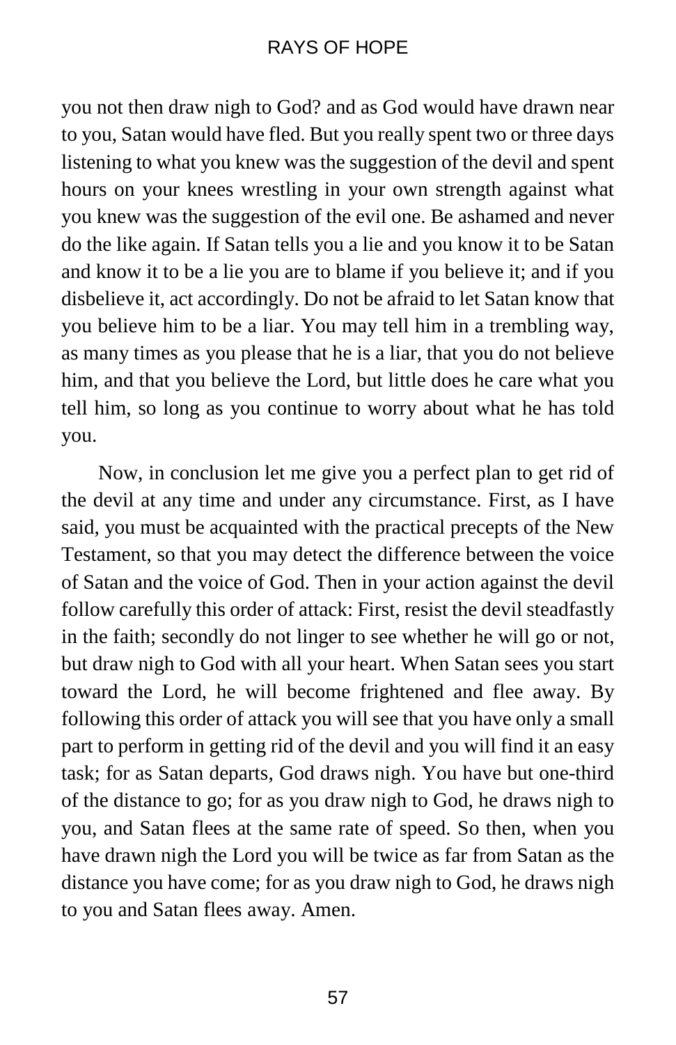you not then draw nigh to God? and as God would have drawn near to you, Satan would have fled. But you really spent two or three days listening to what you knew was the suggestion of the devil and spent hours on your knees wrestling in your own strength against what you knew was the suggestion of the evil one. Be ashamed and never do the like again. If Satan tells you a lie and you know it to be Satan and know it to be a lie you are to blame if you believe it; and if you disbelieve it, act accordingly. Do not be afraid to let Satan know that you believe him to be a liar. You may tell him in a trembling way, as many times as you please that he is a liar, that you do not believe him, and that you believe the Lord, but little does he care what you tell him, so long as you continue to worry about what he has told you.

Now, in conclusion let me give you a perfect plan to get rid of the devil at any time and under any circumstance. First, as I have said, you must be acquainted with the practical precepts of the New Testament, so that you may detect the difference between the voice of Satan and the voice of God. Then in your action against the devil follow carefully this order of attack: First, resist the devil steadfastly in the faith; secondly do not linger to see whether he will go or not, but draw nigh to God with all your heart. When Satan sees you start toward the Lord, he will become frightened and flee away. By following this order of attack you will see that you have only a small part to perform in getting rid of the devil and you will find it an easy task; for as Satan departs, God draws nigh. You have but one-third of the distance to go; for as you draw nigh to God, he draws nigh to you, and Satan flees at the same rate of speed. So then, when you have drawn nigh the Lord you will be twice as far from Satan as the distance you have come; for as you draw nigh to God, he draws nigh to you and Satan flees away. Amen.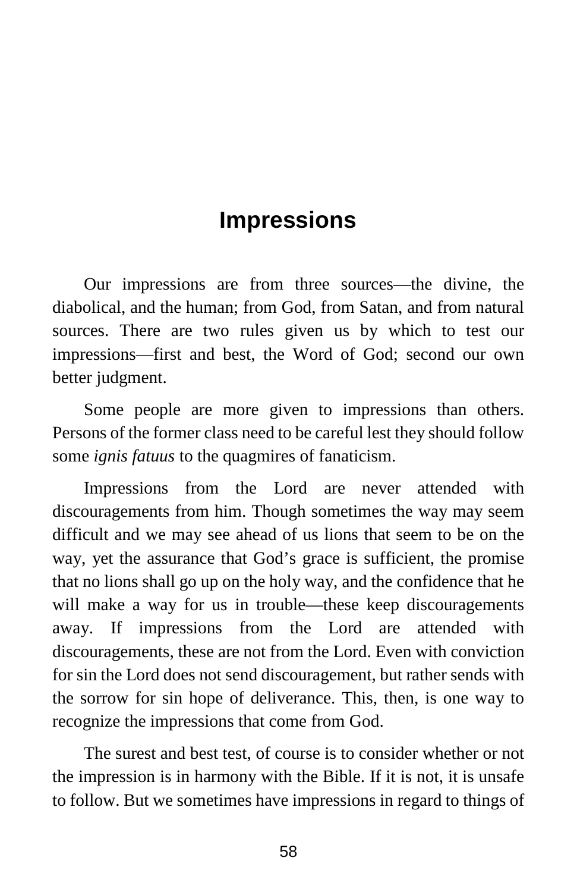# Impressions

Our impressions are from three sources—the divine, the diabolical, and the human; from God, from Satan, and from natural sources. There are two rules given us by which to test our impressions—first and best, the Word of God; second our own better judgment.

Some people are more given to impressions than others. Persons of the former class need to be careful lest they should follow some *ignis fatuus* to the quagmires of fanaticism.

Impressions from the Lord are never attended with discouragements from him. Though sometimes the way may seem difficult and we may see ahead of us lions that seem to be on the way, yet the assurance that God's grace is sufficient, the promise that no lions shall go up on the holy way, and the confidence that he will make a way for us in trouble—these keep discouragements away. If impressions from the Lord are attended with discouragements, these are not from the Lord. Even with conviction for sin the Lord does not send discouragement, but rather sends with the sorrow for sin hope of deliverance. This, then, is one way to recognize the impressions that come from God.

The surest and best test, of course is to consider whether or not the impression is in harmony with the Bible. If it is not, it is unsafe to follow. But we sometimes have impressions in regard to things of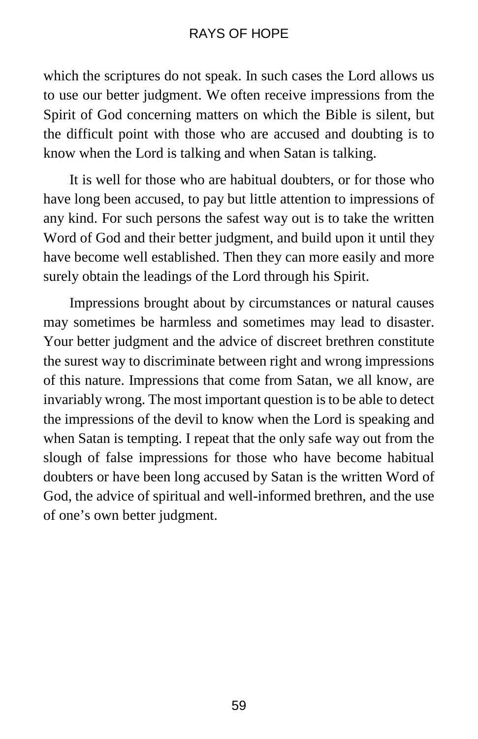which the scriptures do not speak. In such cases the Lord allows us to use our better judgment. We often receive impressions from the Spirit of God concerning matters on which the Bible is silent, but the difficult point with those who are accused and doubting is to know when the Lord is talking and when Satan is talking.

It is well for those who are habitual doubters, or for those who have long been accused, to pay but little attention to impressions of any kind. For such persons the safest way out is to take the written Word of God and their better judgment, and build upon it until they have become well established. Then they can more easily and more surely obtain the leadings of the Lord through his Spirit.

Impressions brought about by circumstances or natural causes may sometimes be harmless and sometimes may lead to disaster. Your better judgment and the advice of discreet brethren constitute the surest way to discriminate between right and wrong impressions of this nature. Impressions that come from Satan, we all know, are invariably wrong. The most important question is to be able to detect the impressions of the devil to know when the Lord is speaking and when Satan is tempting. I repeat that the only safe way out from the slough of false impressions for those who have become habitual doubters or have been long accused by Satan is the written Word of God, the advice of spiritual and well-informed brethren, and the use of one's own better judgment.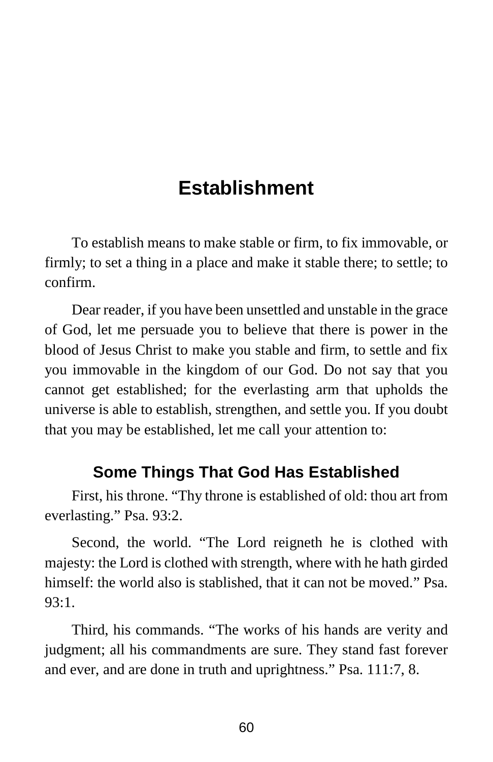# Establishment

To establish means to make stable or firm, to fix immovable, or firmly; to set a thing in a place and make it stable there; to settle; to confirm.

Dear reader, if you have been unsettled and unstable in the grace of God, let me persuade you to believe that there is power in the blood of Jesus Christ to make you stable and firm, to settle and fix you immovable in the kingdom of our God. Do not say that you cannot get established; for the everlasting arm that upholds the universe is able to establish, strengthen, and settle you. If you doubt that you may be established, let me call your attention to:

## Some Things That God Has Established

First, his throne. “Thy throne is established of old: thou art from everlasting.” Psa. 93:2.

Second, the world. “The Lord reigneth he is clothed with majesty: the Lord is clothed with strength, where with he hath girded himself: the world also is stablished, that it can not be moved.” Psa. 93:1.

Third, his commands. “The works of his hands are verity and judgment; all his commandments are sure. They stand fast forever and ever, and are done in truth and uprightness.” Psa. 111:7, 8.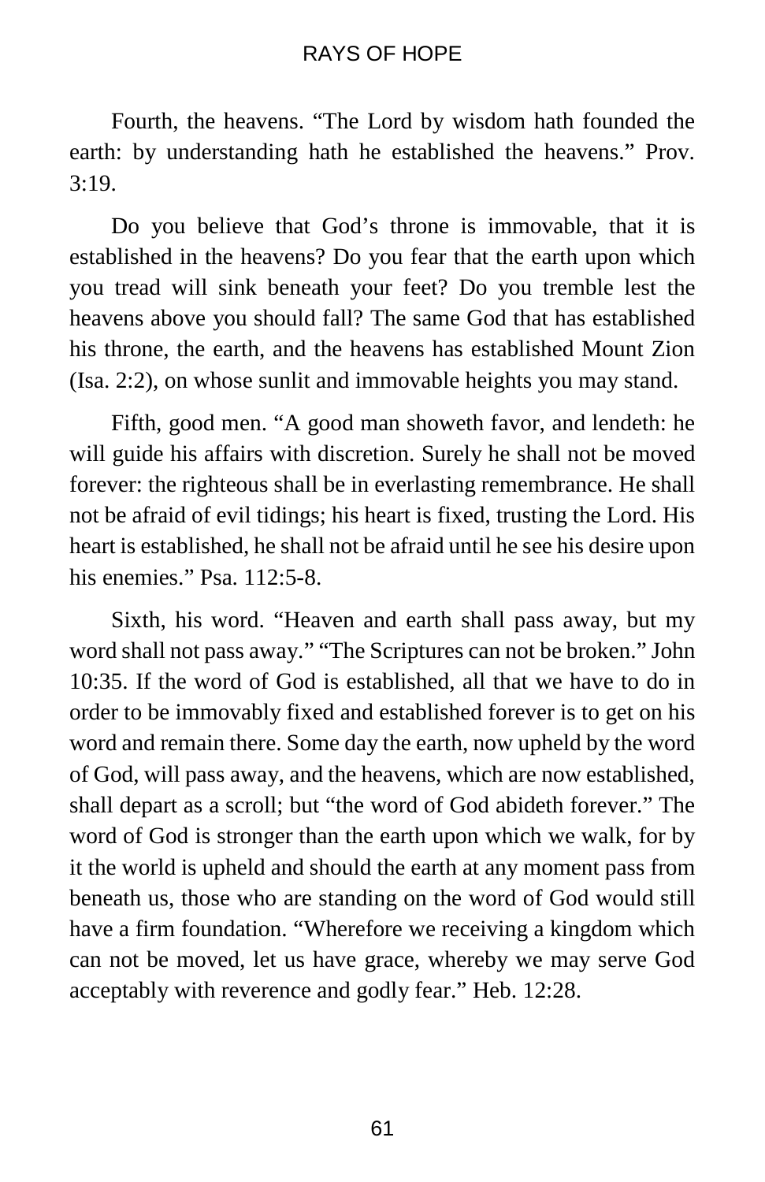Fourth, the heavens. “The Lord by wisdom hath founded the earth: by understanding hath he established the heavens.” Prov. 3:19.

Do you believe that God’s throne is immovable, that it is established in the heavens? Do you fear that the earth upon which you tread will sink beneath your feet? Do you tremble lest the heavens above you should fall? The same God that has established his throne, the earth, and the heavens has established Mount Zion (Isa. 2:2), on whose sunlit and immovable heights you may stand.

Fifth, good men. “A good man showeth favor, and lendeth: he will guide his affairs with discretion. Surely he shall not be moved forever: the righteous shall be in everlasting remembrance. He shall not be afraid of evil tidings; his heart is fixed, trusting the Lord. His heart is established, he shall not be afraid until he see his desire upon his enemies.” Psa. 112:5-8.

Sixth, his word. “Heaven and earth shall pass away, but my word shall not pass away.” “The Scriptures can not be broken.” John 10:35. If the word of God is established, all that we have to do in order to be immovably fixed and established forever is to get on his word and remain there. Some day the earth, now upheld by the word of God, will pass away, and the heavens, which are now established, shall depart as a scroll; but “the word of God abideth forever.” The word of God is stronger than the earth upon which we walk, for by it the world is upheld and should the earth at any moment pass from beneath us, those who are standing on the word of God would still have a firm foundation. “Wherefore we receiving a kingdom which can not be moved, let us have grace, whereby we may serve God acceptably with reverence and godly fear.” Heb. 12:28.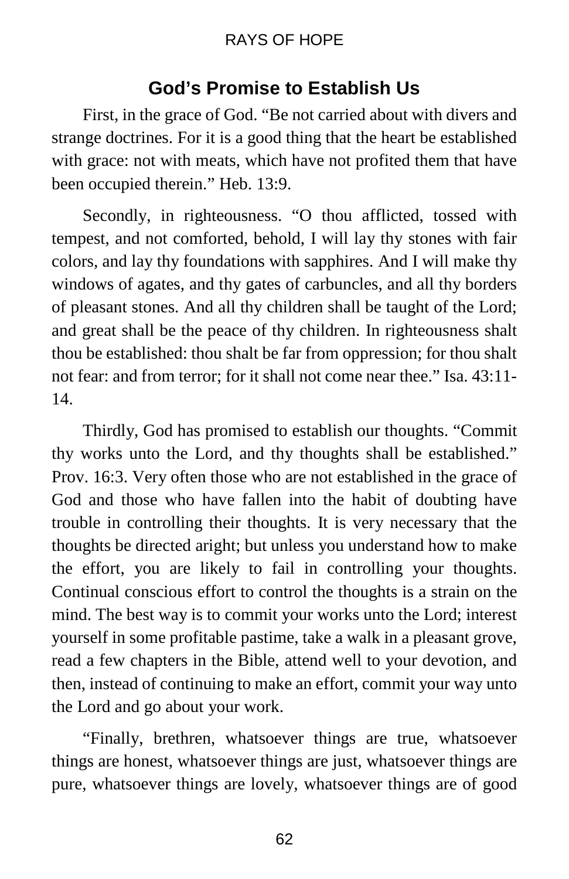## God's Promise to Establish Us

First, in the grace of God. "Be not carried about with divers and strange doctrines. For it is a good thing that the heart be established with grace: not with meats, which have not profited them that have been occupied therein." Heb. 13:9.

Secondly, in righteousness. "O thou afflicted, tossed with tempest, and not comforted, behold, I will lay thy stones with fair colors, and lay thy foundations with sapphires. And I will make thy windows of agates, and thy gates of carbuncles, and all thy borders of pleasant stones. And all thy children shall be taught of the Lord; and great shall be the peace of thy children. In righteousness shalt thou be established: thou shalt be far from oppression; for thou shalt not fear: and from terror; for it shall not come near thee." Isa. 43:11-14.

Thirdly, God has promised to establish our thoughts. "Commit thy works unto the Lord, and thy thoughts shall be established." Prov. 16:3. Very often those who are not established in the grace of God and those who have fallen into the habit of doubting have trouble in controlling their thoughts. It is very necessary that the thoughts be directed aright; but unless you understand how to make the effort, you are likely to fail in controlling your thoughts. Continual conscious effort to control the thoughts is a strain on the mind. The best way is to commit your works unto the Lord; interest yourself in some profitable pastime, take a walk in a pleasant grove, read a few chapters in the Bible, attend well to your devotion, and then, instead of continuing to make an effort, commit your way unto the Lord and go about your work.

"Finally, brethren, whatsoever things are true, whatsoever things are honest, whatsoever things are just, whatsoever things are pure, whatsoever things are lovely, whatsoever things are of good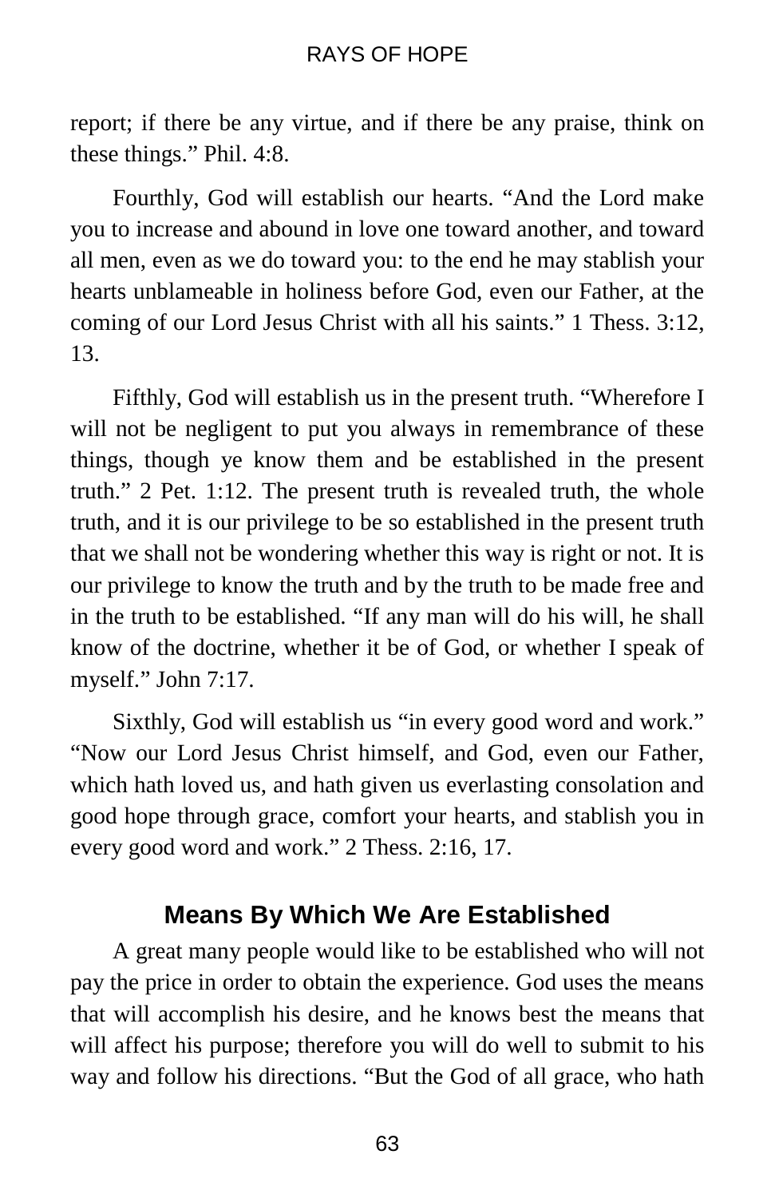report; if there be any virtue, and if there be any praise, think on these things." Phil. 4:8.

Fourthly, God will establish our hearts. "And the Lord make you to increase and abound in love one toward another, and toward all men, even as we do toward you: to the end he may stablish your hearts unblameable in holiness before God, even our Father, at the coming of our Lord Jesus Christ with all his saints." 1 Thess. 3:12, 13.

Fifthly, God will establish us in the present truth. "Wherefore I will not be negligent to put you always in remembrance of these things, though ye know them and be established in the present truth." 2 Pet. 1:12. The present truth is revealed truth, the whole truth, and it is our privilege to be so established in the present truth that we shall not be wondering whether this way is right or not. It is our privilege to know the truth and by the truth to be made free and in the truth to be established. "If any man will do his will, he shall know of the doctrine, whether it be of God, or whether I speak of myself." John 7:17.

Sixthly, God will establish us "in every good word and work." "Now our Lord Jesus Christ himself, and God, even our Father, which hath loved us, and hath given us everlasting consolation and good hope through grace, comfort your hearts, and stablish you in every good word and work." 2 Thess. 2:16, 17.

## Means By Which We Are Established

A great many people would like to be established who will not pay the price in order to obtain the experience. God uses the means that will accomplish his desire, and he knows best the means that will affect his purpose; therefore you will do well to submit to his way and follow his directions. "But the God of all grace, who hath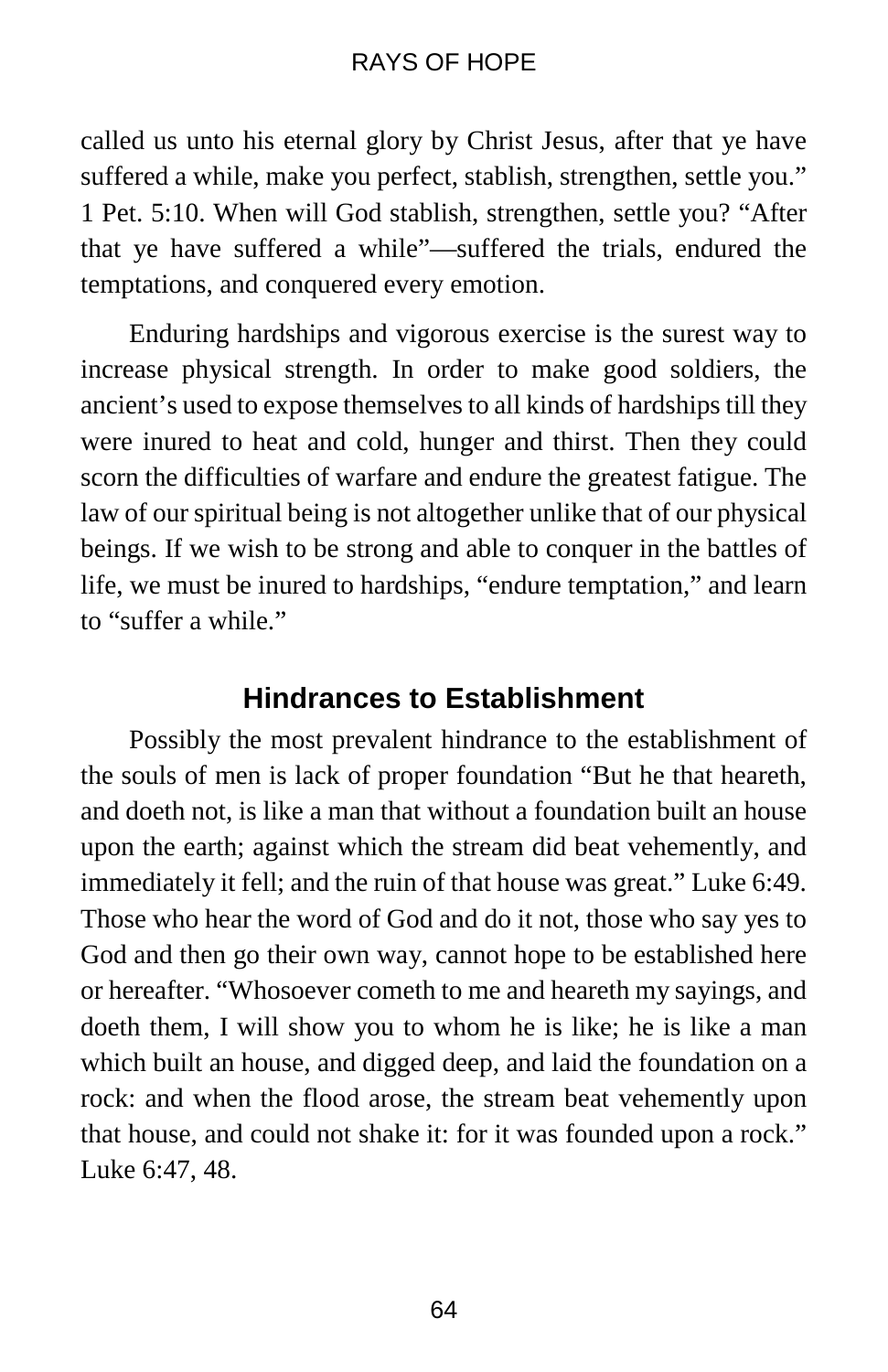called us unto his eternal glory by Christ Jesus, after that ye have suffered a while, make you perfect, stablish, strengthen, settle you." 1 Pet. 5:10. When will God stablish, strengthen, settle you? "After that ye have suffered a while"—suffered the trials, endured the temptations, and conquered every emotion.

Enduring hardships and vigorous exercise is the surest way to increase physical strength. In order to make good soldiers, the ancient's used to expose themselves to all kinds of hardships till they were inured to heat and cold, hunger and thirst. Then they could scorn the difficulties of warfare and endure the greatest fatigue. The law of our spiritual being is not altogether unlike that of our physical beings. If we wish to be strong and able to conquer in the battles of life, we must be inured to hardships, "endure temptation," and learn to "suffer a while."

## Hindrances to Establishment

Possibly the most prevalent hindrance to the establishment of the souls of men is lack of proper foundation "But he that heareth, and doeth not, is like a man that without a foundation built an house upon the earth; against which the stream did beat vehemently, and immediately it fell; and the ruin of that house was great." Luke 6:49. Those who hear the word of God and do it not, those who say yes to God and then go their own way, cannot hope to be established here or hereafter. "Whosoever cometh to me and heareth my sayings, and doeth them, I will show you to whom he is like; he is like a man which built an house, and digged deep, and laid the foundation on a rock: and when the flood arose, the stream beat vehemently upon that house, and could not shake it: for it was founded upon a rock." Luke 6:47, 48.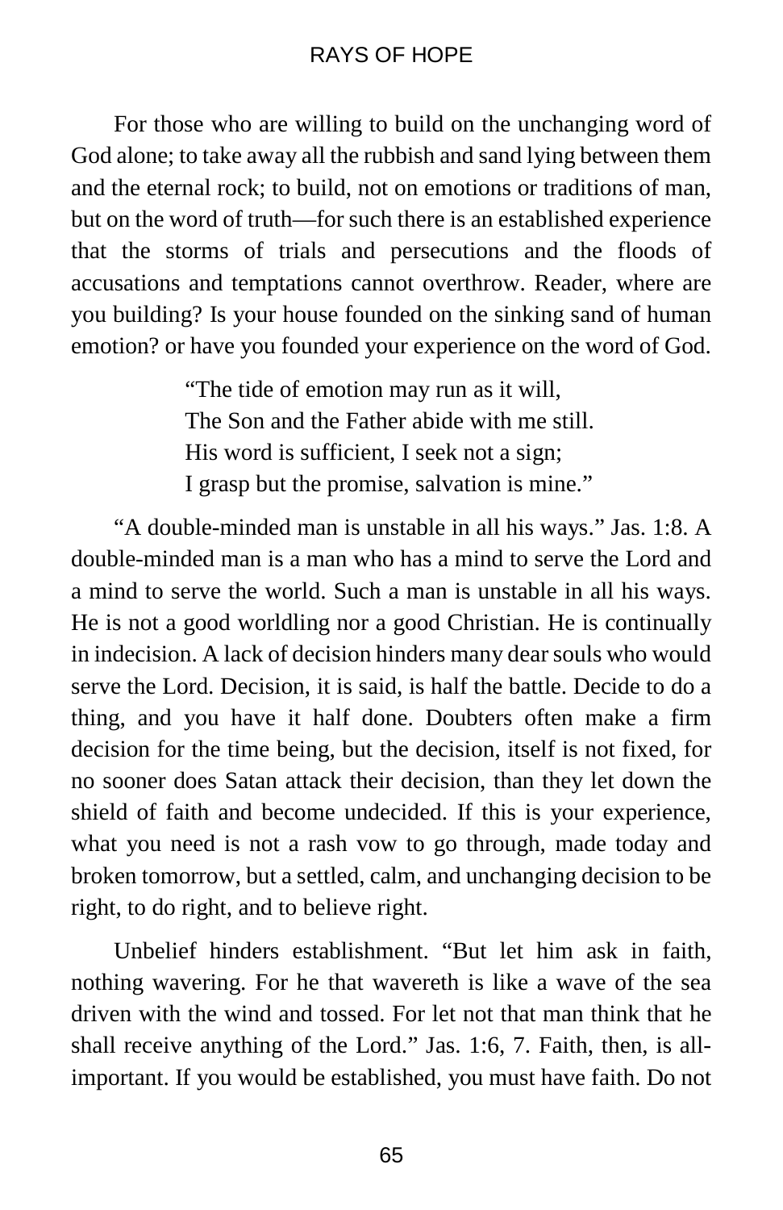For those who are willing to build on the unchanging word of God alone; to take away all the rubbish and sand lying between them and the eternal rock; to build, not on emotions or traditions of man, but on the word of truth—for such there is an established experience that the storms of trials and persecutions and the floods of accusations and temptations cannot overthrow. Reader, where are you building? Is your house founded on the sinking sand of human emotion? or have you founded your experience on the word of God.

> "The tide of emotion may run as it will,
> The Son and the Father abide with me still.
> His word is sufficient, I seek not a sign;
> I grasp but the promise, salvation is mine."

"A double-minded man is unstable in all his ways." Jas. 1:8. A double-minded man is a man who has a mind to serve the Lord and a mind to serve the world. Such a man is unstable in all his ways. He is not a good worldling nor a good Christian. He is continually in indecision. A lack of decision hinders many dear souls who would serve the Lord. Decision, it is said, is half the battle. Decide to do a thing, and you have it half done. Doubters often make a firm decision for the time being, but the decision, itself is not fixed, for no sooner does Satan attack their decision, than they let down the shield of faith and become undecided. If this is your experience, what you need is not a rash vow to go through, made today and broken tomorrow, but a settled, calm, and unchanging decision to be right, to do right, and to believe right.

Unbelief hinders establishment. "But let him ask in faith, nothing wavering. For he that wavereth is like a wave of the sea driven with the wind and tossed. For let not that man think that he shall receive anything of the Lord." Jas. 1:6, 7. Faith, then, is all-important. If you would be established, you must have faith. Do not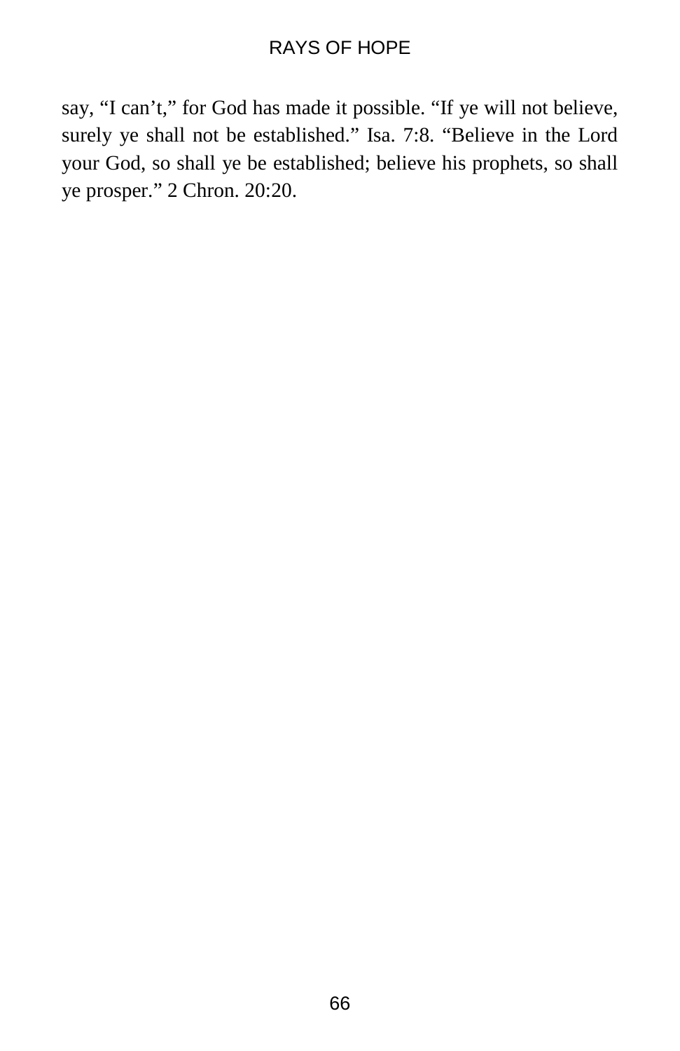say, "I can't," for God has made it possible. "If ye will not believe, surely ye shall not be established." Isa. 7:8. "Believe in the Lord your God, so shall ye be established; believe his prophets, so shall ye prosper." 2 Chron. 20:20.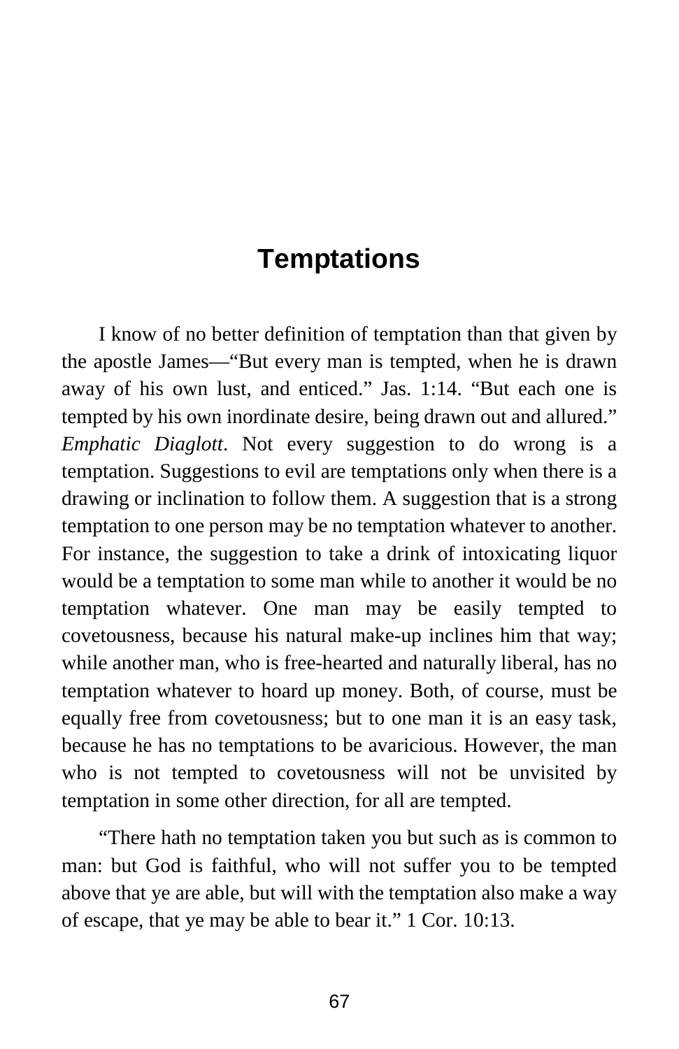# Temptations

I know of no better definition of temptation than that given by the apostle James—"But every man is tempted, when he is drawn away of his own lust, and enticed." Jas. 1:14. "But each one is tempted by his own inordinate desire, being drawn out and allured." *Emphatic Diaglott*. Not every suggestion to do wrong is a temptation. Suggestions to evil are temptations only when there is a drawing or inclination to follow them. A suggestion that is a strong temptation to one person may be no temptation whatever to another. For instance, the suggestion to take a drink of intoxicating liquor would be a temptation to some man while to another it would be no temptation whatever. One man may be easily tempted to covetousness, because his natural make-up inclines him that way; while another man, who is free-hearted and naturally liberal, has no temptation whatever to hoard up money. Both, of course, must be equally free from covetousness; but to one man it is an easy task, because he has no temptations to be avaricious. However, the man who is not tempted to covetousness will not be unvisited by temptation in some other direction, for all are tempted.

"There hath no temptation taken you but such as is common to man: but God is faithful, who will not suffer you to be tempted above that ye are able, but will with the temptation also make a way of escape, that ye may be able to bear it." 1 Cor. 10:13.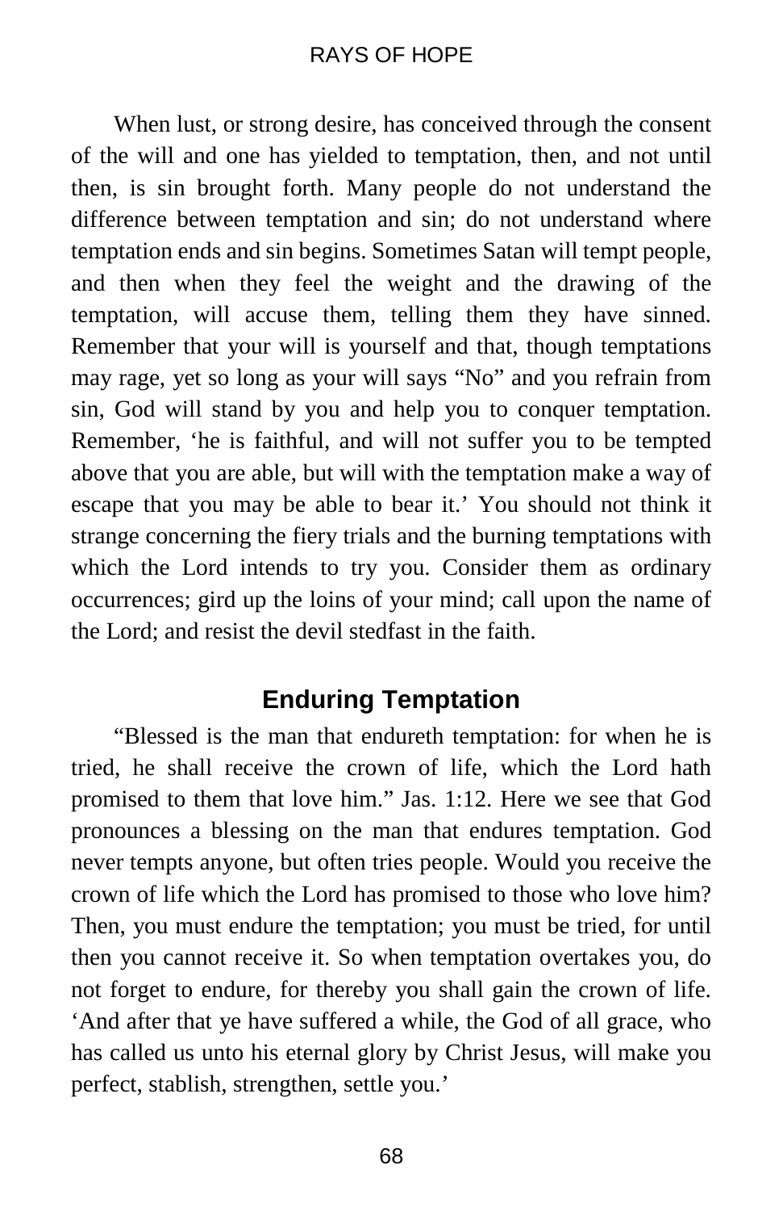When lust, or strong desire, has conceived through the consent of the will and one has yielded to temptation, then, and not until then, is sin brought forth. Many people do not understand the difference between temptation and sin; do not understand where temptation ends and sin begins. Sometimes Satan will tempt people, and then when they feel the weight and the drawing of the temptation, will accuse them, telling them they have sinned. Remember that your will is yourself and that, though temptations may rage, yet so long as your will says "No" and you refrain from sin, God will stand by you and help you to conquer temptation. Remember, 'he is faithful, and will not suffer you to be tempted above that you are able, but will with the temptation make a way of escape that you may be able to bear it.' You should not think it strange concerning the fiery trials and the burning temptations with which the Lord intends to try you. Consider them as ordinary occurrences; gird up the loins of your mind; call upon the name of the Lord; and resist the devil stedfast in the faith.

## Enduring Temptation

"Blessed is the man that endureth temptation: for when he is tried, he shall receive the crown of life, which the Lord hath promised to them that love him." Jas. 1:12. Here we see that God pronounces a blessing on the man that endures temptation. God never tempts anyone, but often tries people. Would you receive the crown of life which the Lord has promised to those who love him? Then, you must endure the temptation; you must be tried, for until then you cannot receive it. So when temptation overtakes you, do not forget to endure, for thereby you shall gain the crown of life. 'And after that ye have suffered a while, the God of all grace, who has called us unto his eternal glory by Christ Jesus, will make you perfect, stablish, strengthen, settle you.'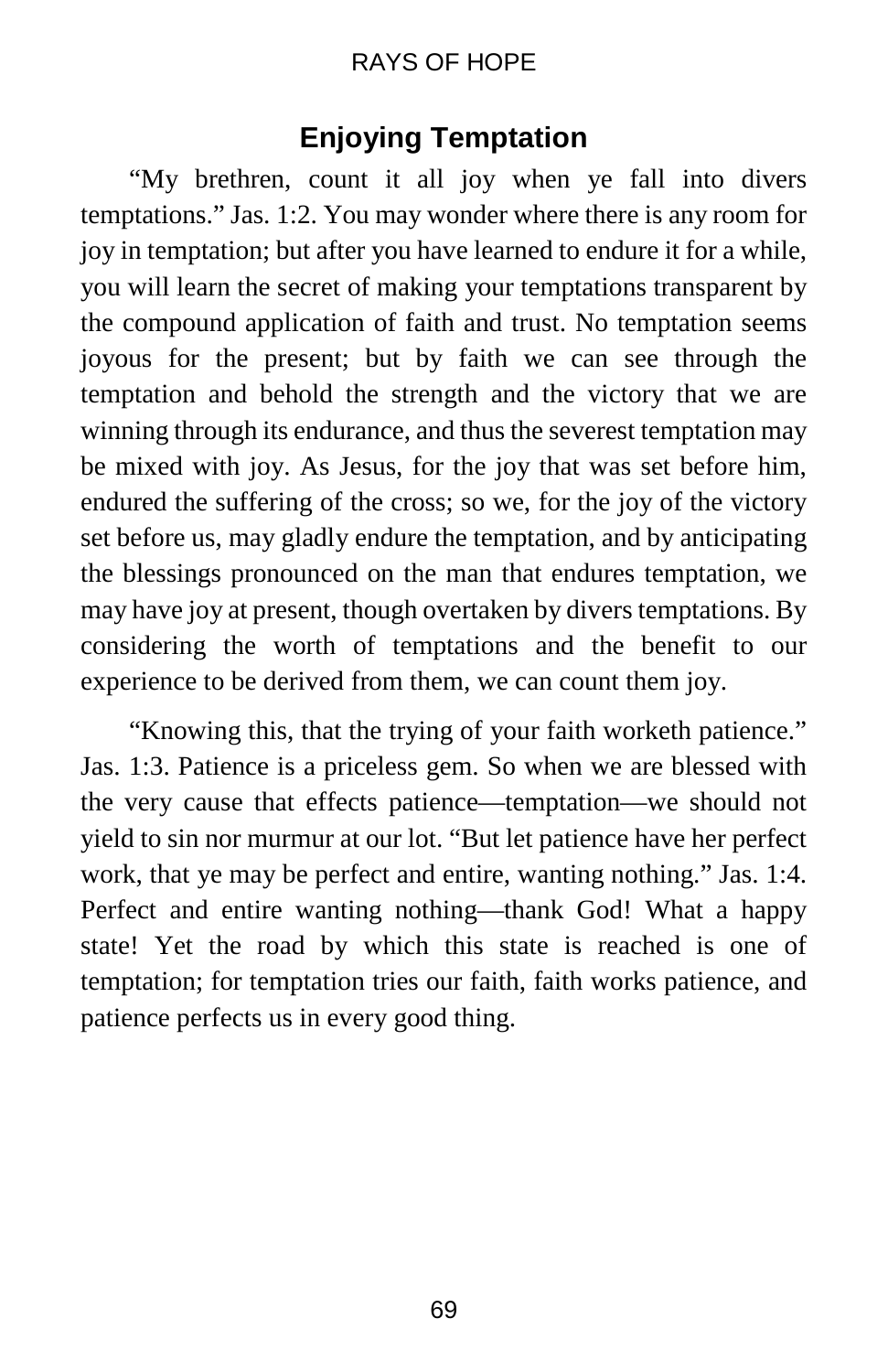## Enjoying Temptation

"My brethren, count it all joy when ye fall into divers temptations." Jas. 1:2. You may wonder where there is any room for joy in temptation; but after you have learned to endure it for a while, you will learn the secret of making your temptations transparent by the compound application of faith and trust. No temptation seems joyous for the present; but by faith we can see through the temptation and behold the strength and the victory that we are winning through its endurance, and thus the severest temptation may be mixed with joy. As Jesus, for the joy that was set before him, endured the suffering of the cross; so we, for the joy of the victory set before us, may gladly endure the temptation, and by anticipating the blessings pronounced on the man that endures temptation, we may have joy at present, though overtaken by divers temptations. By considering the worth of temptations and the benefit to our experience to be derived from them, we can count them joy.

"Knowing this, that the trying of your faith worketh patience." Jas. 1:3. Patience is a priceless gem. So when we are blessed with the very cause that effects patience—temptation—we should not yield to sin nor murmur at our lot. "But let patience have her perfect work, that ye may be perfect and entire, wanting nothing." Jas. 1:4. Perfect and entire wanting nothing—thank God! What a happy state! Yet the road by which this state is reached is one of temptation; for temptation tries our faith, faith works patience, and patience perfects us in every good thing.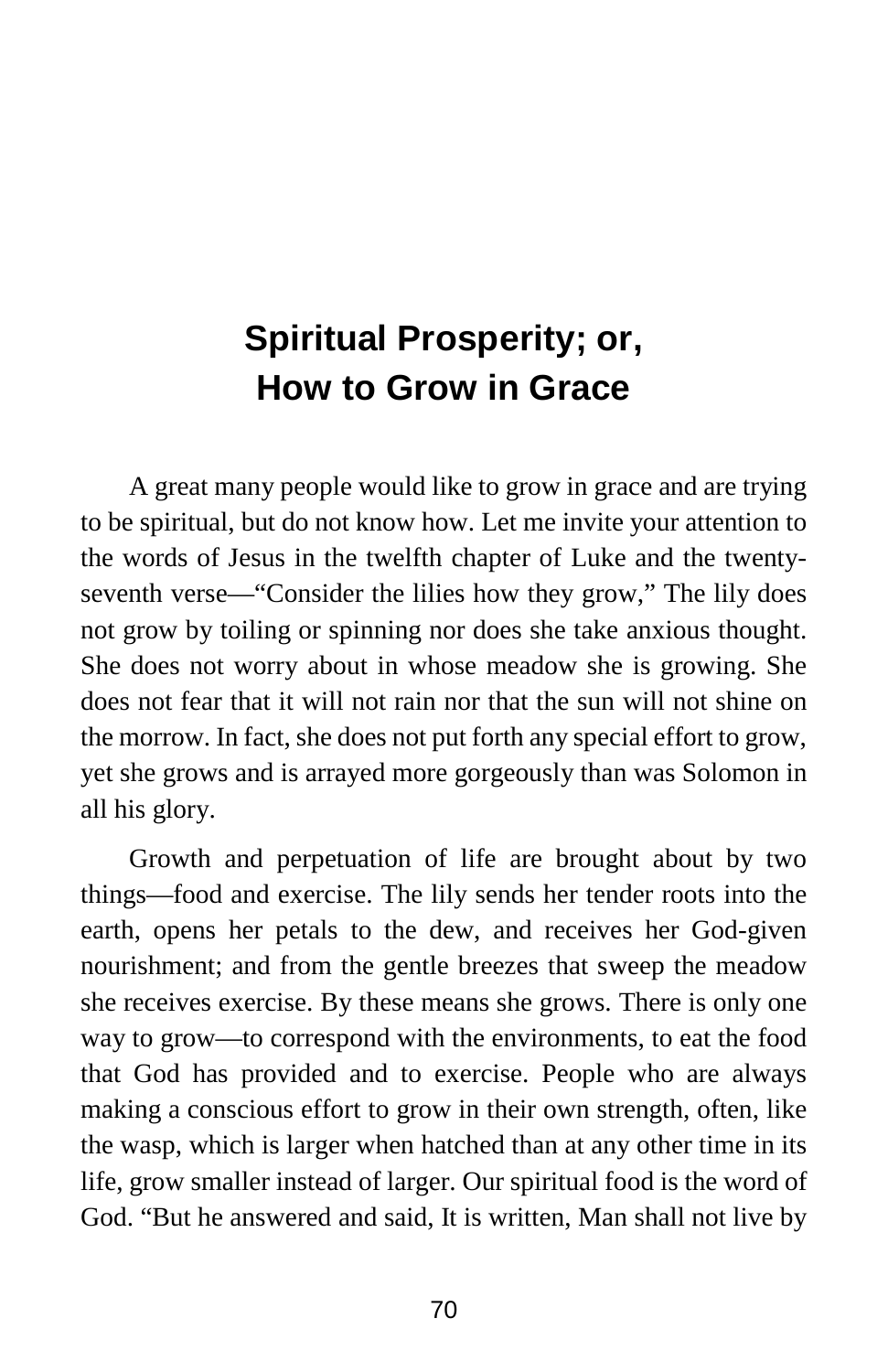# Spiritual Prosperity; or, How to Grow in Grace

A great many people would like to grow in grace and are trying to be spiritual, but do not know how. Let me invite your attention to the words of Jesus in the twelfth chapter of Luke and the twenty-seventh verse—"Consider the lilies how they grow," The lily does not grow by toiling or spinning nor does she take anxious thought. She does not worry about in whose meadow she is growing. She does not fear that it will not rain nor that the sun will not shine on the morrow. In fact, she does not put forth any special effort to grow, yet she grows and is arrayed more gorgeously than was Solomon in all his glory.

Growth and perpetuation of life are brought about by two things—food and exercise. The lily sends her tender roots into the earth, opens her petals to the dew, and receives her God-given nourishment; and from the gentle breezes that sweep the meadow she receives exercise. By these means she grows. There is only one way to grow—to correspond with the environments, to eat the food that God has provided and to exercise. People who are always making a conscious effort to grow in their own strength, often, like the wasp, which is larger when hatched than at any other time in its life, grow smaller instead of larger. Our spiritual food is the word of God. "But he answered and said, It is written, Man shall not live by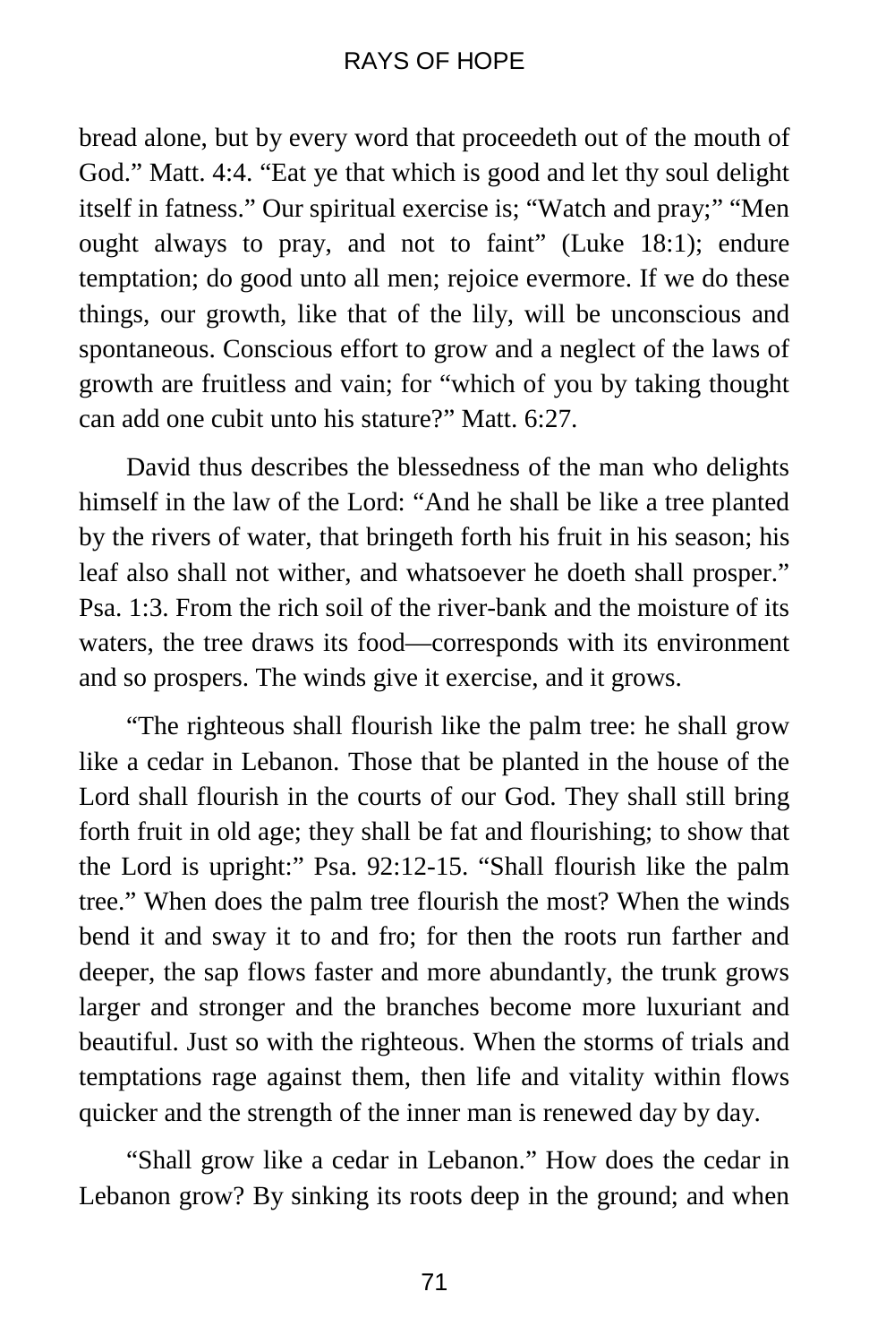bread alone, but by every word that proceedeth out of the mouth of God." Matt. 4:4. "Eat ye that which is good and let thy soul delight itself in fatness." Our spiritual exercise is; "Watch and pray;" "Men ought always to pray, and not to faint" (Luke 18:1); endure temptation; do good unto all men; rejoice evermore. If we do these things, our growth, like that of the lily, will be unconscious and spontaneous. Conscious effort to grow and a neglect of the laws of growth are fruitless and vain; for "which of you by taking thought can add one cubit unto his stature?" Matt. 6:27.

David thus describes the blessedness of the man who delights himself in the law of the Lord: "And he shall be like a tree planted by the rivers of water, that bringeth forth his fruit in his season; his leaf also shall not wither, and whatsoever he doeth shall prosper." Psa. 1:3. From the rich soil of the river-bank and the moisture of its waters, the tree draws its food—corresponds with its environment and so prospers. The winds give it exercise, and it grows.

"The righteous shall flourish like the palm tree: he shall grow like a cedar in Lebanon. Those that be planted in the house of the Lord shall flourish in the courts of our God. They shall still bring forth fruit in old age; they shall be fat and flourishing; to show that the Lord is upright:" Psa. 92:12-15. "Shall flourish like the palm tree." When does the palm tree flourish the most? When the winds bend it and sway it to and fro; for then the roots run farther and deeper, the sap flows faster and more abundantly, the trunk grows larger and stronger and the branches become more luxuriant and beautiful. Just so with the righteous. When the storms of trials and temptations rage against them, then life and vitality within flows quicker and the strength of the inner man is renewed day by day.

"Shall grow like a cedar in Lebanon." How does the cedar in Lebanon grow? By sinking its roots deep in the ground; and when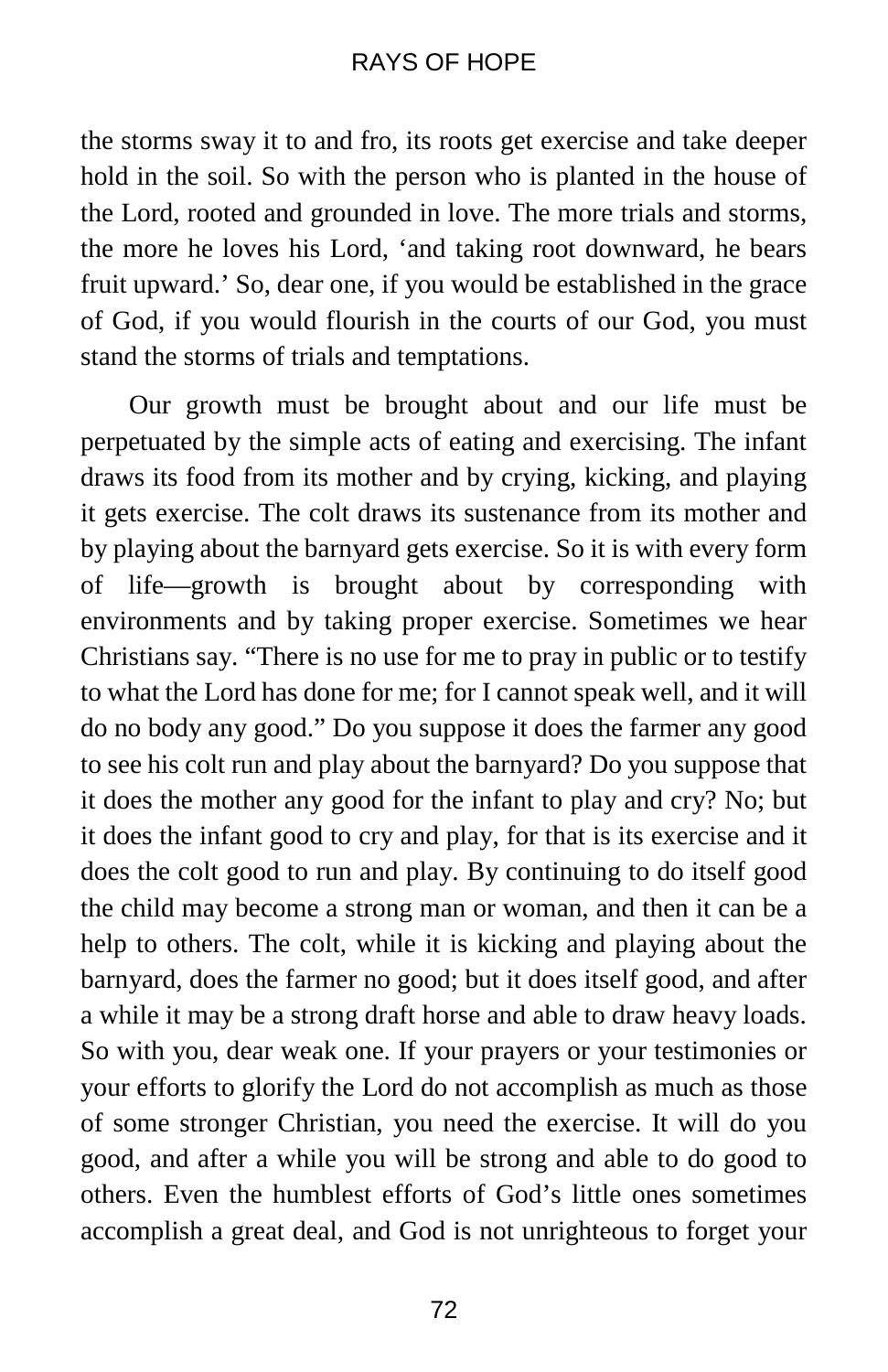the storms sway it to and fro, its roots get exercise and take deeper hold in the soil. So with the person who is planted in the house of the Lord, rooted and grounded in love. The more trials and storms, the more he loves his Lord, 'and taking root downward, he bears fruit upward.' So, dear one, if you would be established in the grace of God, if you would flourish in the courts of our God, you must stand the storms of trials and temptations.

Our growth must be brought about and our life must be perpetuated by the simple acts of eating and exercising. The infant draws its food from its mother and by crying, kicking, and playing it gets exercise. The colt draws its sustenance from its mother and by playing about the barnyard gets exercise. So it is with every form of life—growth is brought about by corresponding with environments and by taking proper exercise. Sometimes we hear Christians say. "There is no use for me to pray in public or to testify to what the Lord has done for me; for I cannot speak well, and it will do no body any good." Do you suppose it does the farmer any good to see his colt run and play about the barnyard? Do you suppose that it does the mother any good for the infant to play and cry? No; but it does the infant good to cry and play, for that is its exercise and it does the colt good to run and play. By continuing to do itself good the child may become a strong man or woman, and then it can be a help to others. The colt, while it is kicking and playing about the barnyard, does the farmer no good; but it does itself good, and after a while it may be a strong draft horse and able to draw heavy loads. So with you, dear weak one. If your prayers or your testimonies or your efforts to glorify the Lord do not accomplish as much as those of some stronger Christian, you need the exercise. It will do you good, and after a while you will be strong and able to do good to others. Even the humblest efforts of God's little ones sometimes accomplish a great deal, and God is not unrighteous to forget your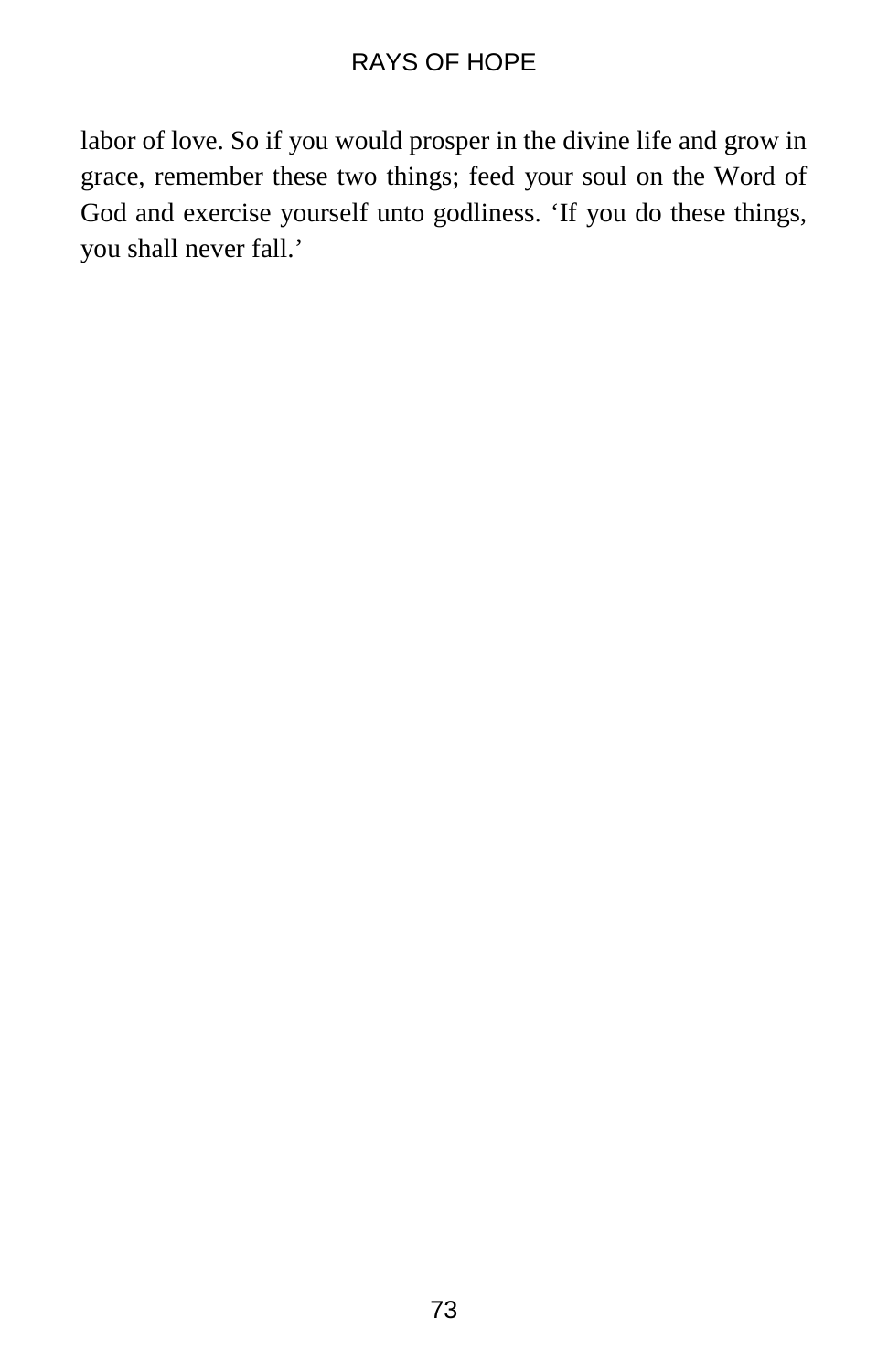labor of love. So if you would prosper in the divine life and grow in grace, remember these two things; feed your soul on the Word of God and exercise yourself unto godliness. ‘If you do these things, you shall never fall.’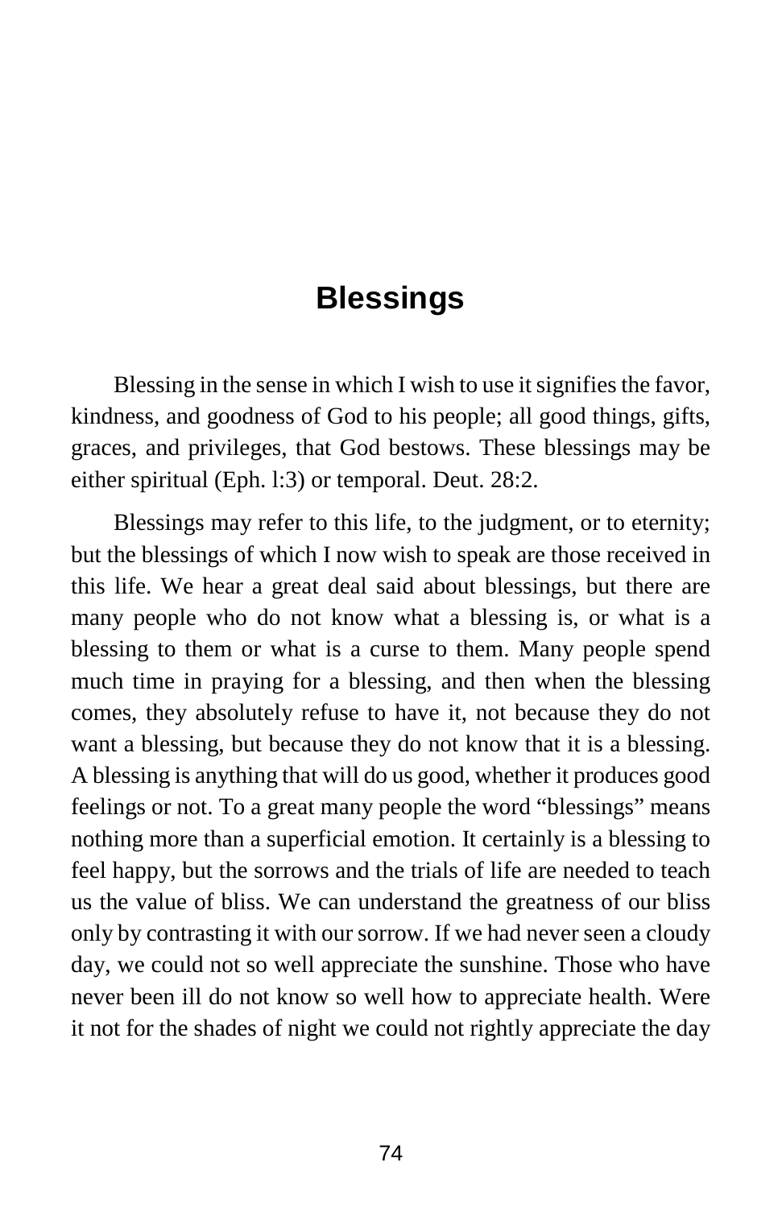# Blessings

Blessing in the sense in which I wish to use it signifies the favor, kindness, and goodness of God to his people; all good things, gifts, graces, and privileges, that God bestows. These blessings may be either spiritual (Eph. l:3) or temporal. Deut. 28:2.

Blessings may refer to this life, to the judgment, or to eternity; but the blessings of which I now wish to speak are those received in this life. We hear a great deal said about blessings, but there are many people who do not know what a blessing is, or what is a blessing to them or what is a curse to them. Many people spend much time in praying for a blessing, and then when the blessing comes, they absolutely refuse to have it, not because they do not want a blessing, but because they do not know that it is a blessing. A blessing is anything that will do us good, whether it produces good feelings or not. To a great many people the word "blessings" means nothing more than a superficial emotion. It certainly is a blessing to feel happy, but the sorrows and the trials of life are needed to teach us the value of bliss. We can understand the greatness of our bliss only by contrasting it with our sorrow. If we had never seen a cloudy day, we could not so well appreciate the sunshine. Those who have never been ill do not know so well how to appreciate health. Were it not for the shades of night we could not rightly appreciate the day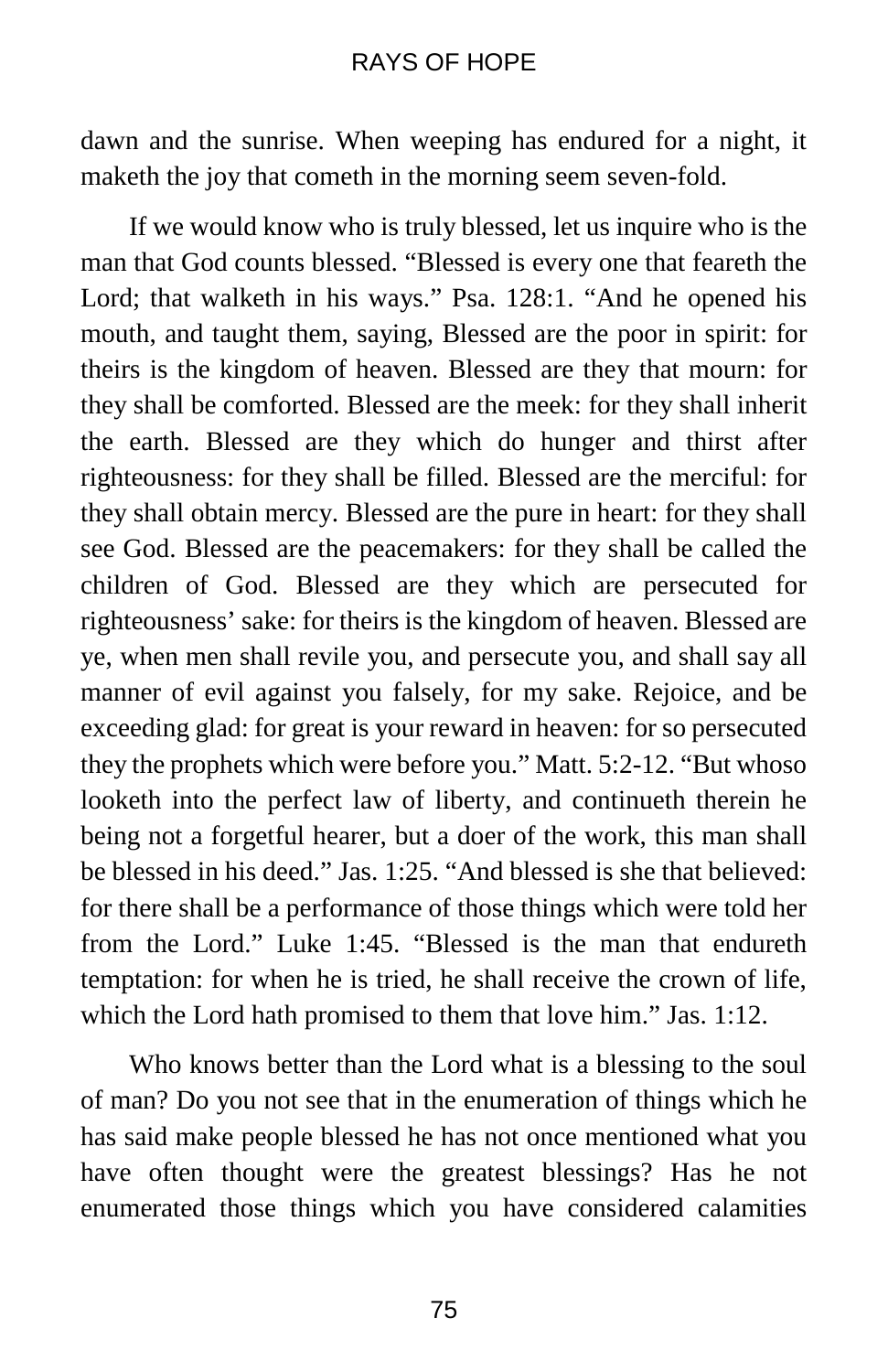dawn and the sunrise. When weeping has endured for a night, it maketh the joy that cometh in the morning seem seven-fold.

If we would know who is truly blessed, let us inquire who is the man that God counts blessed. "Blessed is every one that feareth the Lord; that walketh in his ways." Psa. 128:1. "And he opened his mouth, and taught them, saying, Blessed are the poor in spirit: for theirs is the kingdom of heaven. Blessed are they that mourn: for they shall be comforted. Blessed are the meek: for they shall inherit the earth. Blessed are they which do hunger and thirst after righteousness: for they shall be filled. Blessed are the merciful: for they shall obtain mercy. Blessed are the pure in heart: for they shall see God. Blessed are the peacemakers: for they shall be called the children of God. Blessed are they which are persecuted for righteousness' sake: for theirs is the kingdom of heaven. Blessed are ye, when men shall revile you, and persecute you, and shall say all manner of evil against you falsely, for my sake. Rejoice, and be exceeding glad: for great is your reward in heaven: for so persecuted they the prophets which were before you." Matt. 5:2-12. "But whoso looketh into the perfect law of liberty, and continueth therein he being not a forgetful hearer, but a doer of the work, this man shall be blessed in his deed." Jas. 1:25. "And blessed is she that believed: for there shall be a performance of those things which were told her from the Lord." Luke 1:45. "Blessed is the man that endureth temptation: for when he is tried, he shall receive the crown of life, which the Lord hath promised to them that love him." Jas. 1:12.

Who knows better than the Lord what is a blessing to the soul of man? Do you not see that in the enumeration of things which he has said make people blessed he has not once mentioned what you have often thought were the greatest blessings? Has he not enumerated those things which you have considered calamities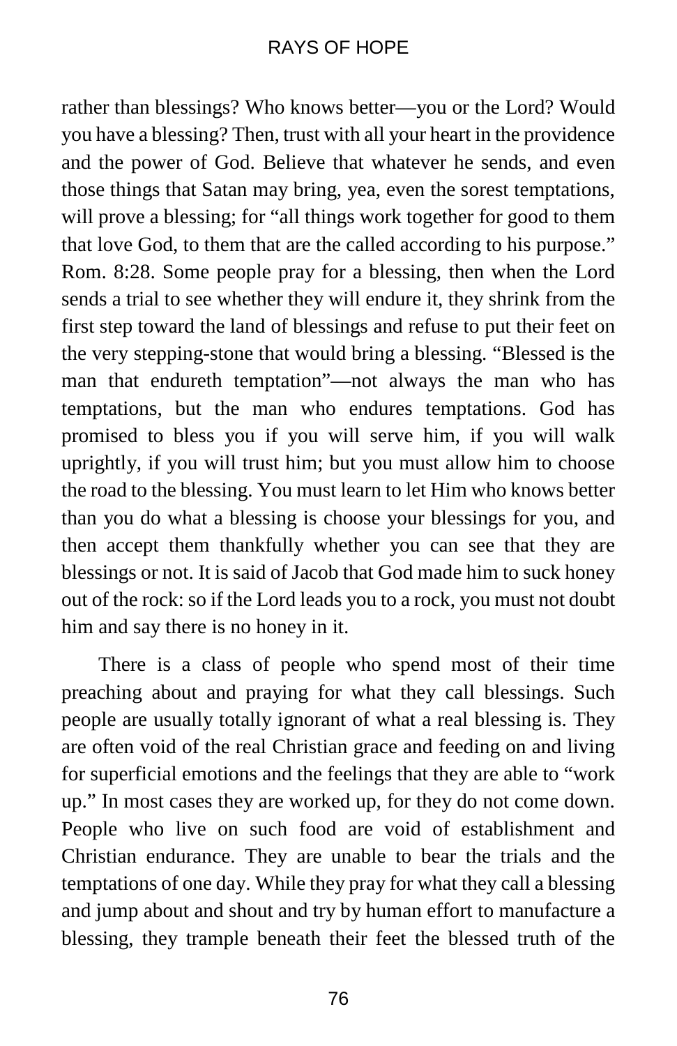rather than blessings? Who knows better—you or the Lord? Would you have a blessing? Then, trust with all your heart in the providence and the power of God. Believe that whatever he sends, and even those things that Satan may bring, yea, even the sorest temptations, will prove a blessing; for "all things work together for good to them that love God, to them that are the called according to his purpose." Rom. 8:28. Some people pray for a blessing, then when the Lord sends a trial to see whether they will endure it, they shrink from the first step toward the land of blessings and refuse to put their feet on the very stepping-stone that would bring a blessing. "Blessed is the man that endureth temptation"—not always the man who has temptations, but the man who endures temptations. God has promised to bless you if you will serve him, if you will walk uprightly, if you will trust him; but you must allow him to choose the road to the blessing. You must learn to let Him who knows better than you do what a blessing is choose your blessings for you, and then accept them thankfully whether you can see that they are blessings or not. It is said of Jacob that God made him to suck honey out of the rock: so if the Lord leads you to a rock, you must not doubt him and say there is no honey in it.

There is a class of people who spend most of their time preaching about and praying for what they call blessings. Such people are usually totally ignorant of what a real blessing is. They are often void of the real Christian grace and feeding on and living for superficial emotions and the feelings that they are able to "work up." In most cases they are worked up, for they do not come down. People who live on such food are void of establishment and Christian endurance. They are unable to bear the trials and the temptations of one day. While they pray for what they call a blessing and jump about and shout and try by human effort to manufacture a blessing, they trample beneath their feet the blessed truth of the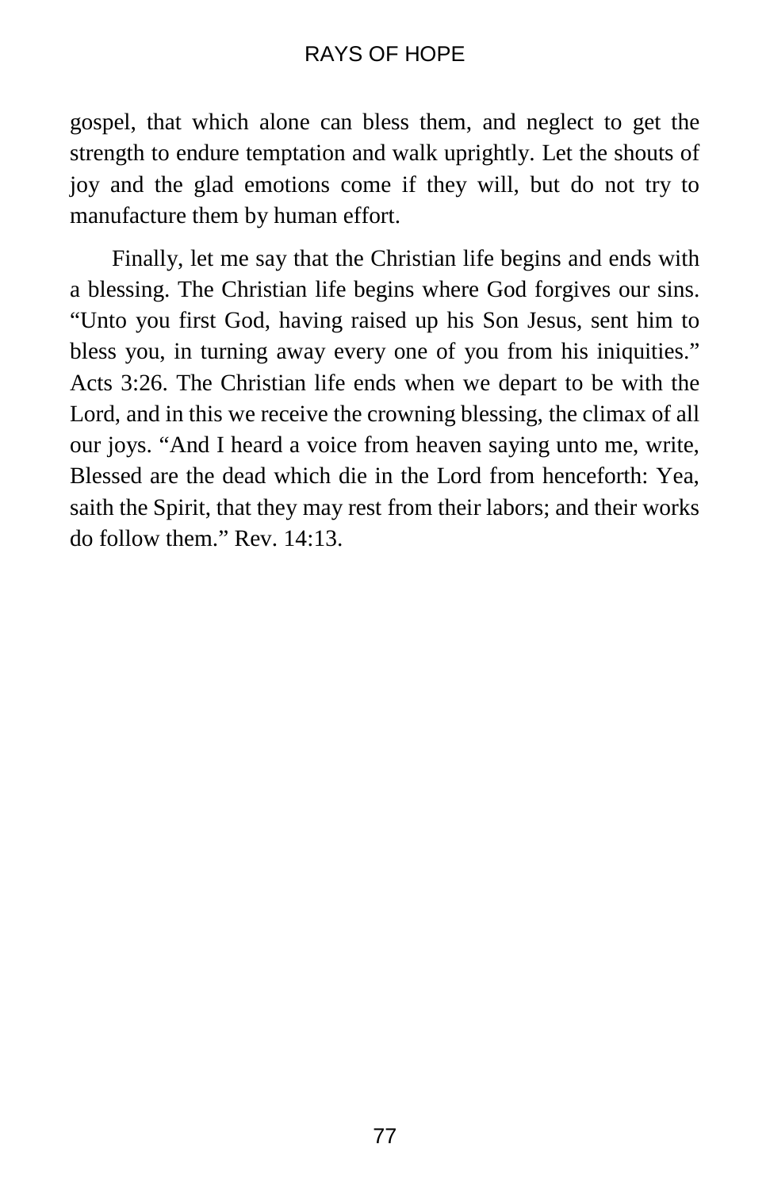gospel, that which alone can bless them, and neglect to get the strength to endure temptation and walk uprightly. Let the shouts of joy and the glad emotions come if they will, but do not try to manufacture them by human effort.

Finally, let me say that the Christian life begins and ends with a blessing. The Christian life begins where God forgives our sins. "Unto you first God, having raised up his Son Jesus, sent him to bless you, in turning away every one of you from his iniquities." Acts 3:26. The Christian life ends when we depart to be with the Lord, and in this we receive the crowning blessing, the climax of all our joys. "And I heard a voice from heaven saying unto me, write, Blessed are the dead which die in the Lord from henceforth: Yea, saith the Spirit, that they may rest from their labors; and their works do follow them." Rev. 14:13.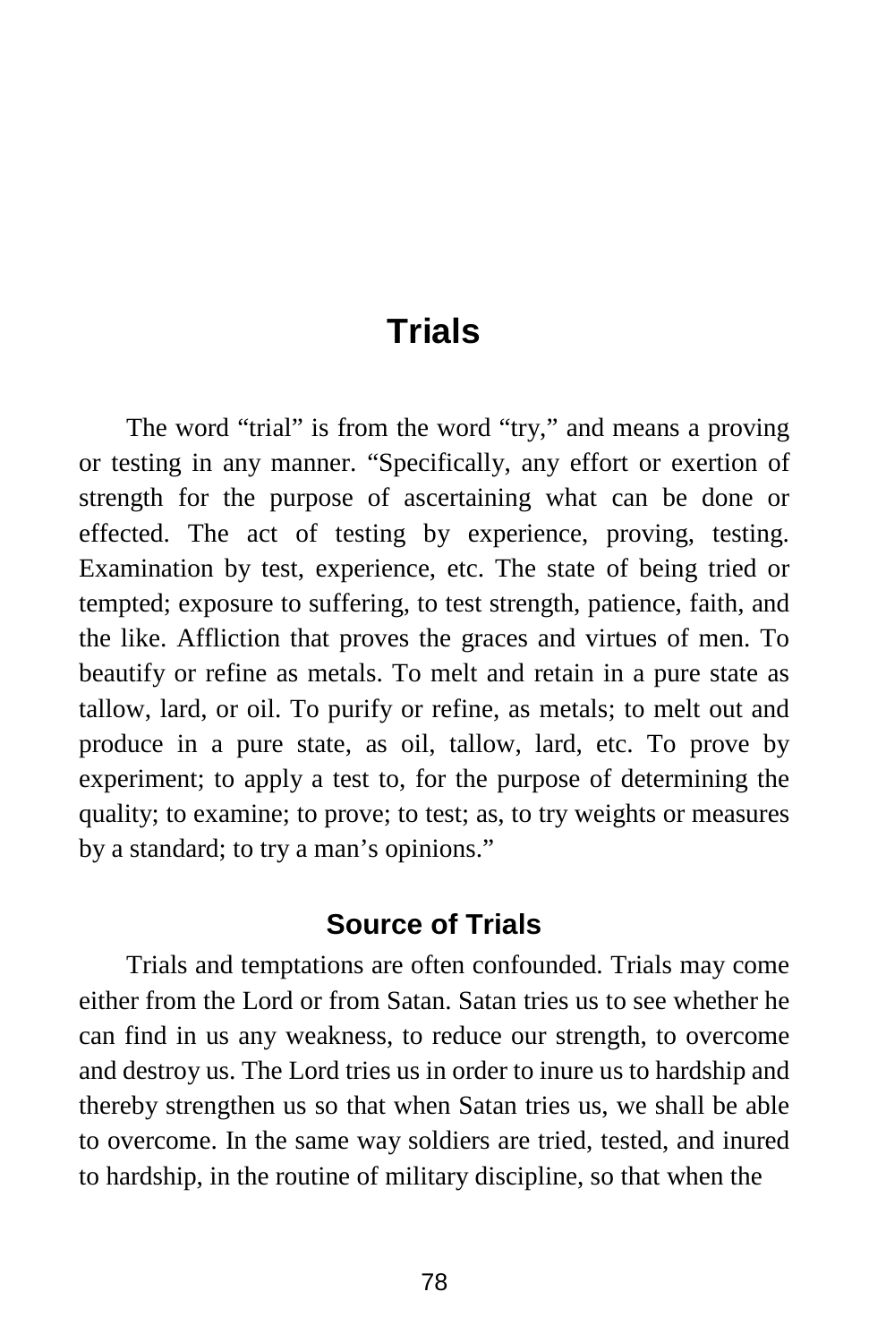# Trials

The word "trial" is from the word "try," and means a proving or testing in any manner. "Specifically, any effort or exertion of strength for the purpose of ascertaining what can be done or effected. The act of testing by experience, proving, testing. Examination by test, experience, etc. The state of being tried or tempted; exposure to suffering, to test strength, patience, faith, and the like. Affliction that proves the graces and virtues of men. To beautify or refine as metals. To melt and retain in a pure state as tallow, lard, or oil. To purify or refine, as metals; to melt out and produce in a pure state, as oil, tallow, lard, etc. To prove by experiment; to apply a test to, for the purpose of determining the quality; to examine; to prove; to test; as, to try weights or measures by a standard; to try a man's opinions."

## Source of Trials

Trials and temptations are often confounded. Trials may come either from the Lord or from Satan. Satan tries us to see whether he can find in us any weakness, to reduce our strength, to overcome and destroy us. The Lord tries us in order to inure us to hardship and thereby strengthen us so that when Satan tries us, we shall be able to overcome. In the same way soldiers are tried, tested, and inured to hardship, in the routine of military discipline, so that when the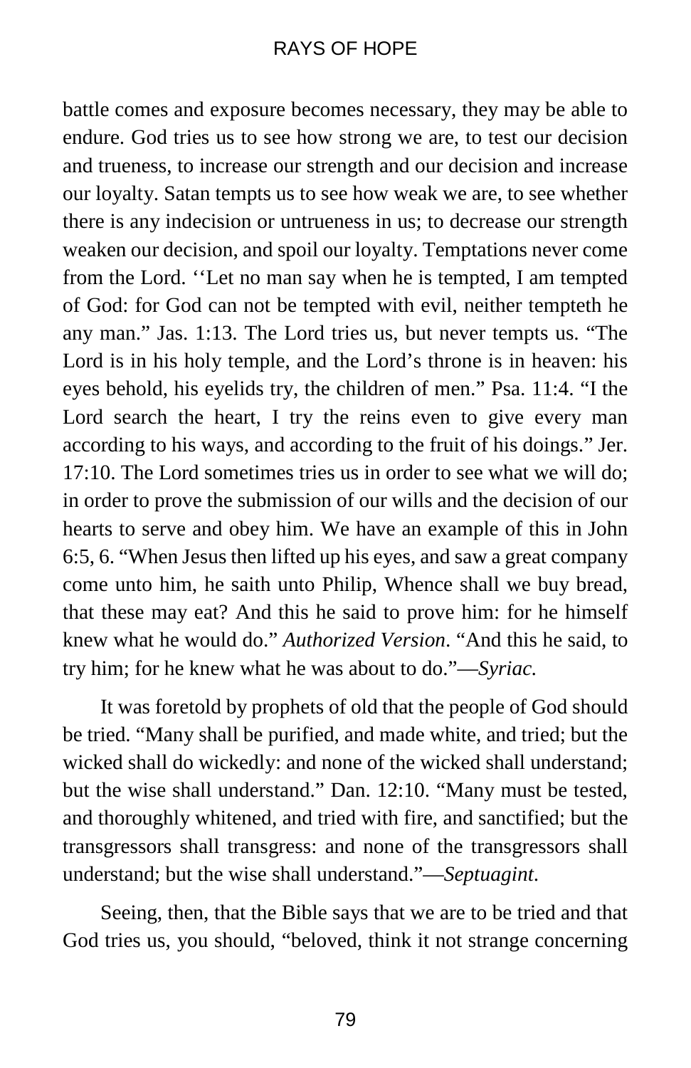battle comes and exposure becomes necessary, they may be able to endure. God tries us to see how strong we are, to test our decision and trueness, to increase our strength and our decision and increase our loyalty. Satan tempts us to see how weak we are, to see whether there is any indecision or untrueness in us; to decrease our strength weaken our decision, and spoil our loyalty. Temptations never come from the Lord. ''Let no man say when he is tempted, I am tempted of God: for God can not be tempted with evil, neither tempteth he any man." Jas. 1:13. The Lord tries us, but never tempts us. "The Lord is in his holy temple, and the Lord's throne is in heaven: his eyes behold, his eyelids try, the children of men." Psa. 11:4. "I the Lord search the heart, I try the reins even to give every man according to his ways, and according to the fruit of his doings." Jer. 17:10. The Lord sometimes tries us in order to see what we will do; in order to prove the submission of our wills and the decision of our hearts to serve and obey him. We have an example of this in John 6:5, 6. "When Jesus then lifted up his eyes, and saw a great company come unto him, he saith unto Philip, Whence shall we buy bread, that these may eat? And this he said to prove him: for he himself knew what he would do." *Authorized Version*. "And this he said, to try him; for he knew what he was about to do."—*Syriac.*

It was foretold by prophets of old that the people of God should be tried. "Many shall be purified, and made white, and tried; but the wicked shall do wickedly: and none of the wicked shall understand; but the wise shall understand." Dan. 12:10. "Many must be tested, and thoroughly whitened, and tried with fire, and sanctified; but the transgressors shall transgress: and none of the transgressors shall understand; but the wise shall understand."—*Septuagint.*

Seeing, then, that the Bible says that we are to be tried and that God tries us, you should, "beloved, think it not strange concerning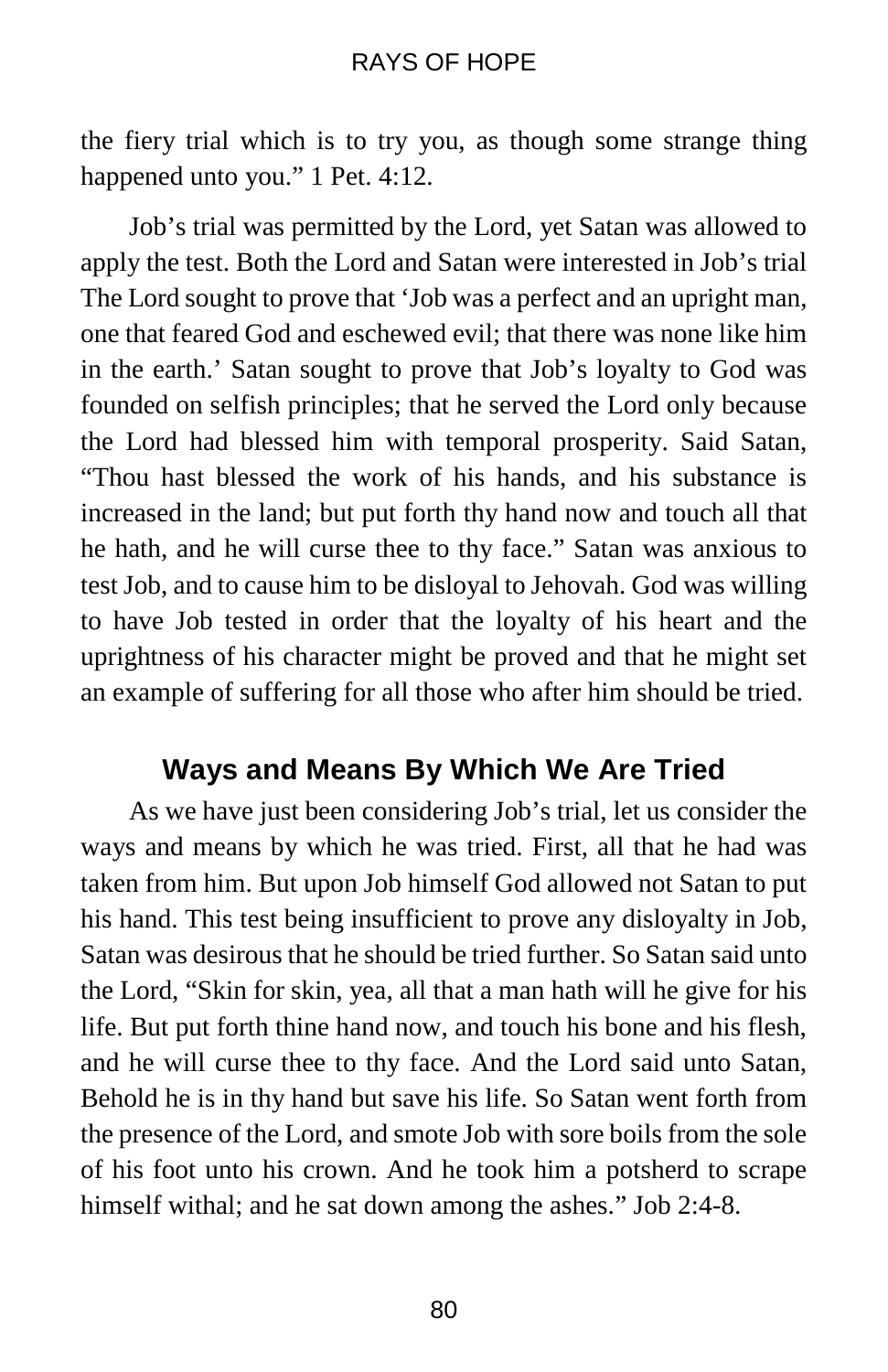the fiery trial which is to try you, as though some strange thing happened unto you." 1 Pet. 4:12.

Job's trial was permitted by the Lord, yet Satan was allowed to apply the test. Both the Lord and Satan were interested in Job's trial The Lord sought to prove that 'Job was a perfect and an upright man, one that feared God and eschewed evil; that there was none like him in the earth.' Satan sought to prove that Job's loyalty to God was founded on selfish principles; that he served the Lord only because the Lord had blessed him with temporal prosperity. Said Satan, "Thou hast blessed the work of his hands, and his substance is increased in the land; but put forth thy hand now and touch all that he hath, and he will curse thee to thy face." Satan was anxious to test Job, and to cause him to be disloyal to Jehovah. God was willing to have Job tested in order that the loyalty of his heart and the uprightness of his character might be proved and that he might set an example of suffering for all those who after him should be tried.

## Ways and Means By Which We Are Tried

As we have just been considering Job's trial, let us consider the ways and means by which he was tried. First, all that he had was taken from him. But upon Job himself God allowed not Satan to put his hand. This test being insufficient to prove any disloyalty in Job, Satan was desirous that he should be tried further. So Satan said unto the Lord, "Skin for skin, yea, all that a man hath will he give for his life. But put forth thine hand now, and touch his bone and his flesh, and he will curse thee to thy face. And the Lord said unto Satan, Behold he is in thy hand but save his life. So Satan went forth from the presence of the Lord, and smote Job with sore boils from the sole of his foot unto his crown. And he took him a potsherd to scrape himself withal; and he sat down among the ashes." Job 2:4-8.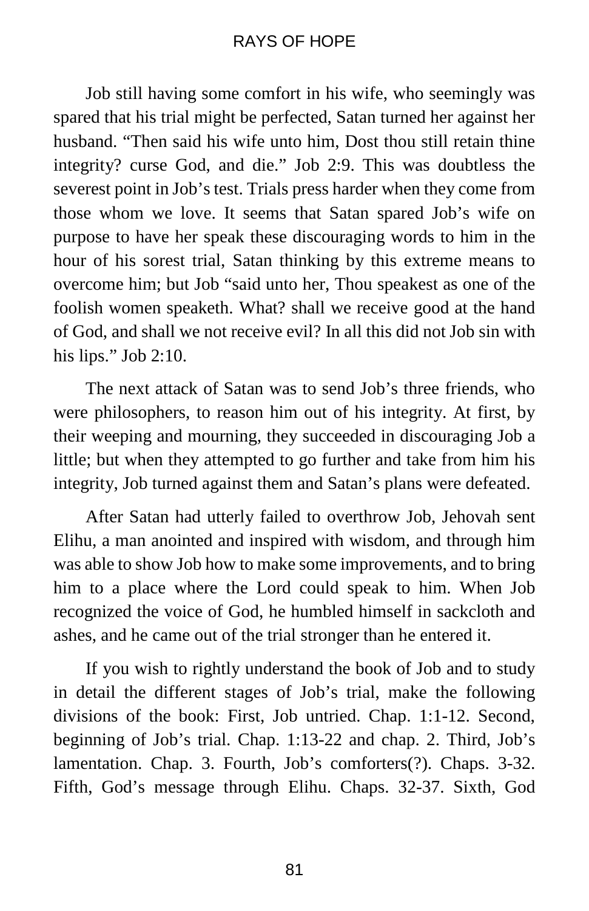Job still having some comfort in his wife, who seemingly was spared that his trial might be perfected, Satan turned her against her husband. "Then said his wife unto him, Dost thou still retain thine integrity? curse God, and die." Job 2:9. This was doubtless the severest point in Job's test. Trials press harder when they come from those whom we love. It seems that Satan spared Job's wife on purpose to have her speak these discouraging words to him in the hour of his sorest trial, Satan thinking by this extreme means to overcome him; but Job "said unto her, Thou speakest as one of the foolish women speaketh. What? shall we receive good at the hand of God, and shall we not receive evil? In all this did not Job sin with his lips." Job 2:10.

The next attack of Satan was to send Job's three friends, who were philosophers, to reason him out of his integrity. At first, by their weeping and mourning, they succeeded in discouraging Job a little; but when they attempted to go further and take from him his integrity, Job turned against them and Satan's plans were defeated.

After Satan had utterly failed to overthrow Job, Jehovah sent Elihu, a man anointed and inspired with wisdom, and through him was able to show Job how to make some improvements, and to bring him to a place where the Lord could speak to him. When Job recognized the voice of God, he humbled himself in sackcloth and ashes, and he came out of the trial stronger than he entered it.

If you wish to rightly understand the book of Job and to study in detail the different stages of Job's trial, make the following divisions of the book: First, Job untried. Chap. 1:1-12. Second, beginning of Job's trial. Chap. 1:13-22 and chap. 2. Third, Job's lamentation. Chap. 3. Fourth, Job's comforters(?). Chaps. 3-32. Fifth, God's message through Elihu. Chaps. 32-37. Sixth, God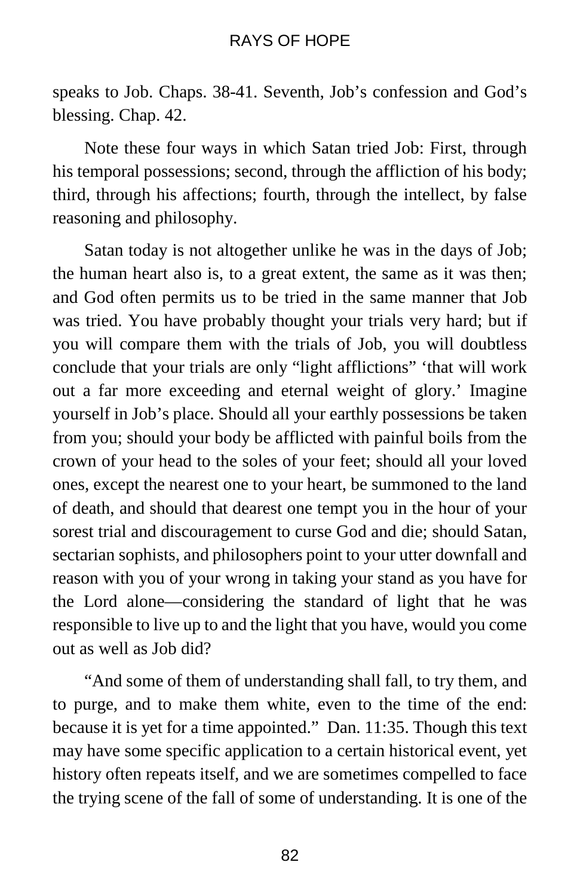speaks to Job. Chaps. 38-41. Seventh, Job's confession and God's blessing. Chap. 42.

Note these four ways in which Satan tried Job: First, through his temporal possessions; second, through the affliction of his body; third, through his affections; fourth, through the intellect, by false reasoning and philosophy.

Satan today is not altogether unlike he was in the days of Job; the human heart also is, to a great extent, the same as it was then; and God often permits us to be tried in the same manner that Job was tried. You have probably thought your trials very hard; but if you will compare them with the trials of Job, you will doubtless conclude that your trials are only "light afflictions" 'that will work out a far more exceeding and eternal weight of glory.' Imagine yourself in Job's place. Should all your earthly possessions be taken from you; should your body be afflicted with painful boils from the crown of your head to the soles of your feet; should all your loved ones, except the nearest one to your heart, be summoned to the land of death, and should that dearest one tempt you in the hour of your sorest trial and discouragement to curse God and die; should Satan, sectarian sophists, and philosophers point to your utter downfall and reason with you of your wrong in taking your stand as you have for the Lord alone—considering the standard of light that he was responsible to live up to and the light that you have, would you come out as well as Job did?

"And some of them of understanding shall fall, to try them, and to purge, and to make them white, even to the time of the end: because it is yet for a time appointed." Dan. 11:35. Though this text may have some specific application to a certain historical event, yet history often repeats itself, and we are sometimes compelled to face the trying scene of the fall of some of understanding. It is one of the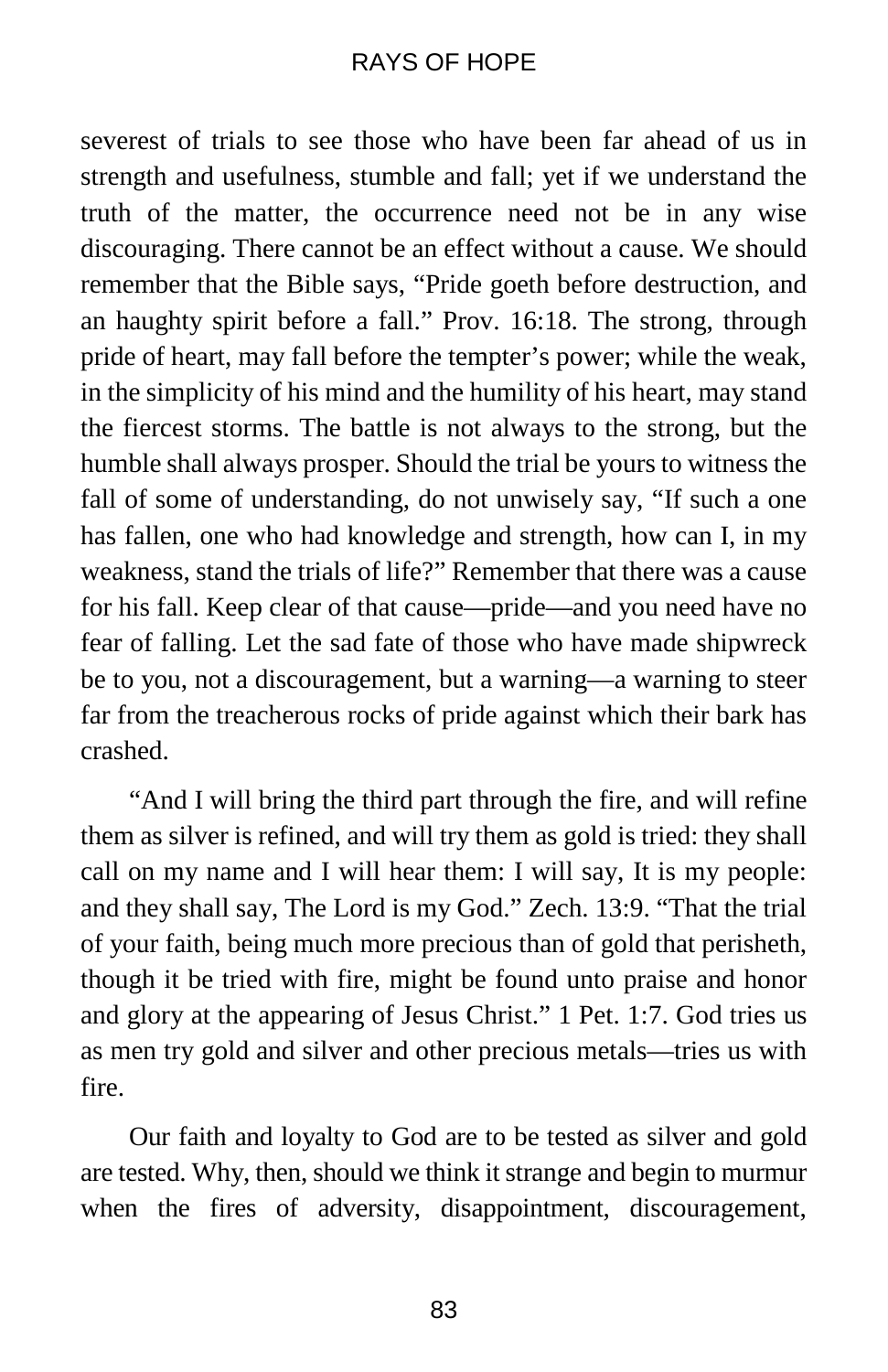severest of trials to see those who have been far ahead of us in strength and usefulness, stumble and fall; yet if we understand the truth of the matter, the occurrence need not be in any wise discouraging. There cannot be an effect without a cause. We should remember that the Bible says, "Pride goeth before destruction, and an haughty spirit before a fall." Prov. 16:18. The strong, through pride of heart, may fall before the tempter's power; while the weak, in the simplicity of his mind and the humility of his heart, may stand the fiercest storms. The battle is not always to the strong, but the humble shall always prosper. Should the trial be yours to witness the fall of some of understanding, do not unwisely say, "If such a one has fallen, one who had knowledge and strength, how can I, in my weakness, stand the trials of life?" Remember that there was a cause for his fall. Keep clear of that cause—pride—and you need have no fear of falling. Let the sad fate of those who have made shipwreck be to you, not a discouragement, but a warning—a warning to steer far from the treacherous rocks of pride against which their bark has crashed.

"And I will bring the third part through the fire, and will refine them as silver is refined, and will try them as gold is tried: they shall call on my name and I will hear them: I will say, It is my people: and they shall say, The Lord is my God." Zech. 13:9. "That the trial of your faith, being much more precious than of gold that perisheth, though it be tried with fire, might be found unto praise and honor and glory at the appearing of Jesus Christ." 1 Pet. 1:7. God tries us as men try gold and silver and other precious metals—tries us with fire.

Our faith and loyalty to God are to be tested as silver and gold are tested. Why, then, should we think it strange and begin to murmur when the fires of adversity, disappointment, discouragement,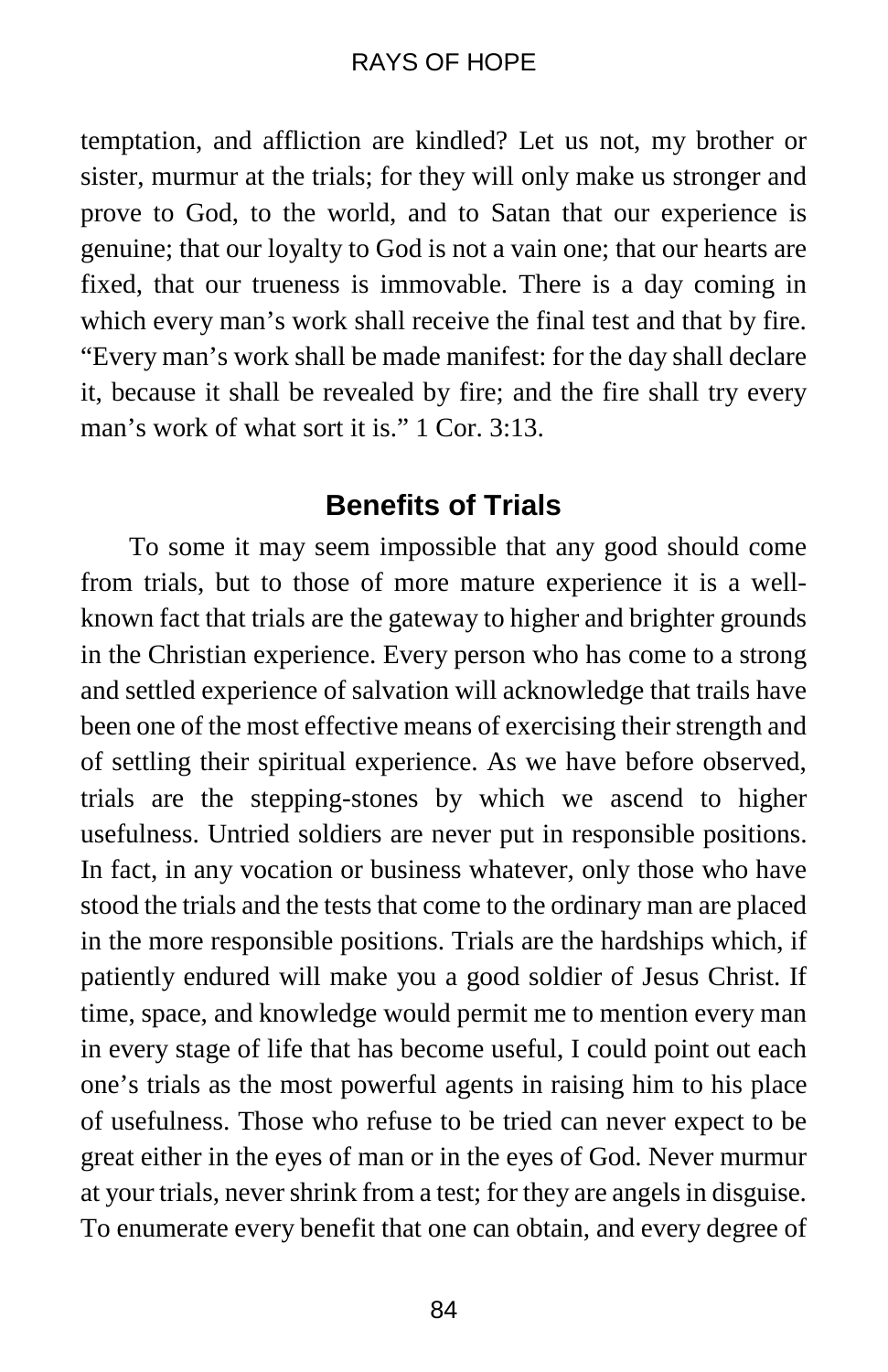temptation, and affliction are kindled? Let us not, my brother or sister, murmur at the trials; for they will only make us stronger and prove to God, to the world, and to Satan that our experience is genuine; that our loyalty to God is not a vain one; that our hearts are fixed, that our trueness is immovable. There is a day coming in which every man's work shall receive the final test and that by fire. "Every man's work shall be made manifest: for the day shall declare it, because it shall be revealed by fire; and the fire shall try every man's work of what sort it is." 1 Cor. 3:13.

## Benefits of Trials

To some it may seem impossible that any good should come from trials, but to those of more mature experience it is a well-known fact that trials are the gateway to higher and brighter grounds in the Christian experience. Every person who has come to a strong and settled experience of salvation will acknowledge that trails have been one of the most effective means of exercising their strength and of settling their spiritual experience. As we have before observed, trials are the stepping-stones by which we ascend to higher usefulness. Untried soldiers are never put in responsible positions. In fact, in any vocation or business whatever, only those who have stood the trials and the tests that come to the ordinary man are placed in the more responsible positions. Trials are the hardships which, if patiently endured will make you a good soldier of Jesus Christ. If time, space, and knowledge would permit me to mention every man in every stage of life that has become useful, I could point out each one's trials as the most powerful agents in raising him to his place of usefulness. Those who refuse to be tried can never expect to be great either in the eyes of man or in the eyes of God. Never murmur at your trials, never shrink from a test; for they are angels in disguise. To enumerate every benefit that one can obtain, and every degree of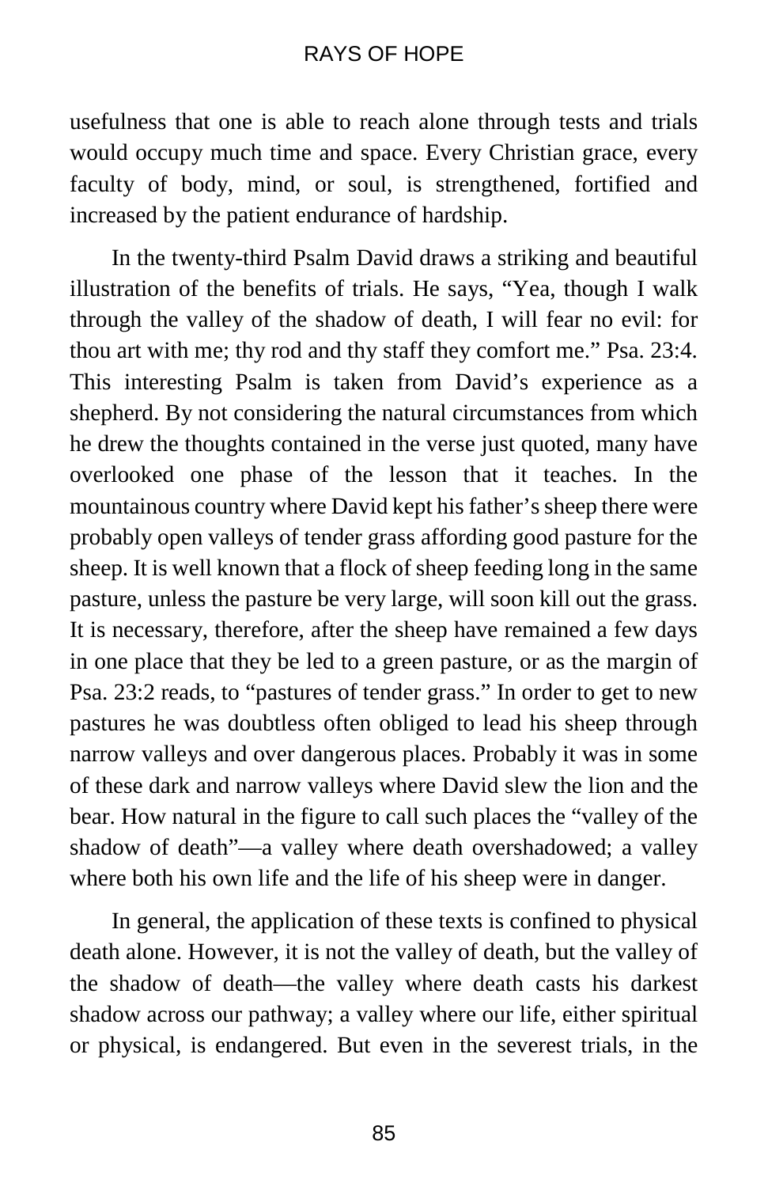usefulness that one is able to reach alone through tests and trials would occupy much time and space. Every Christian grace, every faculty of body, mind, or soul, is strengthened, fortified and increased by the patient endurance of hardship.

In the twenty-third Psalm David draws a striking and beautiful illustration of the benefits of trials. He says, "Yea, though I walk through the valley of the shadow of death, I will fear no evil: for thou art with me; thy rod and thy staff they comfort me." Psa. 23:4. This interesting Psalm is taken from David's experience as a shepherd. By not considering the natural circumstances from which he drew the thoughts contained in the verse just quoted, many have overlooked one phase of the lesson that it teaches. In the mountainous country where David kept his father's sheep there were probably open valleys of tender grass affording good pasture for the sheep. It is well known that a flock of sheep feeding long in the same pasture, unless the pasture be very large, will soon kill out the grass. It is necessary, therefore, after the sheep have remained a few days in one place that they be led to a green pasture, or as the margin of Psa. 23:2 reads, to "pastures of tender grass." In order to get to new pastures he was doubtless often obliged to lead his sheep through narrow valleys and over dangerous places. Probably it was in some of these dark and narrow valleys where David slew the lion and the bear. How natural in the figure to call such places the "valley of the shadow of death"—a valley where death overshadowed; a valley where both his own life and the life of his sheep were in danger.

In general, the application of these texts is confined to physical death alone. However, it is not the valley of death, but the valley of the shadow of death—the valley where death casts his darkest shadow across our pathway; a valley where our life, either spiritual or physical, is endangered. But even in the severest trials, in the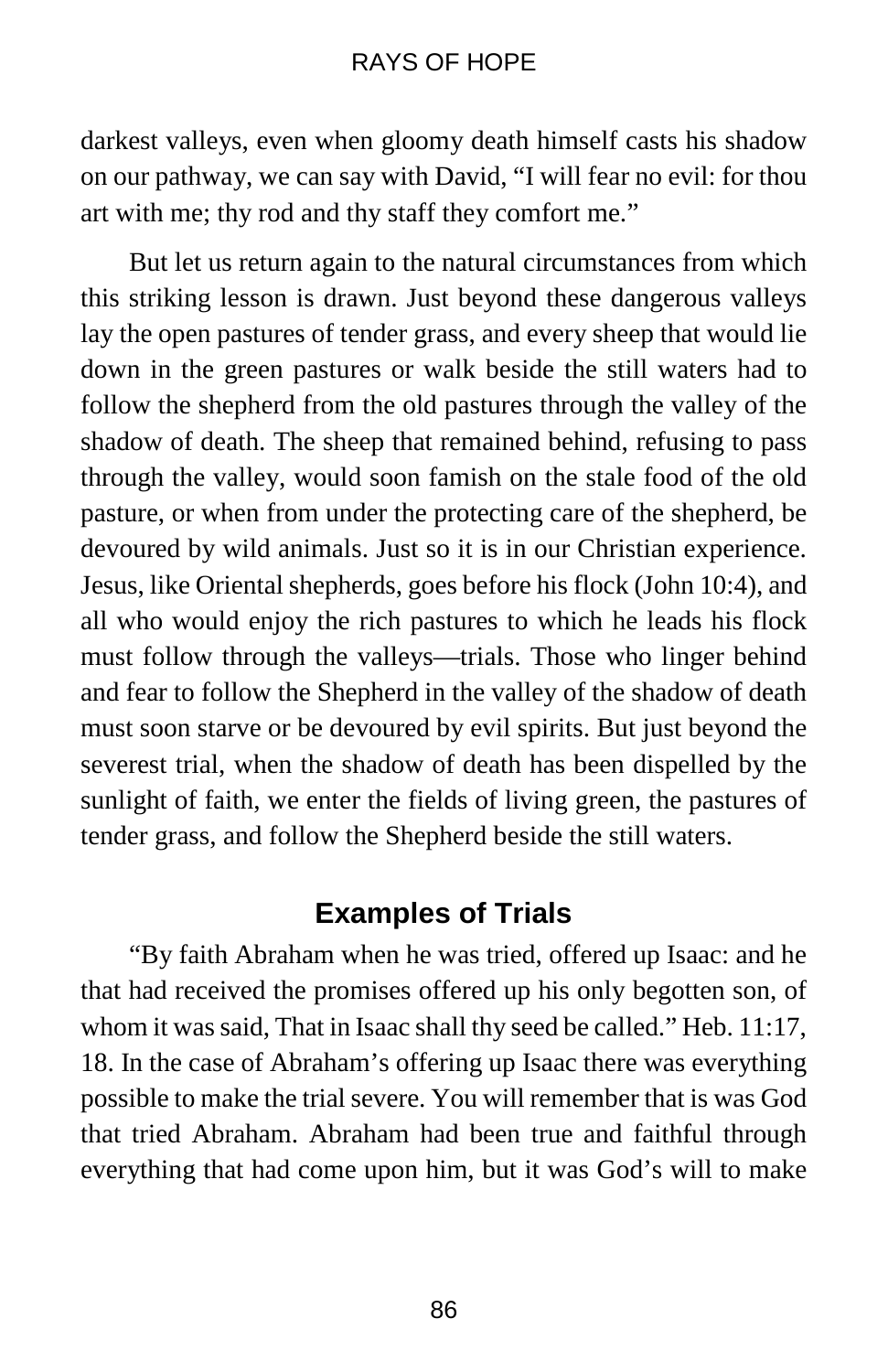darkest valleys, even when gloomy death himself casts his shadow on our pathway, we can say with David, “I will fear no evil: for thou art with me; thy rod and thy staff they comfort me.”

But let us return again to the natural circumstances from which this striking lesson is drawn. Just beyond these dangerous valleys lay the open pastures of tender grass, and every sheep that would lie down in the green pastures or walk beside the still waters had to follow the shepherd from the old pastures through the valley of the shadow of death. The sheep that remained behind, refusing to pass through the valley, would soon famish on the stale food of the old pasture, or when from under the protecting care of the shepherd, be devoured by wild animals. Just so it is in our Christian experience. Jesus, like Oriental shepherds, goes before his flock (John 10:4), and all who would enjoy the rich pastures to which he leads his flock must follow through the valleys—trials. Those who linger behind and fear to follow the Shepherd in the valley of the shadow of death must soon starve or be devoured by evil spirits. But just beyond the severest trial, when the shadow of death has been dispelled by the sunlight of faith, we enter the fields of living green, the pastures of tender grass, and follow the Shepherd beside the still waters.

## Examples of Trials

“By faith Abraham when he was tried, offered up Isaac: and he that had received the promises offered up his only begotten son, of whom it was said, That in Isaac shall thy seed be called.” Heb. 11:17, 18. In the case of Abraham’s offering up Isaac there was everything possible to make the trial severe. You will remember that is was God that tried Abraham. Abraham had been true and faithful through everything that had come upon him, but it was God’s will to make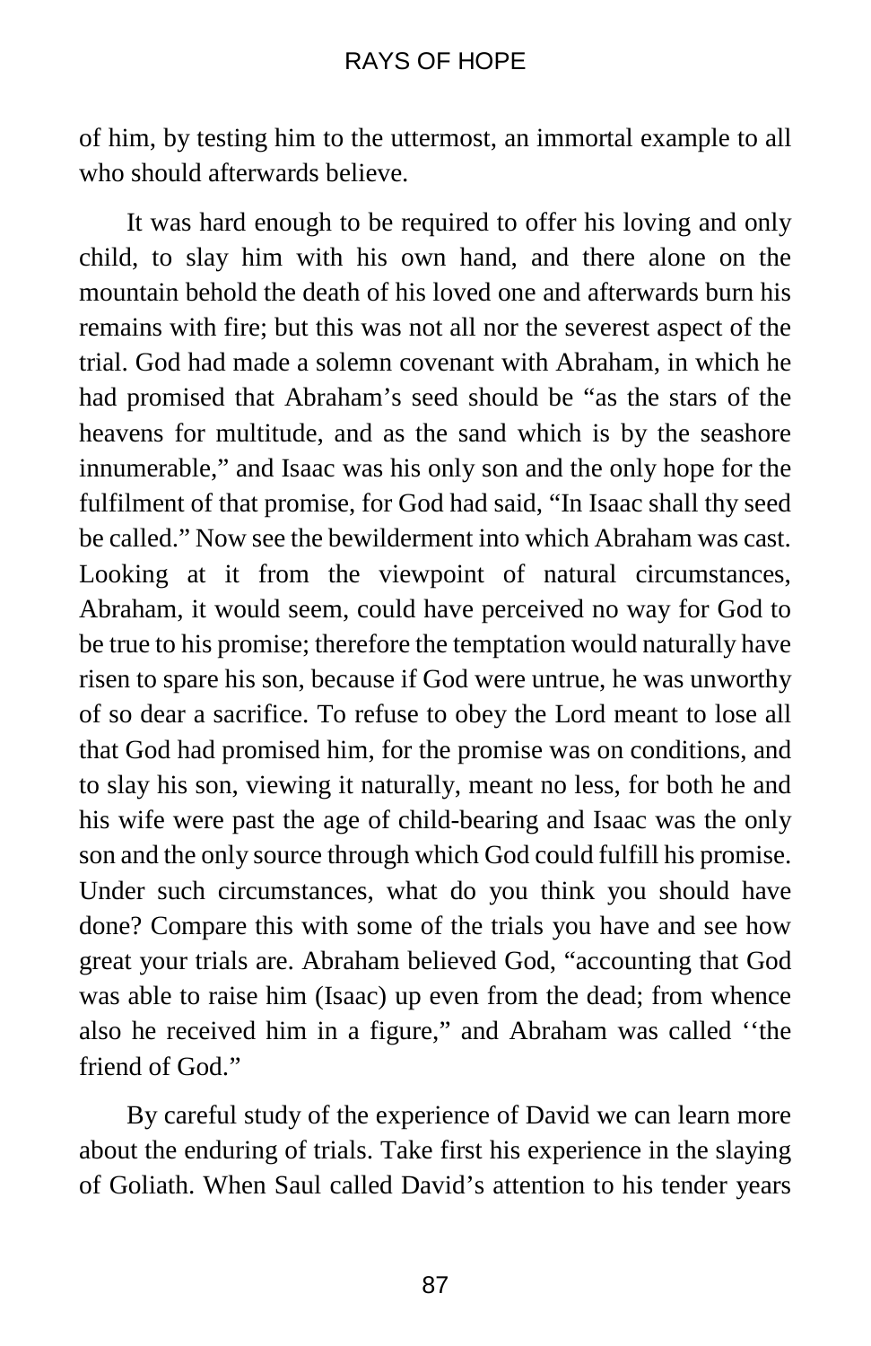of him, by testing him to the uttermost, an immortal example to all who should afterwards believe.

It was hard enough to be required to offer his loving and only child, to slay him with his own hand, and there alone on the mountain behold the death of his loved one and afterwards burn his remains with fire; but this was not all nor the severest aspect of the trial. God had made a solemn covenant with Abraham, in which he had promised that Abraham's seed should be "as the stars of the heavens for multitude, and as the sand which is by the seashore innumerable," and Isaac was his only son and the only hope for the fulfilment of that promise, for God had said, "In Isaac shall thy seed be called." Now see the bewilderment into which Abraham was cast. Looking at it from the viewpoint of natural circumstances, Abraham, it would seem, could have perceived no way for God to be true to his promise; therefore the temptation would naturally have risen to spare his son, because if God were untrue, he was unworthy of so dear a sacrifice. To refuse to obey the Lord meant to lose all that God had promised him, for the promise was on conditions, and to slay his son, viewing it naturally, meant no less, for both he and his wife were past the age of child-bearing and Isaac was the only son and the only source through which God could fulfill his promise. Under such circumstances, what do you think you should have done? Compare this with some of the trials you have and see how great your trials are. Abraham believed God, "accounting that God was able to raise him (Isaac) up even from the dead; from whence also he received him in a figure," and Abraham was called ''the friend of God."

By careful study of the experience of David we can learn more about the enduring of trials. Take first his experience in the slaying of Goliath. When Saul called David's attention to his tender years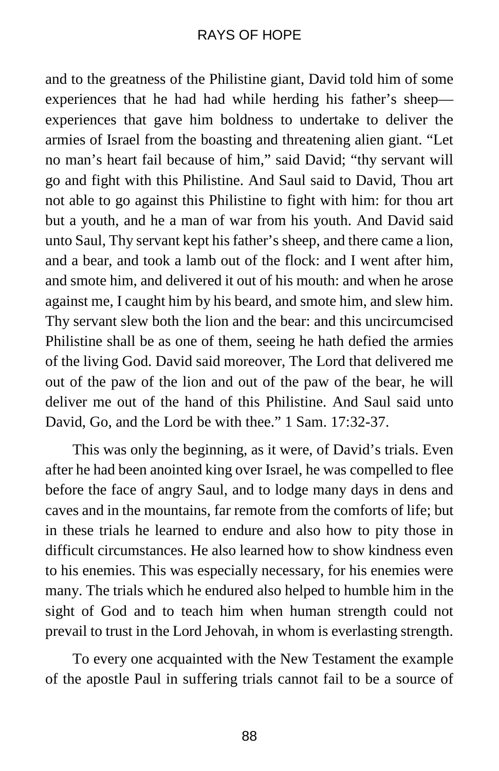and to the greatness of the Philistine giant, David told him of some experiences that he had had while herding his father's sheep—experiences that gave him boldness to undertake to deliver the armies of Israel from the boasting and threatening alien giant. "Let no man's heart fail because of him," said David; "thy servant will go and fight with this Philistine. And Saul said to David, Thou art not able to go against this Philistine to fight with him: for thou art but a youth, and he a man of war from his youth. And David said unto Saul, Thy servant kept his father's sheep, and there came a lion, and a bear, and took a lamb out of the flock: and I went after him, and smote him, and delivered it out of his mouth: and when he arose against me, I caught him by his beard, and smote him, and slew him. Thy servant slew both the lion and the bear: and this uncircumcised Philistine shall be as one of them, seeing he hath defied the armies of the living God. David said moreover, The Lord that delivered me out of the paw of the lion and out of the paw of the bear, he will deliver me out of the hand of this Philistine. And Saul said unto David, Go, and the Lord be with thee." 1 Sam. 17:32-37.

This was only the beginning, as it were, of David's trials. Even after he had been anointed king over Israel, he was compelled to flee before the face of angry Saul, and to lodge many days in dens and caves and in the mountains, far remote from the comforts of life; but in these trials he learned to endure and also how to pity those in difficult circumstances. He also learned how to show kindness even to his enemies. This was especially necessary, for his enemies were many. The trials which he endured also helped to humble him in the sight of God and to teach him when human strength could not prevail to trust in the Lord Jehovah, in whom is everlasting strength.

To every one acquainted with the New Testament the example of the apostle Paul in suffering trials cannot fail to be a source of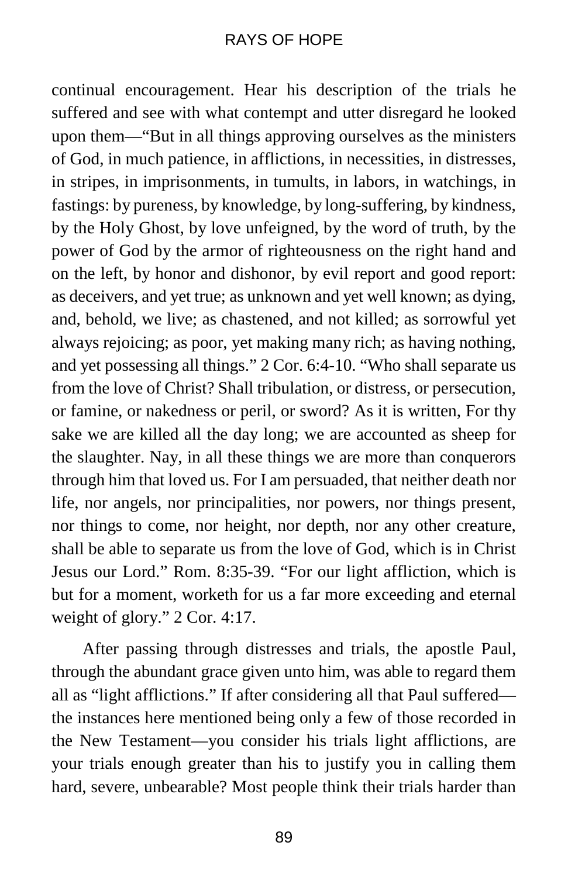continual encouragement. Hear his description of the trials he suffered and see with what contempt and utter disregard he looked upon them—"But in all things approving ourselves as the ministers of God, in much patience, in afflictions, in necessities, in distresses, in stripes, in imprisonments, in tumults, in labors, in watchings, in fastings: by pureness, by knowledge, by long-suffering, by kindness, by the Holy Ghost, by love unfeigned, by the word of truth, by the power of God by the armor of righteousness on the right hand and on the left, by honor and dishonor, by evil report and good report: as deceivers, and yet true; as unknown and yet well known; as dying, and, behold, we live; as chastened, and not killed; as sorrowful yet always rejoicing; as poor, yet making many rich; as having nothing, and yet possessing all things." 2 Cor. 6:4-10. "Who shall separate us from the love of Christ? Shall tribulation, or distress, or persecution, or famine, or nakedness or peril, or sword? As it is written, For thy sake we are killed all the day long; we are accounted as sheep for the slaughter. Nay, in all these things we are more than conquerors through him that loved us. For I am persuaded, that neither death nor life, nor angels, nor principalities, nor powers, nor things present, nor things to come, nor height, nor depth, nor any other creature, shall be able to separate us from the love of God, which is in Christ Jesus our Lord." Rom. 8:35-39. "For our light affliction, which is but for a moment, worketh for us a far more exceeding and eternal weight of glory." 2 Cor. 4:17.

After passing through distresses and trials, the apostle Paul, through the abundant grace given unto him, was able to regard them all as "light afflictions." If after considering all that Paul suffered—the instances here mentioned being only a few of those recorded in the New Testament—you consider his trials light afflictions, are your trials enough greater than his to justify you in calling them hard, severe, unbearable? Most people think their trials harder than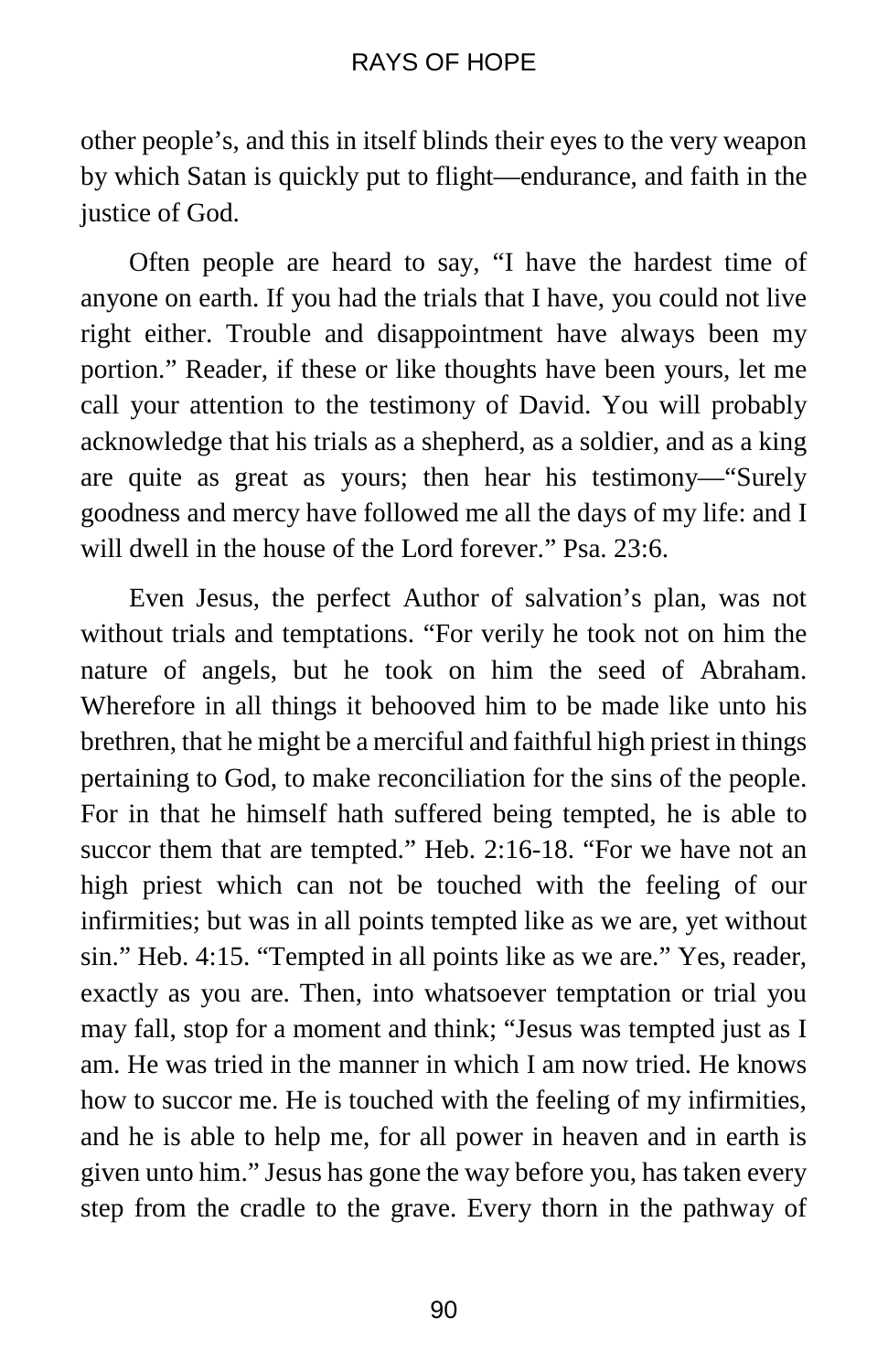other people's, and this in itself blinds their eyes to the very weapon by which Satan is quickly put to flight—endurance, and faith in the justice of God.

Often people are heard to say, "I have the hardest time of anyone on earth. If you had the trials that I have, you could not live right either. Trouble and disappointment have always been my portion." Reader, if these or like thoughts have been yours, let me call your attention to the testimony of David. You will probably acknowledge that his trials as a shepherd, as a soldier, and as a king are quite as great as yours; then hear his testimony—"Surely goodness and mercy have followed me all the days of my life: and I will dwell in the house of the Lord forever." Psa. 23:6.

Even Jesus, the perfect Author of salvation's plan, was not without trials and temptations. "For verily he took not on him the nature of angels, but he took on him the seed of Abraham. Wherefore in all things it behooved him to be made like unto his brethren, that he might be a merciful and faithful high priest in things pertaining to God, to make reconciliation for the sins of the people. For in that he himself hath suffered being tempted, he is able to succor them that are tempted." Heb. 2:16-18. "For we have not an high priest which can not be touched with the feeling of our infirmities; but was in all points tempted like as we are, yet without sin." Heb. 4:15. "Tempted in all points like as we are." Yes, reader, exactly as you are. Then, into whatsoever temptation or trial you may fall, stop for a moment and think; "Jesus was tempted just as I am. He was tried in the manner in which I am now tried. He knows how to succor me. He is touched with the feeling of my infirmities, and he is able to help me, for all power in heaven and in earth is given unto him." Jesus has gone the way before you, has taken every step from the cradle to the grave. Every thorn in the pathway of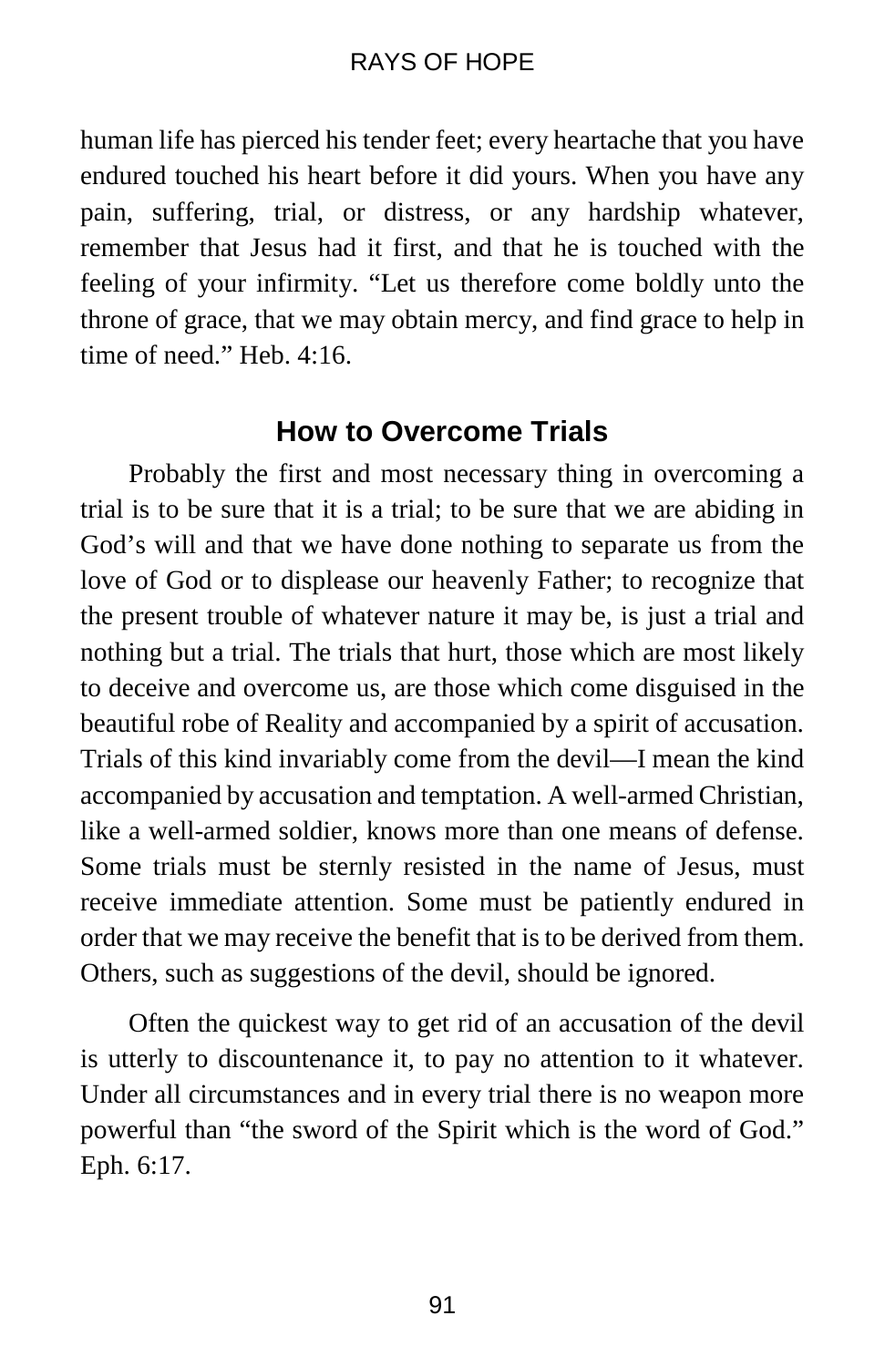human life has pierced his tender feet; every heartache that you have endured touched his heart before it did yours. When you have any pain, suffering, trial, or distress, or any hardship whatever, remember that Jesus had it first, and that he is touched with the feeling of your infirmity. “Let us therefore come boldly unto the throne of grace, that we may obtain mercy, and find grace to help in time of need.” Heb. 4:16.

## How to Overcome Trials

Probably the first and most necessary thing in overcoming a trial is to be sure that it is a trial; to be sure that we are abiding in God’s will and that we have done nothing to separate us from the love of God or to displease our heavenly Father; to recognize that the present trouble of whatever nature it may be, is just a trial and nothing but a trial. The trials that hurt, those which are most likely to deceive and overcome us, are those which come disguised in the beautiful robe of Reality and accompanied by a spirit of accusation. Trials of this kind invariably come from the devil—I mean the kind accompanied by accusation and temptation. A well-armed Christian, like a well-armed soldier, knows more than one means of defense. Some trials must be sternly resisted in the name of Jesus, must receive immediate attention. Some must be patiently endured in order that we may receive the benefit that is to be derived from them. Others, such as suggestions of the devil, should be ignored.

Often the quickest way to get rid of an accusation of the devil is utterly to discountenance it, to pay no attention to it whatever. Under all circumstances and in every trial there is no weapon more powerful than “the sword of the Spirit which is the word of God.” Eph. 6:17.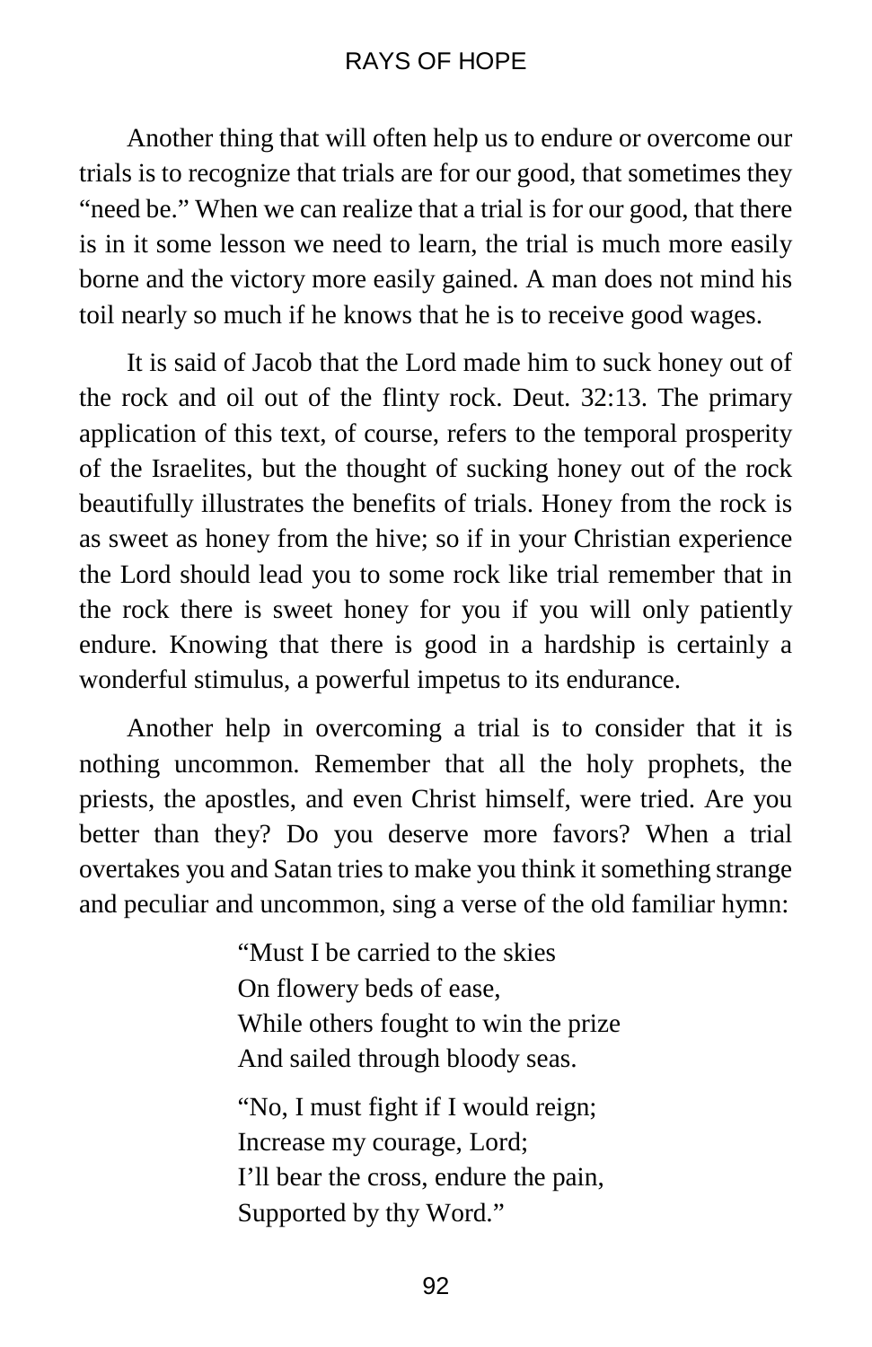Another thing that will often help us to endure or overcome our trials is to recognize that trials are for our good, that sometimes they "need be." When we can realize that a trial is for our good, that there is in it some lesson we need to learn, the trial is much more easily borne and the victory more easily gained. A man does not mind his toil nearly so much if he knows that he is to receive good wages.

It is said of Jacob that the Lord made him to suck honey out of the rock and oil out of the flinty rock. Deut. 32:13. The primary application of this text, of course, refers to the temporal prosperity of the Israelites, but the thought of sucking honey out of the rock beautifully illustrates the benefits of trials. Honey from the rock is as sweet as honey from the hive; so if in your Christian experience the Lord should lead you to some rock like trial remember that in the rock there is sweet honey for you if you will only patiently endure. Knowing that there is good in a hardship is certainly a wonderful stimulus, a powerful impetus to its endurance.

Another help in overcoming a trial is to consider that it is nothing uncommon. Remember that all the holy prophets, the priests, the apostles, and even Christ himself, were tried. Are you better than they? Do you deserve more favors? When a trial overtakes you and Satan tries to make you think it something strange and peculiar and uncommon, sing a verse of the old familiar hymn:

> "Must I be carried to the skies
> On flowery beds of ease,
> While others fought to win the prize
> And sailed through bloody seas.
>
> "No, I must fight if I would reign;
> Increase my courage, Lord;
> I'll bear the cross, endure the pain,
> Supported by thy Word."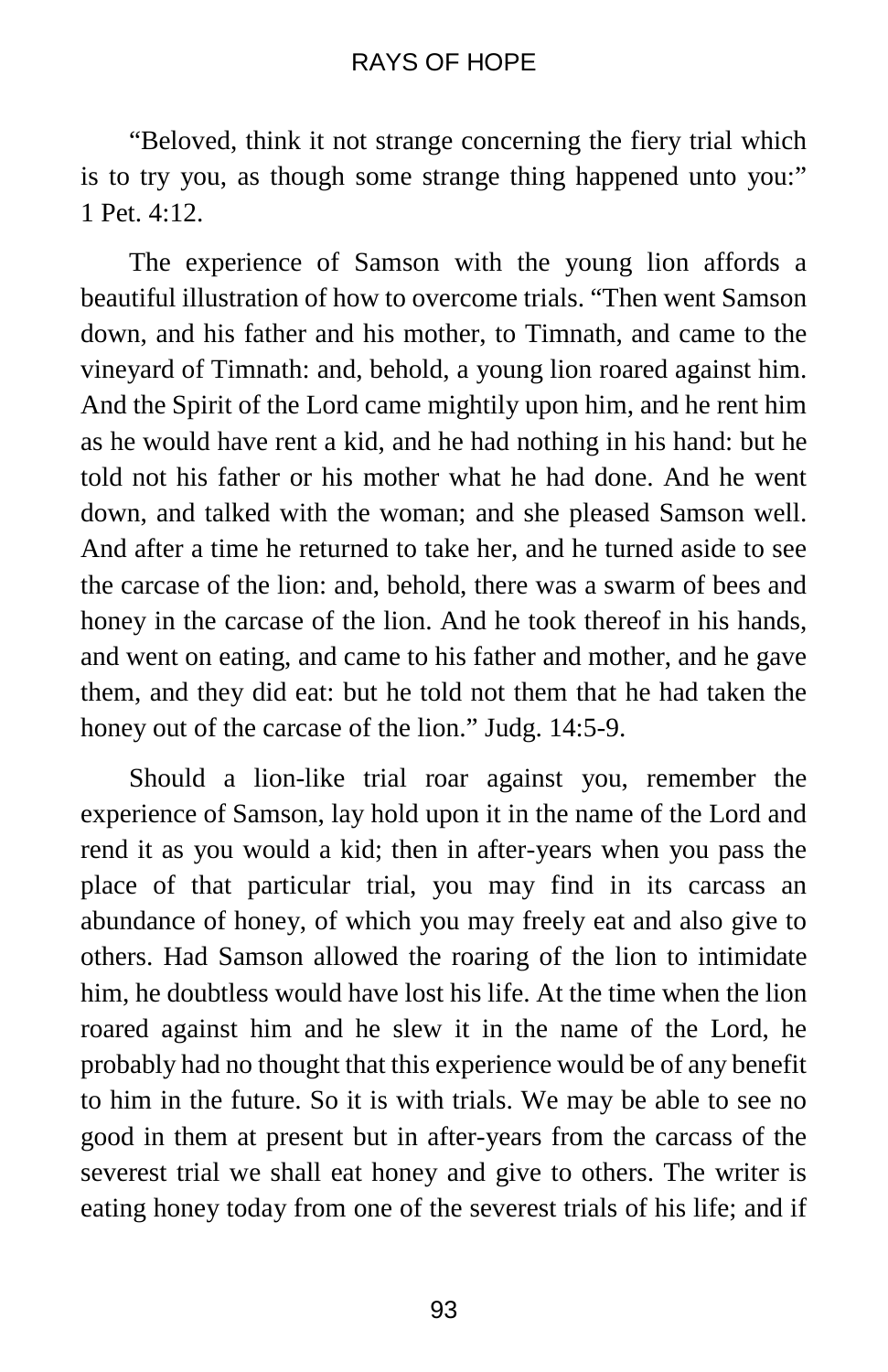"Beloved, think it not strange concerning the fiery trial which is to try you, as though some strange thing happened unto you:" 1 Pet. 4:12.

The experience of Samson with the young lion affords a beautiful illustration of how to overcome trials. "Then went Samson down, and his father and his mother, to Timnath, and came to the vineyard of Timnath: and, behold, a young lion roared against him. And the Spirit of the Lord came mightily upon him, and he rent him as he would have rent a kid, and he had nothing in his hand: but he told not his father or his mother what he had done. And he went down, and talked with the woman; and she pleased Samson well. And after a time he returned to take her, and he turned aside to see the carcase of the lion: and, behold, there was a swarm of bees and honey in the carcase of the lion. And he took thereof in his hands, and went on eating, and came to his father and mother, and he gave them, and they did eat: but he told not them that he had taken the honey out of the carcase of the lion." Judg. 14:5-9.

Should a lion-like trial roar against you, remember the experience of Samson, lay hold upon it in the name of the Lord and rend it as you would a kid; then in after-years when you pass the place of that particular trial, you may find in its carcass an abundance of honey, of which you may freely eat and also give to others. Had Samson allowed the roaring of the lion to intimidate him, he doubtless would have lost his life. At the time when the lion roared against him and he slew it in the name of the Lord, he probably had no thought that this experience would be of any benefit to him in the future. So it is with trials. We may be able to see no good in them at present but in after-years from the carcass of the severest trial we shall eat honey and give to others. The writer is eating honey today from one of the severest trials of his life; and if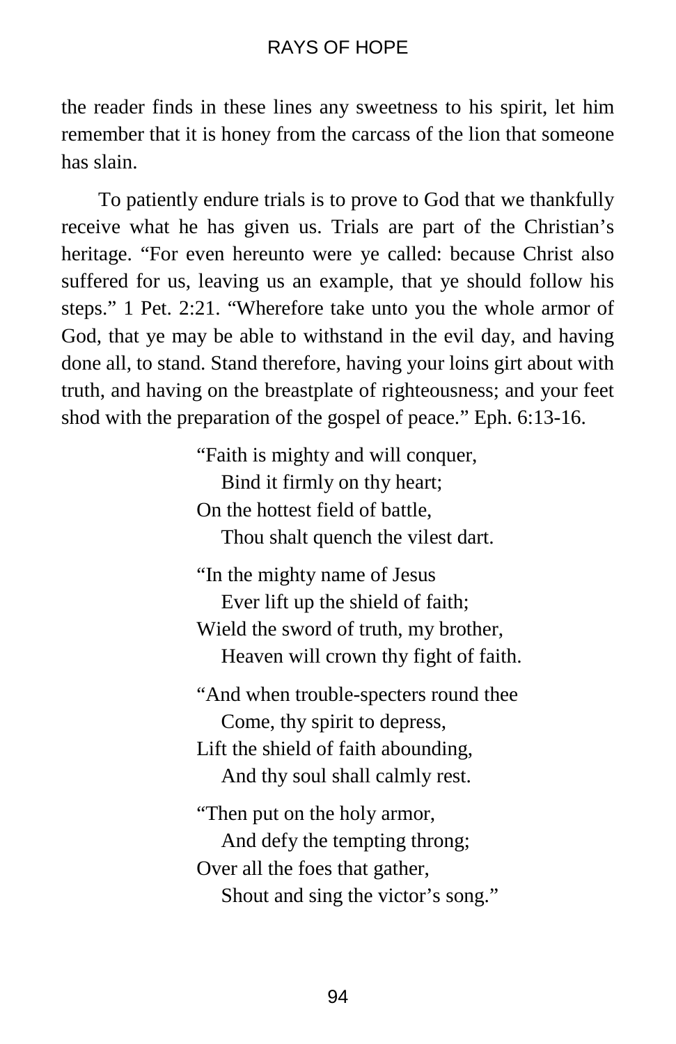the reader finds in these lines any sweetness to his spirit, let him remember that it is honey from the carcass of the lion that someone has slain.

To patiently endure trials is to prove to God that we thankfully receive what he has given us. Trials are part of the Christian's heritage. "For even hereunto were ye called: because Christ also suffered for us, leaving us an example, that ye should follow his steps." 1 Pet. 2:21. "Wherefore take unto you the whole armor of God, that ye may be able to withstand in the evil day, and having done all, to stand. Stand therefore, having your loins girt about with truth, and having on the breastplate of righteousness; and your feet shod with the preparation of the gospel of peace." Eph. 6:13-16.

"Faith is mighty and will conquer,  
  Bind it firmly on thy heart;  
On the hottest field of battle,  
  Thou shalt quench the vilest dart.

"In the mighty name of Jesus  
  Ever lift up the shield of faith;  
Wield the sword of truth, my brother,  
  Heaven will crown thy fight of faith.

"And when trouble-specters round thee  
  Come, thy spirit to depress,  
Lift the shield of faith abounding,  
  And thy soul shall calmly rest.

"Then put on the holy armor,  
  And defy the tempting throng;  
Over all the foes that gather,  
  Shout and sing the victor's song."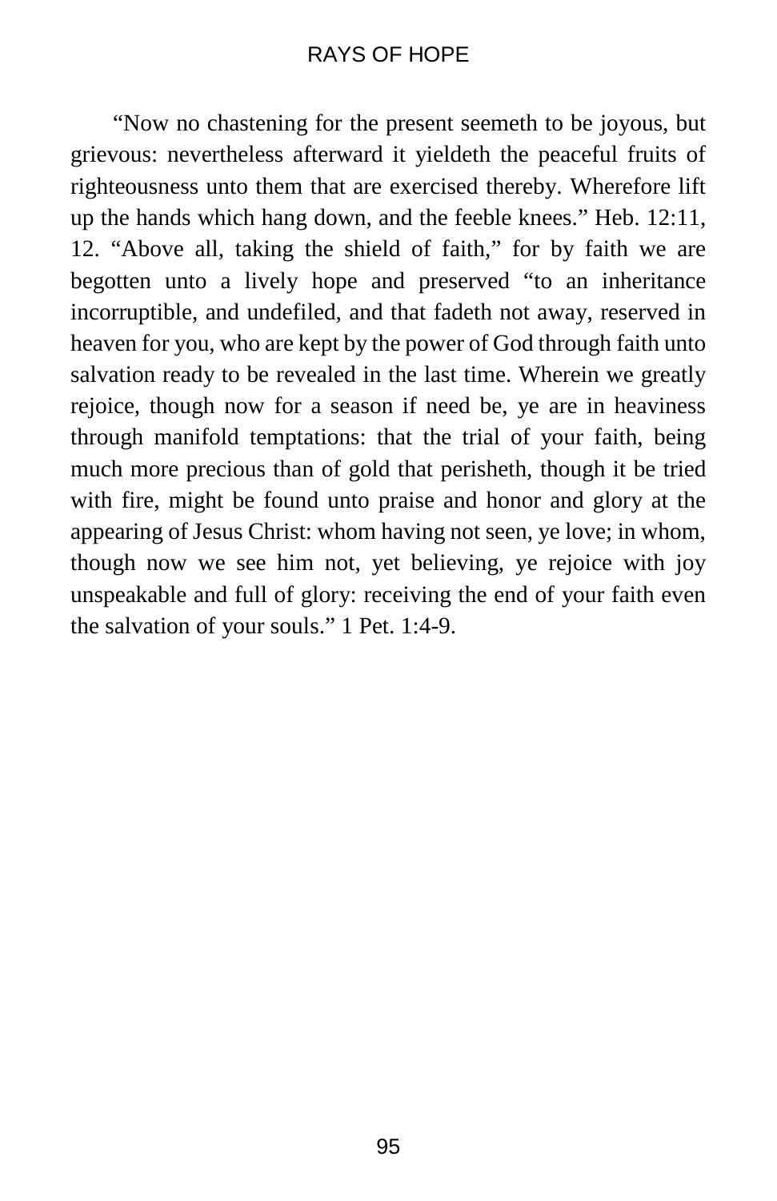"Now no chastening for the present seemeth to be joyous, but grievous: nevertheless afterward it yieldeth the peaceful fruits of righteousness unto them that are exercised thereby. Wherefore lift up the hands which hang down, and the feeble knees." Heb. 12:11, 12. "Above all, taking the shield of faith," for by faith we are begotten unto a lively hope and preserved "to an inheritance incorruptible, and undefiled, and that fadeth not away, reserved in heaven for you, who are kept by the power of God through faith unto salvation ready to be revealed in the last time. Wherein we greatly rejoice, though now for a season if need be, ye are in heaviness through manifold temptations: that the trial of your faith, being much more precious than of gold that perisheth, though it be tried with fire, might be found unto praise and honor and glory at the appearing of Jesus Christ: whom having not seen, ye love; in whom, though now we see him not, yet believing, ye rejoice with joy unspeakable and full of glory: receiving the end of your faith even the salvation of your souls." 1 Pet. 1:4-9.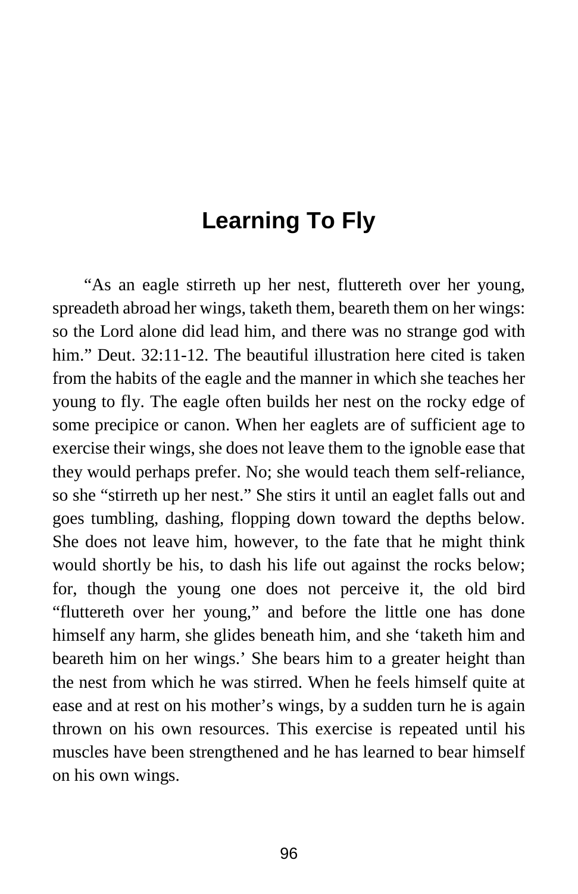# Learning To Fly

"As an eagle stirreth up her nest, fluttereth over her young, spreadeth abroad her wings, taketh them, beareth them on her wings: so the Lord alone did lead him, and there was no strange god with him." Deut. 32:11-12. The beautiful illustration here cited is taken from the habits of the eagle and the manner in which she teaches her young to fly. The eagle often builds her nest on the rocky edge of some precipice or canon. When her eaglets are of sufficient age to exercise their wings, she does not leave them to the ignoble ease that they would perhaps prefer. No; she would teach them self-reliance, so she "stirreth up her nest." She stirs it until an eaglet falls out and goes tumbling, dashing, flopping down toward the depths below. She does not leave him, however, to the fate that he might think would shortly be his, to dash his life out against the rocks below; for, though the young one does not perceive it, the old bird "fluttereth over her young," and before the little one has done himself any harm, she glides beneath him, and she 'taketh him and beareth him on her wings.' She bears him to a greater height than the nest from which he was stirred. When he feels himself quite at ease and at rest on his mother's wings, by a sudden turn he is again thrown on his own resources. This exercise is repeated until his muscles have been strengthened and he has learned to bear himself on his own wings.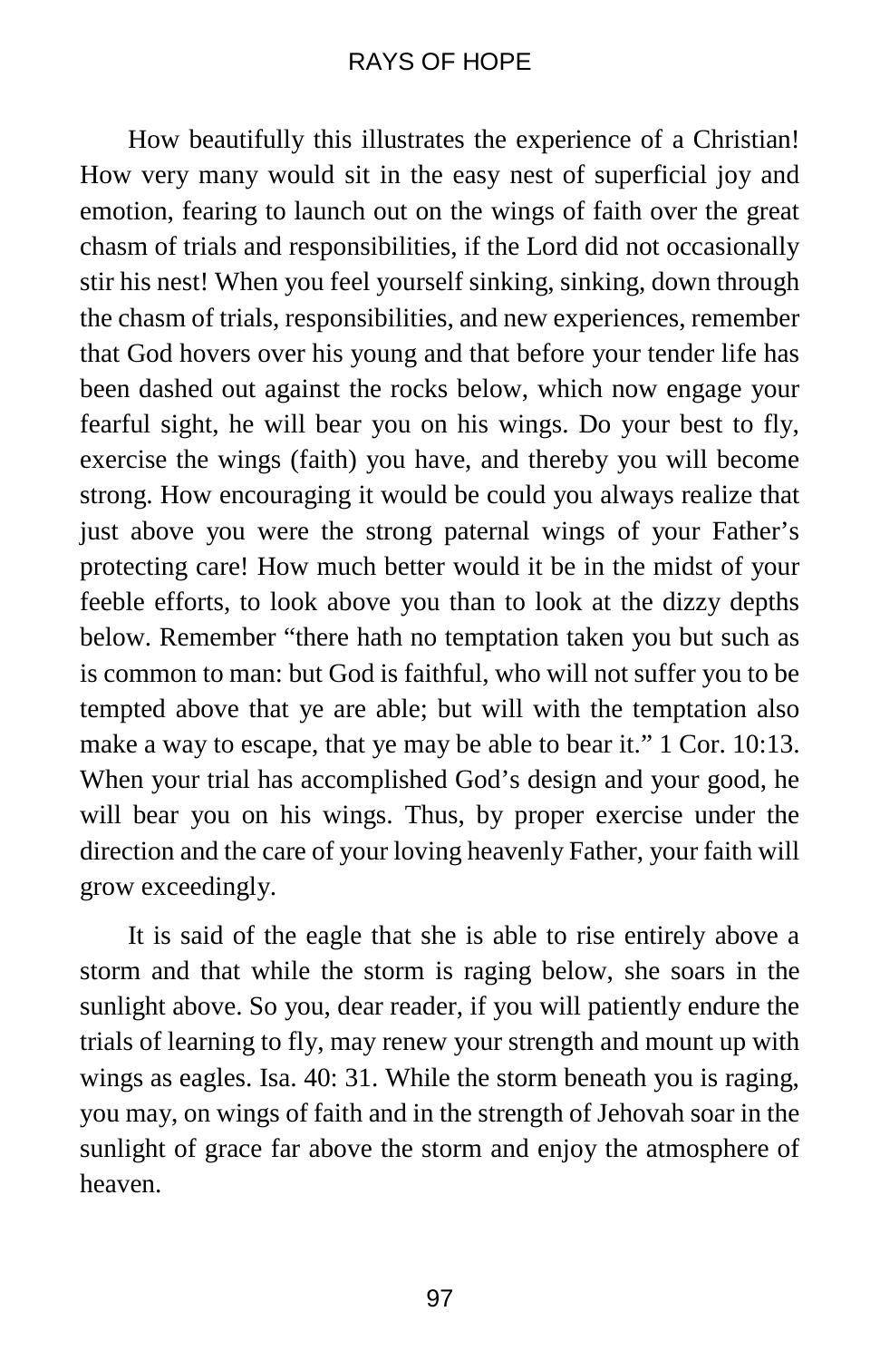How beautifully this illustrates the experience of a Christian! How very many would sit in the easy nest of superficial joy and emotion, fearing to launch out on the wings of faith over the great chasm of trials and responsibilities, if the Lord did not occasionally stir his nest! When you feel yourself sinking, sinking, down through the chasm of trials, responsibilities, and new experiences, remember that God hovers over his young and that before your tender life has been dashed out against the rocks below, which now engage your fearful sight, he will bear you on his wings. Do your best to fly, exercise the wings (faith) you have, and thereby you will become strong. How encouraging it would be could you always realize that just above you were the strong paternal wings of your Father's protecting care! How much better would it be in the midst of your feeble efforts, to look above you than to look at the dizzy depths below. Remember "there hath no temptation taken you but such as is common to man: but God is faithful, who will not suffer you to be tempted above that ye are able; but will with the temptation also make a way to escape, that ye may be able to bear it." 1 Cor. 10:13. When your trial has accomplished God's design and your good, he will bear you on his wings. Thus, by proper exercise under the direction and the care of your loving heavenly Father, your faith will grow exceedingly.

It is said of the eagle that she is able to rise entirely above a storm and that while the storm is raging below, she soars in the sunlight above. So you, dear reader, if you will patiently endure the trials of learning to fly, may renew your strength and mount up with wings as eagles. Isa. 40: 31. While the storm beneath you is raging, you may, on wings of faith and in the strength of Jehovah soar in the sunlight of grace far above the storm and enjoy the atmosphere of heaven.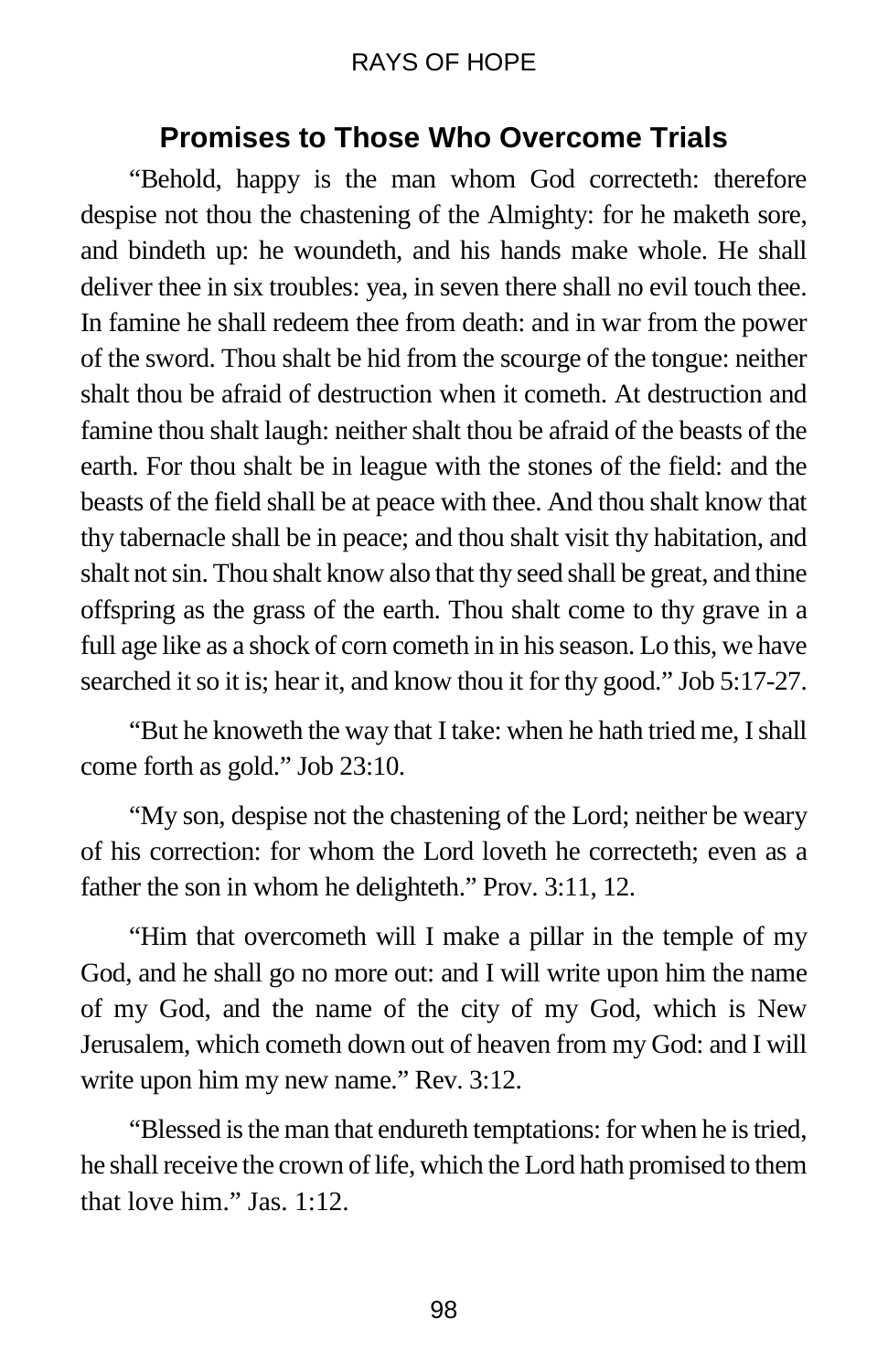## Promises to Those Who Overcome Trials

"Behold, happy is the man whom God correcteth: therefore despise not thou the chastening of the Almighty: for he maketh sore, and bindeth up: he woundeth, and his hands make whole. He shall deliver thee in six troubles: yea, in seven there shall no evil touch thee. In famine he shall redeem thee from death: and in war from the power of the sword. Thou shalt be hid from the scourge of the tongue: neither shalt thou be afraid of destruction when it cometh. At destruction and famine thou shalt laugh: neither shalt thou be afraid of the beasts of the earth. For thou shalt be in league with the stones of the field: and the beasts of the field shall be at peace with thee. And thou shalt know that thy tabernacle shall be in peace; and thou shalt visit thy habitation, and shalt not sin. Thou shalt know also that thy seed shall be great, and thine offspring as the grass of the earth. Thou shalt come to thy grave in a full age like as a shock of corn cometh in in his season. Lo this, we have searched it so it is; hear it, and know thou it for thy good." Job 5:17-27.

"But he knoweth the way that I take: when he hath tried me, I shall come forth as gold." Job 23:10.

"My son, despise not the chastening of the Lord; neither be weary of his correction: for whom the Lord loveth he correcteth; even as a father the son in whom he delighteth." Prov. 3:11, 12.

"Him that overcometh will I make a pillar in the temple of my God, and he shall go no more out: and I will write upon him the name of my God, and the name of the city of my God, which is New Jerusalem, which cometh down out of heaven from my God: and I will write upon him my new name." Rev. 3:12.

"Blessed is the man that endureth temptations: for when he is tried, he shall receive the crown of life, which the Lord hath promised to them that love him." Jas. 1:12.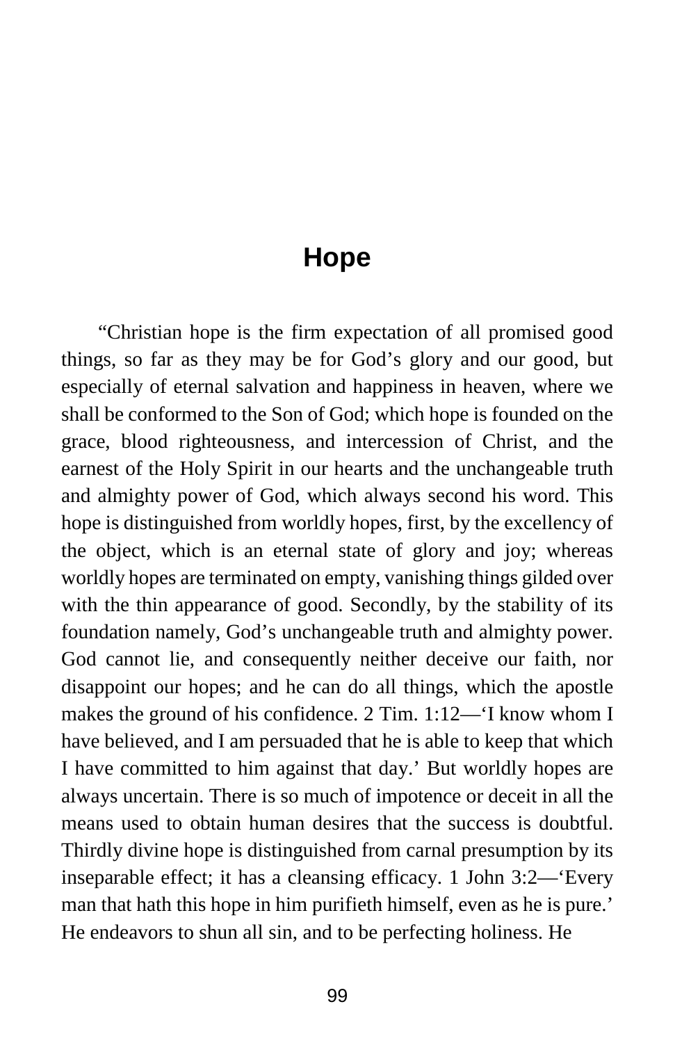# Hope

"Christian hope is the firm expectation of all promised good things, so far as they may be for God's glory and our good, but especially of eternal salvation and happiness in heaven, where we shall be conformed to the Son of God; which hope is founded on the grace, blood righteousness, and intercession of Christ, and the earnest of the Holy Spirit in our hearts and the unchangeable truth and almighty power of God, which always second his word. This hope is distinguished from worldly hopes, first, by the excellency of the object, which is an eternal state of glory and joy; whereas worldly hopes are terminated on empty, vanishing things gilded over with the thin appearance of good. Secondly, by the stability of its foundation namely, God's unchangeable truth and almighty power. God cannot lie, and consequently neither deceive our faith, nor disappoint our hopes; and he can do all things, which the apostle makes the ground of his confidence. 2 Tim. 1:12—'I know whom I have believed, and I am persuaded that he is able to keep that which I have committed to him against that day.' But worldly hopes are always uncertain. There is so much of impotence or deceit in all the means used to obtain human desires that the success is doubtful. Thirdly divine hope is distinguished from carnal presumption by its inseparable effect; it has a cleansing efficacy. 1 John 3:2—'Every man that hath this hope in him purifieth himself, even as he is pure.' He endeavors to shun all sin, and to be perfecting holiness. He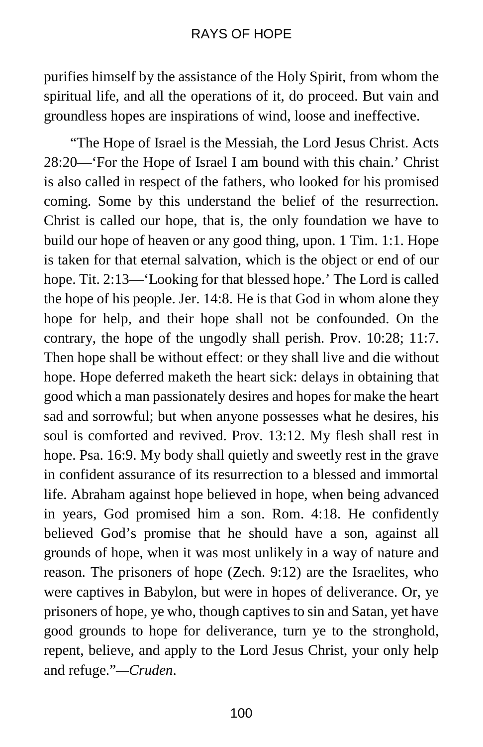purifies himself by the assistance of the Holy Spirit, from whom the spiritual life, and all the operations of it, do proceed. But vain and groundless hopes are inspirations of wind, loose and ineffective.

"The Hope of Israel is the Messiah, the Lord Jesus Christ. Acts 28:20—'For the Hope of Israel I am bound with this chain.' Christ is also called in respect of the fathers, who looked for his promised coming. Some by this understand the belief of the resurrection. Christ is called our hope, that is, the only foundation we have to build our hope of heaven or any good thing, upon. 1 Tim. 1:1. Hope is taken for that eternal salvation, which is the object or end of our hope. Tit. 2:13—'Looking for that blessed hope.' The Lord is called the hope of his people. Jer. 14:8. He is that God in whom alone they hope for help, and their hope shall not be confounded. On the contrary, the hope of the ungodly shall perish. Prov. 10:28; 11:7. Then hope shall be without effect: or they shall live and die without hope. Hope deferred maketh the heart sick: delays in obtaining that good which a man passionately desires and hopes for make the heart sad and sorrowful; but when anyone possesses what he desires, his soul is comforted and revived. Prov. 13:12. My flesh shall rest in hope. Psa. 16:9. My body shall quietly and sweetly rest in the grave in confident assurance of its resurrection to a blessed and immortal life. Abraham against hope believed in hope, when being advanced in years, God promised him a son. Rom. 4:18. He confidently believed God's promise that he should have a son, against all grounds of hope, when it was most unlikely in a way of nature and reason. The prisoners of hope (Zech. 9:12) are the Israelites, who were captives in Babylon, but were in hopes of deliverance. Or, ye prisoners of hope, ye who, though captives to sin and Satan, yet have good grounds to hope for deliverance, turn ye to the stronghold, repent, believe, and apply to the Lord Jesus Christ, your only help and refuge."—*Cruden*.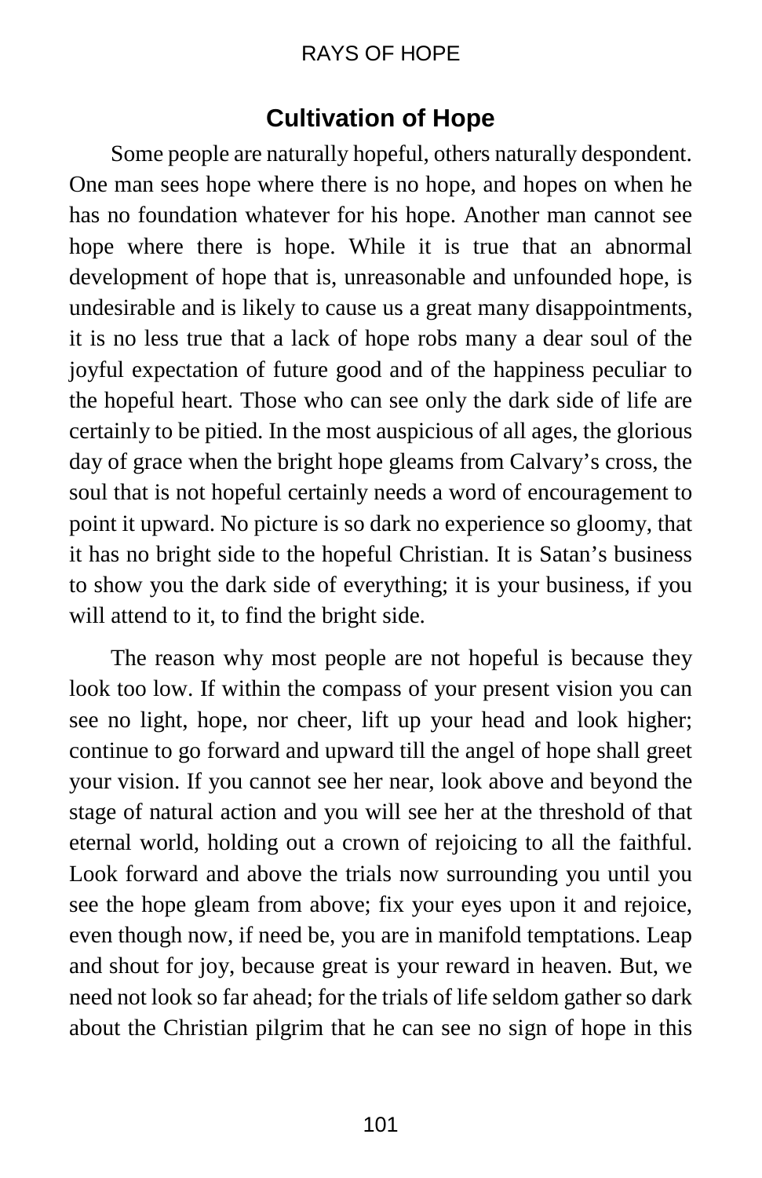## Cultivation of Hope

Some people are naturally hopeful, others naturally despondent. One man sees hope where there is no hope, and hopes on when he has no foundation whatever for his hope. Another man cannot see hope where there is hope. While it is true that an abnormal development of hope that is, unreasonable and unfounded hope, is undesirable and is likely to cause us a great many disappointments, it is no less true that a lack of hope robs many a dear soul of the joyful expectation of future good and of the happiness peculiar to the hopeful heart. Those who can see only the dark side of life are certainly to be pitied. In the most auspicious of all ages, the glorious day of grace when the bright hope gleams from Calvary's cross, the soul that is not hopeful certainly needs a word of encouragement to point it upward. No picture is so dark no experience so gloomy, that it has no bright side to the hopeful Christian. It is Satan's business to show you the dark side of everything; it is your business, if you will attend to it, to find the bright side.

The reason why most people are not hopeful is because they look too low. If within the compass of your present vision you can see no light, hope, nor cheer, lift up your head and look higher; continue to go forward and upward till the angel of hope shall greet your vision. If you cannot see her near, look above and beyond the stage of natural action and you will see her at the threshold of that eternal world, holding out a crown of rejoicing to all the faithful. Look forward and above the trials now surrounding you until you see the hope gleam from above; fix your eyes upon it and rejoice, even though now, if need be, you are in manifold temptations. Leap and shout for joy, because great is your reward in heaven. But, we need not look so far ahead; for the trials of life seldom gather so dark about the Christian pilgrim that he can see no sign of hope in this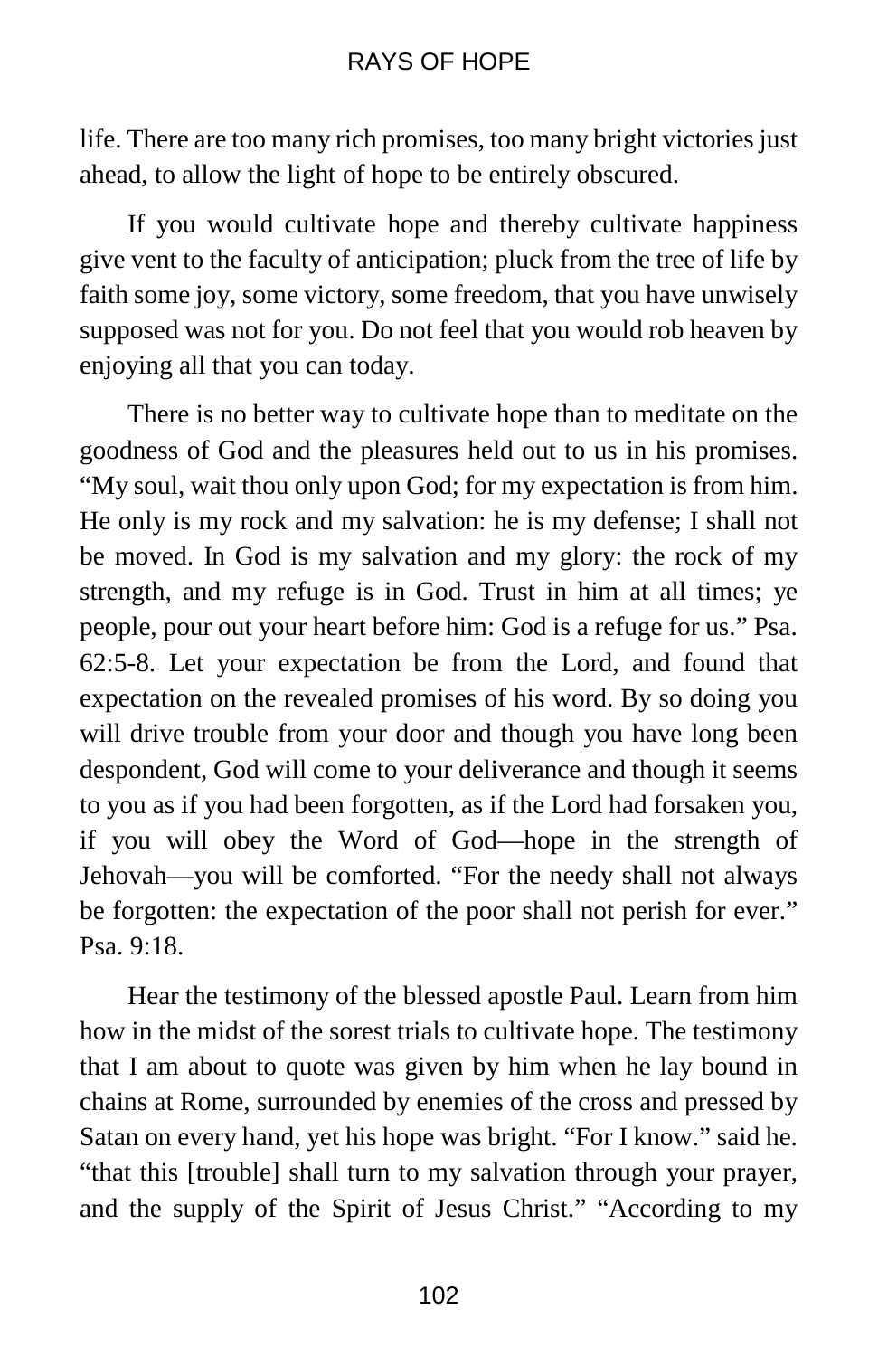life. There are too many rich promises, too many bright victories just ahead, to allow the light of hope to be entirely obscured.

If you would cultivate hope and thereby cultivate happiness give vent to the faculty of anticipation; pluck from the tree of life by faith some joy, some victory, some freedom, that you have unwisely supposed was not for you. Do not feel that you would rob heaven by enjoying all that you can today.

There is no better way to cultivate hope than to meditate on the goodness of God and the pleasures held out to us in his promises. "My soul, wait thou only upon God; for my expectation is from him. He only is my rock and my salvation: he is my defense; I shall not be moved. In God is my salvation and my glory: the rock of my strength, and my refuge is in God. Trust in him at all times; ye people, pour out your heart before him: God is a refuge for us." Psa. 62:5-8. Let your expectation be from the Lord, and found that expectation on the revealed promises of his word. By so doing you will drive trouble from your door and though you have long been despondent, God will come to your deliverance and though it seems to you as if you had been forgotten, as if the Lord had forsaken you, if you will obey the Word of God—hope in the strength of Jehovah—you will be comforted. "For the needy shall not always be forgotten: the expectation of the poor shall not perish for ever." Psa. 9:18.

Hear the testimony of the blessed apostle Paul. Learn from him how in the midst of the sorest trials to cultivate hope. The testimony that I am about to quote was given by him when he lay bound in chains at Rome, surrounded by enemies of the cross and pressed by Satan on every hand, yet his hope was bright. "For I know." said he. "that this [trouble] shall turn to my salvation through your prayer, and the supply of the Spirit of Jesus Christ." "According to my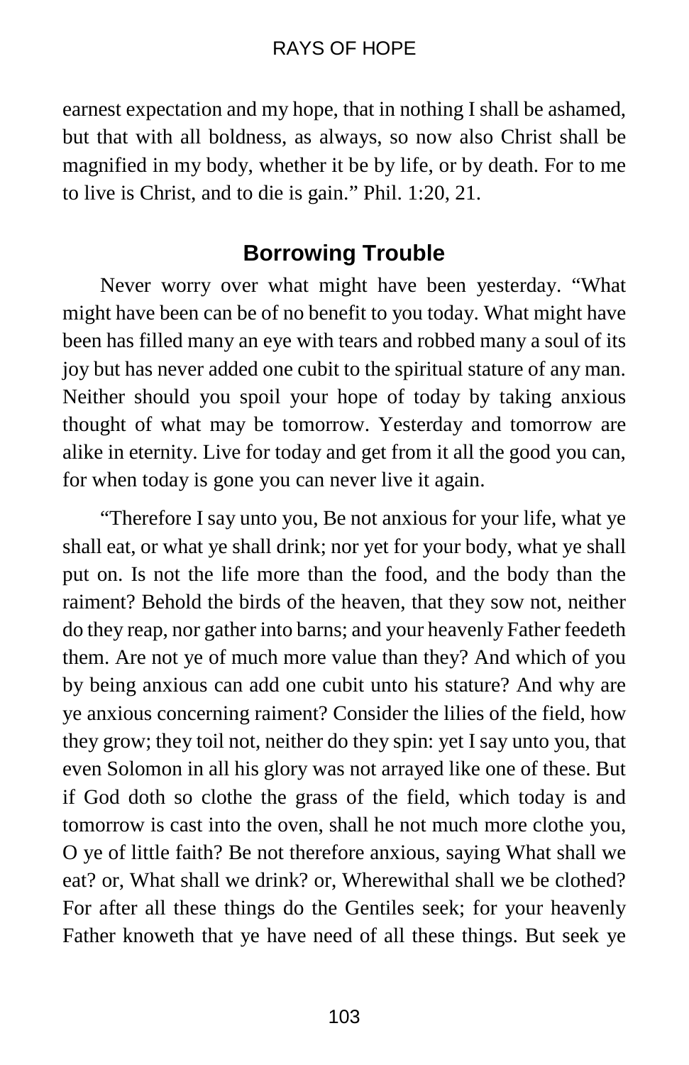earnest expectation and my hope, that in nothing I shall be ashamed, but that with all boldness, as always, so now also Christ shall be magnified in my body, whether it be by life, or by death. For to me to live is Christ, and to die is gain." Phil. 1:20, 21.

## Borrowing Trouble

Never worry over what might have been yesterday. "What might have been can be of no benefit to you today. What might have been has filled many an eye with tears and robbed many a soul of its joy but has never added one cubit to the spiritual stature of any man. Neither should you spoil your hope of today by taking anxious thought of what may be tomorrow. Yesterday and tomorrow are alike in eternity. Live for today and get from it all the good you can, for when today is gone you can never live it again.

"Therefore I say unto you, Be not anxious for your life, what ye shall eat, or what ye shall drink; nor yet for your body, what ye shall put on. Is not the life more than the food, and the body than the raiment? Behold the birds of the heaven, that they sow not, neither do they reap, nor gather into barns; and your heavenly Father feedeth them. Are not ye of much more value than they? And which of you by being anxious can add one cubit unto his stature? And why are ye anxious concerning raiment? Consider the lilies of the field, how they grow; they toil not, neither do they spin: yet I say unto you, that even Solomon in all his glory was not arrayed like one of these. But if God doth so clothe the grass of the field, which today is and tomorrow is cast into the oven, shall he not much more clothe you, O ye of little faith? Be not therefore anxious, saying What shall we eat? or, What shall we drink? or, Wherewithal shall we be clothed? For after all these things do the Gentiles seek; for your heavenly Father knoweth that ye have need of all these things. But seek ye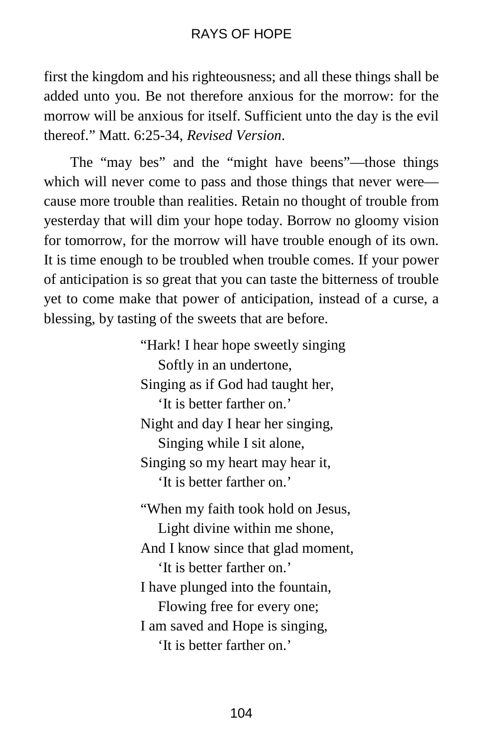first the kingdom and his righteousness; and all these things shall be added unto you. Be not therefore anxious for the morrow: for the morrow will be anxious for itself. Sufficient unto the day is the evil thereof." Matt. 6:25-34, *Revised Version*.

The "may bes" and the "might have beens"—those things which will never come to pass and those things that never were—cause more trouble than realities. Retain no thought of trouble from yesterday that will dim your hope today. Borrow no gloomy vision for tomorrow, for the morrow will have trouble enough of its own. It is time enough to be troubled when trouble comes. If your power of anticipation is so great that you can taste the bitterness of trouble yet to come make that power of anticipation, instead of a curse, a blessing, by tasting of the sweets that are before.

> "Hark! I hear hope sweetly singing
> Softly in an undertone,
> Singing as if God had taught her,
> 'It is better farther on.'
> Night and day I hear her singing,
> Singing while I sit alone,
> Singing so my heart may hear it,
> 'It is better farther on.'
>
> "When my faith took hold on Jesus,
> Light divine within me shone,
> And I know since that glad moment,
> 'It is better farther on.'
> I have plunged into the fountain,
> Flowing free for every one;
> I am saved and Hope is singing,
> 'It is better farther on.'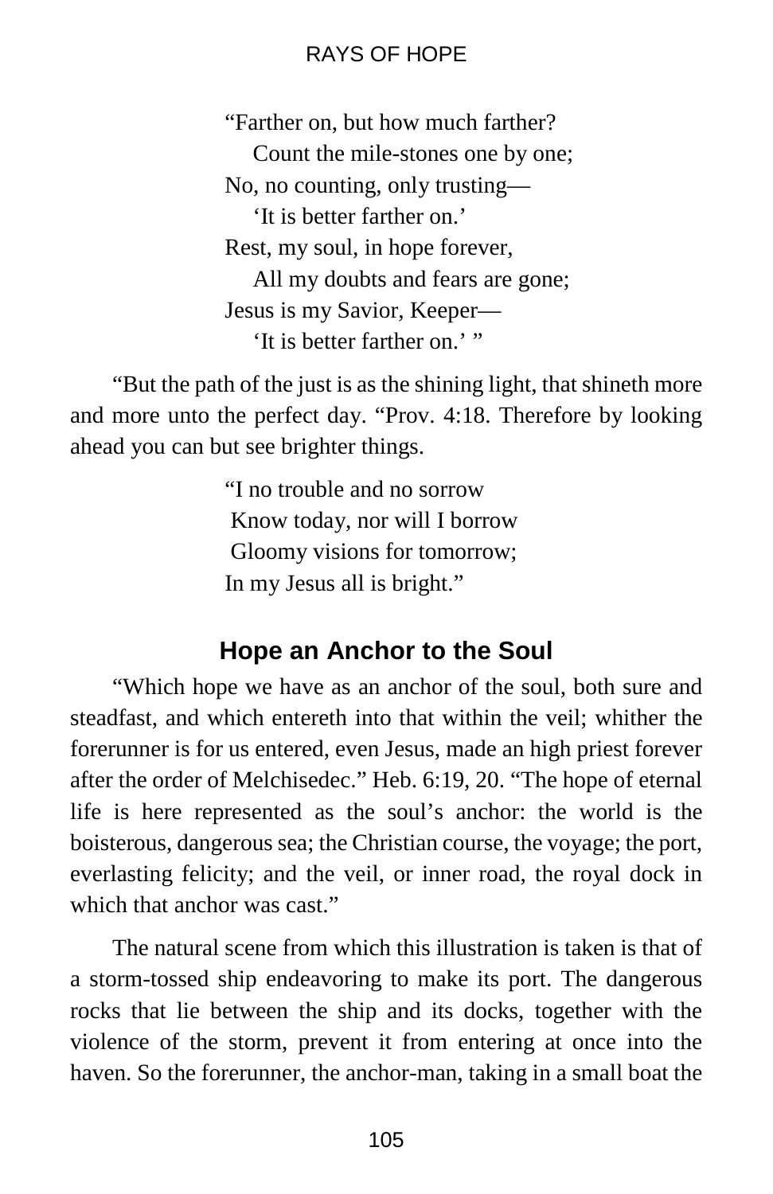"Farther on, but how much farther?  
    Count the mile-stones one by one;  
No, no counting, only trusting—  
    'It is better farther on.'  
Rest, my soul, in hope forever,  
    All my doubts and fears are gone;  
Jesus is my Savior, Keeper—  
    'It is better farther on.' "

"But the path of the just is as the shining light, that shineth more and more unto the perfect day. "Prov. 4:18. Therefore by looking ahead you can but see brighter things.

"I no trouble and no sorrow  
 Know today, nor will I borrow  
 Gloomy visions for tomorrow;  
In my Jesus all is bright."

## Hope an Anchor to the Soul

"Which hope we have as an anchor of the soul, both sure and steadfast, and which entereth into that within the veil; whither the forerunner is for us entered, even Jesus, made an high priest forever after the order of Melchisedec." Heb. 6:19, 20. "The hope of eternal life is here represented as the soul's anchor: the world is the boisterous, dangerous sea; the Christian course, the voyage; the port, everlasting felicity; and the veil, or inner road, the royal dock in which that anchor was cast."

The natural scene from which this illustration is taken is that of a storm-tossed ship endeavoring to make its port. The dangerous rocks that lie between the ship and its docks, together with the violence of the storm, prevent it from entering at once into the haven. So the forerunner, the anchor-man, taking in a small boat the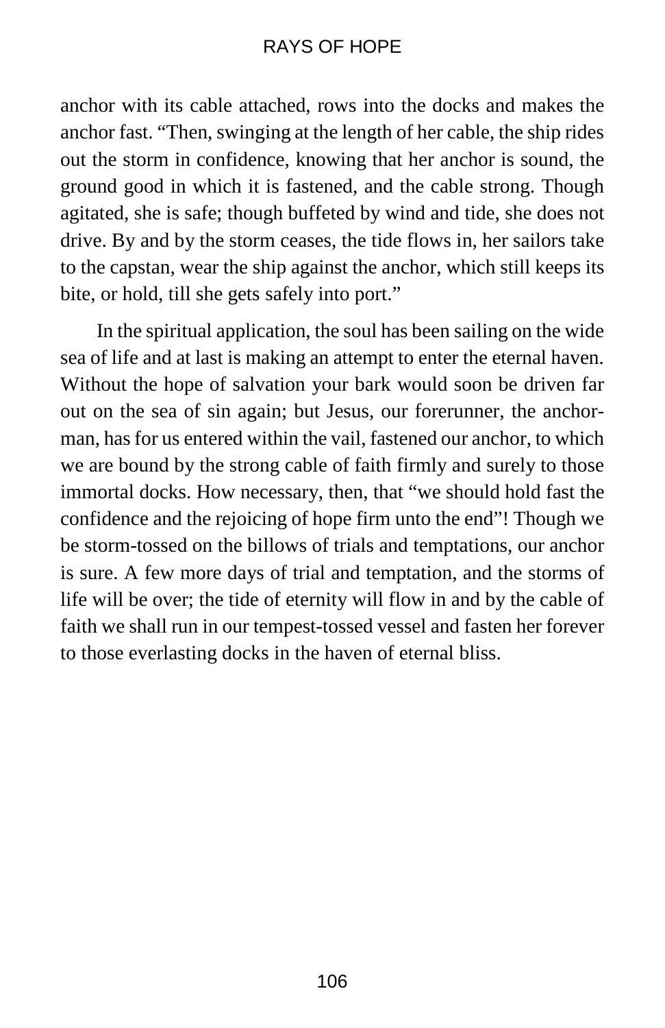anchor with its cable attached, rows into the docks and makes the anchor fast. "Then, swinging at the length of her cable, the ship rides out the storm in confidence, knowing that her anchor is sound, the ground good in which it is fastened, and the cable strong. Though agitated, she is safe; though buffeted by wind and tide, she does not drive. By and by the storm ceases, the tide flows in, her sailors take to the capstan, wear the ship against the anchor, which still keeps its bite, or hold, till she gets safely into port."

In the spiritual application, the soul has been sailing on the wide sea of life and at last is making an attempt to enter the eternal haven. Without the hope of salvation your bark would soon be driven far out on the sea of sin again; but Jesus, our forerunner, the anchor-man, has for us entered within the vail, fastened our anchor, to which we are bound by the strong cable of faith firmly and surely to those immortal docks. How necessary, then, that "we should hold fast the confidence and the rejoicing of hope firm unto the end"! Though we be storm-tossed on the billows of trials and temptations, our anchor is sure. A few more days of trial and temptation, and the storms of life will be over; the tide of eternity will flow in and by the cable of faith we shall run in our tempest-tossed vessel and fasten her forever to those everlasting docks in the haven of eternal bliss.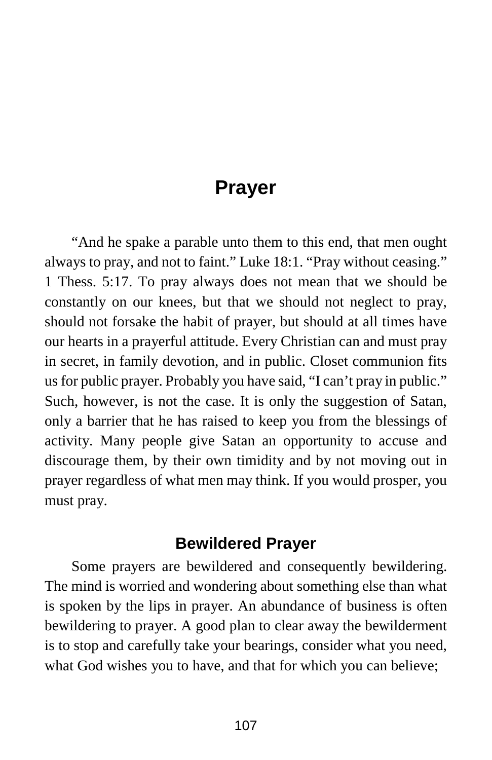# Prayer

"And he spake a parable unto them to this end, that men ought always to pray, and not to faint." Luke 18:1. "Pray without ceasing." 1 Thess. 5:17. To pray always does not mean that we should be constantly on our knees, but that we should not neglect to pray, should not forsake the habit of prayer, but should at all times have our hearts in a prayerful attitude. Every Christian can and must pray in secret, in family devotion, and in public. Closet communion fits us for public prayer. Probably you have said, "I can't pray in public." Such, however, is not the case. It is only the suggestion of Satan, only a barrier that he has raised to keep you from the blessings of activity. Many people give Satan an opportunity to accuse and discourage them, by their own timidity and by not moving out in prayer regardless of what men may think. If you would prosper, you must pray.

## Bewildered Prayer

Some prayers are bewildered and consequently bewildering. The mind is worried and wondering about something else than what is spoken by the lips in prayer. An abundance of business is often bewildering to prayer. A good plan to clear away the bewilderment is to stop and carefully take your bearings, consider what you need, what God wishes you to have, and that for which you can believe;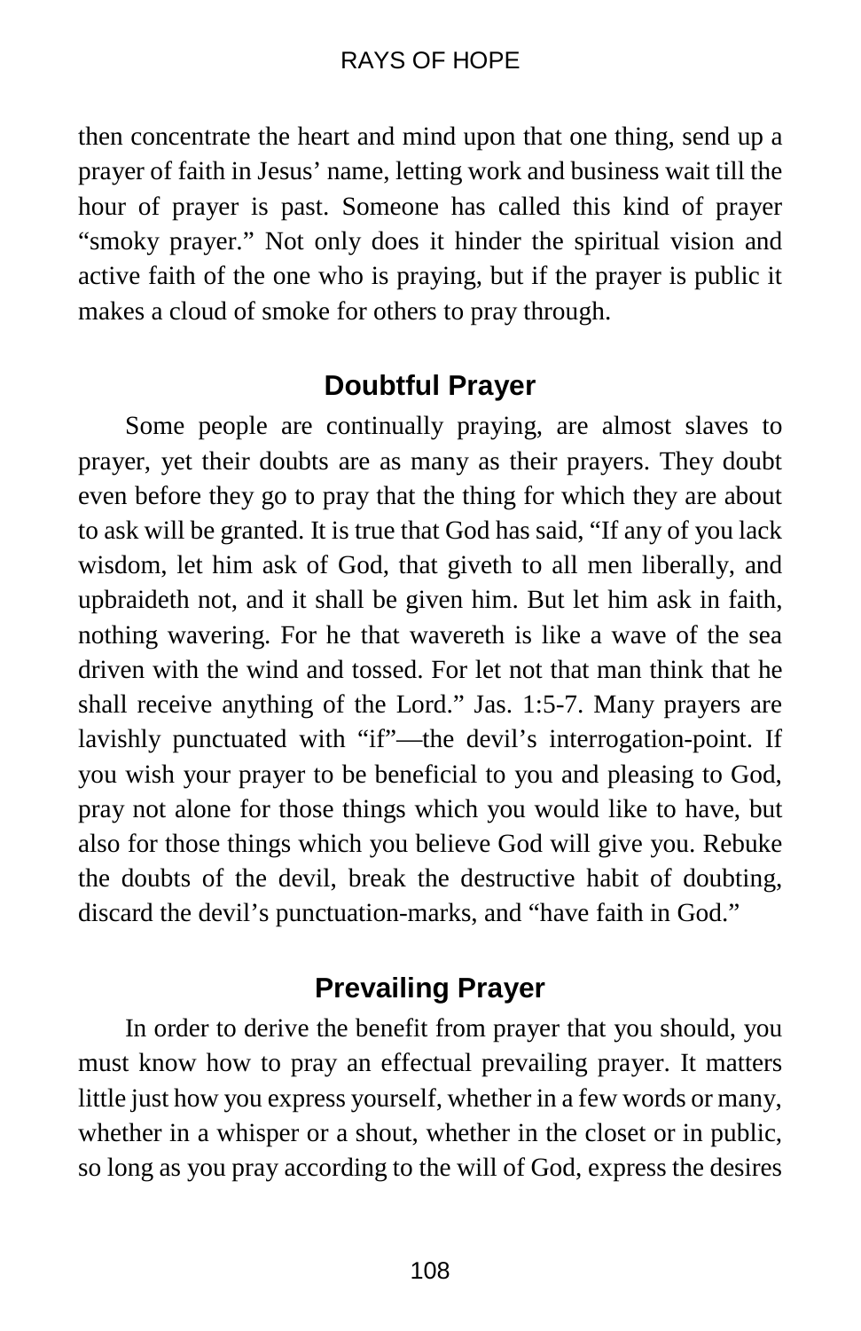then concentrate the heart and mind upon that one thing, send up a prayer of faith in Jesus' name, letting work and business wait till the hour of prayer is past. Someone has called this kind of prayer "smoky prayer." Not only does it hinder the spiritual vision and active faith of the one who is praying, but if the prayer is public it makes a cloud of smoke for others to pray through.

## Doubtful Prayer

Some people are continually praying, are almost slaves to prayer, yet their doubts are as many as their prayers. They doubt even before they go to pray that the thing for which they are about to ask will be granted. It is true that God has said, "If any of you lack wisdom, let him ask of God, that giveth to all men liberally, and upbraideth not, and it shall be given him. But let him ask in faith, nothing wavering. For he that wavereth is like a wave of the sea driven with the wind and tossed. For let not that man think that he shall receive anything of the Lord." Jas. 1:5-7. Many prayers are lavishly punctuated with "if"—the devil's interrogation-point. If you wish your prayer to be beneficial to you and pleasing to God, pray not alone for those things which you would like to have, but also for those things which you believe God will give you. Rebuke the doubts of the devil, break the destructive habit of doubting, discard the devil's punctuation-marks, and "have faith in God."

## Prevailing Prayer

In order to derive the benefit from prayer that you should, you must know how to pray an effectual prevailing prayer. It matters little just how you express yourself, whether in a few words or many, whether in a whisper or a shout, whether in the closet or in public, so long as you pray according to the will of God, express the desires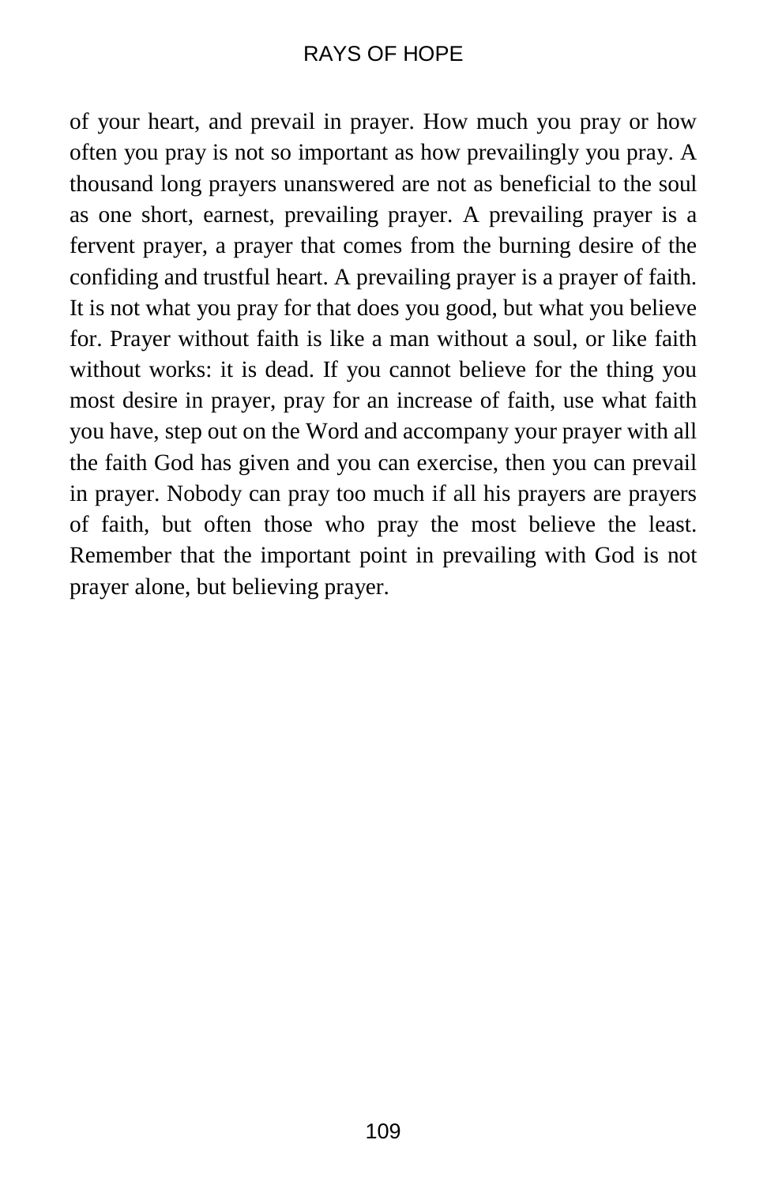of your heart, and prevail in prayer. How much you pray or how often you pray is not so important as how prevailingly you pray. A thousand long prayers unanswered are not as beneficial to the soul as one short, earnest, prevailing prayer. A prevailing prayer is a fervent prayer, a prayer that comes from the burning desire of the confiding and trustful heart. A prevailing prayer is a prayer of faith. It is not what you pray for that does you good, but what you believe for. Prayer without faith is like a man without a soul, or like faith without works: it is dead. If you cannot believe for the thing you most desire in prayer, pray for an increase of faith, use what faith you have, step out on the Word and accompany your prayer with all the faith God has given and you can exercise, then you can prevail in prayer. Nobody can pray too much if all his prayers are prayers of faith, but often those who pray the most believe the least. Remember that the important point in prevailing with God is not prayer alone, but believing prayer.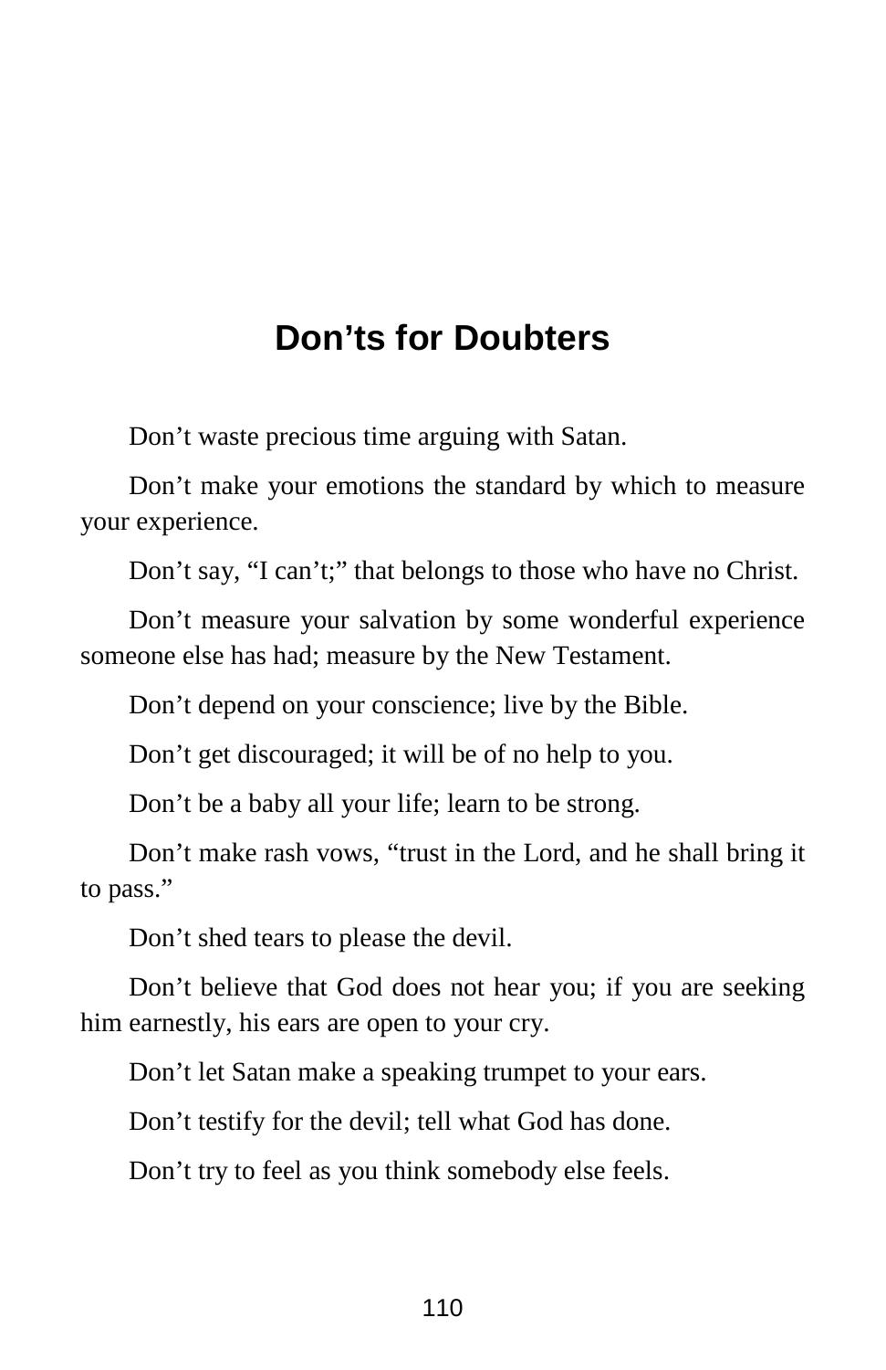## Don’ts for Doubters

Don’t waste precious time arguing with Satan.

Don’t make your emotions the standard by which to measure your experience.

Don’t say, “I can’t;” that belongs to those who have no Christ.

Don’t measure your salvation by some wonderful experience someone else has had; measure by the New Testament.

Don’t depend on your conscience; live by the Bible.

Don’t get discouraged; it will be of no help to you.

Don’t be a baby all your life; learn to be strong.

Don’t make rash vows, “trust in the Lord, and he shall bring it to pass.”

Don’t shed tears to please the devil.

Don’t believe that God does not hear you; if you are seeking him earnestly, his ears are open to your cry.

Don’t let Satan make a speaking trumpet to your ears.

Don’t testify for the devil; tell what God has done.

Don’t try to feel as you think somebody else feels.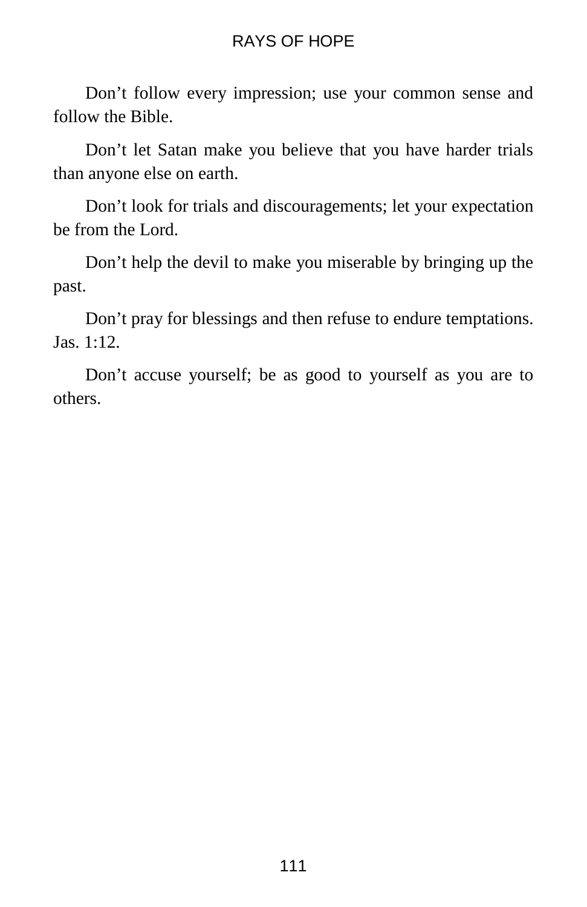Don’t follow every impression; use your common sense and follow the Bible.

Don’t let Satan make you believe that you have harder trials than anyone else on earth.

Don’t look for trials and discouragements; let your expectation be from the Lord.

Don’t help the devil to make you miserable by bringing up the past.

Don’t pray for blessings and then refuse to endure temptations. Jas. 1:12.

Don’t accuse yourself; be as good to yourself as you are to others.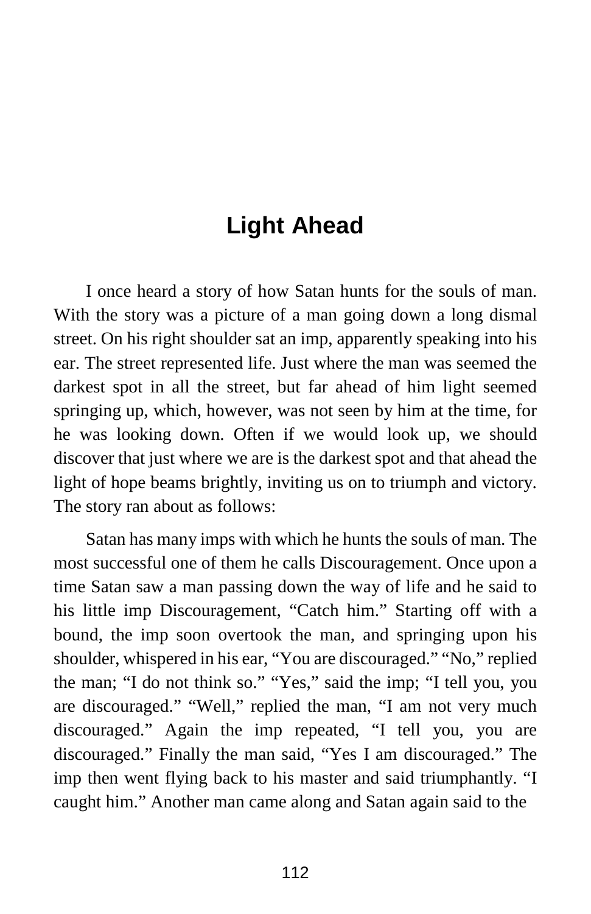# Light Ahead

I once heard a story of how Satan hunts for the souls of man. With the story was a picture of a man going down a long dismal street. On his right shoulder sat an imp, apparently speaking into his ear. The street represented life. Just where the man was seemed the darkest spot in all the street, but far ahead of him light seemed springing up, which, however, was not seen by him at the time, for he was looking down. Often if we would look up, we should discover that just where we are is the darkest spot and that ahead the light of hope beams brightly, inviting us on to triumph and victory. The story ran about as follows:

Satan has many imps with which he hunts the souls of man. The most successful one of them he calls Discouragement. Once upon a time Satan saw a man passing down the way of life and he said to his little imp Discouragement, "Catch him." Starting off with a bound, the imp soon overtook the man, and springing upon his shoulder, whispered in his ear, "You are discouraged." "No," replied the man; "I do not think so." "Yes," said the imp; "I tell you, you are discouraged." "Well," replied the man, "I am not very much discouraged." Again the imp repeated, "I tell you, you are discouraged." Finally the man said, "Yes I am discouraged." The imp then went flying back to his master and said triumphantly. "I caught him." Another man came along and Satan again said to the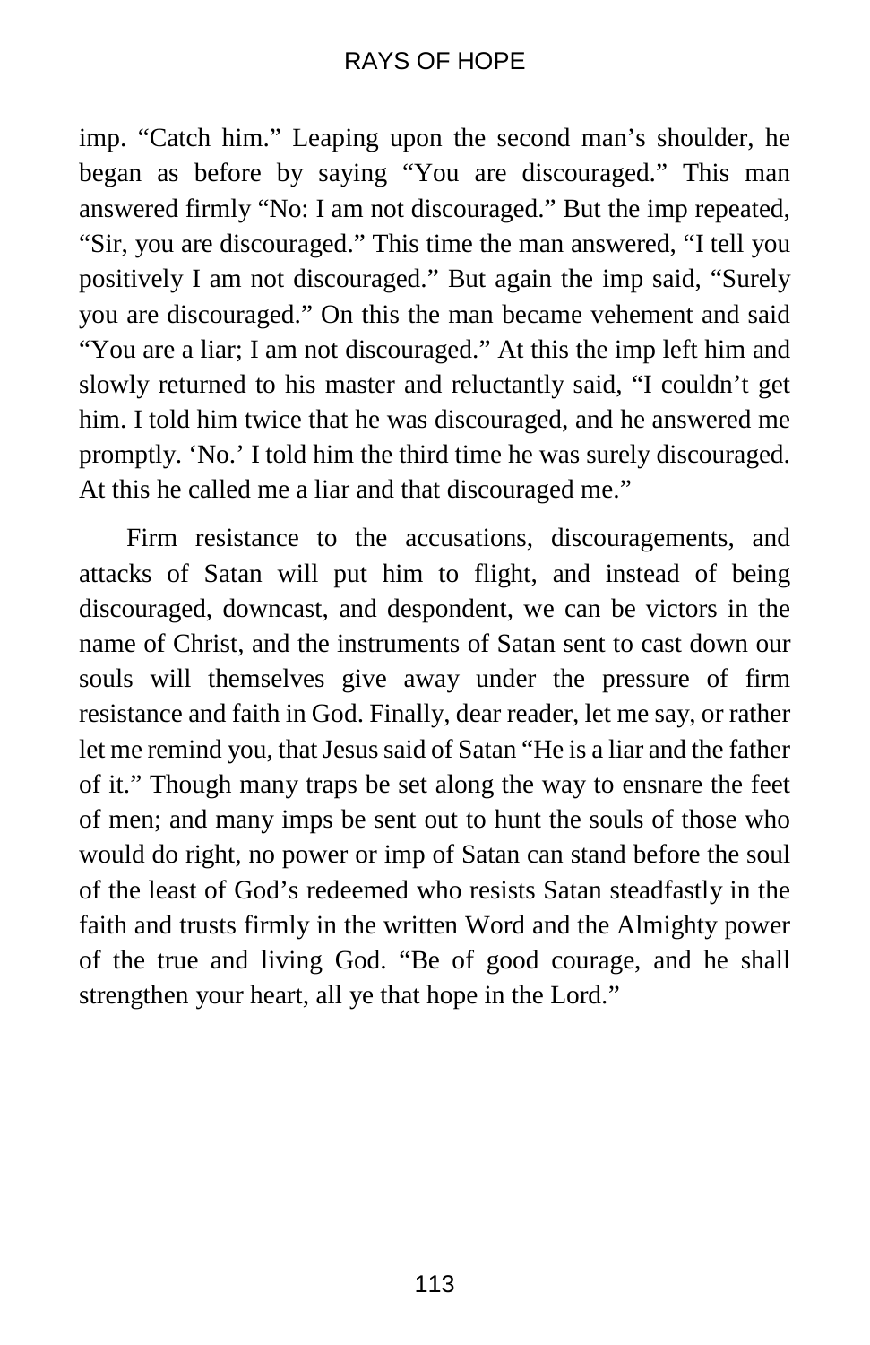imp. "Catch him." Leaping upon the second man's shoulder, he began as before by saying "You are discouraged." This man answered firmly "No: I am not discouraged." But the imp repeated, "Sir, you are discouraged." This time the man answered, "I tell you positively I am not discouraged." But again the imp said, "Surely you are discouraged." On this the man became vehement and said "You are a liar; I am not discouraged." At this the imp left him and slowly returned to his master and reluctantly said, "I couldn't get him. I told him twice that he was discouraged, and he answered me promptly. 'No.' I told him the third time he was surely discouraged. At this he called me a liar and that discouraged me."

Firm resistance to the accusations, discouragements, and attacks of Satan will put him to flight, and instead of being discouraged, downcast, and despondent, we can be victors in the name of Christ, and the instruments of Satan sent to cast down our souls will themselves give away under the pressure of firm resistance and faith in God. Finally, dear reader, let me say, or rather let me remind you, that Jesus said of Satan "He is a liar and the father of it." Though many traps be set along the way to ensnare the feet of men; and many imps be sent out to hunt the souls of those who would do right, no power or imp of Satan can stand before the soul of the least of God's redeemed who resists Satan steadfastly in the faith and trusts firmly in the written Word and the Almighty power of the true and living God. "Be of good courage, and he shall strengthen your heart, all ye that hope in the Lord."